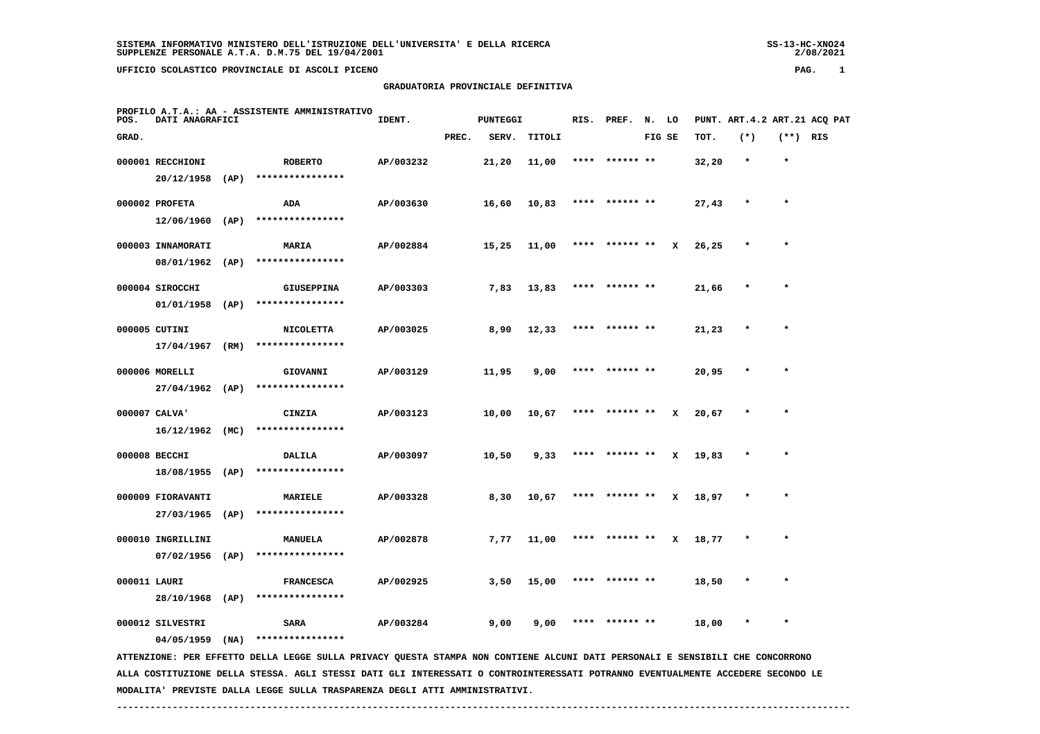SISTEMA INFORMATIVO MINISTERO DELL'ISTRUZIONE DELL'UNIVERSITA' E DELLA RICERCA
SUPPLENZE PERSONALE A.T.A. D.M.75 DEL 19/04/2001

UFFICIO SCOLASTICO PROVINCIALE DI ASCOLI PICENO

GRADUATORIA PROVINCIALE DEFINITIVA

PROFILO A.T.A.: AA - ASSISTENTE AMMINISTRATIVO

| POS. GRAD. | DATI ANAGRAFICI | | IDENT. | PREC. | PUNTEGGI SERV. | TITOLI | RIS. | PREF. | N. FIG | LO SE | TOT. | PUNT. ART.4.2 (*) | ART.21 (**) | ACQ PAT RIS |
|---|---|---|---|---|---|---|---|---|---|---|---|---|---|---|
| 000001 | RECCHIONI 20/12/1958 (AP) | ROBERTO **************** | AP/003232 | | 21,20 | 11,00 | **** | ****** | ** | | 32,20 | * | * | |
| 000002 | PROFETA 12/06/1960 (AP) | ADA **************** | AP/003630 | | 16,60 | 10,83 | **** | ****** | ** | | 27,43 | * | * | |
| 000003 | INNAMORATI 08/01/1962 (AP) | MARIA **************** | AP/002884 | | 15,25 | 11,00 | **** | ****** | ** | X | 26,25 | * | * | |
| 000004 | SIROCCHI 01/01/1958 (AP) | GIUSEPPINA **************** | AP/003303 | | 7,83 | 13,83 | **** | ****** | ** | | 21,66 | * | * | |
| 000005 | CUTINI 17/04/1967 (RM) | NICOLETTA **************** | AP/003025 | | 8,90 | 12,33 | **** | ****** | ** | | 21,23 | * | * | |
| 000006 | MORELLI 27/04/1962 (AP) | GIOVANNI **************** | AP/003129 | | 11,95 | 9,00 | **** | ****** | ** | | 20,95 | * | * | |
| 000007 | CALVA' 16/12/1962 (MC) | CINZIA **************** | AP/003123 | | 10,00 | 10,67 | **** | ****** | ** | X | 20,67 | * | * | |
| 000008 | BECCHI 18/08/1955 (AP) | DALILA **************** | AP/003097 | | 10,50 | 9,33 | **** | ****** | ** | X | 19,83 | * | * | |
| 000009 | FIORAVANTI 27/03/1965 (AP) | MARIELE **************** | AP/003328 | | 8,30 | 10,67 | **** | ****** | ** | X | 18,97 | * | * | |
| 000010 | INGRILLINI 07/02/1956 (AP) | MANUELA **************** | AP/002878 | | 7,77 | 11,00 | **** | ****** | ** | X | 18,77 | * | * | |
| 000011 | LAURI 28/10/1968 (AP) | FRANCESCA **************** | AP/002925 | | 3,50 | 15,00 | **** | ****** | ** | | 18,50 | * | * | |
| 000012 | SILVESTRI 04/05/1959 (NA) | SARA **************** | AP/003284 | | 9,00 | 9,00 | **** | ****** | ** | | 18,00 | * | * | |

ATTENZIONE: PER EFFETTO DELLA LEGGE SULLA PRIVACY QUESTA STAMPA NON CONTIENE ALCUNI DATI PERSONALI E SENSIBILI CHE CONCORRONO ALLA COSTITUZIONE DELLA STESSA. AGLI STESSI DATI GLI INTERESSATI O CONTROINTERESSATI POTRANNO EVENTUALMENTE ACCEDERE SECONDO LE MODALITA' PREVISTE DALLA LEGGE SULLA TRASPARENZA DEGLI ATTI AMMINISTRATIVI.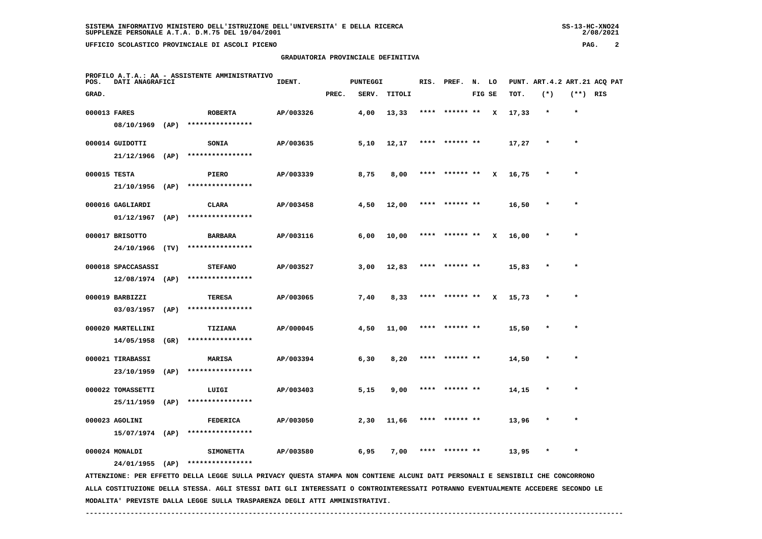GRADUATORIA PROVINCIALE DEFINITIVA

PROFILO A.T.A.: AA - ASSISTENTE AMMINISTRATIVO

| POS. GRAD. | DATI ANAGRAFICI | | IDENT. | PUNTEGGI PREC. | SERV. | TITOLI | RIS. | PREF. | N. FIG | LO SE | PUNT. TOT. | ART.4.2 (*) | ART.21 (**) | ACQ PAT RIS |
|---|---|---|---|---|---|---|---|---|---|---|---|---|---|---|
| 000013 | FARES 08/10/1969 (AP) | ROBERTA **************** | AP/003326 | | 4,00 | 13,33 | **** | ****** | ** | X | 17,33 | * | * | |
| 000014 | GUIDOTTI 21/12/1966 (AP) | SONIA **************** | AP/003635 | | 5,10 | 12,17 | **** | ****** | ** | | 17,27 | * | * | |
| 000015 | TESTA 21/10/1956 (AP) | PIERO **************** | AP/003339 | | 8,75 | 8,00 | **** | ****** | ** | X | 16,75 | * | * | |
| 000016 | GAGLIARDI 01/12/1967 (AP) | CLARA **************** | AP/003458 | | 4,50 | 12,00 | **** | ****** | ** | | 16,50 | * | * | |
| 000017 | BRISOTTO 24/10/1966 (TV) | BARBARA **************** | AP/003116 | | 6,00 | 10,00 | **** | ****** | ** | X | 16,00 | * | * | |
| 000018 | SPACCASASSI 12/08/1974 (AP) | STEFANO **************** | AP/003527 | | 3,00 | 12,83 | **** | ****** | ** | | 15,83 | * | * | |
| 000019 | BARBIZZI 03/03/1957 (AP) | TERESA **************** | AP/003065 | | 7,40 | 8,33 | **** | ****** | ** | X | 15,73 | * | * | |
| 000020 | MARTELLINI 14/05/1958 (GR) | TIZIANA **************** | AP/000045 | | 4,50 | 11,00 | **** | ****** | ** | | 15,50 | * | * | |
| 000021 | TIRABASSI 23/10/1959 (AP) | MARISA **************** | AP/003394 | | 6,30 | 8,20 | **** | ****** | ** | | 14,50 | * | * | |
| 000022 | TOMASSETTI 25/11/1959 (AP) | LUIGI **************** | AP/003403 | | 5,15 | 9,00 | **** | ****** | ** | | 14,15 | * | * | |
| 000023 | AGOLINI 15/07/1974 (AP) | FEDERICA **************** | AP/003050 | | 2,30 | 11,66 | **** | ****** | ** | | 13,96 | * | * | |
| 000024 | MONALDI 24/01/1955 (AP) | SIMONETTA **************** | AP/003580 | | 6,95 | 7,00 | **** | ****** | ** | | 13,95 | * | * | |

ATTENZIONE: PER EFFETTO DELLA LEGGE SULLA PRIVACY QUESTA STAMPA NON CONTIENE ALCUNI DATI PERSONALI E SENSIBILI CHE CONCORRONO ALLA COSTITUZIONE DELLA STESSA. AGLI STESSI DATI GLI INTERESSATI O CONTROINTERESSATI POTRANNO EVENTUALMENTE ACCEDERE SECONDO LE MODALITA' PREVISTE DALLA LEGGE SULLA TRASPARENZA DEGLI ATTI AMMINISTRATIVI.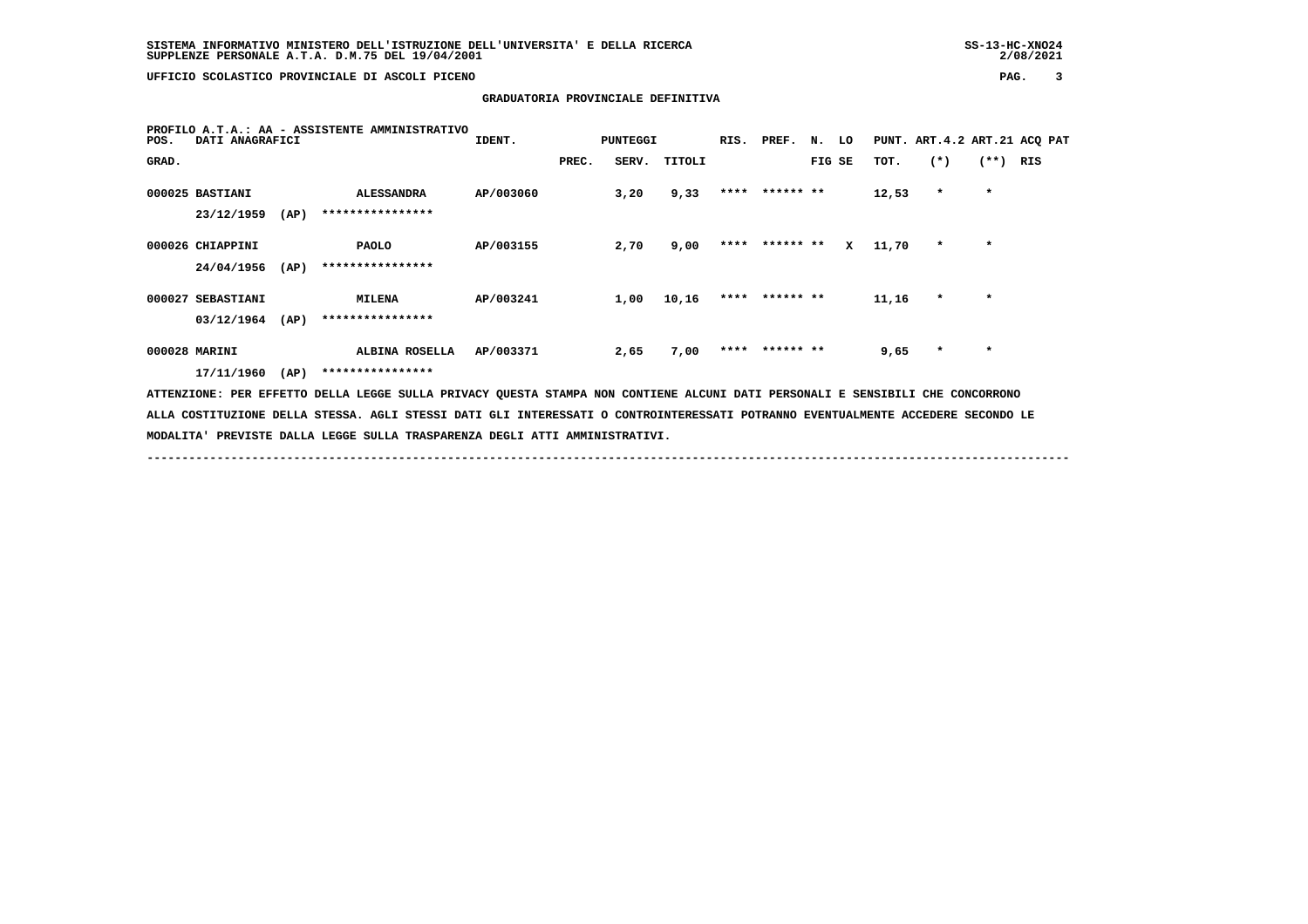**GRADUATORIA PROVINCIALE DEFINITIVA**

PROFILO A.T.A.: AA - ASSISTENTE AMMINISTRATIVO

| POS. GRAD. | DATI ANAGRAFICI | | IDENT. | PUNTEGGI PREC. | SERV. | TITOLI | RIS. | PREF. | N. FIG | LO SE | PUNT. TOT. | ART.4.2 (*) | ART.21 (**) | ACQ PAT RIS |
|---|---|---|---|---|---|---|---|---|---|---|---|---|---|---|
| 000025 | BASTIANI 23/12/1959 (AP) | ALESSANDRA **************** | AP/003060 | | 3,20 | 9,33 | **** | ****** ** | | | 12,53 | * | * | |
| 000026 | CHIAPPINI 24/04/1956 (AP) | PAOLO **************** | AP/003155 | | 2,70 | 9,00 | **** | ****** ** | | X | 11,70 | * | * | |
| 000027 | SEBASTIANI 03/12/1964 (AP) | MILENA **************** | AP/003241 | | 1,00 | 10,16 | **** | ****** ** | | | 11,16 | * | * | |
| 000028 | MARINI 17/11/1960 (AP) | ALBINA ROSELLA **************** | AP/003371 | | 2,65 | 7,00 | **** | ****** ** | | | 9,65 | * | * | |

ATTENZIONE: PER EFFETTO DELLA LEGGE SULLA PRIVACY QUESTA STAMPA NON CONTIENE ALCUNI DATI PERSONALI E SENSIBILI CHE CONCORRONO ALLA COSTITUZIONE DELLA STESSA. AGLI STESSI DATI GLI INTERESSATI O CONTROINTERESSATI POTRANNO EVENTUALMENTE ACCEDERE SECONDO LE MODALITA' PREVISTE DALLA LEGGE SULLA TRASPARENZA DEGLI ATTI AMMINISTRATIVI.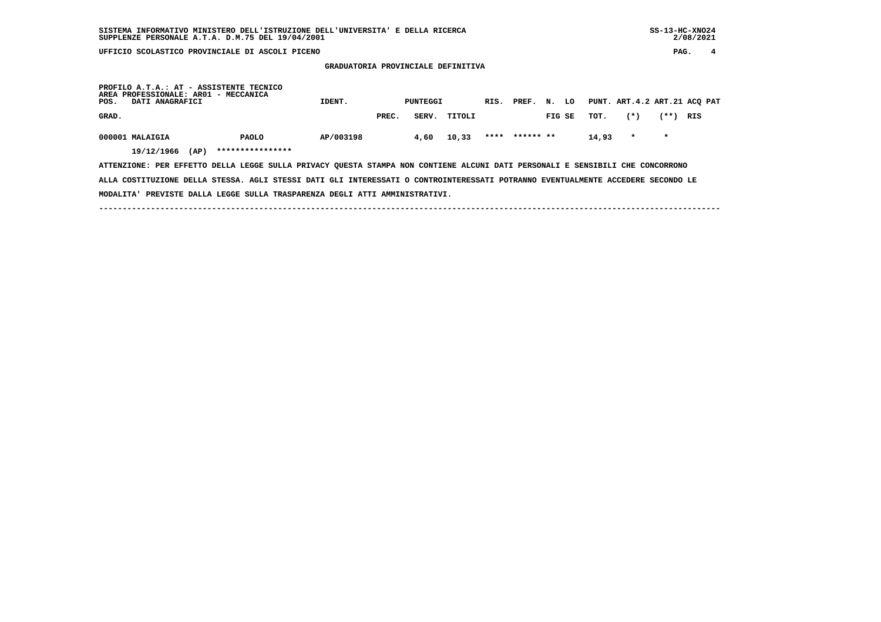**SISTEMA INFORMATIVO MINISTERO DELL'ISTRUZIONE DELL'UNIVERSITA' E DELLA RICERCA**
**SUPPLENZE PERSONALE A.T.A. D.M.75 DEL 19/04/2001**

**SS-13-HC-XNO24**
**2/08/2021**

**UFFICIO SCOLASTICO PROVINCIALE DI ASCOLI PICENO**

## GRADUATORIA PROVINCIALE DEFINITIVA

**PROFILO A.T.A.: AT - ASSISTENTE TECNICO**
**AREA PROFESSIONALE: AR01 - MECCANICA**

| POS. GRAD. | DATI ANAGRAFICI | | IDENT. | PUNTEGGI PREC. | SERV. | TITOLI | RIS. | PREF. | N. FIG | LO SE | PUNT. TOT. | ART.4.2 (*) | ART.21 (**) | ACQ PAT RIS |
|---|---|---|---|---|---|---|---|---|---|---|---|---|---|---|
| 000001 | MALAIGIA | PAOLO | AP/003198 | | 4,60 | 10,33 | **** | ****** | ** | | 14,93 | * | * | |
| | 19/12/1966 (AP) | **************** | | | | | | | | | | | | |

ATTENZIONE: PER EFFETTO DELLA LEGGE SULLA PRIVACY QUESTA STAMPA NON CONTIENE ALCUNI DATI PERSONALI E SENSIBILI CHE CONCORRONO ALLA COSTITUZIONE DELLA STESSA. AGLI STESSI DATI GLI INTERESSATI O CONTROINTERESSATI POTRANNO EVENTUALMENTE ACCEDERE SECONDO LE MODALITA' PREVISTE DALLA LEGGE SULLA TRASPARENZA DEGLI ATTI AMMINISTRATIVI.

---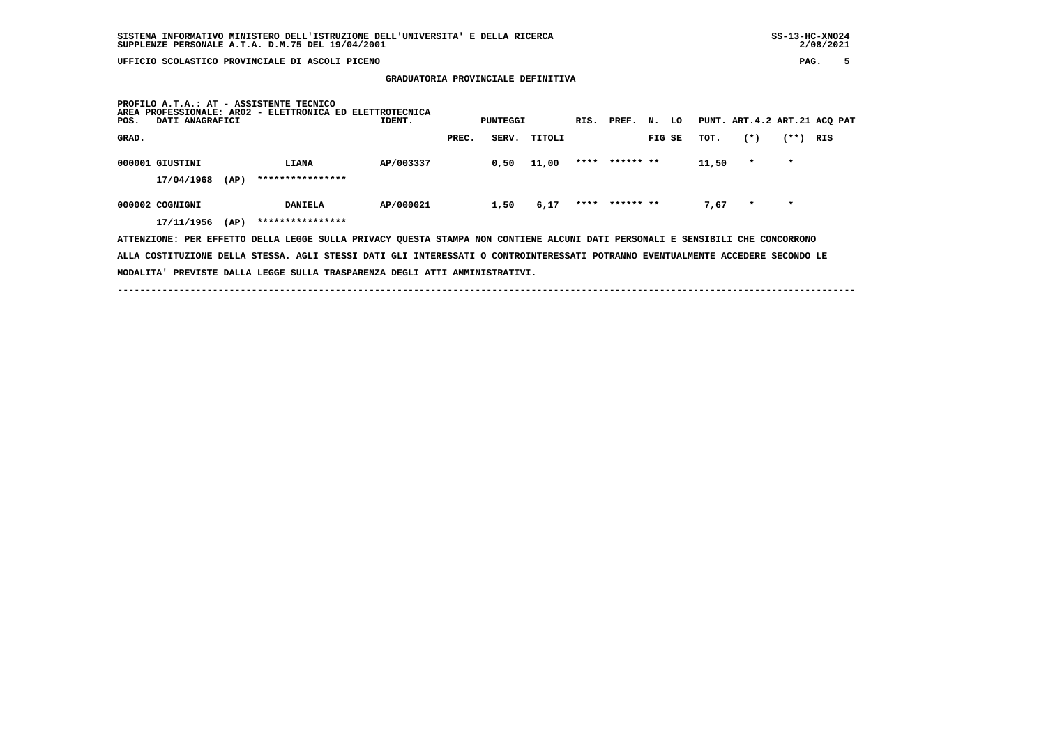SISTEMA INFORMATIVO MINISTERO DELL'ISTRUZIONE DELL'UNIVERSITA' E DELLA RICERCA
SUPPLENZE PERSONALE A.T.A. D.M.75 DEL 19/04/2001

UFFICIO SCOLASTICO PROVINCIALE DI ASCOLI PICENO

## GRADUATORIA PROVINCIALE DEFINITIVA

PROFILO A.T.A.: AT - ASSISTENTE TECNICO
AREA PROFESSIONALE: AR02 - ELETTRONICA ED ELETTROTECNICA

| POS. GRAD. | DATI ANAGRAFICI | | IDENT. | PUNTEGGI PREC. | SERV. | TITOLI | RIS. | PREF. | N. FIG | LO SE | PUNT. TOT. | ART.4.2 (*) | ART.21 (**) | ACQ RIS | PAT |
|---|---|---|---|---|---|---|---|---|---|---|---|---|---|---|---|
| 000001 | GIUSTINI | LIANA | AP/003337 | | 0,50 | 11,00 | **** | ****** | ** | | 11,50 | * | * | | |
| | 17/04/1968 (AP) | **************** | | | | | | | | | | | | | |
| 000002 | COGNIGNI | DANIELA | AP/000021 | | 1,50 | 6,17 | **** | ****** | ** | | 7,67 | * | * | | |
| | 17/11/1956 (AP) | **************** | | | | | | | | | | | | | |

ATTENZIONE: PER EFFETTO DELLA LEGGE SULLA PRIVACY QUESTA STAMPA NON CONTIENE ALCUNI DATI PERSONALI E SENSIBILI CHE CONCORRONO ALLA COSTITUZIONE DELLA STESSA. AGLI STESSI DATI GLI INTERESSATI O CONTROINTERESSATI POTRANNO EVENTUALMENTE ACCEDERE SECONDO LE MODALITA' PREVISTE DALLA LEGGE SULLA TRASPARENZA DEGLI ATTI AMMINISTRATIVI.

------------------------------------------------------------------------------------------------------------------------------------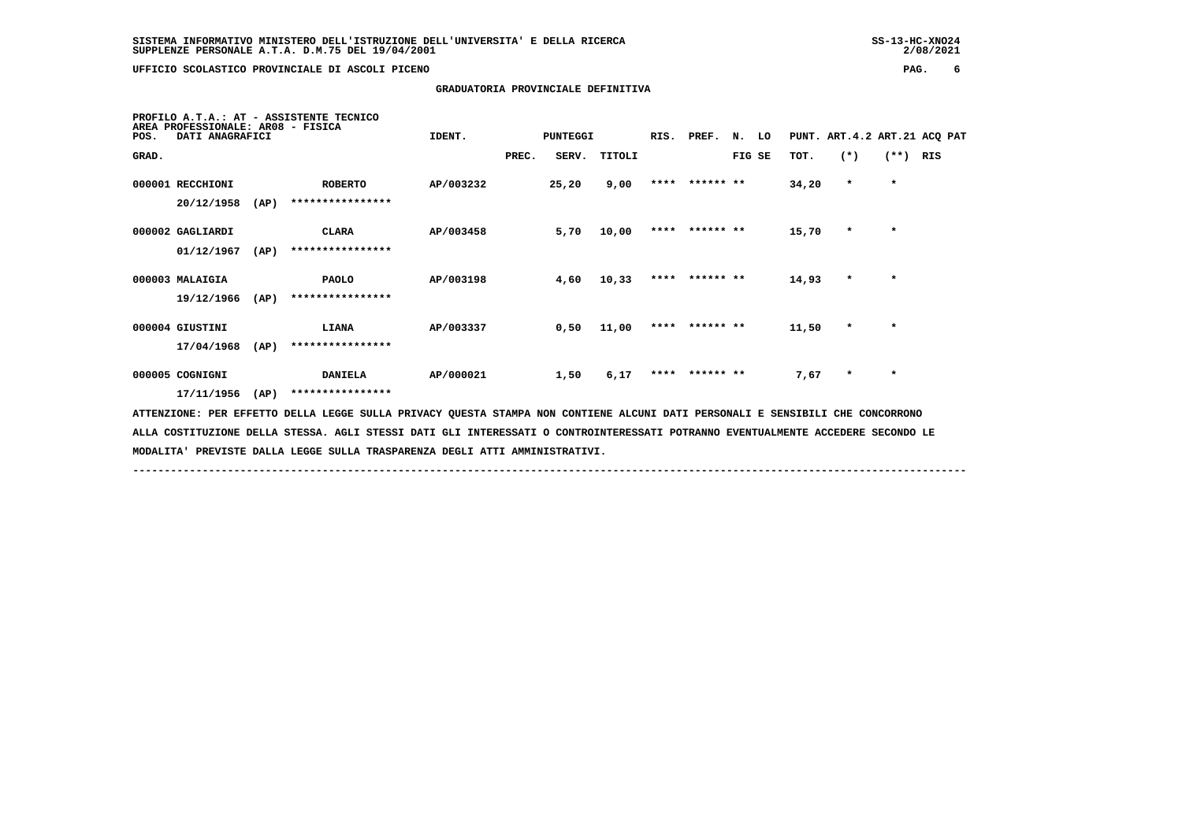## GRADUATORIA PROVINCIALE DEFINITIVA

PROFILO A.T.A.: AT - ASSISTENTE TECNICO
AREA PROFESSIONALE: AR08 - FISICA

| POS. GRAD. | DATI ANAGRAFICI | | IDENT. | PUNTEGGI PREC. | SERV. | TITOLI | RIS. | PREF. | N. FIG | LO SE | PUNT. TOT. | ART.4.2 (*) | ART.21 (**) | ACQ RIS | PAT |
|---|---|---|---|---|---|---|---|---|---|---|---|---|---|---|---|
| 000001 | RECCHIONI 20/12/1958 (AP) | ROBERTO **************** | AP/003232 | | 25,20 | 9,00 | **** | ****** ** | | | 34,20 | * | * | | |
| 000002 | GAGLIARDI 01/12/1967 (AP) | CLARA **************** | AP/003458 | | 5,70 | 10,00 | **** | ****** ** | | | 15,70 | * | * | | |
| 000003 | MALAIGIA 19/12/1966 (AP) | PAOLO **************** | AP/003198 | | 4,60 | 10,33 | **** | ****** ** | | | 14,93 | * | * | | |
| 000004 | GIUSTINI 17/04/1968 (AP) | LIANA **************** | AP/003337 | | 0,50 | 11,00 | **** | ****** ** | | | 11,50 | * | * | | |
| 000005 | COGNIGNI 17/11/1956 (AP) | DANIELA **************** | AP/000021 | | 1,50 | 6,17 | **** | ****** ** | | | 7,67 | * | * | | |

ATTENZIONE: PER EFFETTO DELLA LEGGE SULLA PRIVACY QUESTA STAMPA NON CONTIENE ALCUNI DATI PERSONALI E SENSIBILI CHE CONCORRONO ALLA COSTITUZIONE DELLA STESSA. AGLI STESSI DATI GLI INTERESSATI O CONTROINTERESSATI POTRANNO EVENTUALMENTE ACCEDERE SECONDO LE MODALITA' PREVISTE DALLA LEGGE SULLA TRASPARENZA DEGLI ATTI AMMINISTRATIVI.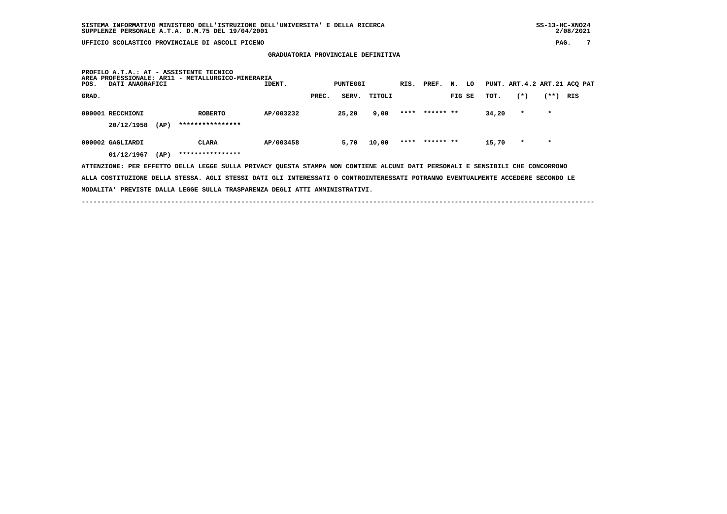GRADUATORIA PROVINCIALE DEFINITIVA

PROFILO A.T.A.: AT - ASSISTENTE TECNICO
AREA PROFESSIONALE: AR11 - METALLURGICO-MINERARIA

| POS. GRAD. | DATI ANAGRAFICI | | IDENT. | PUNTEGGI PREC. | SERV. | TITOLI | RIS. | PREF. | N. FIG | LO SE | PUNT. TOT. | ART.4.2 (*) | ART.21 (**) | ACQ RIS | PAT |
|---|---|---|---|---|---|---|---|---|---|---|---|---|---|---|---|
| 000001 | RECCHIONI 20/12/1958 (AP) | ROBERTO **************** | AP/003232 | | 25,20 | 9,00 | **** | ****** | ** | | 34,20 | * | * | | |
| 000002 | GAGLIARDI 01/12/1967 (AP) | CLARA **************** | AP/003458 | | 5,70 | 10,00 | **** | ****** | ** | | 15,70 | * | * | | |

ATTENZIONE: PER EFFETTO DELLA LEGGE SULLA PRIVACY QUESTA STAMPA NON CONTIENE ALCUNI DATI PERSONALI E SENSIBILI CHE CONCORRONO ALLA COSTITUZIONE DELLA STESSA. AGLI STESSI DATI GLI INTERESSATI O CONTROINTERESSATI POTRANNO EVENTUALMENTE ACCEDERE SECONDO LE MODALITA' PREVISTE DALLA LEGGE SULLA TRASPARENZA DEGLI ATTI AMMINISTRATIVI.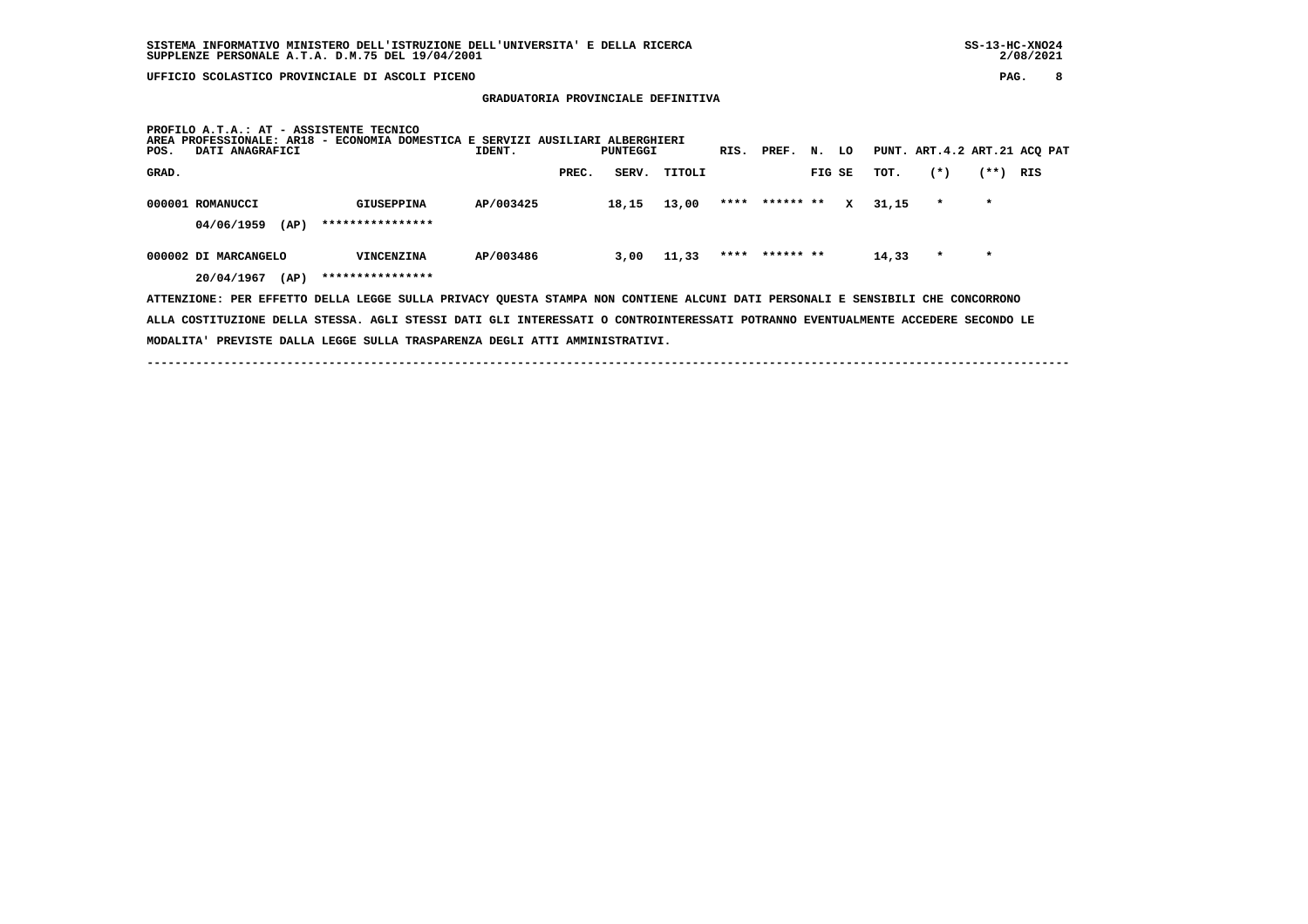SISTEMA INFORMATIVO MINISTERO DELL'ISTRUZIONE DELL'UNIVERSITA' E DELLA RICERCA
SUPPLENZE PERSONALE A.T.A. D.M.75 DEL 19/04/2001

UFFICIO SCOLASTICO PROVINCIALE DI ASCOLI PICENO

## GRADUATORIA PROVINCIALE DEFINITIVA

PROFILO A.T.A.: AT - ASSISTENTE TECNICO
AREA PROFESSIONALE: AR18 - ECONOMIA DOMESTICA E SERVIZI AUSILIARI ALBERGHIERI

| POS. GRAD. | DATI ANAGRAFICI | | IDENT. | PUNTEGGI PREC. | SERV. | TITOLI | RIS. | PREF. | N. FIG | LO SE | PUNT. TOT. | ART.4.2 (*) | ART.21 (**) | ACQ PAT RIS |
|---|---|---|---|---|---|---|---|---|---|---|---|---|---|---|
| 000001 | ROMANUCCI | GIUSEPPINA | AP/003425 | | 18,15 | 13,00 | **** | ****** | ** | X | 31,15 | * | * | |
| | 04/06/1959 (AP) | **************** | | | | | | | | | | | | |
| 000002 | DI MARCANGELO | VINCENZINA | AP/003486 | | 3,00 | 11,33 | **** | ****** | ** | | 14,33 | * | * | |
| | 20/04/1967 (AP) | **************** | | | | | | | | | | | | |

ATTENZIONE: PER EFFETTO DELLA LEGGE SULLA PRIVACY QUESTA STAMPA NON CONTIENE ALCUNI DATI PERSONALI E SENSIBILI CHE CONCORRONO ALLA COSTITUZIONE DELLA STESSA. AGLI STESSI DATI GLI INTERESSATI O CONTROINTERESSATI POTRANNO EVENTUALMENTE ACCEDERE SECONDO LE MODALITA' PREVISTE DALLA LEGGE SULLA TRASPARENZA DEGLI ATTI AMMINISTRATIVI.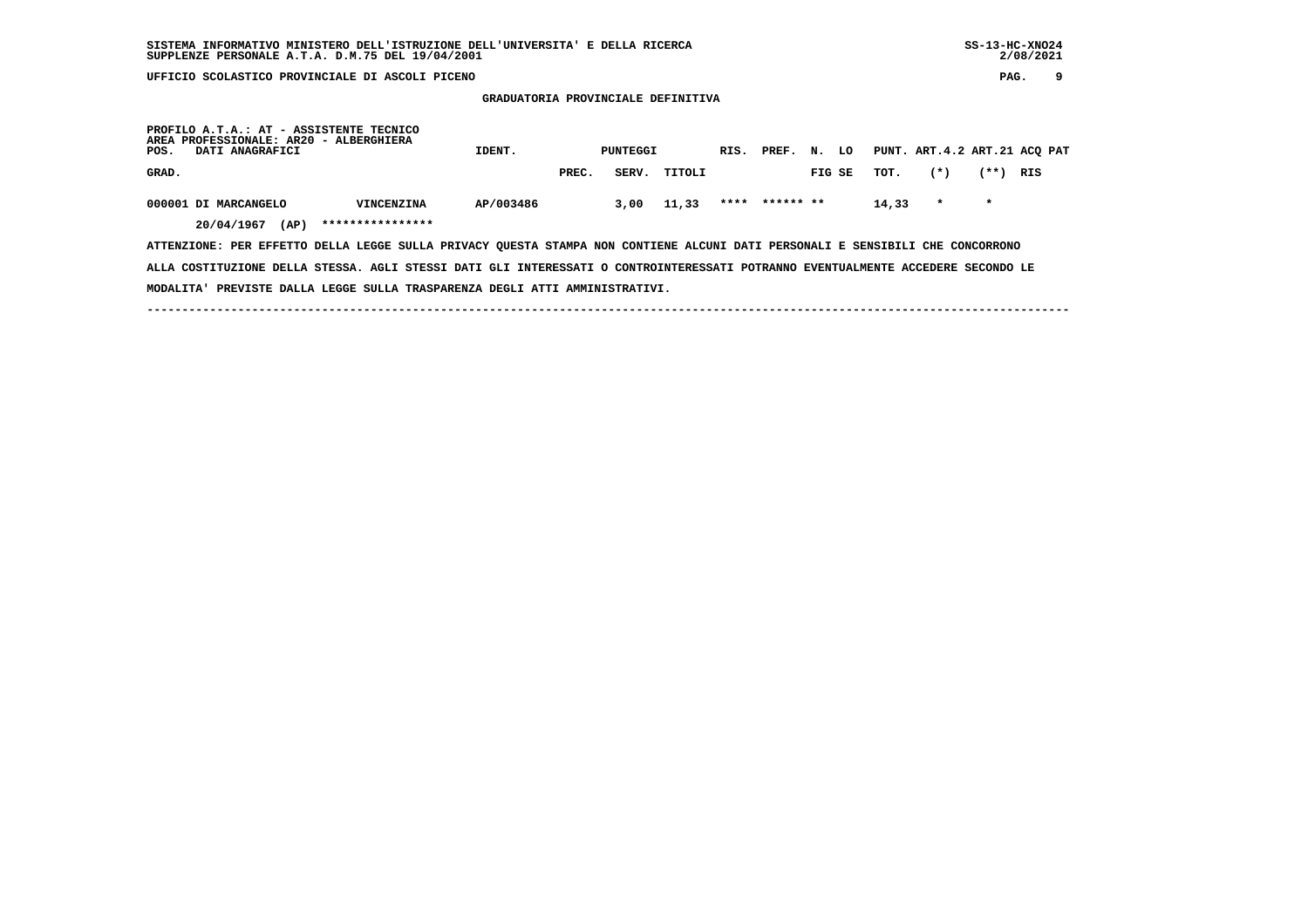**GRADUATORIA PROVINCIALE DEFINITIVA**

**PROFILO A.T.A.: AT - ASSISTENTE TECNICO**
**AREA PROFESSIONALE: AR20 - ALBERGHIERA**

| POS. GRAD. | DATI ANAGRAFICI | | IDENT. | PUNTEGGI PREC. | SERV. | TITOLI | RIS. | PREF. | N. FIG | LO SE | PUNT. TOT. | ART.4.2 (*) | ART.21 (**) | ACQ PAT RIS |
|---|---|---|---|---|---|---|---|---|---|---|---|---|---|---|
| 000001 | DI MARCANGELO 20/04/1967 (AP) | VINCENZINA **************** | AP/003486 | | 3,00 | 11,33 | **** | ****** | ** | | 14,33 | * | * | |

ATTENZIONE: PER EFFETTO DELLA LEGGE SULLA PRIVACY QUESTA STAMPA NON CONTIENE ALCUNI DATI PERSONALI E SENSIBILI CHE CONCORRONO ALLA COSTITUZIONE DELLA STESSA. AGLI STESSI DATI GLI INTERESSATI O CONTROINTERESSATI POTRANNO EVENTUALMENTE ACCEDERE SECONDO LE MODALITA' PREVISTE DALLA LEGGE SULLA TRASPARENZA DEGLI ATTI AMMINISTRATIVI.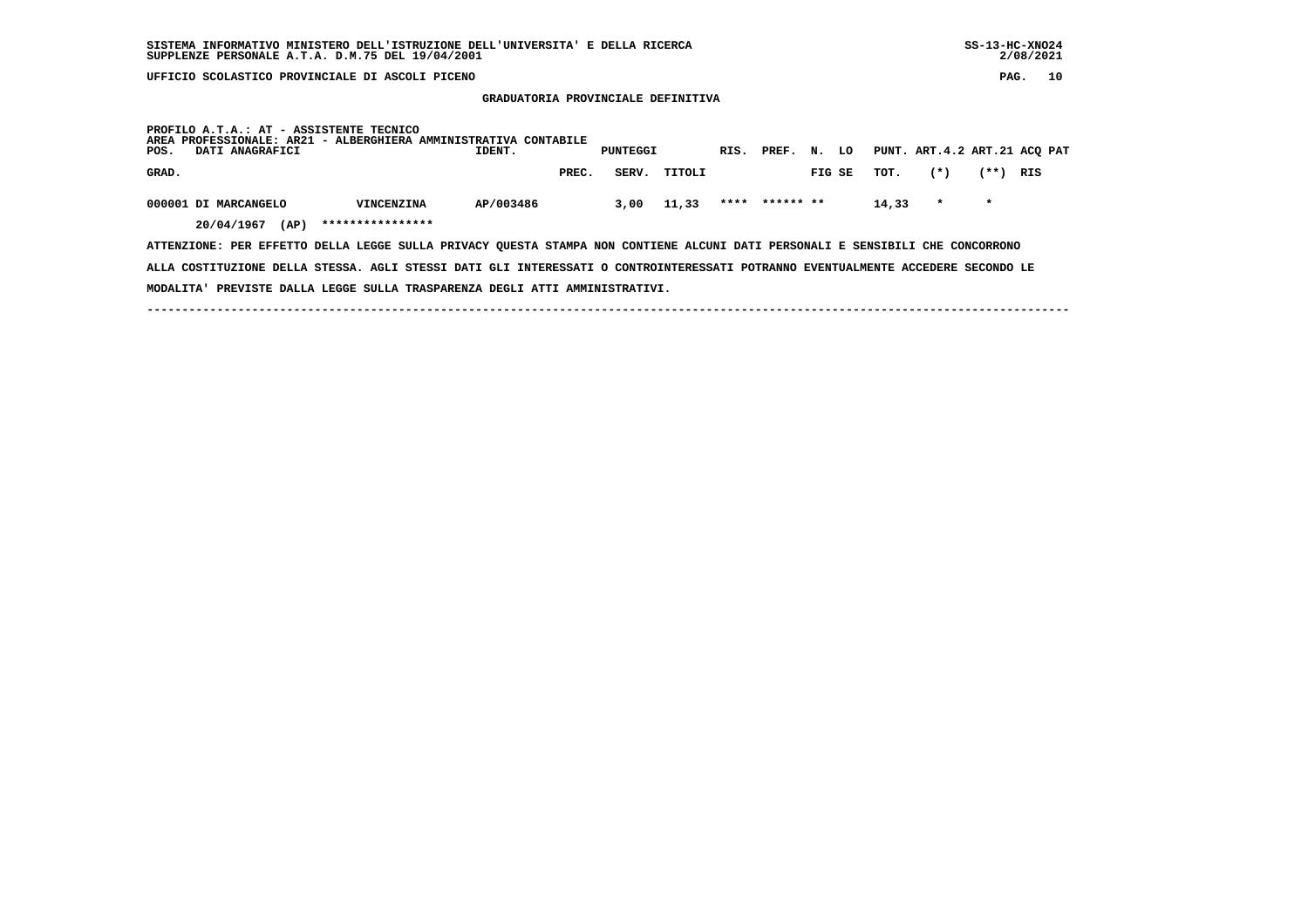SISTEMA INFORMATIVO MINISTERO DELL'ISTRUZIONE DELL'UNIVERSITA' E DELLA RICERCA

SUPPLENZE PERSONALE A.T.A. D.M.75 DEL 19/04/2001

UFFICIO SCOLASTICO PROVINCIALE DI ASCOLI PICENO

## GRADUATORIA PROVINCIALE DEFINITIVA

PROFILO A.T.A.: AT - ASSISTENTE TECNICO
AREA PROFESSIONALE: AR21 - ALBERGHIERA AMMINISTRATIVA CONTABILE

| POS. GRAD. | DATI ANAGRAFICI | | IDENT. | PUNTEGGI PREC. | SERV. | TITOLI | RIS. | PREF. | N. FIG | LO SE | PUNT. TOT. | ART.4.2 (*) | ART.21 (**) | ACQ RIS | PAT |
|---|---|---|---|---|---|---|---|---|---|---|---|---|---|---|---|
| 000001 | DI MARCANGELO 20/04/1967 (AP) | VINCENZINA **************** | AP/003486 | | 3,00 | 11,33 | **** | ****** | ** | | 14,33 | * | * | | |

ATTENZIONE: PER EFFETTO DELLA LEGGE SULLA PRIVACY QUESTA STAMPA NON CONTIENE ALCUNI DATI PERSONALI E SENSIBILI CHE CONCORRONO ALLA COSTITUZIONE DELLA STESSA. AGLI STESSI DATI GLI INTERESSATI O CONTROINTERESSATI POTRANNO EVENTUALMENTE ACCEDERE SECONDO LE MODALITA' PREVISTE DALLA LEGGE SULLA TRASPARENZA DEGLI ATTI AMMINISTRATIVI.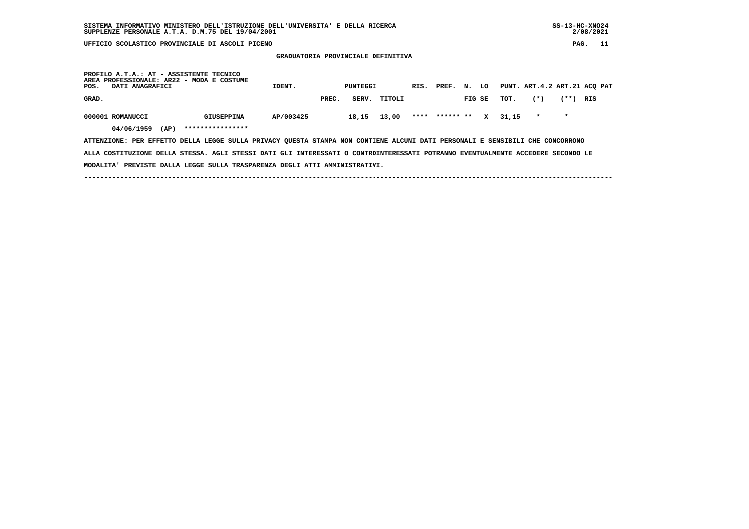SISTEMA INFORMATIVO MINISTERO DELL'ISTRUZIONE DELL'UNIVERSITA' E DELLA RICERCA
SUPPLENZE PERSONALE A.T.A. D.M.75 DEL 19/04/2001

UFFICIO SCOLASTICO PROVINCIALE DI ASCOLI PICENO

## GRADUATORIA PROVINCIALE DEFINITIVA

PROFILO A.T.A.: AT - ASSISTENTE TECNICO
AREA PROFESSIONALE: AR22 - MODA E COSTUME

| POS. GRAD. | DATI ANAGRAFICI | | IDENT. | PUNTEGGI PREC. | SERV. | TITOLI | RIS. | PREF. | N. FIG | LO SE | PUNT. TOT. | ART.4.2 (*) | ART.21 (**) | ACQ RIS | PAT |
|---|---|---|---|---|---|---|---|---|---|---|---|---|---|---|---|
| 000001 | ROMANUCCI | GIUSEPPINA | AP/003425 | | 18,15 | 13,00 | **** | ****** | ** | X | 31,15 | * | * | | |
| | 04/06/1959 (AP) | **************** | | | | | | | | | | | | | |

ATTENZIONE: PER EFFETTO DELLA LEGGE SULLA PRIVACY QUESTA STAMPA NON CONTIENE ALCUNI DATI PERSONALI E SENSIBILI CHE CONCORRONO ALLA COSTITUZIONE DELLA STESSA. AGLI STESSI DATI GLI INTERESSATI O CONTROINTERESSATI POTRANNO EVENTUALMENTE ACCEDERE SECONDO LE MODALITA' PREVISTE DALLA LEGGE SULLA TRASPARENZA DEGLI ATTI AMMINISTRATIVI.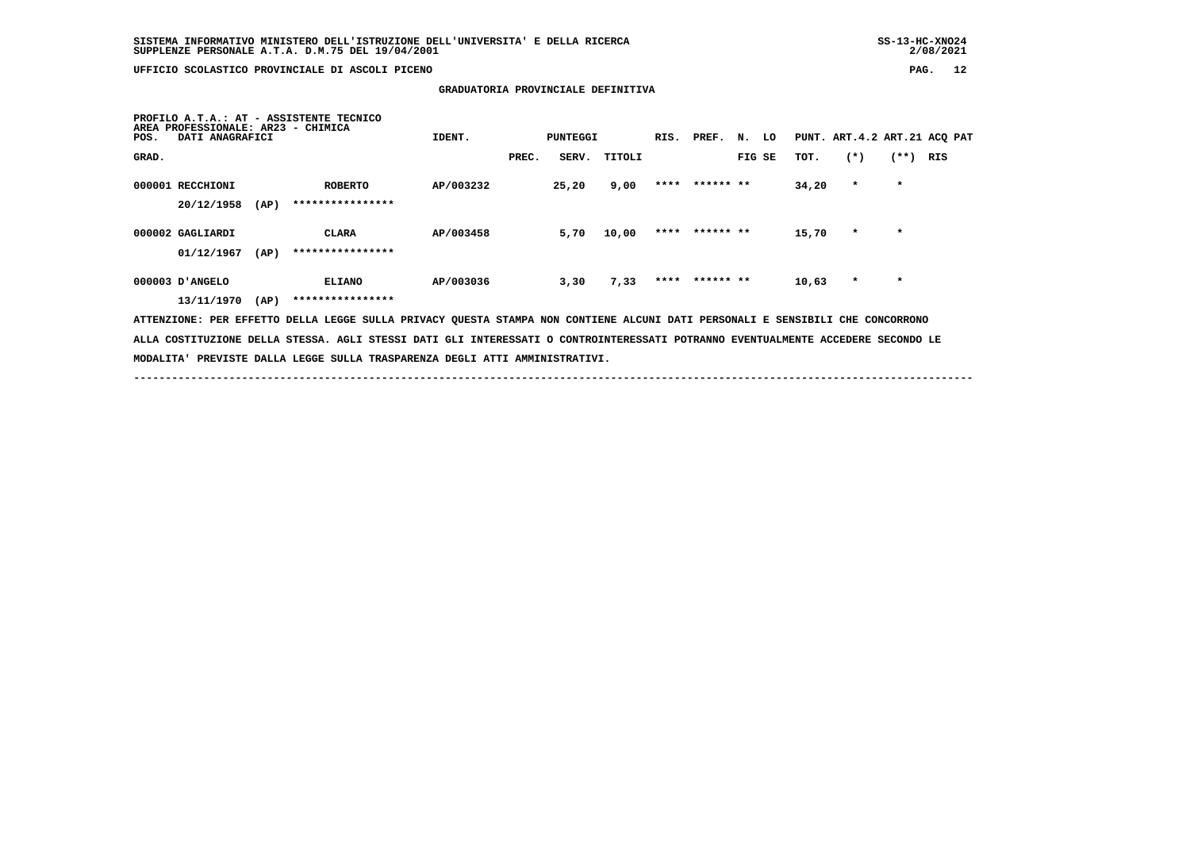**GRADUATORIA PROVINCIALE DEFINITIVA**

PROFILO A.T.A.: AT - ASSISTENTE TECNICO
AREA PROFESSIONALE: AR23 - CHIMICA

| POS. GRAD. | DATI ANAGRAFICI | | IDENT. | PREC. | SERV. | TITOLI | RIS. | PREF. | N. FIG | LO SE | PUNT. TOT. | ART.4.2 (*) | ART.21 (**) | ACQ RIS | PAT |
|---|---|---|---|---|---|---|---|---|---|---|---|---|---|---|---|
| 000001 | RECCHIONI | ROBERTO | AP/003232 | | 25,20 | 9,00 | **** | ****** | ** | | 34,20 | * | * | | |
| | 20/12/1958 (AP) | **************** | | | | | | | | | | | | | |
| 000002 | GAGLIARDI | CLARA | AP/003458 | | 5,70 | 10,00 | **** | ****** | ** | | 15,70 | * | * | | |
| | 01/12/1967 (AP) | **************** | | | | | | | | | | | | | |
| 000003 | D'ANGELO | ELIANO | AP/003036 | | 3,30 | 7,33 | **** | ****** | ** | | 10,63 | * | * | | |
| | 13/11/1970 (AP) | **************** | | | | | | | | | | | | | |

ATTENZIONE: PER EFFETTO DELLA LEGGE SULLA PRIVACY QUESTA STAMPA NON CONTIENE ALCUNI DATI PERSONALI E SENSIBILI CHE CONCORRONO ALLA COSTITUZIONE DELLA STESSA. AGLI STESSI DATI GLI INTERESSATI O CONTROINTERESSATI POTRANNO EVENTUALMENTE ACCEDERE SECONDO LE MODALITA' PREVISTE DALLA LEGGE SULLA TRASPARENZA DEGLI ATTI AMMINISTRATIVI.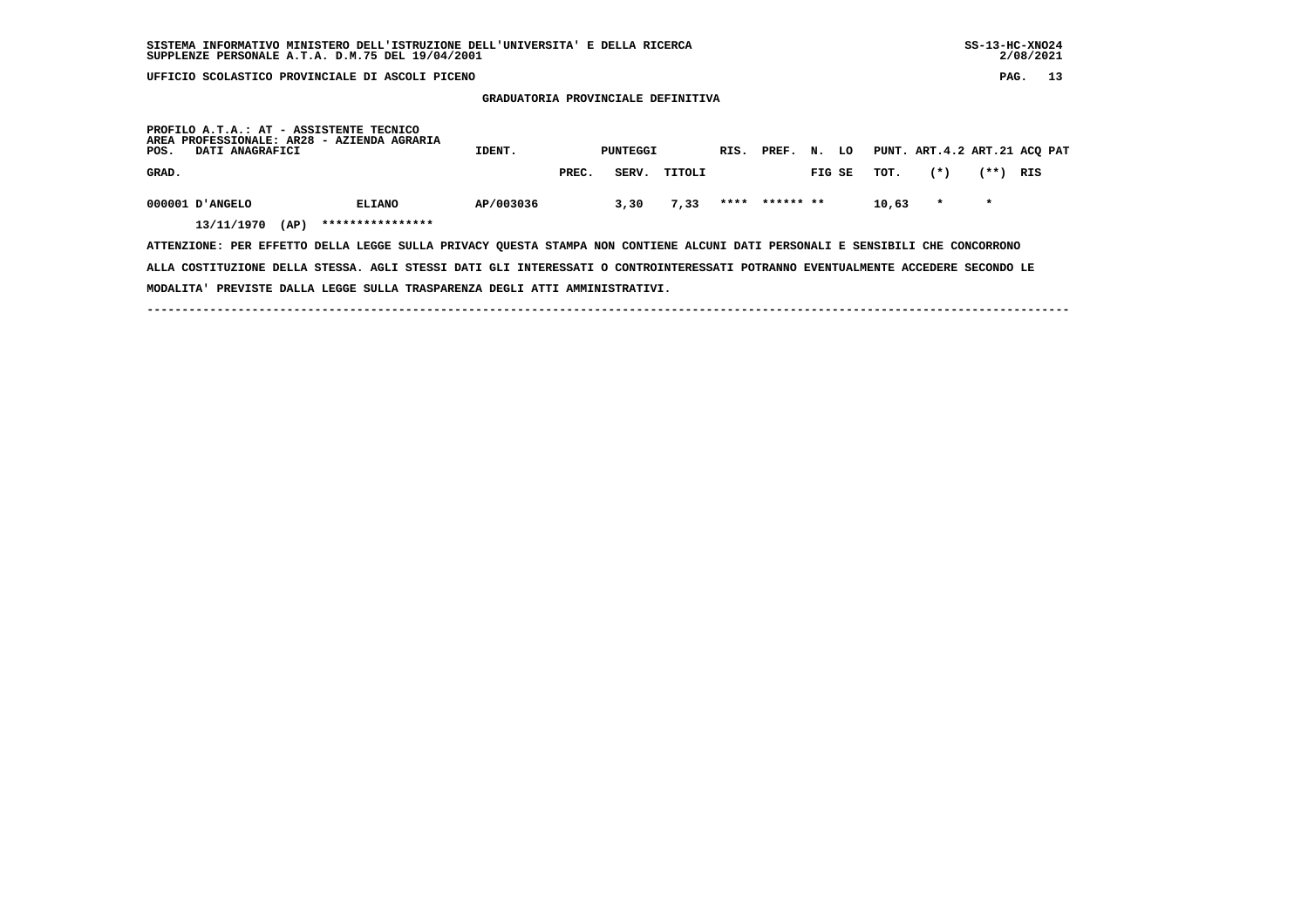SISTEMA INFORMATIVO MINISTERO DELL'ISTRUZIONE DELL'UNIVERSITA' E DELLA RICERCA
SUPPLENZE PERSONALE A.T.A. D.M.75 DEL 19/04/2001

UFFICIO SCOLASTICO PROVINCIALE DI ASCOLI PICENO

**GRADUATORIA PROVINCIALE DEFINITIVA**

PROFILO A.T.A.: AT - ASSISTENTE TECNICO
AREA PROFESSIONALE: AR28 - AZIENDA AGRARIA

| POS. GRAD. | DATI ANAGRAFICI | | IDENT. | PUNTEGGI PREC. | SERV. | TITOLI | RIS. | PREF. | N. FIG | LO SE | PUNT. TOT. | ART.4.2 (*) | ART.21 (**) | ACQ RIS | PAT |
|---|---|---|---|---|---|---|---|---|---|---|---|---|---|---|---|
| 000001 | D'ANGELO | ELIANO | AP/003036 | | 3,30 | 7,33 | **** | ****** | ** | | 10,63 | * | * | | |
| | 13/11/1970 (AP) | **************** | | | | | | | | | | | | | |

ATTENZIONE: PER EFFETTO DELLA LEGGE SULLA PRIVACY QUESTA STAMPA NON CONTIENE ALCUNI DATI PERSONALI E SENSIBILI CHE CONCORRONO ALLA COSTITUZIONE DELLA STESSA. AGLI STESSI DATI GLI INTERESSATI O CONTROINTERESSATI POTRANNO EVENTUALMENTE ACCEDERE SECONDO LE MODALITA' PREVISTE DALLA LEGGE SULLA TRASPARENZA DEGLI ATTI AMMINISTRATIVI.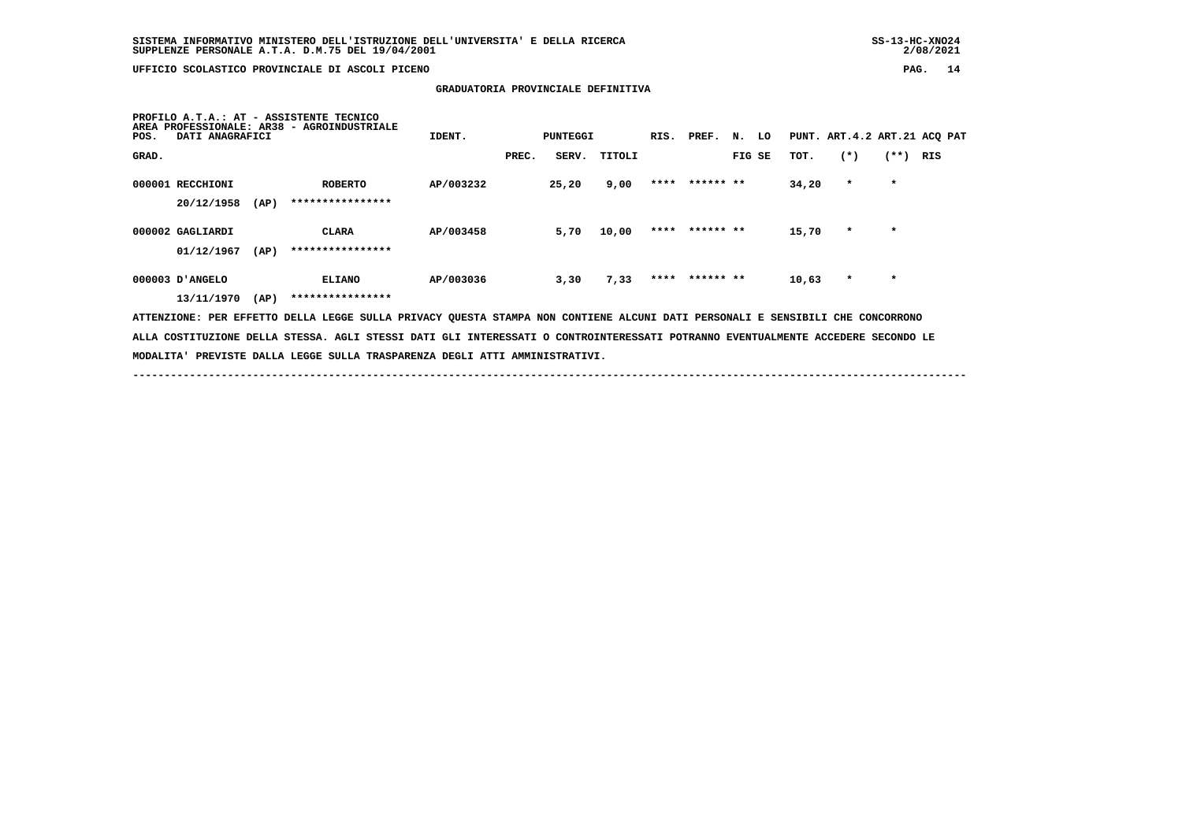UFFICIO SCOLASTICO PROVINCIALE DI ASCOLI PICENO

## GRADUATORIA PROVINCIALE DEFINITIVA

PROFILO A.T.A.: AT - ASSISTENTE TECNICO
AREA PROFESSIONALE: AR38 - AGROINDUSTRIALE

| POS. GRAD. | DATI ANAGRAFICI | | IDENT. | PUNTEGGI PREC. | SERV. | TITOLI | RIS. | PREF. | N. FIG | LO SE | PUNT. TOT. | ART.4.2 (*) | ART.21 (**) | ACQ RIS | PAT |
|---|---|---|---|---|---|---|---|---|---|---|---|---|---|---|---|
| 000001 | RECCHIONI 20/12/1958 (AP) | ROBERTO **************** | AP/003232 | | 25,20 | 9,00 | **** | ****** | ** | | 34,20 | * | * | | |
| 000002 | GAGLIARDI 01/12/1967 (AP) | CLARA **************** | AP/003458 | | 5,70 | 10,00 | **** | ****** | ** | | 15,70 | * | * | | |
| 000003 | D'ANGELO 13/11/1970 (AP) | ELIANO **************** | AP/003036 | | 3,30 | 7,33 | **** | ****** | ** | | 10,63 | * | * | | |

ATTENZIONE: PER EFFETTO DELLA LEGGE SULLA PRIVACY QUESTA STAMPA NON CONTIENE ALCUNI DATI PERSONALI E SENSIBILI CHE CONCORRONO ALLA COSTITUZIONE DELLA STESSA. AGLI STESSI DATI GLI INTERESSATI O CONTROINTERESSATI POTRANNO EVENTUALMENTE ACCEDERE SECONDO LE MODALITA' PREVISTE DALLA LEGGE SULLA TRASPARENZA DEGLI ATTI AMMINISTRATIVI.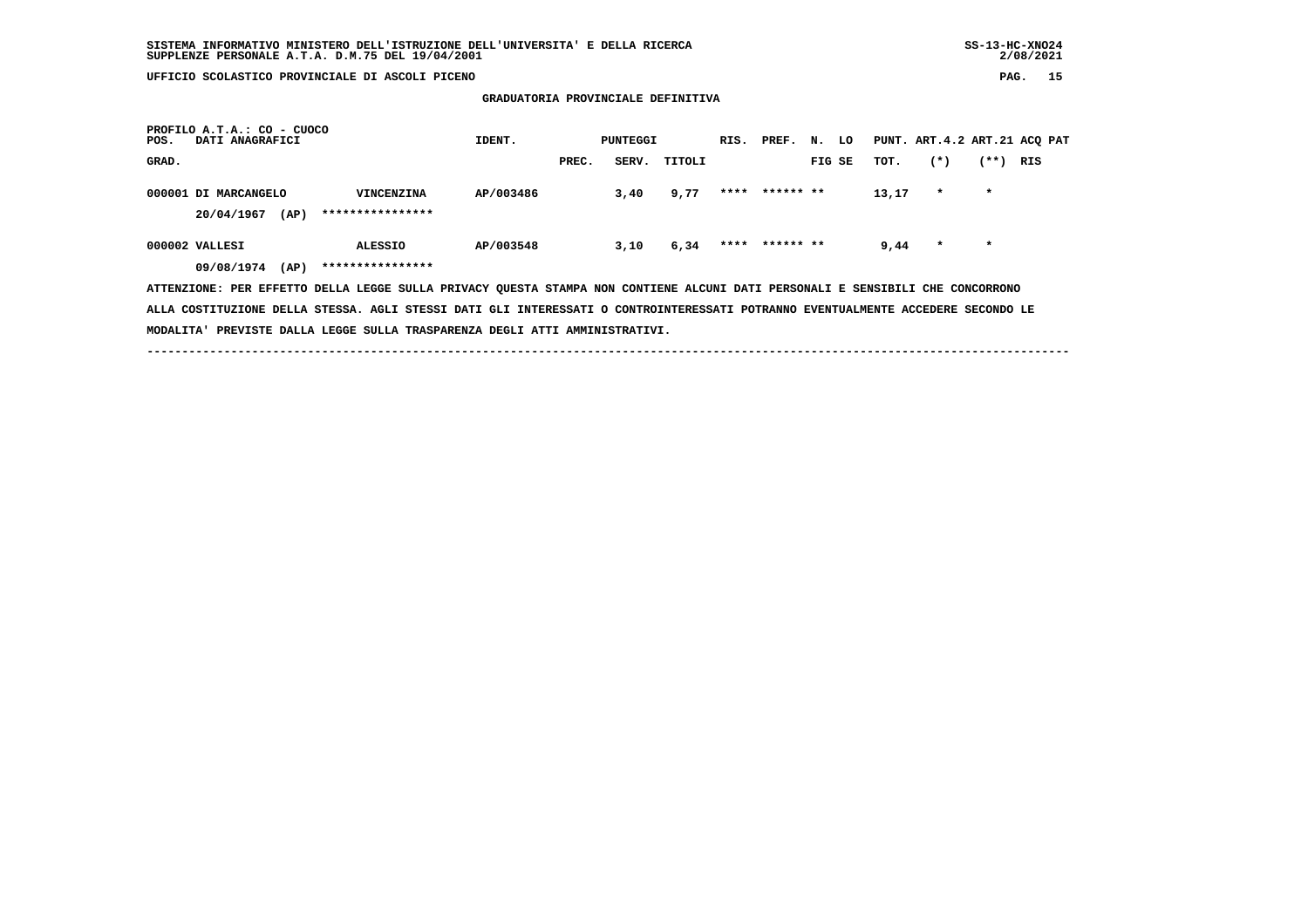**SISTEMA INFORMATIVO MINISTERO DELL'ISTRUZIONE DELL'UNIVERSITA' E DELLA RICERCA**
**SUPPLENZE PERSONALE A.T.A. D.M.75 DEL 19/04/2001**

**UFFICIO SCOLASTICO PROVINCIALE DI ASCOLI PICENO**

## GRADUATORIA PROVINCIALE DEFINITIVA

**PROFILO A.T.A.: CO - CUOCO**

| POS. GRAD. | DATI ANAGRAFICI | | IDENT. | PUNTEGGI PREC. | SERV. | TITOLI | RIS. | PREF. | N. FIG | LO SE | PUNT. TOT. | ART.4.2 (*) | ART.21 (**) | ACQ RIS | PAT |
|---|---|---|---|---|---|---|---|---|---|---|---|---|---|---|---|
| 000001 | DI MARCANGELO | VINCENZINA | AP/003486 | | 3,40 | 9,77 | **** | ****** | ** | | 13,17 | * | * | | |
| | 20/04/1967 (AP) | **************** | | | | | | | | | | | | | |
| 000002 | VALLESI | ALESSIO | AP/003548 | | 3,10 | 6,34 | **** | ****** | ** | | 9,44 | * | * | | |
| | 09/08/1974 (AP) | **************** | | | | | | | | | | | | | |

ATTENZIONE: PER EFFETTO DELLA LEGGE SULLA PRIVACY QUESTA STAMPA NON CONTIENE ALCUNI DATI PERSONALI E SENSIBILI CHE CONCORRONO ALLA COSTITUZIONE DELLA STESSA. AGLI STESSI DATI GLI INTERESSATI O CONTROINTERESSATI POTRANNO EVENTUALMENTE ACCEDERE SECONDO LE MODALITA' PREVISTE DALLA LEGGE SULLA TRASPARENZA DEGLI ATTI AMMINISTRATIVI.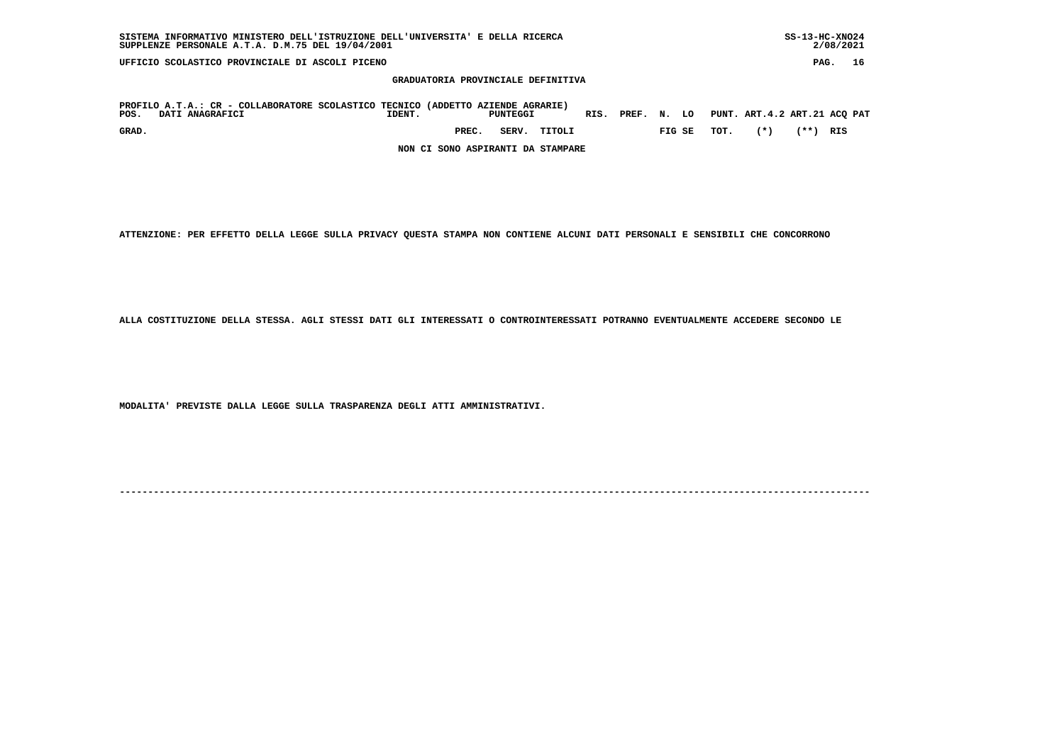## GRADUATORIA PROVINCIALE DEFINITIVA

PROFILO A.T.A.: CR - COLLABORATORE SCOLASTICO TECNICO (ADDETTO AZIENDE AGRARIE)

| POS. | DATI ANAGRAFICI | IDENT. | PUNTEGGI | | | RIS. | PREF. | N. | LO | PUNT. | ART.4.2 | ART.21 | ACQ PAT |
|---|---|---|---|---|---|---|---|---|---|---|---|---|---|
| GRAD. | | | PREC. | SERV. | TITOLI | | | FIG | SE | TOT. | (*) | (**) | RIS |

NON CI SONO ASPIRANTI DA STAMPARE

ATTENZIONE: PER EFFETTO DELLA LEGGE SULLA PRIVACY QUESTA STAMPA NON CONTIENE ALCUNI DATI PERSONALI E SENSIBILI CHE CONCORRONO

ALLA COSTITUZIONE DELLA STESSA. AGLI STESSI DATI GLI INTERESSATI O CONTROINTERESSATI POTRANNO EVENTUALMENTE ACCEDERE SECONDO LE

MODALITA' PREVISTE DALLA LEGGE SULLA TRASPARENZA DEGLI ATTI AMMINISTRATIVI.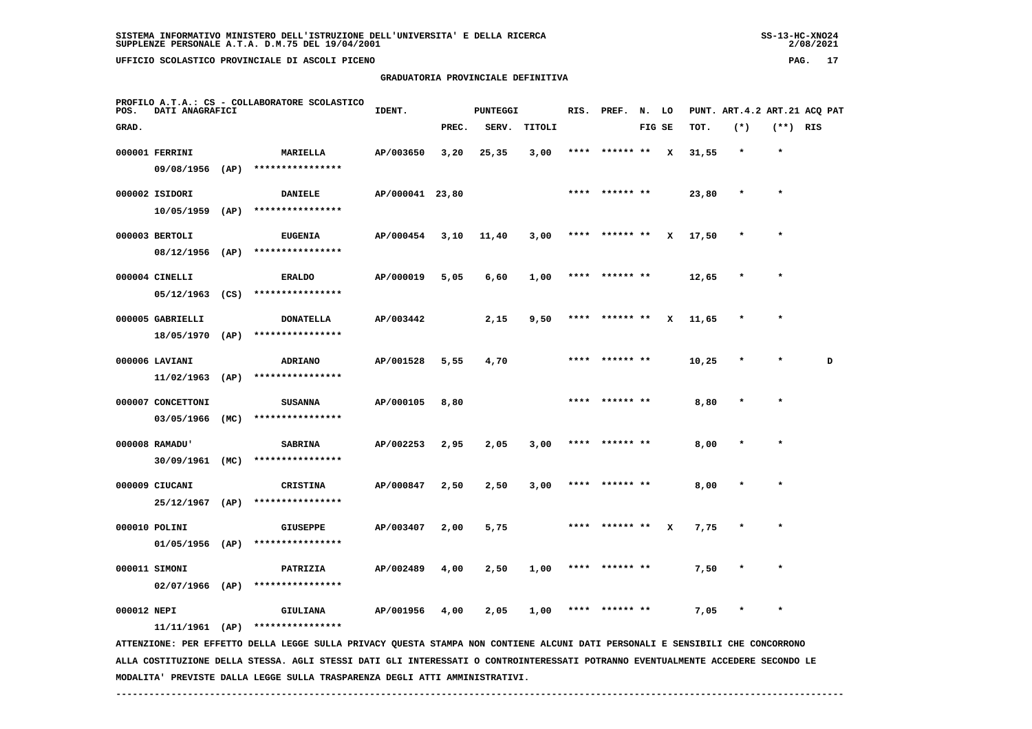SISTEMA INFORMATIVO MINISTERO DELL'ISTRUZIONE DELL'UNIVERSITA' E DELLA RICERCA
SUPPLENZE PERSONALE A.T.A. D.M.75 DEL 19/04/2001

UFFICIO SCOLASTICO PROVINCIALE DI ASCOLI PICENO

## GRADUATORIA PROVINCIALE DEFINITIVA

PROFILO A.T.A.: CS - COLLABORATORE SCOLASTICO

| POS. GRAD. | DATI ANAGRAFICI | | IDENT. | PUNTEGGI PREC. | SERV. | TITOLI | RIS. | PREF. | N. FIG | LO SE | PUNT. TOT. | ART.4.2 (*) | ART.21 (**) | ACQ RIS | PAT |
|---|---|---|---|---|---|---|---|---|---|---|---|---|---|---|---|
| 000001 | FERRINI 09/08/1956 (AP) | MARIELLA **************** | AP/003650 | 3,20 | 25,35 | 3,00 | **** | ****** | ** | X | 31,55 | * | * | | |
| 000002 | ISIDORI 10/05/1959 (AP) | DANIELE **************** | AP/000041 | 23,80 | | | **** | ****** | ** | | 23,80 | * | * | | |
| 000003 | BERTOLI 08/12/1956 (AP) | EUGENIA **************** | AP/000454 | 3,10 | 11,40 | 3,00 | **** | ****** | ** | X | 17,50 | * | * | | |
| 000004 | CINELLI 05/12/1963 (CS) | ERALDO **************** | AP/000019 | 5,05 | 6,60 | 1,00 | **** | ****** | ** | | 12,65 | * | * | | |
| 000005 | GABRIELLI 18/05/1970 (AP) | DONATELLA **************** | AP/003442 | | 2,15 | 9,50 | **** | ****** | ** | X | 11,65 | * | * | | |
| 000006 | LAVIANI 11/02/1963 (AP) | ADRIANO **************** | AP/001528 | 5,55 | 4,70 | | **** | ****** | ** | | 10,25 | * | * | | D |
| 000007 | CONCETTONI 03/05/1966 (MC) | SUSANNA **************** | AP/000105 | 8,80 | | | **** | ****** | ** | | 8,80 | * | * | | |
| 000008 | RAMADU' 30/09/1961 (MC) | SABRINA **************** | AP/002253 | 2,95 | 2,05 | 3,00 | **** | ****** | ** | | 8,00 | * | * | | |
| 000009 | CIUCANI 25/12/1967 (AP) | CRISTINA **************** | AP/000847 | 2,50 | 2,50 | 3,00 | **** | ****** | ** | | 8,00 | * | * | | |
| 000010 | POLINI 01/05/1956 (AP) | GIUSEPPE **************** | AP/003407 | 2,00 | 5,75 | | **** | ****** | ** | X | 7,75 | * | * | | |
| 000011 | SIMONI 02/07/1966 (AP) | PATRIZIA **************** | AP/002489 | 4,00 | 2,50 | 1,00 | **** | ****** | ** | | 7,50 | * | * | | |
| 000012 | NEPI 11/11/1961 (AP) | GIULIANA **************** | AP/001956 | 4,00 | 2,05 | 1,00 | **** | ****** | ** | | 7,05 | * | * | | |

ATTENZIONE: PER EFFETTO DELLA LEGGE SULLA PRIVACY QUESTA STAMPA NON CONTIENE ALCUNI DATI PERSONALI E SENSIBILI CHE CONCORRONO ALLA COSTITUZIONE DELLA STESSA. AGLI STESSI DATI GLI INTERESSATI O CONTROINTERESSATI POTRANNO EVENTUALMENTE ACCEDERE SECONDO LE MODALITA' PREVISTE DALLA LEGGE SULLA TRASPARENZA DEGLI ATTI AMMINISTRATIVI.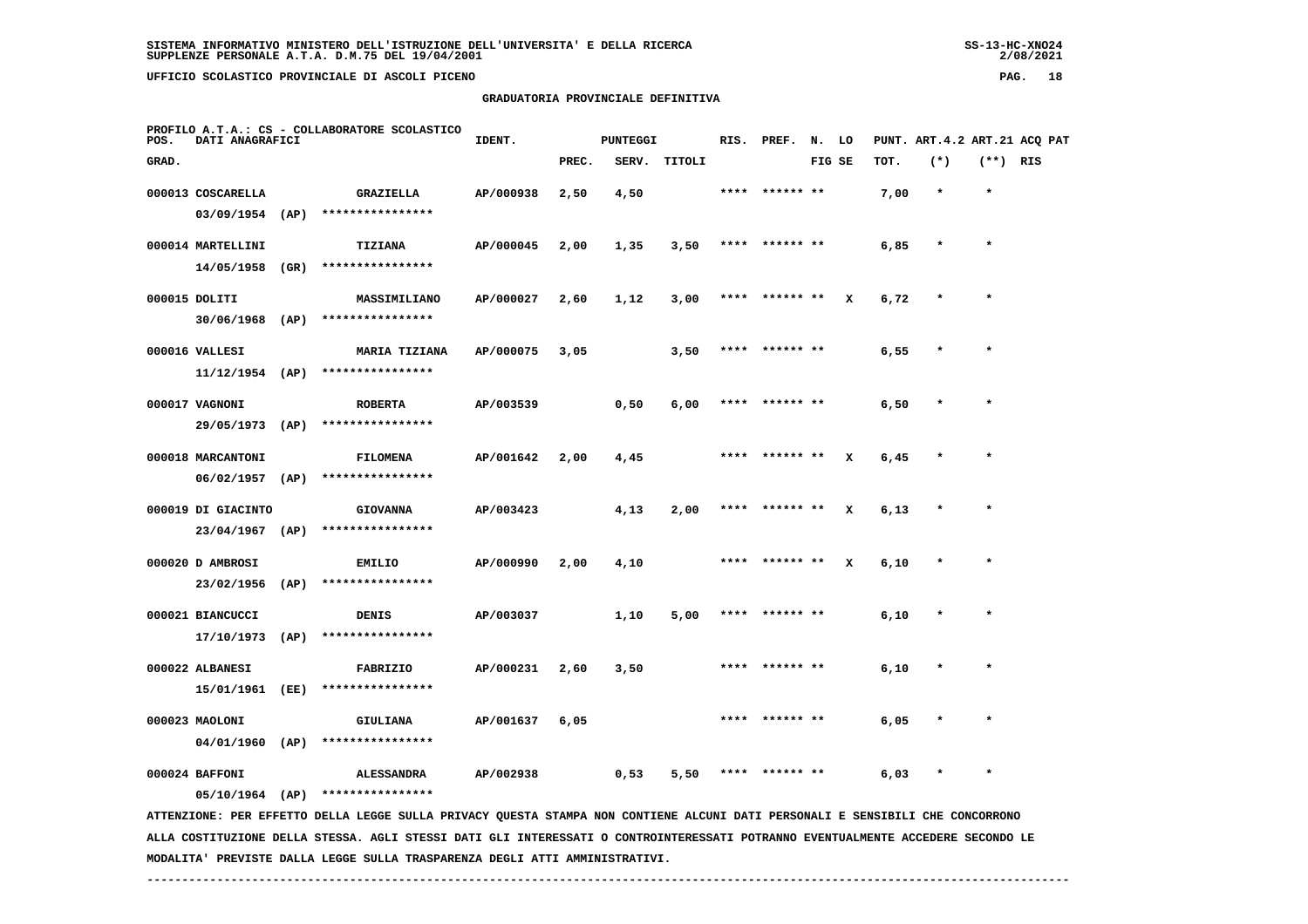## GRADUATORIA PROVINCIALE DEFINITIVA

PROFILO A.T.A.: CS - COLLABORATORE SCOLASTICO

| POS. GRAD. | DATI ANAGRAFICI | | IDENT. | PUNTEGGI PREC. | SERV. | TITOLI | RIS. | PREF. | N. FIG | LO SE | PUNT. ART.4.2 TOT. | ART.21 (*) | ACQ PAT (**) RIS |
|---|---|---|---|---|---|---|---|---|---|---|---|---|---|
| 000013 | COSCARELLA 03/09/1954 (AP) | GRAZIELLA **************** | AP/000938 | 2,50 | 4,50 | | **** | ****** | ** | | 7,00 | * | * |
| 000014 | MARTELLINI 14/05/1958 (GR) | TIZIANA **************** | AP/000045 | 2,00 | 1,35 | 3,50 | **** | ****** | ** | | 6,85 | * | * |
| 000015 | DOLITI 30/06/1968 (AP) | MASSIMILIANO **************** | AP/000027 | 2,60 | 1,12 | 3,00 | **** | ****** | ** | X | 6,72 | * | * |
| 000016 | VALLESI 11/12/1954 (AP) | MARIA TIZIANA **************** | AP/000075 | 3,05 | | 3,50 | **** | ****** | ** | | 6,55 | * | * |
| 000017 | VAGNONI 29/05/1973 (AP) | ROBERTA **************** | AP/003539 | | 0,50 | 6,00 | **** | ****** | ** | | 6,50 | * | * |
| 000018 | MARCANTONI 06/02/1957 (AP) | FILOMENA **************** | AP/001642 | 2,00 | 4,45 | | **** | ****** | ** | X | 6,45 | * | * |
| 000019 | DI GIACINTO 23/04/1967 (AP) | GIOVANNA **************** | AP/003423 | | 4,13 | 2,00 | **** | ****** | ** | X | 6,13 | * | * |
| 000020 | D AMBROSI 23/02/1956 (AP) | EMILIO **************** | AP/000990 | 2,00 | 4,10 | | **** | ****** | ** | X | 6,10 | * | * |
| 000021 | BIANCUCCI 17/10/1973 (AP) | DENIS **************** | AP/003037 | | 1,10 | 5,00 | **** | ****** | ** | | 6,10 | * | * |
| 000022 | ALBANESI 15/01/1961 (EE) | FABRIZIO **************** | AP/000231 | 2,60 | 3,50 | | **** | ****** | ** | | 6,10 | * | * |
| 000023 | MAOLONI 04/01/1960 (AP) | GIULIANA **************** | AP/001637 | 6,05 | | | **** | ****** | ** | | 6,05 | * | * |
| 000024 | BAFFONI 05/10/1964 (AP) | ALESSANDRA **************** | AP/002938 | | 0,53 | 5,50 | **** | ****** | ** | | 6,03 | * | * |

ATTENZIONE: PER EFFETTO DELLA LEGGE SULLA PRIVACY QUESTA STAMPA NON CONTIENE ALCUNI DATI PERSONALI E SENSIBILI CHE CONCORRONO ALLA COSTITUZIONE DELLA STESSA. AGLI STESSI DATI GLI INTERESSATI O CONTROINTERESSATI POTRANNO EVENTUALMENTE ACCEDERE SECONDO LE MODALITA' PREVISTE DALLA LEGGE SULLA TRASPARENZA DEGLI ATTI AMMINISTRATIVI.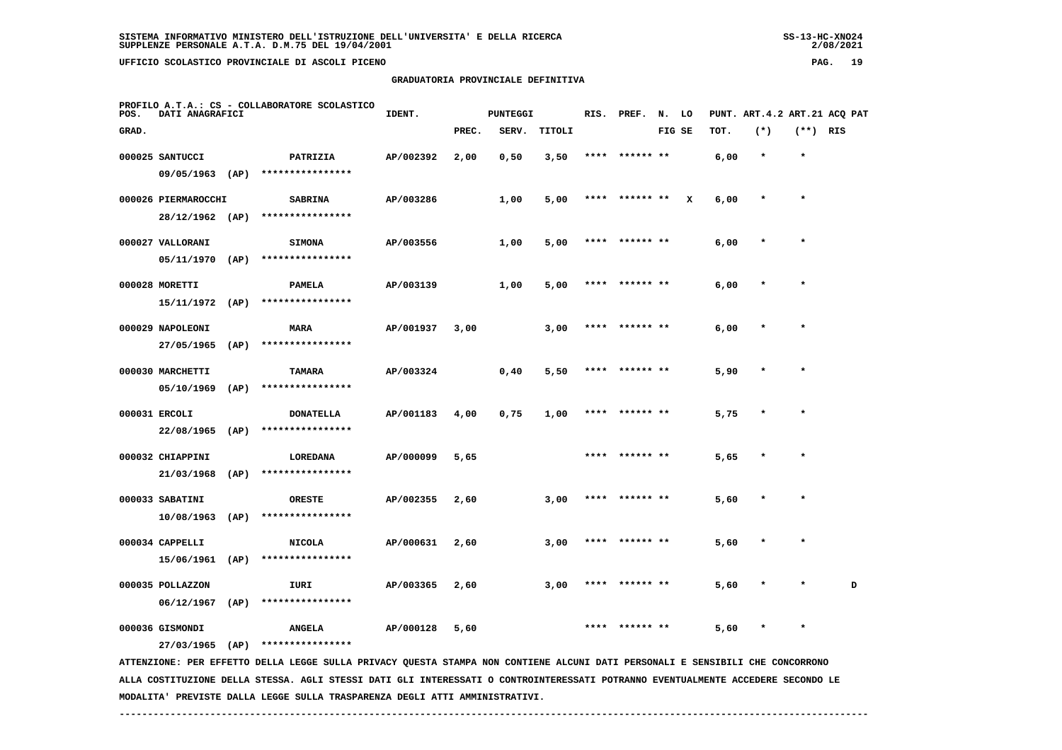SISTEMA INFORMATIVO MINISTERO DELL'ISTRUZIONE DELL'UNIVERSITA' E DELLA RICERCA
SUPPLENZE PERSONALE A.T.A. D.M.75 DEL 19/04/2001

UFFICIO SCOLASTICO PROVINCIALE DI ASCOLI PICENO

## GRADUATORIA PROVINCIALE DEFINITIVA

PROFILO A.T.A.: CS - COLLABORATORE SCOLASTICO

| POS. GRAD. | DATI ANAGRAFICI | | IDENT. | PUNTEGGI PREC. | SERV. | TITOLI | RIS. | PREF. | N. FIG | LO SE | PUNT. TOT. | ART.4.2 (*) | ART.21 (**) | ACQ RIS | PAT |
|---|---|---|---|---|---|---|---|---|---|---|---|---|---|---|---|
| 000025 | SANTUCCI 09/05/1963 (AP) | PATRIZIA **************** | AP/002392 | 2,00 | 0,50 | 3,50 | **** | ****** | ** | | 6,00 | * | * | | |
| 000026 | PIERMAROCCHI 28/12/1962 (AP) | SABRINA **************** | AP/003286 | | 1,00 | 5,00 | **** | ****** | ** | X | 6,00 | * | * | | |
| 000027 | VALLORANI 05/11/1970 (AP) | SIMONA **************** | AP/003556 | | 1,00 | 5,00 | **** | ****** | ** | | 6,00 | * | * | | |
| 000028 | MORETTI 15/11/1972 (AP) | PAMELA **************** | AP/003139 | | 1,00 | 5,00 | **** | ****** | ** | | 6,00 | * | * | | |
| 000029 | NAPOLEONI 27/05/1965 (AP) | MARA **************** | AP/001937 | 3,00 | | 3,00 | **** | ****** | ** | | 6,00 | * | * | | |
| 000030 | MARCHETTI 05/10/1969 (AP) | TAMARA **************** | AP/003324 | | 0,40 | 5,50 | **** | ****** | ** | | 5,90 | * | * | | |
| 000031 | ERCOLI 22/08/1965 (AP) | DONATELLA **************** | AP/001183 | 4,00 | 0,75 | 1,00 | **** | ****** | ** | | 5,75 | * | * | | |
| 000032 | CHIAPPINI 21/03/1968 (AP) | LOREDANA **************** | AP/000099 | 5,65 | | | **** | ****** | ** | | 5,65 | * | * | | |
| 000033 | SABATINI 10/08/1963 (AP) | ORESTE **************** | AP/002355 | 2,60 | | 3,00 | **** | ****** | ** | | 5,60 | * | * | | |
| 000034 | CAPPELLI 15/06/1961 (AP) | NICOLA **************** | AP/000631 | 2,60 | | 3,00 | **** | ****** | ** | | 5,60 | * | * | | |
| 000035 | POLLAZZON 06/12/1967 (AP) | IURI **************** | AP/003365 | 2,60 | | 3,00 | **** | ****** | ** | | 5,60 | * | * | | D |
| 000036 | GISMONDI 27/03/1965 (AP) | ANGELA **************** | AP/000128 | 5,60 | | | **** | ****** | ** | | 5,60 | * | * | | |

ATTENZIONE: PER EFFETTO DELLA LEGGE SULLA PRIVACY QUESTA STAMPA NON CONTIENE ALCUNI DATI PERSONALI E SENSIBILI CHE CONCORRONO ALLA COSTITUZIONE DELLA STESSA. AGLI STESSI DATI GLI INTERESSATI O CONTROINTERESSATI POTRANNO EVENTUALMENTE ACCEDERE SECONDO LE MODALITA' PREVISTE DALLA LEGGE SULLA TRASPARENZA DEGLI ATTI AMMINISTRATIVI.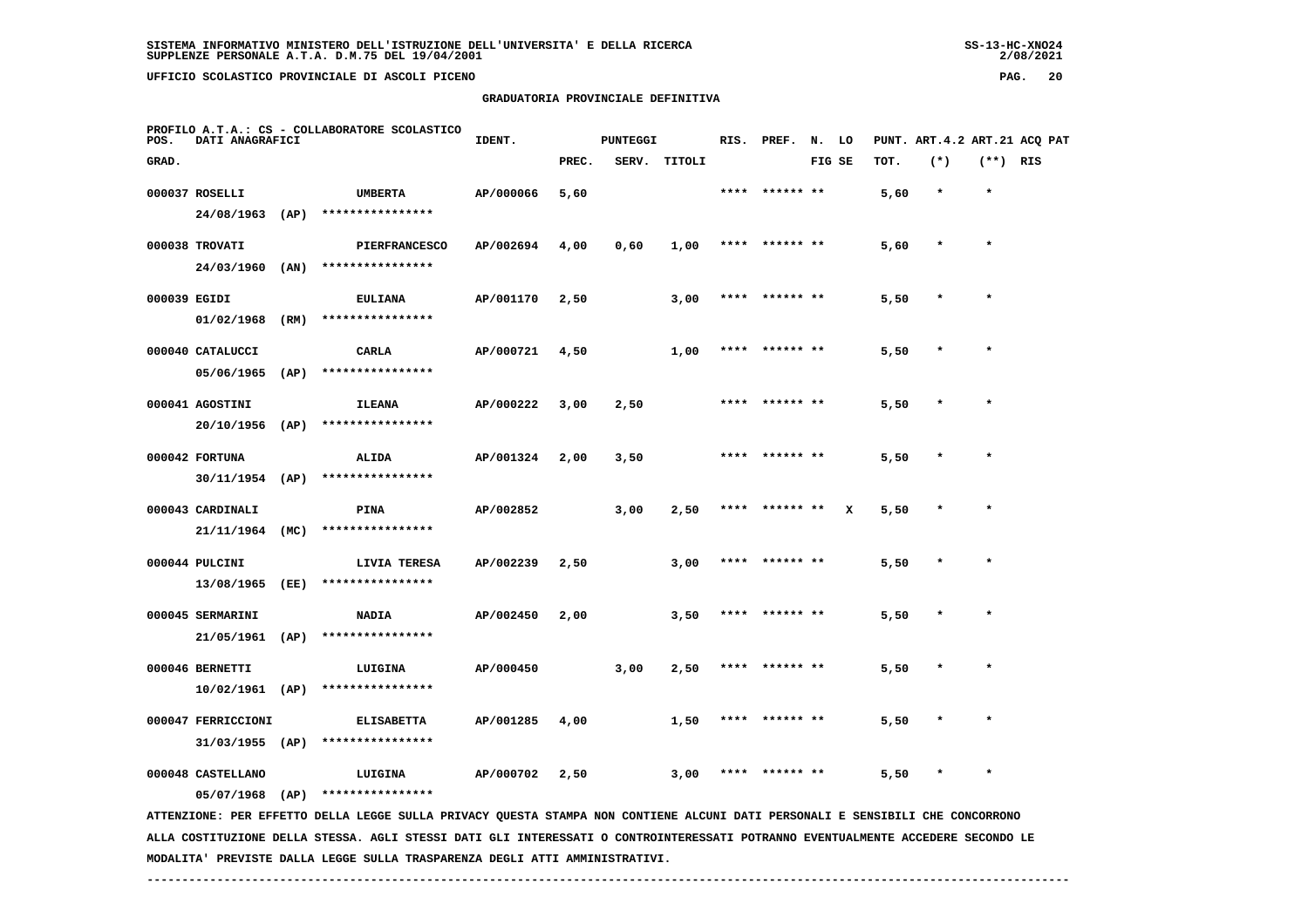SISTEMA INFORMATIVO MINISTERO DELL'ISTRUZIONE DELL'UNIVERSITA' E DELLA RICERCA
SUPPLENZE PERSONALE A.T.A. D.M.75 DEL 19/04/2001

UFFICIO SCOLASTICO PROVINCIALE DI ASCOLI PICENO

## GRADUATORIA PROVINCIALE DEFINITIVA

PROFILO A.T.A.: CS - COLLABORATORE SCOLASTICO

| POS. GRAD. | DATI ANAGRAFICI | | IDENT. | PUNTEGGI PREC. | SERV. | TITOLI | RIS. | PREF. | N. FIG | LO SE | PUNT. TOT. | ART.4.2 (*) | ART.21 (**) | ACQ PAT RIS |
|---|---|---|---|---|---|---|---|---|---|---|---|---|---|---|
| 000037 | ROSELLI 24/08/1963 (AP) | UMBERTA **************** | AP/000066 | 5,60 | | | **** | ****** | ** | | 5,60 | * | * | |
| 000038 | TROVATI 24/03/1960 (AN) | PIERFRANCESCO **************** | AP/002694 | 4,00 | 0,60 | 1,00 | **** | ****** | ** | | 5,60 | * | * | |
| 000039 | EGIDI 01/02/1968 (RM) | EULIANA **************** | AP/001170 | 2,50 | | 3,00 | **** | ****** | ** | | 5,50 | * | * | |
| 000040 | CATALUCCI 05/06/1965 (AP) | CARLA **************** | AP/000721 | 4,50 | | 1,00 | **** | ****** | ** | | 5,50 | * | * | |
| 000041 | AGOSTINI 20/10/1956 (AP) | ILEANA **************** | AP/000222 | 3,00 | 2,50 | | **** | ****** | ** | | 5,50 | * | * | |
| 000042 | FORTUNA 30/11/1954 (AP) | ALIDA **************** | AP/001324 | 2,00 | 3,50 | | **** | ****** | ** | | 5,50 | * | * | |
| 000043 | CARDINALI 21/11/1964 (MC) | PINA **************** | AP/002852 | | 3,00 | 2,50 | **** | ****** | ** | X | 5,50 | * | * | |
| 000044 | PULCINI 13/08/1965 (EE) | LIVIA TERESA **************** | AP/002239 | 2,50 | | 3,00 | **** | ****** | ** | | 5,50 | * | * | |
| 000045 | SERMARINI 21/05/1961 (AP) | NADIA **************** | AP/002450 | 2,00 | | 3,50 | **** | ****** | ** | | 5,50 | * | * | |
| 000046 | BERNETTI 10/02/1961 (AP) | LUIGINA **************** | AP/000450 | | 3,00 | 2,50 | **** | ****** | ** | | 5,50 | * | * | |
| 000047 | FERRICCIONI 31/03/1955 (AP) | ELISABETTA **************** | AP/001285 | 4,00 | | 1,50 | **** | ****** | ** | | 5,50 | * | * | |
| 000048 | CASTELLANO 05/07/1968 (AP) | LUIGINA **************** | AP/000702 | 2,50 | | 3,00 | **** | ****** | ** | | 5,50 | * | * | |

ATTENZIONE: PER EFFETTO DELLA LEGGE SULLA PRIVACY QUESTA STAMPA NON CONTIENE ALCUNI DATI PERSONALI E SENSIBILI CHE CONCORRONO ALLA COSTITUZIONE DELLA STESSA. AGLI STESSI DATI GLI INTERESSATI O CONTROINTERESSATI POTRANNO EVENTUALMENTE ACCEDERE SECONDO LE MODALITA' PREVISTE DALLA LEGGE SULLA TRASPARENZA DEGLI ATTI AMMINISTRATIVI.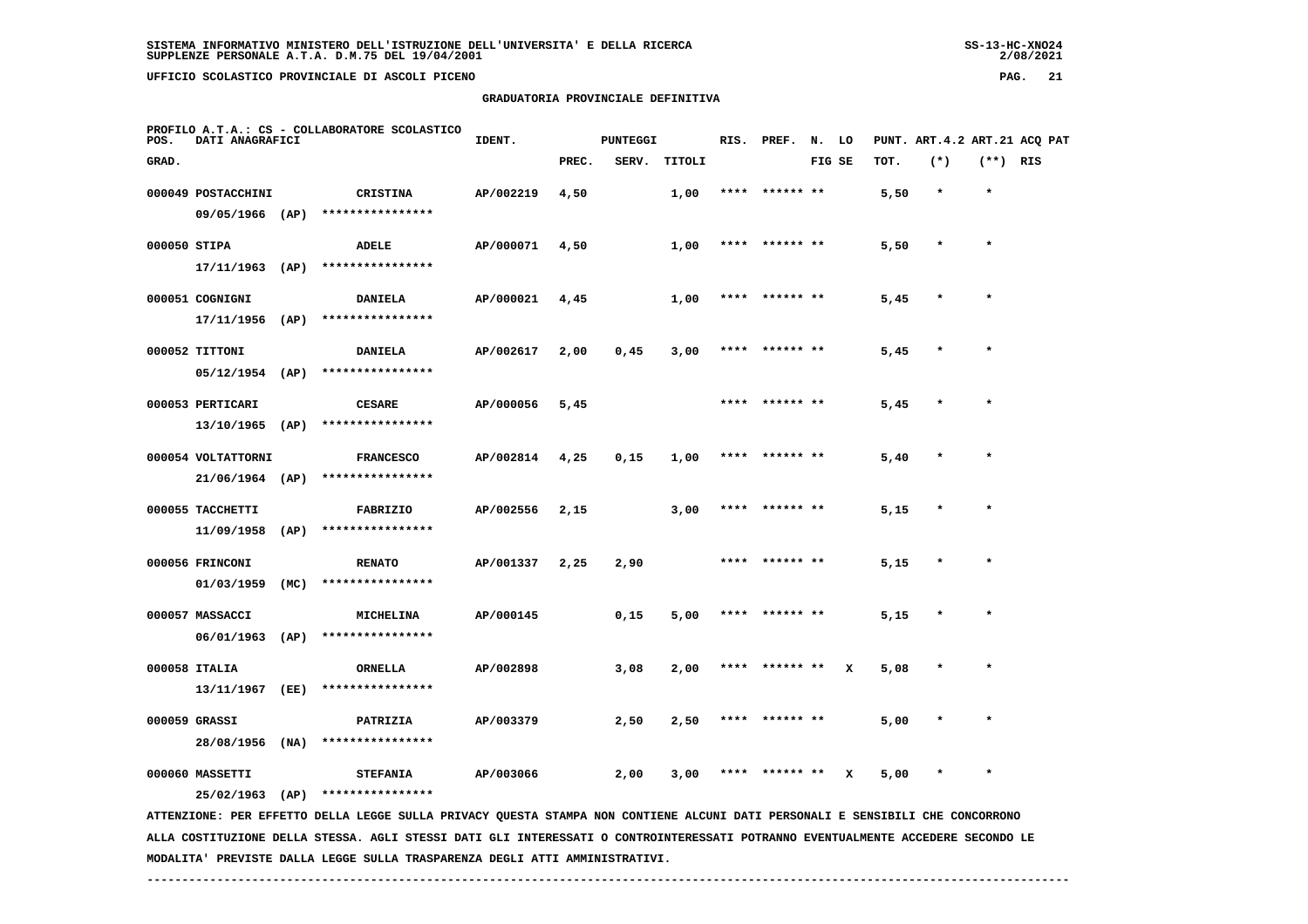GRADUATORIA PROVINCIALE DEFINITIVA

PROFILO A.T.A.: CS - COLLABORATORE SCOLASTICO

| POS. GRAD. | DATI ANAGRAFICI | | IDENT. | PUNTEGGI PREC. | SERV. | TITOLI | RIS. | PREF. | N. FIG | LO SE | PUNT. TOT. | ART.4.2 (*) | ART.21 (**) | ACQ PAT RIS |
|---|---|---|---|---|---|---|---|---|---|---|---|---|---|---|
| 000049 | POSTACCHINI 09/05/1966 (AP) | CRISTINA **************** | AP/002219 | 4,50 | | 1,00 | **** | ****** | ** | | 5,50 | * | * | |
| 000050 | STIPA 17/11/1963 (AP) | ADELE **************** | AP/000071 | 4,50 | | 1,00 | **** | ****** | ** | | 5,50 | * | * | |
| 000051 | COGNIGNI 17/11/1956 (AP) | DANIELA **************** | AP/000021 | 4,45 | | 1,00 | **** | ****** | ** | | 5,45 | * | * | |
| 000052 | TITTONI 05/12/1954 (AP) | DANIELA **************** | AP/002617 | 2,00 | 0,45 | 3,00 | **** | ****** | ** | | 5,45 | * | * | |
| 000053 | PERTICARI 13/10/1965 (AP) | CESARE **************** | AP/000056 | 5,45 | | | **** | ****** | ** | | 5,45 | * | * | |
| 000054 | VOLTATTORNI 21/06/1964 (AP) | FRANCESCO **************** | AP/002814 | 4,25 | 0,15 | 1,00 | **** | ****** | ** | | 5,40 | * | * | |
| 000055 | TACCHETTI 11/09/1958 (AP) | FABRIZIO **************** | AP/002556 | 2,15 | | 3,00 | **** | ****** | ** | | 5,15 | * | * | |
| 000056 | FRINCONI 01/03/1959 (MC) | RENATO **************** | AP/001337 | 2,25 | 2,90 | | **** | ****** | ** | | 5,15 | * | * | |
| 000057 | MASSACCI 06/01/1963 (AP) | MICHELINA **************** | AP/000145 | | 0,15 | 5,00 | **** | ****** | ** | | 5,15 | * | * | |
| 000058 | ITALIA 13/11/1967 (EE) | ORNELLA **************** | AP/002898 | | 3,08 | 2,00 | **** | ****** | ** | X | 5,08 | * | * | |
| 000059 | GRASSI 28/08/1956 (NA) | PATRIZIA **************** | AP/003379 | | 2,50 | 2,50 | **** | ****** | ** | | 5,00 | * | * | |
| 000060 | MASSETTI 25/02/1963 (AP) | STEFANIA **************** | AP/003066 | | 2,00 | 3,00 | **** | ****** | ** | X | 5,00 | * | * | |

ATTENZIONE: PER EFFETTO DELLA LEGGE SULLA PRIVACY QUESTA STAMPA NON CONTIENE ALCUNI DATI PERSONALI E SENSIBILI CHE CONCORRONO ALLA COSTITUZIONE DELLA STESSA. AGLI STESSI DATI GLI INTERESSATI O CONTROINTERESSATI POTRANNO EVENTUALMENTE ACCEDERE SECONDO LE MODALITA' PREVISTE DALLA LEGGE SULLA TRASPARENZA DEGLI ATTI AMMINISTRATIVI.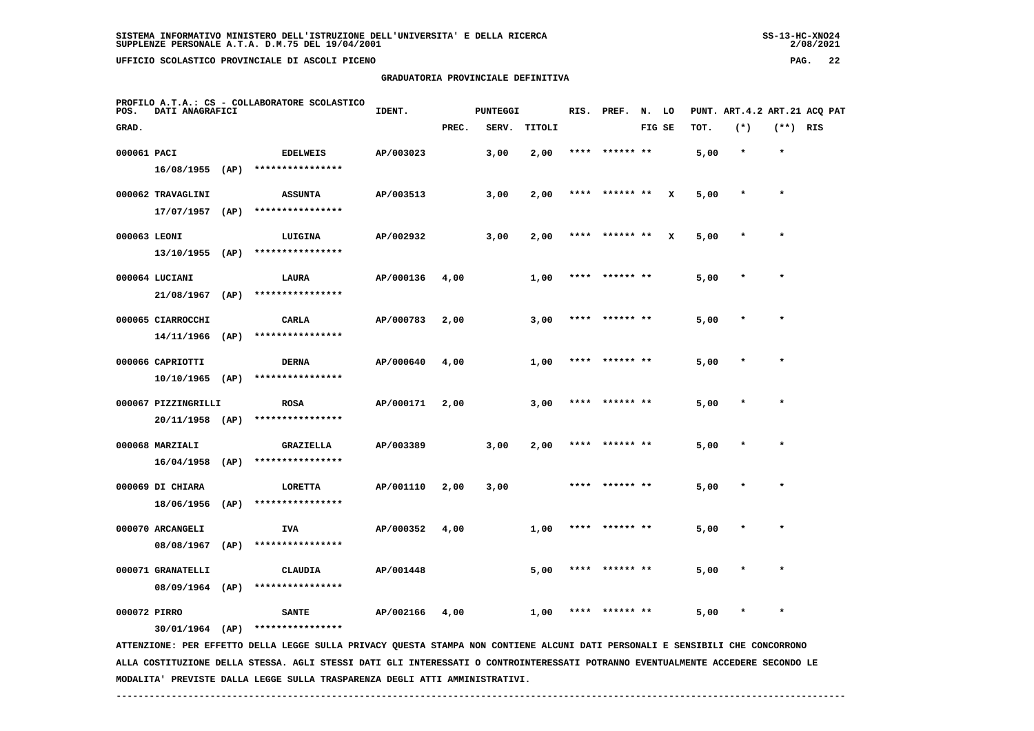**SISTEMA INFORMATIVO MINISTERO DELL'ISTRUZIONE DELL'UNIVERSITA' E DELLA RICERCA**
**SUPPLENZE PERSONALE A.T.A. D.M.75 DEL 19/04/2001**

**UFFICIO SCOLASTICO PROVINCIALE DI ASCOLI PICENO**

**GRADUATORIA PROVINCIALE DEFINITIVA**

**PROFILO A.T.A.: CS - COLLABORATORE SCOLASTICO**

| POS. GRAD. | DATI ANAGRAFICI | | IDENT. | PUNTEGGI PREC. | SERV. | TITOLI | RIS. | PREF. | N. FIG | LO SE | PUNT. TOT. | ART.4.2 (*) | ART.21 (**) | ACQ RIS | PAT |
|---|---|---|---|---|---|---|---|---|---|---|---|---|---|---|---|
| 000061 | PACI<br>16/08/1955 (AP) | EDELWEIS<br>**************** | AP/003023 | | 3,00 | 2,00 | **** | ****** | ** | | 5,00 | * | * | | |
| 000062 | TRAVAGLINI<br>17/07/1957 (AP) | ASSUNTA<br>**************** | AP/003513 | | 3,00 | 2,00 | **** | ****** | ** | X | 5,00 | * | * | | |
| 000063 | LEONI<br>13/10/1955 (AP) | LUIGINA<br>**************** | AP/002932 | | 3,00 | 2,00 | **** | ****** | ** | X | 5,00 | * | * | | |
| 000064 | LUCIANI<br>21/08/1967 (AP) | LAURA<br>**************** | AP/000136 | 4,00 | | 1,00 | **** | ****** | ** | | 5,00 | * | * | | |
| 000065 | CIARROCCHI<br>14/11/1966 (AP) | CARLA<br>**************** | AP/000783 | 2,00 | | 3,00 | **** | ****** | ** | | 5,00 | * | * | | |
| 000066 | CAPRIOTTI<br>10/10/1965 (AP) | DERNA<br>**************** | AP/000640 | 4,00 | | 1,00 | **** | ****** | ** | | 5,00 | * | * | | |
| 000067 | PIZZINGRILLI<br>20/11/1958 (AP) | ROSA<br>**************** | AP/000171 | 2,00 | | 3,00 | **** | ****** | ** | | 5,00 | * | * | | |
| 000068 | MARZIALI<br>16/04/1958 (AP) | GRAZIELLA<br>**************** | AP/003389 | | 3,00 | 2,00 | **** | ****** | ** | | 5,00 | * | * | | |
| 000069 | DI CHIARA<br>18/06/1956 (AP) | LORETTA<br>**************** | AP/001110 | 2,00 | 3,00 | | **** | ****** | ** | | 5,00 | * | * | | |
| 000070 | ARCANGELI<br>08/08/1967 (AP) | IVA<br>**************** | AP/000352 | 4,00 | | 1,00 | **** | ****** | ** | | 5,00 | * | * | | |
| 000071 | GRANATELLI<br>08/09/1964 (AP) | CLAUDIA<br>**************** | AP/001448 | | | 5,00 | **** | ****** | ** | | 5,00 | * | * | | |
| 000072 | PIRRO<br>30/01/1964 (AP) | SANTE<br>**************** | AP/002166 | 4,00 | | 1,00 | **** | ****** | ** | | 5,00 | * | * | | |

ATTENZIONE: PER EFFETTO DELLA LEGGE SULLA PRIVACY QUESTA STAMPA NON CONTIENE ALCUNI DATI PERSONALI E SENSIBILI CHE CONCORRONO ALLA COSTITUZIONE DELLA STESSA. AGLI STESSI DATI GLI INTERESSATI O CONTROINTERESSATI POTRANNO EVENTUALMENTE ACCEDERE SECONDO LE MODALITA' PREVISTE DALLA LEGGE SULLA TRASPARENZA DEGLI ATTI AMMINISTRATIVI.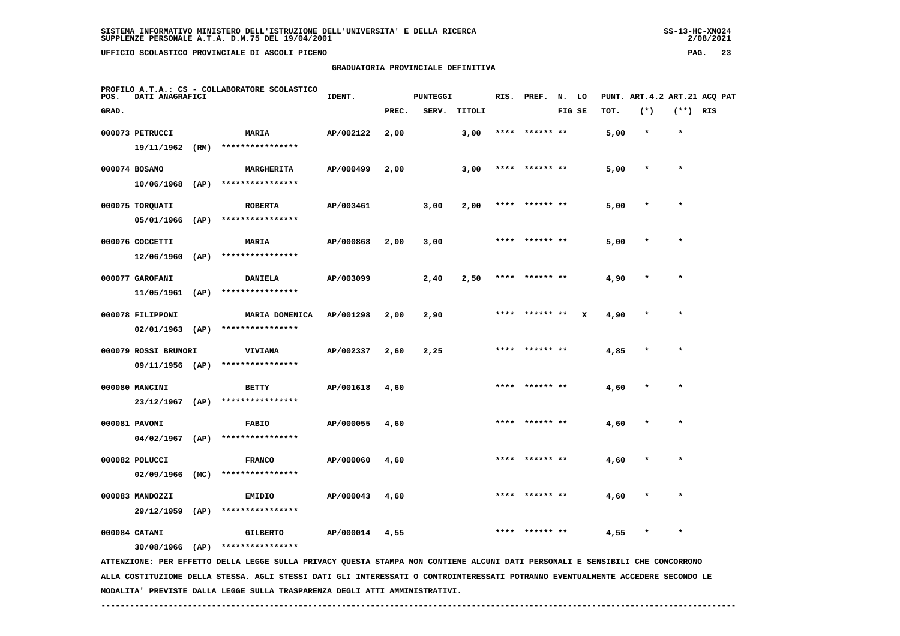**SISTEMA INFORMATIVO MINISTERO DELL'ISTRUZIONE DELL'UNIVERSITA' E DELLA RICERCA**
**SUPPLENZE PERSONALE A.T.A. D.M.75 DEL 19/04/2001**

**UFFICIO SCOLASTICO PROVINCIALE DI ASCOLI PICENO**

**GRADUATORIA PROVINCIALE DEFINITIVA**

PROFILO A.T.A.: CS - COLLABORATORE SCOLASTICO

| POS. GRAD. | DATI ANAGRAFICI | | IDENT. | PUNTEGGI PREC. | SERV. | TITOLI | RIS. | PREF. | N. FIG | LO SE | PUNT. TOT. | ART.4.2 (*) | ART.21 (**) | ACQ PAT RIS |
|---|---|---|---|---|---|---|---|---|---|---|---|---|---|---|
| 000073 | PETRUCCI 19/11/1962 (RM) | MARIA **************** | AP/002122 | 2,00 | | 3,00 | **** | ****** ** | | | 5,00 | * | * | |
| 000074 | BOSANO 10/06/1968 (AP) | MARGHERITA **************** | AP/000499 | 2,00 | | 3,00 | **** | ****** ** | | | 5,00 | * | * | |
| 000075 | TORQUATI 05/01/1966 (AP) | ROBERTA **************** | AP/003461 | | 3,00 | 2,00 | **** | ****** ** | | | 5,00 | * | * | |
| 000076 | COCCETTI 12/06/1960 (AP) | MARIA **************** | AP/000868 | 2,00 | 3,00 | | **** | ****** ** | | | 5,00 | * | * | |
| 000077 | GAROFANI 11/05/1961 (AP) | DANIELA **************** | AP/003099 | | 2,40 | 2,50 | **** | ****** ** | | | 4,90 | * | * | |
| 000078 | FILIPPONI 02/01/1963 (AP) | MARIA DOMENICA **************** | AP/001298 | 2,00 | 2,90 | | **** | ****** ** | | X | 4,90 | * | * | |
| 000079 | ROSSI BRUNORI 09/11/1956 (AP) | VIVIANA **************** | AP/002337 | 2,60 | 2,25 | | **** | ****** ** | | | 4,85 | * | * | |
| 000080 | MANCINI 23/12/1967 (AP) | BETTY **************** | AP/001618 | 4,60 | | | **** | ****** ** | | | 4,60 | * | * | |
| 000081 | PAVONI 04/02/1967 (AP) | FABIO **************** | AP/000055 | 4,60 | | | **** | ****** ** | | | 4,60 | * | * | |
| 000082 | POLUCCI 02/09/1966 (MC) | FRANCO **************** | AP/000060 | 4,60 | | | **** | ****** ** | | | 4,60 | * | * | |
| 000083 | MANDOZZI 29/12/1959 (AP) | EMIDIO **************** | AP/000043 | 4,60 | | | **** | ****** ** | | | 4,60 | * | * | |
| 000084 | CATANI 30/08/1966 (AP) | GILBERTO **************** | AP/000014 | 4,55 | | | **** | ****** ** | | | 4,55 | * | * | |

ATTENZIONE: PER EFFETTO DELLA LEGGE SULLA PRIVACY QUESTA STAMPA NON CONTIENE ALCUNI DATI PERSONALI E SENSIBILI CHE CONCORRONO ALLA COSTITUZIONE DELLA STESSA. AGLI STESSI DATI GLI INTERESSATI O CONTROINTERESSATI POTRANNO EVENTUALMENTE ACCEDERE SECONDO LE MODALITA' PREVISTE DALLA LEGGE SULLA TRASPARENZA DEGLI ATTI AMMINISTRATIVI.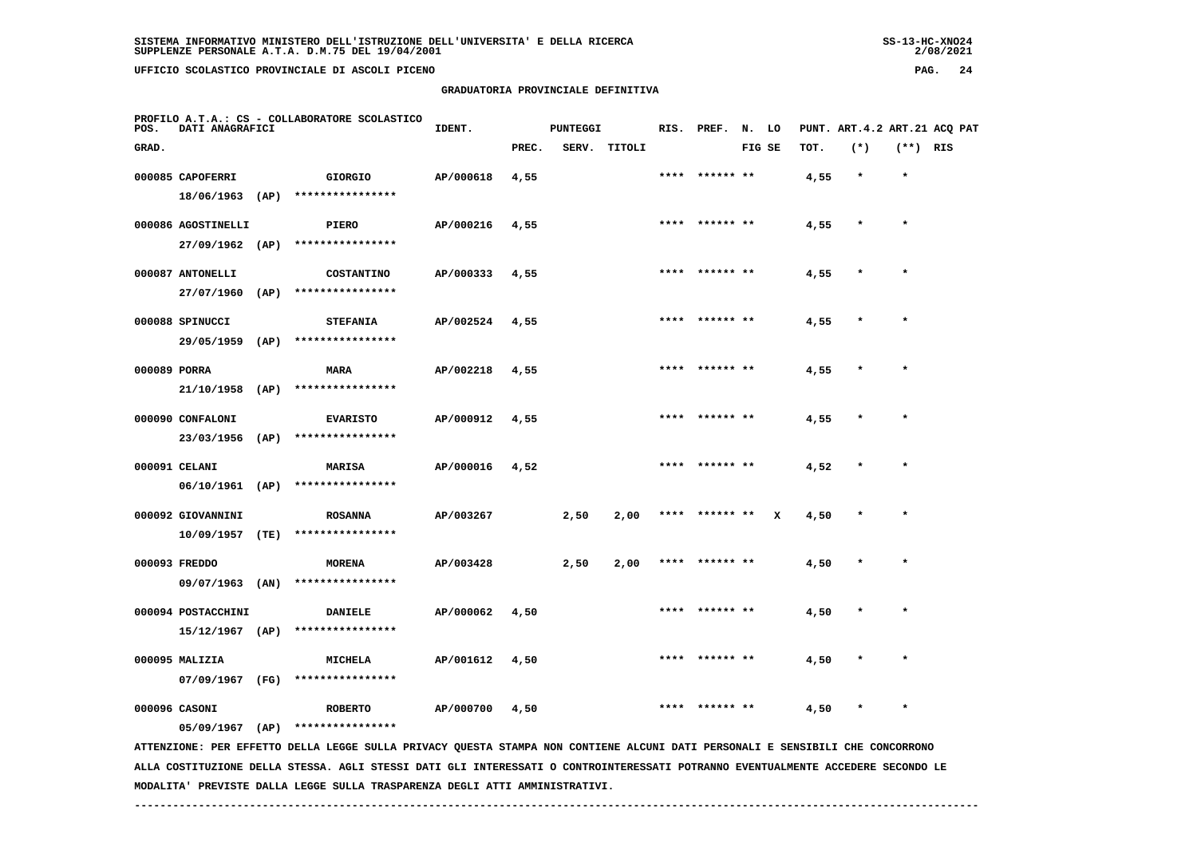**GRADUATORIA PROVINCIALE DEFINITIVA**

PROFILO A.T.A.: CS - COLLABORATORE SCOLASTICO

| POS. GRAD. | DATI ANAGRAFICI | | IDENT. | PUNTEGGI PREC. | SERV. | TITOLI | RIS. | PREF. | N. FIG | LO SE | PUNT. TOT. | ART.4.2 (*) | ART.21 (**) | ACQ | PAT RIS |
|---|---|---|---|---|---|---|---|---|---|---|---|---|---|---|---|
| 000085 | CAPOFERRI 18/06/1963 (AP) | GIORGIO **************** | AP/000618 | 4,55 | | | **** | ****** | ** | | 4,55 | * | * | | |
| 000086 | AGOSTINELLI 27/09/1962 (AP) | PIERO **************** | AP/000216 | 4,55 | | | **** | ****** | ** | | 4,55 | * | * | | |
| 000087 | ANTONELLI 27/07/1960 (AP) | COSTANTINO **************** | AP/000333 | 4,55 | | | **** | ****** | ** | | 4,55 | * | * | | |
| 000088 | SPINUCCI 29/05/1959 (AP) | STEFANIA **************** | AP/002524 | 4,55 | | | **** | ****** | ** | | 4,55 | * | * | | |
| 000089 | PORRA 21/10/1958 (AP) | MARA **************** | AP/002218 | 4,55 | | | **** | ****** | ** | | 4,55 | * | * | | |
| 000090 | CONFALONI 23/03/1956 (AP) | EVARISTO **************** | AP/000912 | 4,55 | | | **** | ****** | ** | | 4,55 | * | * | | |
| 000091 | CELANI 06/10/1961 (AP) | MARISA **************** | AP/000016 | 4,52 | | | **** | ****** | ** | | 4,52 | * | * | | |
| 000092 | GIOVANNINI 10/09/1957 (TE) | ROSANNA **************** | AP/003267 | | 2,50 | 2,00 | **** | ****** | ** | X | 4,50 | * | * | | |
| 000093 | FREDDO 09/07/1963 (AN) | MORENA **************** | AP/003428 | | 2,50 | 2,00 | **** | ****** | ** | | 4,50 | * | * | | |
| 000094 | POSTACCHINI 15/12/1967 (AP) | DANIELE **************** | AP/000062 | 4,50 | | | **** | ****** | ** | | 4,50 | * | * | | |
| 000095 | MALIZIA 07/09/1967 (FG) | MICHELA **************** | AP/001612 | 4,50 | | | **** | ****** | ** | | 4,50 | * | * | | |
| 000096 | CASONI 05/09/1967 (AP) | ROBERTO **************** | AP/000700 | 4,50 | | | **** | ****** | ** | | 4,50 | * | * | | |

ATTENZIONE: PER EFFETTO DELLA LEGGE SULLA PRIVACY QUESTA STAMPA NON CONTIENE ALCUNI DATI PERSONALI E SENSIBILI CHE CONCORRONO ALLA COSTITUZIONE DELLA STESSA. AGLI STESSI DATI GLI INTERESSATI O CONTROINTERESSATI POTRANNO EVENTUALMENTE ACCEDERE SECONDO LE MODALITA' PREVISTE DALLA LEGGE SULLA TRASPARENZA DEGLI ATTI AMMINISTRATIVI.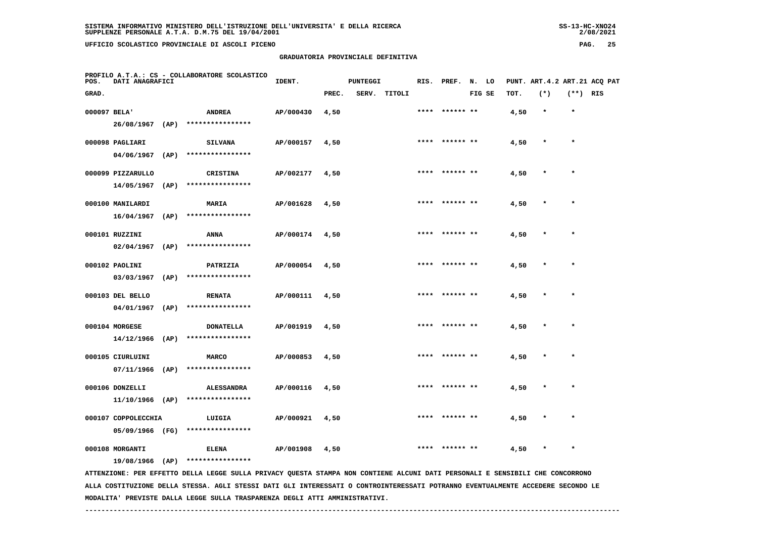## GRADUATORIA PROVINCIALE DEFINITIVA

PROFILO A.T.A.: CS - COLLABORATORE SCOLASTICO

| POS. GRAD. | DATI ANAGRAFICI | | IDENT. | PUNTEGGI PREC. | SERV. | TITOLI | RIS. | PREF. | N. FIG | LO SE | PUNT. TOT. | ART.4.2 (*) | ART.21 (**) | ACQ RIS | PAT |
|---|---|---|---|---|---|---|---|---|---|---|---|---|---|---|---|
| 000097 | BELA' 26/08/1967 (AP) | ANDREA **************** | AP/000430 | 4,50 | | | **** | ****** | ** | | 4,50 | * | * | | |
| 000098 | PAGLIARI 04/06/1967 (AP) | SILVANA **************** | AP/000157 | 4,50 | | | **** | ****** | ** | | 4,50 | * | * | | |
| 000099 | PIZZARULLO 14/05/1967 (AP) | CRISTINA **************** | AP/002177 | 4,50 | | | **** | ****** | ** | | 4,50 | * | * | | |
| 000100 | MANILARDI 16/04/1967 (AP) | MARIA **************** | AP/001628 | 4,50 | | | **** | ****** | ** | | 4,50 | * | * | | |
| 000101 | RUZZINI 02/04/1967 (AP) | ANNA **************** | AP/000174 | 4,50 | | | **** | ****** | ** | | 4,50 | * | * | | |
| 000102 | PAOLINI 03/03/1967 (AP) | PATRIZIA **************** | AP/000054 | 4,50 | | | **** | ****** | ** | | 4,50 | * | * | | |
| 000103 | DEL BELLO 04/01/1967 (AP) | RENATA **************** | AP/000111 | 4,50 | | | **** | ****** | ** | | 4,50 | * | * | | |
| 000104 | MORGESE 14/12/1966 (AP) | DONATELLA **************** | AP/001919 | 4,50 | | | **** | ****** | ** | | 4,50 | * | * | | |
| 000105 | CIURLUINI 07/11/1966 (AP) | MARCO **************** | AP/000853 | 4,50 | | | **** | ****** | ** | | 4,50 | * | * | | |
| 000106 | DONZELLI 11/10/1966 (AP) | ALESSANDRA **************** | AP/000116 | 4,50 | | | **** | ****** | ** | | 4,50 | * | * | | |
| 000107 | COPPOLECCHIA 05/09/1966 (FG) | LUIGIA **************** | AP/000921 | 4,50 | | | **** | ****** | ** | | 4,50 | * | * | | |
| 000108 | MORGANTI 19/08/1966 (AP) | ELENA **************** | AP/001908 | 4,50 | | | **** | ****** | ** | | 4,50 | * | * | | |

ATTENZIONE: PER EFFETTO DELLA LEGGE SULLA PRIVACY QUESTA STAMPA NON CONTIENE ALCUNI DATI PERSONALI E SENSIBILI CHE CONCORRONO ALLA COSTITUZIONE DELLA STESSA. AGLI STESSI DATI GLI INTERESSATI O CONTROINTERESSATI POTRANNO EVENTUALMENTE ACCEDERE SECONDO LE MODALITA' PREVISTE DALLA LEGGE SULLA TRASPARENZA DEGLI ATTI AMMINISTRATIVI.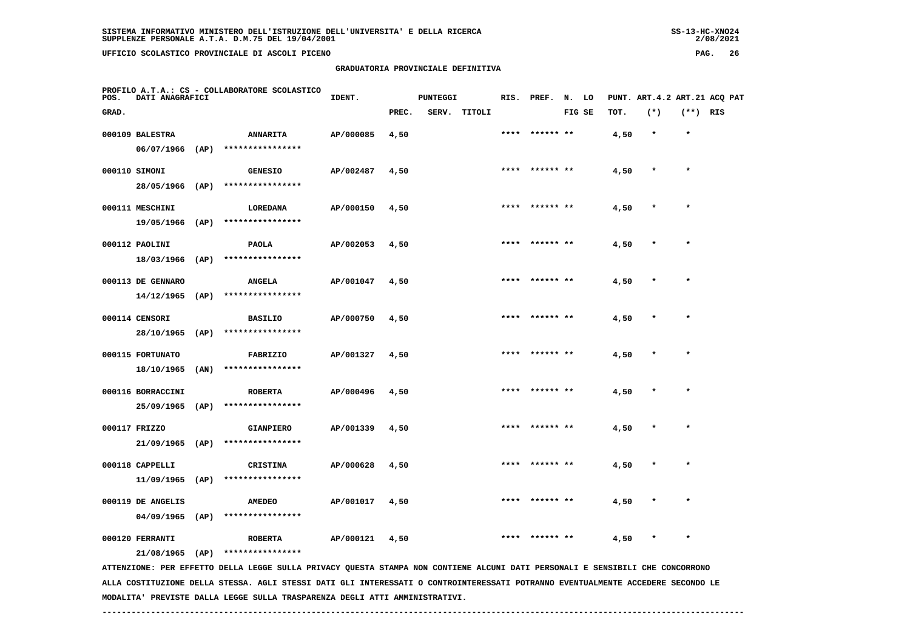SISTEMA INFORMATIVO MINISTERO DELL'ISTRUZIONE DELL'UNIVERSITA' E DELLA RICERCA
SUPPLENZE PERSONALE A.T.A. D.M.75 DEL 19/04/2001

UFFICIO SCOLASTICO PROVINCIALE DI ASCOLI PICENO

GRADUATORIA PROVINCIALE DEFINITIVA

PROFILO A.T.A.: CS - COLLABORATORE SCOLASTICO

| POS. GRAD. | DATI ANAGRAFICI | | IDENT. | PUNTEGGI PREC. | SERV. | TITOLI | RIS. | PREF. | N. LO FIG SE | PUNT. ART.4.2 TOT. | (*) | ART.21 ACQ PAT (**) RIS |
|---|---|---|---|---|---|---|---|---|---|---|---|---|
| 000109 | BALESTRA 06/07/1966 (AP) | ANNARITA **************** | AP/000085 | 4,50 | | | **** | ****** ** | | 4,50 | * | * |
| 000110 | SIMONI 28/05/1966 (AP) | GENESIO **************** | AP/002487 | 4,50 | | | **** | ****** ** | | 4,50 | * | * |
| 000111 | MESCHINI 19/05/1966 (AP) | LOREDANA **************** | AP/000150 | 4,50 | | | **** | ****** ** | | 4,50 | * | * |
| 000112 | PAOLINI 18/03/1966 (AP) | PAOLA **************** | AP/002053 | 4,50 | | | **** | ****** ** | | 4,50 | * | * |
| 000113 | DE GENNARO 14/12/1965 (AP) | ANGELA **************** | AP/001047 | 4,50 | | | **** | ****** ** | | 4,50 | * | * |
| 000114 | CENSORI 28/10/1965 (AP) | BASILIO **************** | AP/000750 | 4,50 | | | **** | ****** ** | | 4,50 | * | * |
| 000115 | FORTUNATO 18/10/1965 (AN) | FABRIZIO **************** | AP/001327 | 4,50 | | | **** | ****** ** | | 4,50 | * | * |
| 000116 | BORRACCINI 25/09/1965 (AP) | ROBERTA **************** | AP/000496 | 4,50 | | | **** | ****** ** | | 4,50 | * | * |
| 000117 | FRIZZO 21/09/1965 (AP) | GIANPIERO **************** | AP/001339 | 4,50 | | | **** | ****** ** | | 4,50 | * | * |
| 000118 | CAPPELLI 11/09/1965 (AP) | CRISTINA **************** | AP/000628 | 4,50 | | | **** | ****** ** | | 4,50 | * | * |
| 000119 | DE ANGELIS 04/09/1965 (AP) | AMEDEO **************** | AP/001017 | 4,50 | | | **** | ****** ** | | 4,50 | * | * |
| 000120 | FERRANTI 21/08/1965 (AP) | ROBERTA **************** | AP/000121 | 4,50 | | | **** | ****** ** | | 4,50 | * | * |

ATTENZIONE: PER EFFETTO DELLA LEGGE SULLA PRIVACY QUESTA STAMPA NON CONTIENE ALCUNI DATI PERSONALI E SENSIBILI CHE CONCORRONO ALLA COSTITUZIONE DELLA STESSA. AGLI STESSI DATI GLI INTERESSATI O CONTROINTERESSATI POTRANNO EVENTUALMENTE ACCEDERE SECONDO LE MODALITA' PREVISTE DALLA LEGGE SULLA TRASPARENZA DEGLI ATTI AMMINISTRATIVI.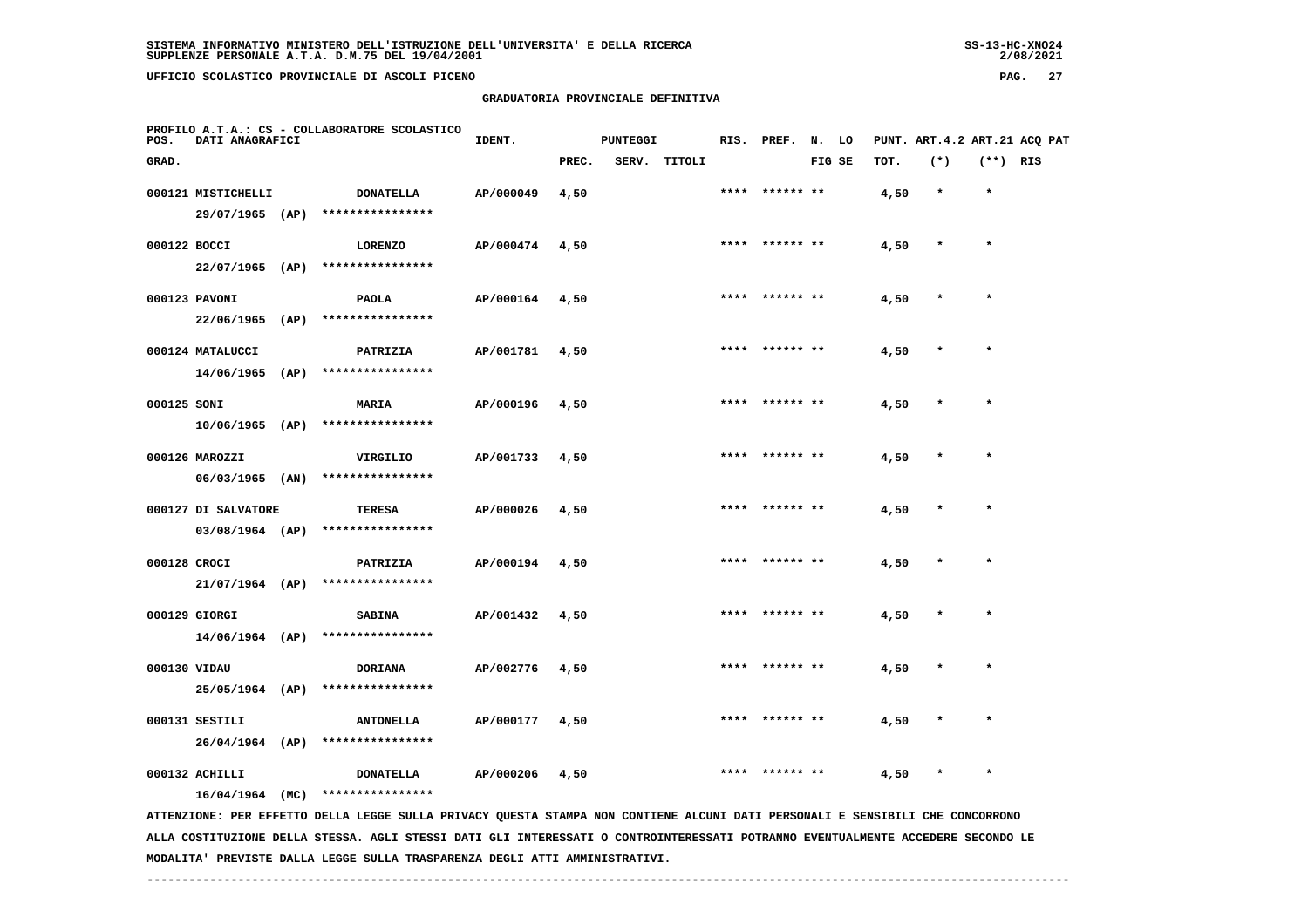SISTEMA INFORMATIVO MINISTERO DELL'ISTRUZIONE DELL'UNIVERSITA' E DELLA RICERCA
SUPPLENZE PERSONALE A.T.A. D.M.75 DEL 19/04/2001

UFFICIO SCOLASTICO PROVINCIALE DI ASCOLI PICENO

GRADUATORIA PROVINCIALE DEFINITIVA

PROFILO A.T.A.: CS - COLLABORATORE SCOLASTICO

| POS. GRAD. | DATI ANAGRAFICI | | IDENT. | PUNTEGGI PREC. | SERV. | TITOLI | RIS. | PREF. | N. LO FIG SE | PUNT. ART.4.2 TOT. | ART.21 (*) | ACQ PAT (**) RIS |
|---|---|---|---|---|---|---|---|---|---|---|---|---|
| 000121 | MISTICHELLI<br>29/07/1965 (AP) | DONATELLA<br>**************** | AP/000049 | 4,50 | | | **** | ****** ** | | 4,50 | * | * |
| 000122 | BOCCI<br>22/07/1965 (AP) | LORENZO<br>**************** | AP/000474 | 4,50 | | | **** | ****** ** | | 4,50 | * | * |
| 000123 | PAVONI<br>22/06/1965 (AP) | PAOLA<br>**************** | AP/000164 | 4,50 | | | **** | ****** ** | | 4,50 | * | * |
| 000124 | MATALUCCI<br>14/06/1965 (AP) | PATRIZIA<br>**************** | AP/001781 | 4,50 | | | **** | ****** ** | | 4,50 | * | * |
| 000125 | SONI<br>10/06/1965 (AP) | MARIA<br>**************** | AP/000196 | 4,50 | | | **** | ****** ** | | 4,50 | * | * |
| 000126 | MAROZZI<br>06/03/1965 (AN) | VIRGILIO<br>**************** | AP/001733 | 4,50 | | | **** | ****** ** | | 4,50 | * | * |
| 000127 | DI SALVATORE<br>03/08/1964 (AP) | TERESA<br>**************** | AP/000026 | 4,50 | | | **** | ****** ** | | 4,50 | * | * |
| 000128 | CROCI<br>21/07/1964 (AP) | PATRIZIA<br>**************** | AP/000194 | 4,50 | | | **** | ****** ** | | 4,50 | * | * |
| 000129 | GIORGI<br>14/06/1964 (AP) | SABINA<br>**************** | AP/001432 | 4,50 | | | **** | ****** ** | | 4,50 | * | * |
| 000130 | VIDAU<br>25/05/1964 (AP) | DORIANA<br>**************** | AP/002776 | 4,50 | | | **** | ****** ** | | 4,50 | * | * |
| 000131 | SESTILI<br>26/04/1964 (AP) | ANTONELLA<br>**************** | AP/000177 | 4,50 | | | **** | ****** ** | | 4,50 | * | * |
| 000132 | ACHILLI<br>16/04/1964 (MC) | DONATELLA<br>**************** | AP/000206 | 4,50 | | | **** | ****** ** | | 4,50 | * | * |

ATTENZIONE: PER EFFETTO DELLA LEGGE SULLA PRIVACY QUESTA STAMPA NON CONTIENE ALCUNI DATI PERSONALI E SENSIBILI CHE CONCORRONO ALLA COSTITUZIONE DELLA STESSA. AGLI STESSI DATI GLI INTERESSATI O CONTROINTERESSATI POTRANNO EVENTUALMENTE ACCEDERE SECONDO LE MODALITA' PREVISTE DALLA LEGGE SULLA TRASPARENZA DEGLI ATTI AMMINISTRATIVI.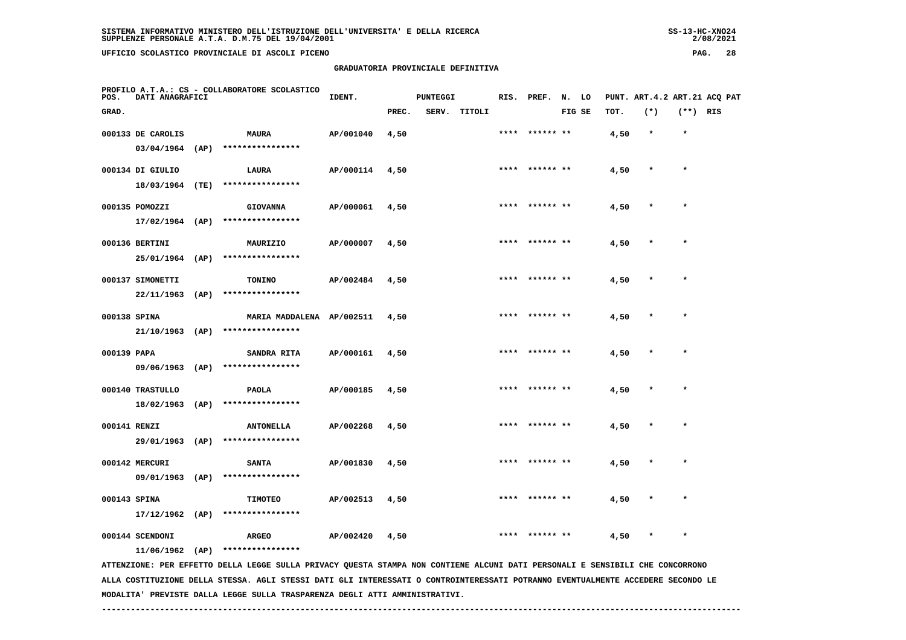SISTEMA INFORMATIVO MINISTERO DELL'ISTRUZIONE DELL'UNIVERSITA' E DELLA RICERCA
SUPPLENZE PERSONALE A.T.A. D.M.75 DEL 19/04/2001

UFFICIO SCOLASTICO PROVINCIALE DI ASCOLI PICENO

GRADUATORIA PROVINCIALE DEFINITIVA

PROFILO A.T.A.: CS - COLLABORATORE SCOLASTICO

| POS. GRAD. | DATI ANAGRAFICI | | IDENT. | PUNTEGGI PREC. | SERV. | TITOLI | RIS. | PREF. | N. FIG | LO SE | PUNT. TOT. | ART.4.2 (*) | ART.21 (**) | ACQ PAT RIS |
|---|---|---|---|---|---|---|---|---|---|---|---|---|---|---|
| 000133 | DE CAROLIS 03/04/1964 (AP) | MAURA **************** | AP/001040 | 4,50 | | | **** | ****** | ** | | 4,50 | * | * | |
| 000134 | DI GIULIO 18/03/1964 (TE) | LAURA **************** | AP/000114 | 4,50 | | | **** | ****** | ** | | 4,50 | * | * | |
| 000135 | POMOZZI 17/02/1964 (AP) | GIOVANNA **************** | AP/000061 | 4,50 | | | **** | ****** | ** | | 4,50 | * | * | |
| 000136 | BERTINI 25/01/1964 (AP) | MAURIZIO **************** | AP/000007 | 4,50 | | | **** | ****** | ** | | 4,50 | * | * | |
| 000137 | SIMONETTI 22/11/1963 (AP) | TONINO **************** | AP/002484 | 4,50 | | | **** | ****** | ** | | 4,50 | * | * | |
| 000138 | SPINA 21/10/1963 (AP) | MARIA MADDALENA **************** | AP/002511 | 4,50 | | | **** | ****** | ** | | 4,50 | * | * | |
| 000139 | PAPA 09/06/1963 (AP) | SANDRA RITA **************** | AP/000161 | 4,50 | | | **** | ****** | ** | | 4,50 | * | * | |
| 000140 | TRASTULLO 18/02/1963 (AP) | PAOLA **************** | AP/000185 | 4,50 | | | **** | ****** | ** | | 4,50 | * | * | |
| 000141 | RENZI 29/01/1963 (AP) | ANTONELLA **************** | AP/002268 | 4,50 | | | **** | ****** | ** | | 4,50 | * | * | |
| 000142 | MERCURI 09/01/1963 (AP) | SANTA **************** | AP/001830 | 4,50 | | | **** | ****** | ** | | 4,50 | * | * | |
| 000143 | SPINA 17/12/1962 (AP) | TIMOTEO **************** | AP/002513 | 4,50 | | | **** | ****** | ** | | 4,50 | * | * | |
| 000144 | SCENDONI 11/06/1962 (AP) | ARGEO **************** | AP/002420 | 4,50 | | | **** | ****** | ** | | 4,50 | * | * | |

ATTENZIONE: PER EFFETTO DELLA LEGGE SULLA PRIVACY QUESTA STAMPA NON CONTIENE ALCUNI DATI PERSONALI E SENSIBILI CHE CONCORRONO ALLA COSTITUZIONE DELLA STESSA. AGLI STESSI DATI GLI INTERESSATI O CONTROINTERESSATI POTRANNO EVENTUALMENTE ACCEDERE SECONDO LE MODALITA' PREVISTE DALLA LEGGE SULLA TRASPARENZA DEGLI ATTI AMMINISTRATIVI.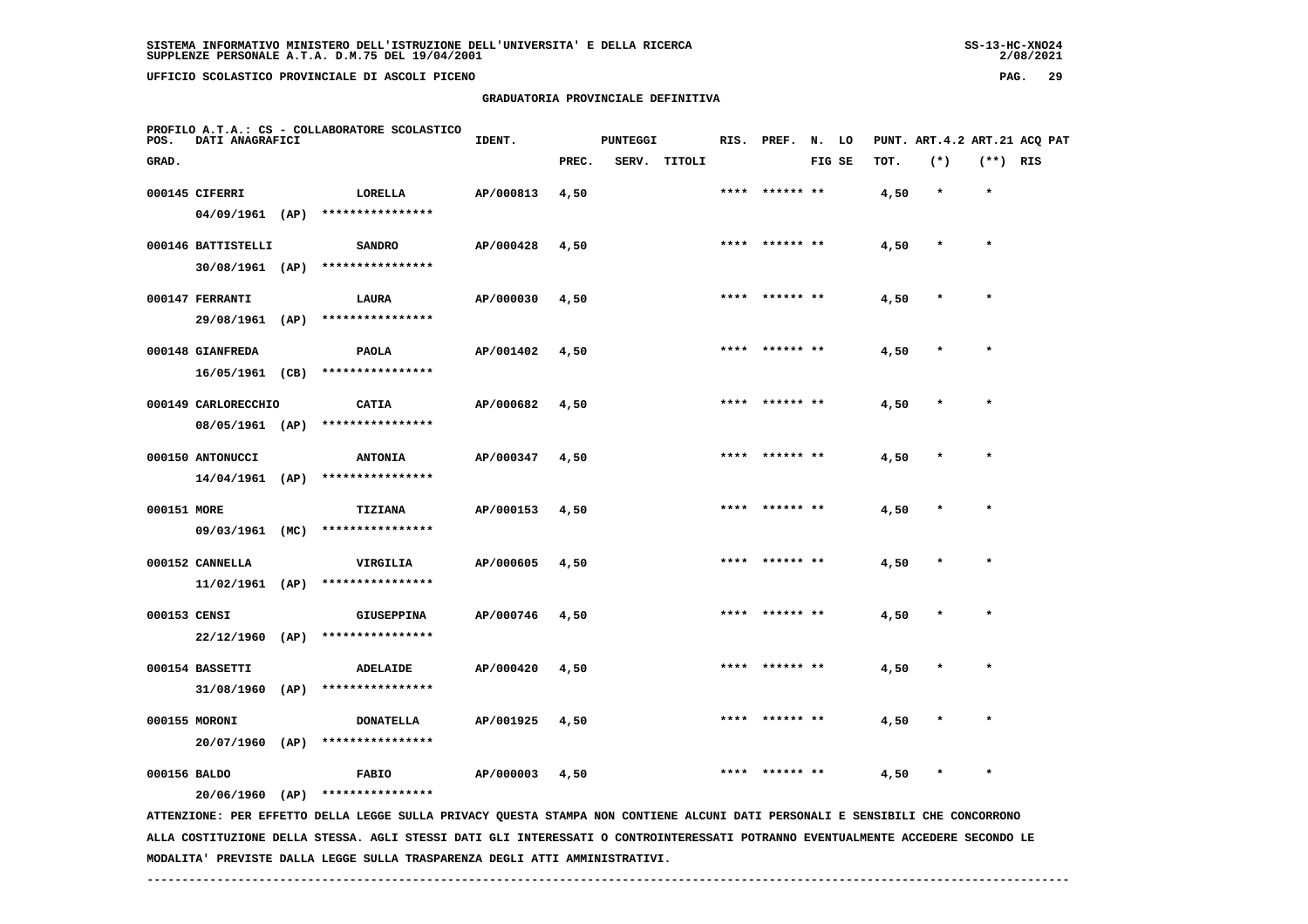## GRADUATORIA PROVINCIALE DEFINITIVA

PROFILO A.T.A.: CS - COLLABORATORE SCOLASTICO

| POS. GRAD. | DATI ANAGRAFICI | | IDENT. | PUNTEGGI PREC. | SERV. | TITOLI | RIS. | PREF. | N. FIG | LO SE | PUNT. ART.4.2 TOT. | (*) | ART.21 ACQ PAT (**) | RIS |
|---|---|---|---|---|---|---|---|---|---|---|---|---|---|---|
| 000145 | CIFERRI 04/09/1961 (AP) | LORELLA **************** | AP/000813 | 4,50 | | | **** | ****** | ** | | 4,50 | * | * | |
| 000146 | BATTISTELLI 30/08/1961 (AP) | SANDRO **************** | AP/000428 | 4,50 | | | **** | ****** | ** | | 4,50 | * | * | |
| 000147 | FERRANTI 29/08/1961 (AP) | LAURA **************** | AP/000030 | 4,50 | | | **** | ****** | ** | | 4,50 | * | * | |
| 000148 | GIANFREDA 16/05/1961 (CB) | PAOLA **************** | AP/001402 | 4,50 | | | **** | ****** | ** | | 4,50 | * | * | |
| 000149 | CARLORECCHIO 08/05/1961 (AP) | CATIA **************** | AP/000682 | 4,50 | | | **** | ****** | ** | | 4,50 | * | * | |
| 000150 | ANTONUCCI 14/04/1961 (AP) | ANTONIA **************** | AP/000347 | 4,50 | | | **** | ****** | ** | | 4,50 | * | * | |
| 000151 | MORE 09/03/1961 (MC) | TIZIANA **************** | AP/000153 | 4,50 | | | **** | ****** | ** | | 4,50 | * | * | |
| 000152 | CANNELLA 11/02/1961 (AP) | VIRGILIA **************** | AP/000605 | 4,50 | | | **** | ****** | ** | | 4,50 | * | * | |
| 000153 | CENSI 22/12/1960 (AP) | GIUSEPPINA **************** | AP/000746 | 4,50 | | | **** | ****** | ** | | 4,50 | * | * | |
| 000154 | BASSETTI 31/08/1960 (AP) | ADELAIDE **************** | AP/000420 | 4,50 | | | **** | ****** | ** | | 4,50 | * | * | |
| 000155 | MORONI 20/07/1960 (AP) | DONATELLA **************** | AP/001925 | 4,50 | | | **** | ****** | ** | | 4,50 | * | * | |
| 000156 | BALDO 20/06/1960 (AP) | FABIO **************** | AP/000003 | 4,50 | | | **** | ****** | ** | | 4,50 | * | * | |

ATTENZIONE: PER EFFETTO DELLA LEGGE SULLA PRIVACY QUESTA STAMPA NON CONTIENE ALCUNI DATI PERSONALI E SENSIBILI CHE CONCORRONO ALLA COSTITUZIONE DELLA STESSA. AGLI STESSI DATI GLI INTERESSATI O CONTROINTERESSATI POTRANNO EVENTUALMENTE ACCEDERE SECONDO LE MODALITA' PREVISTE DALLA LEGGE SULLA TRASPARENZA DEGLI ATTI AMMINISTRATIVI.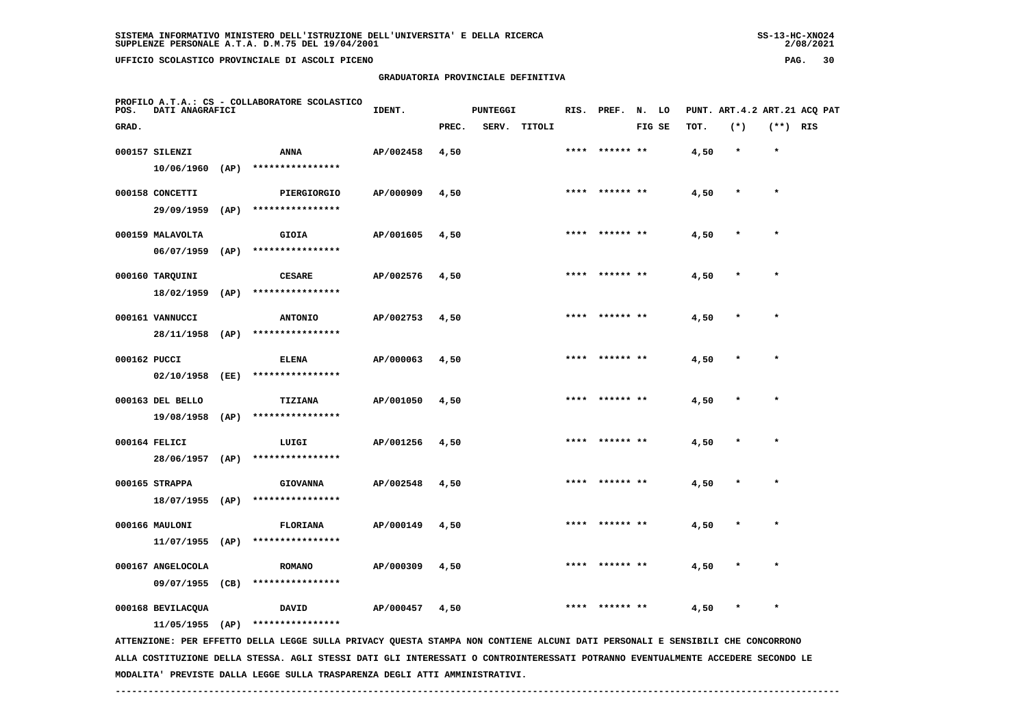SISTEMA INFORMATIVO MINISTERO DELL'ISTRUZIONE DELL'UNIVERSITA' E DELLA RICERCA
SUPPLENZE PERSONALE A.T.A. D.M.75 DEL 19/04/2001

UFFICIO SCOLASTICO PROVINCIALE DI ASCOLI PICENO

GRADUATORIA PROVINCIALE DEFINITIVA

PROFILO A.T.A.: CS - COLLABORATORE SCOLASTICO

| POS. GRAD. | DATI ANAGRAFICI | | IDENT. | PUNTEGGI PREC. | SERV. | TITOLI | RIS. | PREF. | N. FIG | LO SE | PUNT. TOT. | ART.4.2 (*) | ART.21 (**) | ACQ PAT RIS |
|---|---|---|---|---|---|---|---|---|---|---|---|---|---|---|
| 000157 | SILENZI 10/06/1960 (AP) | ANNA **************** | AP/002458 | 4,50 | | | **** | ****** | ** | | 4,50 | * | * | |
| 000158 | CONCETTI 29/09/1959 (AP) | PIERGIORGIO **************** | AP/000909 | 4,50 | | | **** | ****** | ** | | 4,50 | * | * | |
| 000159 | MALAVOLTA 06/07/1959 (AP) | GIOIA **************** | AP/001605 | 4,50 | | | **** | ****** | ** | | 4,50 | * | * | |
| 000160 | TARQUINI 18/02/1959 (AP) | CESARE **************** | AP/002576 | 4,50 | | | **** | ****** | ** | | 4,50 | * | * | |
| 000161 | VANNUCCI 28/11/1958 (AP) | ANTONIO **************** | AP/002753 | 4,50 | | | **** | ****** | ** | | 4,50 | * | * | |
| 000162 | PUCCI 02/10/1958 (EE) | ELENA **************** | AP/000063 | 4,50 | | | **** | ****** | ** | | 4,50 | * | * | |
| 000163 | DEL BELLO 19/08/1958 (AP) | TIZIANA **************** | AP/001050 | 4,50 | | | **** | ****** | ** | | 4,50 | * | * | |
| 000164 | FELICI 28/06/1957 (AP) | LUIGI **************** | AP/001256 | 4,50 | | | **** | ****** | ** | | 4,50 | * | * | |
| 000165 | STRAPPA 18/07/1955 (AP) | GIOVANNA **************** | AP/002548 | 4,50 | | | **** | ****** | ** | | 4,50 | * | * | |
| 000166 | MAULONI 11/07/1955 (AP) | FLORIANA **************** | AP/000149 | 4,50 | | | **** | ****** | ** | | 4,50 | * | * | |
| 000167 | ANGELOCOLA 09/07/1955 (CB) | ROMANO **************** | AP/000309 | 4,50 | | | **** | ****** | ** | | 4,50 | * | * | |
| 000168 | BEVILACQUA 11/05/1955 (AP) | DAVID **************** | AP/000457 | 4,50 | | | **** | ****** | ** | | 4,50 | * | * | |

ATTENZIONE: PER EFFETTO DELLA LEGGE SULLA PRIVACY QUESTA STAMPA NON CONTIENE ALCUNI DATI PERSONALI E SENSIBILI CHE CONCORRONO ALLA COSTITUZIONE DELLA STESSA. AGLI STESSI DATI GLI INTERESSATI O CONTROINTERESSATI POTRANNO EVENTUALMENTE ACCEDERE SECONDO LE MODALITA' PREVISTE DALLA LEGGE SULLA TRASPARENZA DEGLI ATTI AMMINISTRATIVI.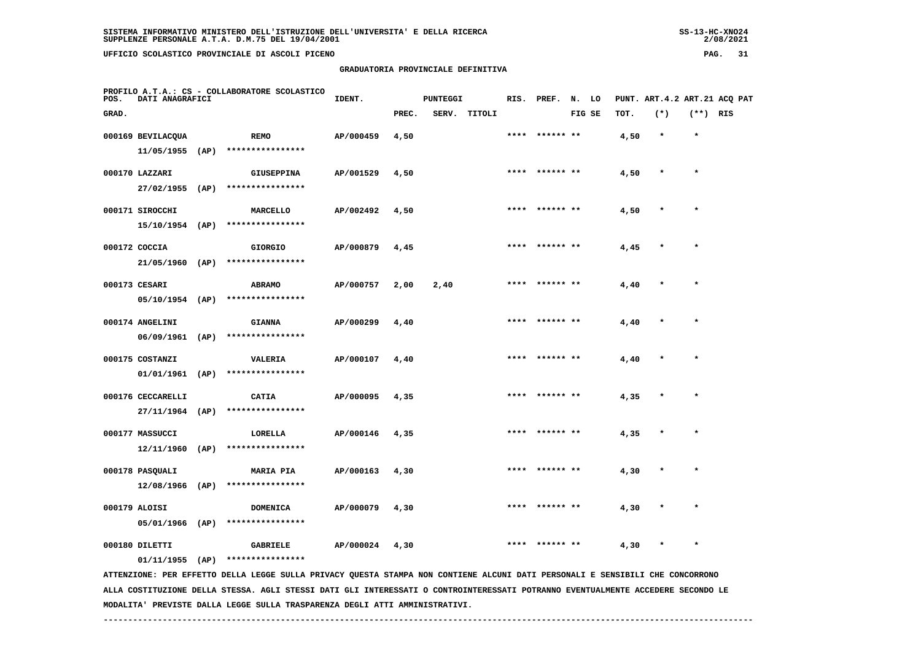# GRADUATORIA PROVINCIALE DEFINITIVA

PROFILO A.T.A.: CS - COLLABORATORE SCOLASTICO

| POS. GRAD. | DATI ANAGRAFICI | | IDENT. | PUNTEGGI PREC. | SERV. | TITOLI | RIS. | PREF. | N. LO FIG SE | PUNT. TOT. | ART.4.2 (*) | ART.21 (**) | ACQ PAT RIS |
|---|---|---|---|---|---|---|---|---|---|---|---|---|---|
| 000169 | BEVILACQUA 11/05/1955 (AP) | REMO **************** | AP/000459 | 4,50 | | | **** | ****** ** | | 4,50 | * | * | |
| 000170 | LAZZARI 27/02/1955 (AP) | GIUSEPPINA **************** | AP/001529 | 4,50 | | | **** | ****** ** | | 4,50 | * | * | |
| 000171 | SIROCCHI 15/10/1954 (AP) | MARCELLO **************** | AP/002492 | 4,50 | | | **** | ****** ** | | 4,50 | * | * | |
| 000172 | COCCIA 21/05/1960 (AP) | GIORGIO **************** | AP/000879 | 4,45 | | | **** | ****** ** | | 4,45 | * | * | |
| 000173 | CESARI 05/10/1954 (AP) | ABRAMO **************** | AP/000757 | 2,00 | 2,40 | | **** | ****** ** | | 4,40 | * | * | |
| 000174 | ANGELINI 06/09/1961 (AP) | GIANNA **************** | AP/000299 | 4,40 | | | **** | ****** ** | | 4,40 | * | * | |
| 000175 | COSTANZI 01/01/1961 (AP) | VALERIA **************** | AP/000107 | 4,40 | | | **** | ****** ** | | 4,40 | * | * | |
| 000176 | CECCARELLI 27/11/1964 (AP) | CATIA **************** | AP/000095 | 4,35 | | | **** | ****** ** | | 4,35 | * | * | |
| 000177 | MASSUCCI 12/11/1960 (AP) | LORELLA **************** | AP/000146 | 4,35 | | | **** | ****** ** | | 4,35 | * | * | |
| 000178 | PASQUALI 12/08/1966 (AP) | MARIA PIA **************** | AP/000163 | 4,30 | | | **** | ****** ** | | 4,30 | * | * | |
| 000179 | ALOISI 05/01/1966 (AP) | DOMENICA **************** | AP/000079 | 4,30 | | | **** | ****** ** | | 4,30 | * | * | |
| 000180 | DILETTI 01/11/1955 (AP) | GABRIELE **************** | AP/000024 | 4,30 | | | **** | ****** ** | | 4,30 | * | * | |

ATTENZIONE: PER EFFETTO DELLA LEGGE SULLA PRIVACY QUESTA STAMPA NON CONTIENE ALCUNI DATI PERSONALI E SENSIBILI CHE CONCORRONO ALLA COSTITUZIONE DELLA STESSA. AGLI STESSI DATI GLI INTERESSATI O CONTROINTERESSATI POTRANNO EVENTUALMENTE ACCEDERE SECONDO LE MODALITA' PREVISTE DALLA LEGGE SULLA TRASPARENZA DEGLI ATTI AMMINISTRATIVI.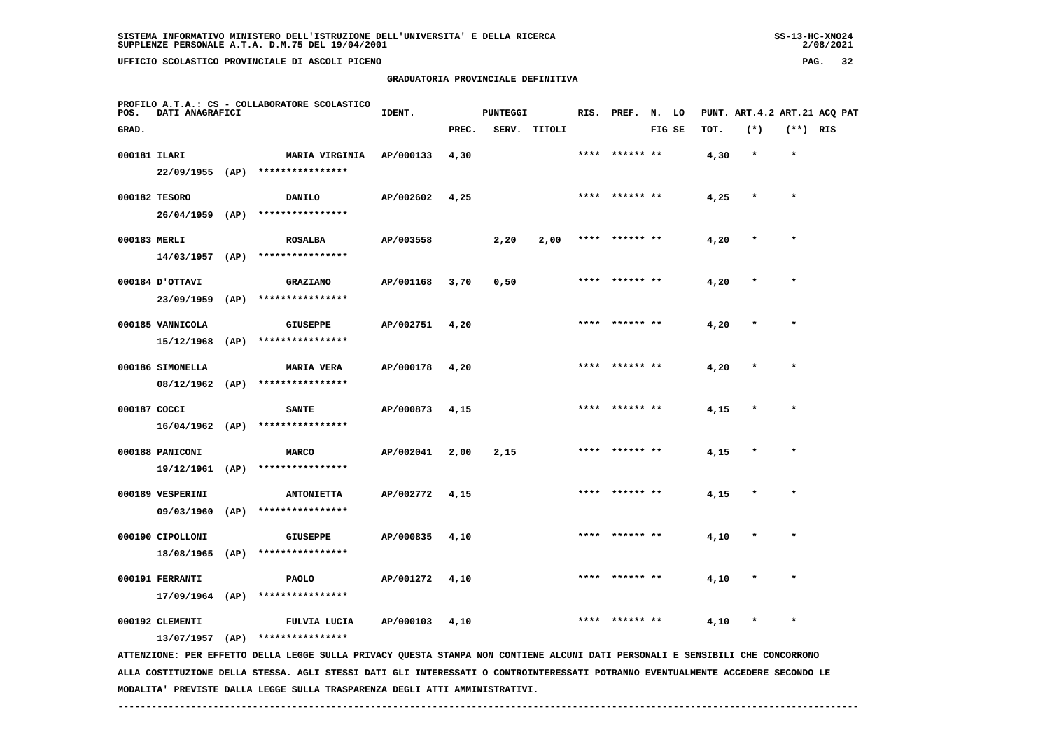**GRADUATORIA PROVINCIALE DEFINITIVA**

PROFILO A.T.A.: CS - COLLABORATORE SCOLASTICO

| POS. GRAD. | DATI ANAGRAFICI | | IDENT. | PUNTEGGI PREC. | SERV. | TITOLI | RIS. | PREF. | N. FIG | LO SE | PUNT. TOT. | ART.4.2 (*) | ART.21 (**) | ACQ PAT RIS |
|---|---|---|---|---|---|---|---|---|---|---|---|---|---|---|
| 000181 | ILARI 22/09/1955 (AP) | MARIA VIRGINIA **************** | AP/000133 | 4,30 | | | **** | ****** ** | | | 4,30 | * | * | |
| 000182 | TESORO 26/04/1959 (AP) | DANILO **************** | AP/002602 | 4,25 | | | **** | ****** ** | | | 4,25 | * | * | |
| 000183 | MERLI 14/03/1957 (AP) | ROSALBA **************** | AP/003558 | | 2,20 | 2,00 | **** | ****** ** | | | 4,20 | * | * | |
| 000184 | D'OTTAVI 23/09/1959 (AP) | GRAZIANO **************** | AP/001168 | 3,70 | 0,50 | | **** | ****** ** | | | 4,20 | * | * | |
| 000185 | VANNICOLA 15/12/1968 (AP) | GIUSEPPE **************** | AP/002751 | 4,20 | | | **** | ****** ** | | | 4,20 | * | * | |
| 000186 | SIMONELLA 08/12/1962 (AP) | MARIA VERA **************** | AP/000178 | 4,20 | | | **** | ****** ** | | | 4,20 | * | * | |
| 000187 | COCCI 16/04/1962 (AP) | SANTE **************** | AP/000873 | 4,15 | | | **** | ****** ** | | | 4,15 | * | * | |
| 000188 | PANICONI 19/12/1961 (AP) | MARCO **************** | AP/002041 | 2,00 | 2,15 | | **** | ****** ** | | | 4,15 | * | * | |
| 000189 | VESPERINI 09/03/1960 (AP) | ANTONIETTA **************** | AP/002772 | 4,15 | | | **** | ****** ** | | | 4,15 | * | * | |
| 000190 | CIPOLLONI 18/08/1965 (AP) | GIUSEPPE **************** | AP/000835 | 4,10 | | | **** | ****** ** | | | 4,10 | * | * | |
| 000191 | FERRANTI 17/09/1964 (AP) | PAOLO **************** | AP/001272 | 4,10 | | | **** | ****** ** | | | 4,10 | * | * | |
| 000192 | CLEMENTI 13/07/1957 (AP) | FULVIA LUCIA **************** | AP/000103 | 4,10 | | | **** | ****** ** | | | 4,10 | * | * | |

ATTENZIONE: PER EFFETTO DELLA LEGGE SULLA PRIVACY QUESTA STAMPA NON CONTIENE ALCUNI DATI PERSONALI E SENSIBILI CHE CONCORRONO ALLA COSTITUZIONE DELLA STESSA. AGLI STESSI DATI GLI INTERESSATI O CONTROINTERESSATI POTRANNO EVENTUALMENTE ACCEDERE SECONDO LE MODALITA' PREVISTE DALLA LEGGE SULLA TRASPARENZA DEGLI ATTI AMMINISTRATIVI.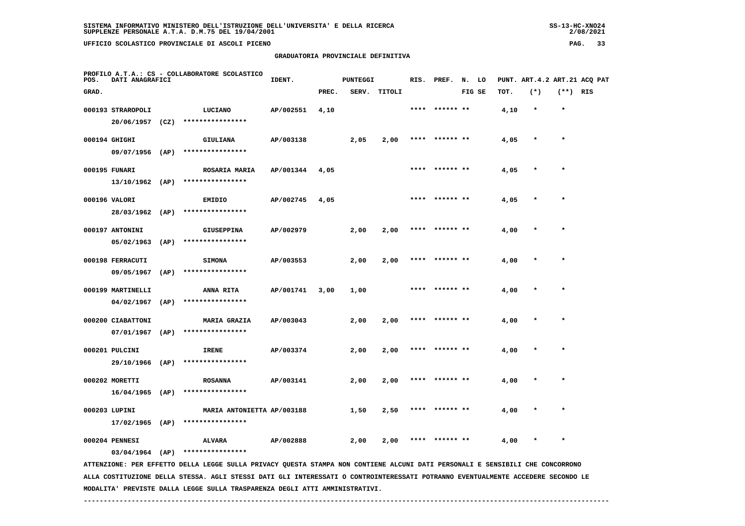SISTEMA INFORMATIVO MINISTERO DELL'ISTRUZIONE DELL'UNIVERSITA' E DELLA RICERCA
SUPPLENZE PERSONALE A.T.A. D.M.75 DEL 19/04/2001

UFFICIO SCOLASTICO PROVINCIALE DI ASCOLI PICENO

## GRADUATORIA PROVINCIALE DEFINITIVA

PROFILO A.T.A.: CS - COLLABORATORE SCOLASTICO

| POS. GRAD. | DATI ANAGRAFICI | | IDENT. | PUNTEGGI PREC. | SERV. | TITOLI | RIS. | PREF. | N. LO FIG SE | PUNT. TOT. | ART.4.2 (*) | ART.21 (**) | ACQ PAT RIS |
|---|---|---|---|---|---|---|---|---|---|---|---|---|---|
| 000193 | STRAROPOLI 20/06/1957 (CZ) | LUCIANO **************** | AP/002551 | 4,10 | | | **** | ****** ** | | 4,10 | * | * | |
| 000194 | GHIGHI 09/07/1956 (AP) | GIULIANA **************** | AP/003138 | | 2,05 | 2,00 | **** | ****** ** | | 4,05 | * | * | |
| 000195 | FUNARI 13/10/1962 (AP) | ROSARIA MARIA **************** | AP/001344 | 4,05 | | | **** | ****** ** | | 4,05 | * | * | |
| 000196 | VALORI 28/03/1962 (AP) | EMIDIO **************** | AP/002745 | 4,05 | | | **** | ****** ** | | 4,05 | * | * | |
| 000197 | ANTONINI 05/02/1963 (AP) | GIUSEPPINA **************** | AP/002979 | | 2,00 | 2,00 | **** | ****** ** | | 4,00 | * | * | |
| 000198 | FERRACUTI 09/05/1967 (AP) | SIMONA **************** | AP/003553 | | 2,00 | 2,00 | **** | ****** ** | | 4,00 | * | * | |
| 000199 | MARTINELLI 04/02/1967 (AP) | ANNA RITA **************** | AP/001741 | 3,00 | 1,00 | | **** | ****** ** | | 4,00 | * | * | |
| 000200 | CIABATTONI 07/01/1967 (AP) | MARIA GRAZIA **************** | AP/003043 | | 2,00 | 2,00 | **** | ****** ** | | 4,00 | * | * | |
| 000201 | PULCINI 29/10/1966 (AP) | IRENE **************** | AP/003374 | | 2,00 | 2,00 | **** | ****** ** | | 4,00 | * | * | |
| 000202 | MORETTI 16/04/1965 (AP) | ROSANNA **************** | AP/003141 | | 2,00 | 2,00 | **** | ****** ** | | 4,00 | * | * | |
| 000203 | LUPINI 17/02/1965 (AP) | MARIA ANTONIETTA **************** | AP/003188 | | 1,50 | 2,50 | **** | ****** ** | | 4,00 | * | * | |
| 000204 | PENNESI 03/04/1964 (AP) | ALVARA **************** | AP/002888 | | 2,00 | 2,00 | **** | ****** ** | | 4,00 | * | * | |

ATTENZIONE: PER EFFETTO DELLA LEGGE SULLA PRIVACY QUESTA STAMPA NON CONTIENE ALCUNI DATI PERSONALI E SENSIBILI CHE CONCORRONO ALLA COSTITUZIONE DELLA STESSA. AGLI STESSI DATI GLI INTERESSATI O CONTROINTERESSATI POTRANNO EVENTUALMENTE ACCEDERE SECONDO LE MODALITA' PREVISTE DALLA LEGGE SULLA TRASPARENZA DEGLI ATTI AMMINISTRATIVI.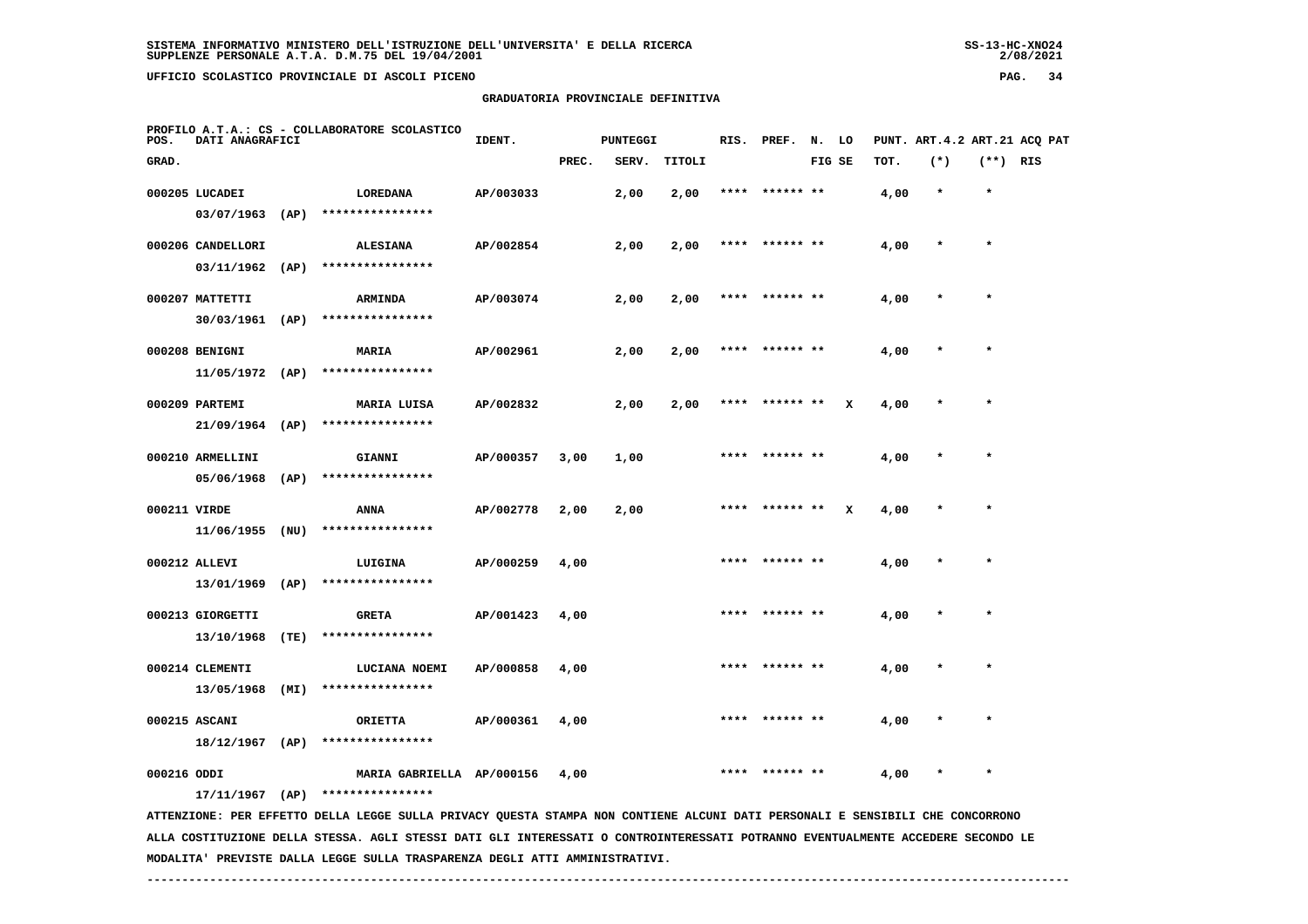SISTEMA INFORMATIVO MINISTERO DELL'ISTRUZIONE DELL'UNIVERSITA' E DELLA RICERCA
SUPPLENZE PERSONALE A.T.A. D.M.75 DEL 19/04/2001

UFFICIO SCOLASTICO PROVINCIALE DI ASCOLI PICENO

GRADUATORIA PROVINCIALE DEFINITIVA

PROFILO A.T.A.: CS - COLLABORATORE SCOLASTICO

| POS. GRAD. | DATI ANAGRAFICI | | IDENT. | PUNTEGGI PREC. | SERV. | TITOLI | RIS. | PREF. | N. FIG | LO SE | PUNT. TOT. | ART.4.2 (*) | ART.21 (**) | ACQ PAT RIS |
|---|---|---|---|---|---|---|---|---|---|---|---|---|---|---|
| 000205 | LUCADEI 03/07/1963 (AP) | LOREDANA **************** | AP/003033 | | 2,00 | 2,00 | **** | ****** | ** | | 4,00 | * | * | |
| 000206 | CANDELLORI 03/11/1962 (AP) | ALESIANA **************** | AP/002854 | | 2,00 | 2,00 | **** | ****** | ** | | 4,00 | * | * | |
| 000207 | MATTETTI 30/03/1961 (AP) | ARMINDA **************** | AP/003074 | | 2,00 | 2,00 | **** | ****** | ** | | 4,00 | * | * | |
| 000208 | BENIGNI 11/05/1972 (AP) | MARIA **************** | AP/002961 | | 2,00 | 2,00 | **** | ****** | ** | | 4,00 | * | * | |
| 000209 | PARTEMI 21/09/1964 (AP) | MARIA LUISA **************** | AP/002832 | | 2,00 | 2,00 | **** | ****** | ** | X | 4,00 | * | * | |
| 000210 | ARMELLINI 05/06/1968 (AP) | GIANNI **************** | AP/000357 | 3,00 | 1,00 | | **** | ****** | ** | | 4,00 | * | * | |
| 000211 | VIRDE 11/06/1955 (NU) | ANNA **************** | AP/002778 | 2,00 | 2,00 | | **** | ****** | ** | X | 4,00 | * | * | |
| 000212 | ALLEVI 13/01/1969 (AP) | LUIGINA **************** | AP/000259 | 4,00 | | | **** | ****** | ** | | 4,00 | * | * | |
| 000213 | GIORGETTI 13/10/1968 (TE) | GRETA **************** | AP/001423 | 4,00 | | | **** | ****** | ** | | 4,00 | * | * | |
| 000214 | CLEMENTI 13/05/1968 (MI) | LUCIANA NOEMI **************** | AP/000858 | 4,00 | | | **** | ****** | ** | | 4,00 | * | * | |
| 000215 | ASCANI 18/12/1967 (AP) | ORIETTA **************** | AP/000361 | 4,00 | | | **** | ****** | ** | | 4,00 | * | * | |
| 000216 | ODDI 17/11/1967 (AP) | MARIA GABRIELLA **************** | AP/000156 | 4,00 | | | **** | ****** | ** | | 4,00 | * | * | |

ATTENZIONE: PER EFFETTO DELLA LEGGE SULLA PRIVACY QUESTA STAMPA NON CONTIENE ALCUNI DATI PERSONALI E SENSIBILI CHE CONCORRONO ALLA COSTITUZIONE DELLA STESSA. AGLI STESSI DATI GLI INTERESSATI O CONTROINTERESSATI POTRANNO EVENTUALMENTE ACCEDERE SECONDO LE MODALITA' PREVISTE DALLA LEGGE SULLA TRASPARENZA DEGLI ATTI AMMINISTRATIVI.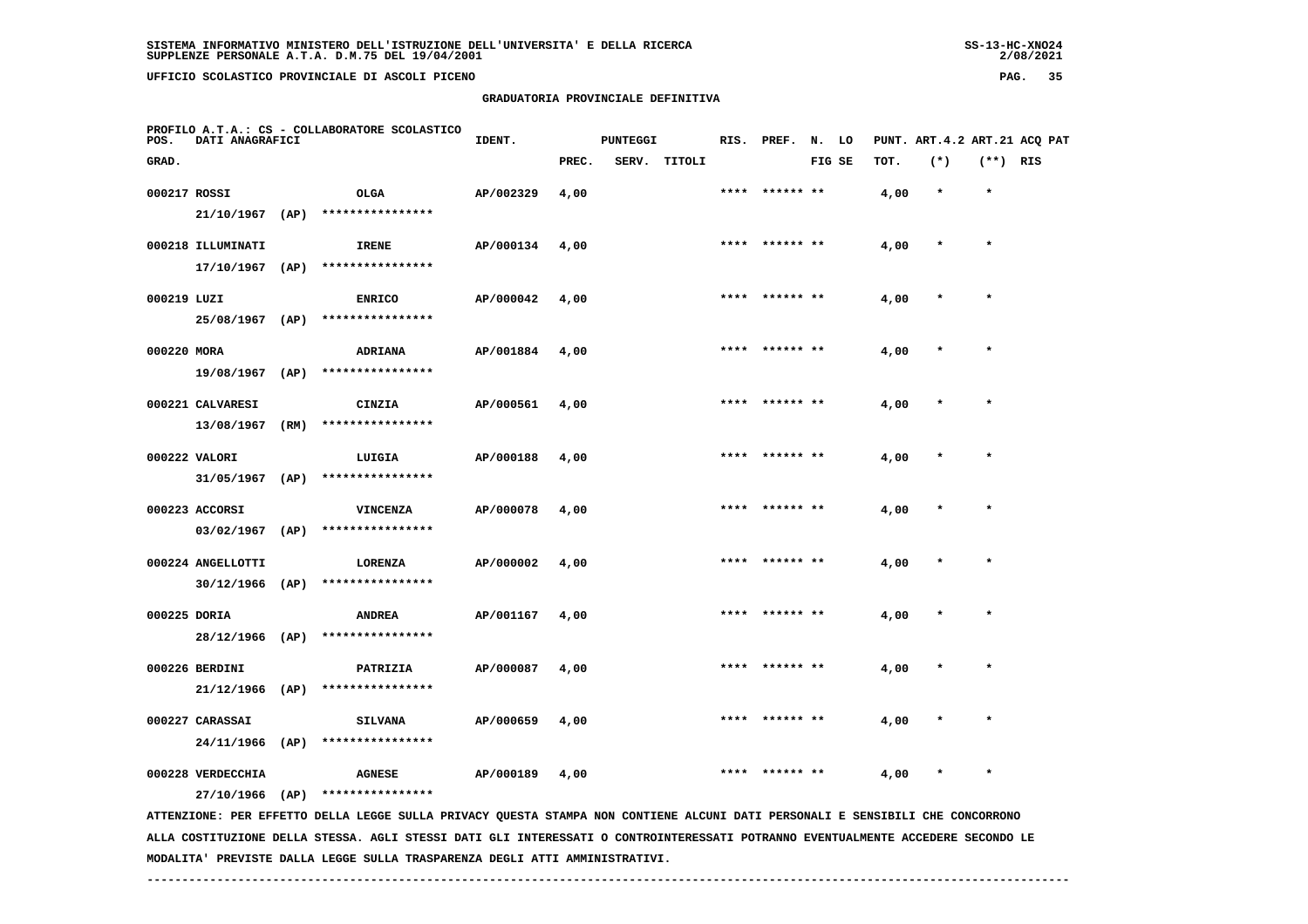SISTEMA INFORMATIVO MINISTERO DELL'ISTRUZIONE DELL'UNIVERSITA' E DELLA RICERCA
SUPPLENZE PERSONALE A.T.A. D.M.75 DEL 19/04/2001

UFFICIO SCOLASTICO PROVINCIALE DI ASCOLI PICENO

GRADUATORIA PROVINCIALE DEFINITIVA

PROFILO A.T.A.: CS - COLLABORATORE SCOLASTICO

| POS. GRAD. | DATI ANAGRAFICI | | IDENT. | PUNTEGGI PREC. | SERV. | TITOLI | RIS. | PREF. | N. FIG | LO SE | PUNT. TOT. | ART.4.2 (*) | ART.21 (**) | ACQ RIS | PAT |
|---|---|---|---|---|---|---|---|---|---|---|---|---|---|---|---|
| 000217 | ROSSI 21/10/1967 (AP) | OLGA **************** | AP/002329 | 4,00 | | | **** | ****** | ** | | 4,00 | * | * | | |
| 000218 | ILLUMINATI 17/10/1967 (AP) | IRENE **************** | AP/000134 | 4,00 | | | **** | ****** | ** | | 4,00 | * | * | | |
| 000219 | LUZI 25/08/1967 (AP) | ENRICO **************** | AP/000042 | 4,00 | | | **** | ****** | ** | | 4,00 | * | * | | |
| 000220 | MORA 19/08/1967 (AP) | ADRIANA **************** | AP/001884 | 4,00 | | | **** | ****** | ** | | 4,00 | * | * | | |
| 000221 | CALVARESI 13/08/1967 (RM) | CINZIA **************** | AP/000561 | 4,00 | | | **** | ****** | ** | | 4,00 | * | * | | |
| 000222 | VALORI 31/05/1967 (AP) | LUIGIA **************** | AP/000188 | 4,00 | | | **** | ****** | ** | | 4,00 | * | * | | |
| 000223 | ACCORSI 03/02/1967 (AP) | VINCENZA **************** | AP/000078 | 4,00 | | | **** | ****** | ** | | 4,00 | * | * | | |
| 000224 | ANGELLOTTI 30/12/1966 (AP) | LORENZA **************** | AP/000002 | 4,00 | | | **** | ****** | ** | | 4,00 | * | * | | |
| 000225 | DORIA 28/12/1966 (AP) | ANDREA **************** | AP/001167 | 4,00 | | | **** | ****** | ** | | 4,00 | * | * | | |
| 000226 | BERDINI 21/12/1966 (AP) | PATRIZIA **************** | AP/000087 | 4,00 | | | **** | ****** | ** | | 4,00 | * | * | | |
| 000227 | CARASSAI 24/11/1966 (AP) | SILVANA **************** | AP/000659 | 4,00 | | | **** | ****** | ** | | 4,00 | * | * | | |
| 000228 | VERDECCHIA 27/10/1966 (AP) | AGNESE **************** | AP/000189 | 4,00 | | | **** | ****** | ** | | 4,00 | * | * | | |

ATTENZIONE: PER EFFETTO DELLA LEGGE SULLA PRIVACY QUESTA STAMPA NON CONTIENE ALCUNI DATI PERSONALI E SENSIBILI CHE CONCORRONO ALLA COSTITUZIONE DELLA STESSA. AGLI STESSI DATI GLI INTERESSATI O CONTROINTERESSATI POTRANNO EVENTUALMENTE ACCEDERE SECONDO LE MODALITA' PREVISTE DALLA LEGGE SULLA TRASPARENZA DEGLI ATTI AMMINISTRATIVI.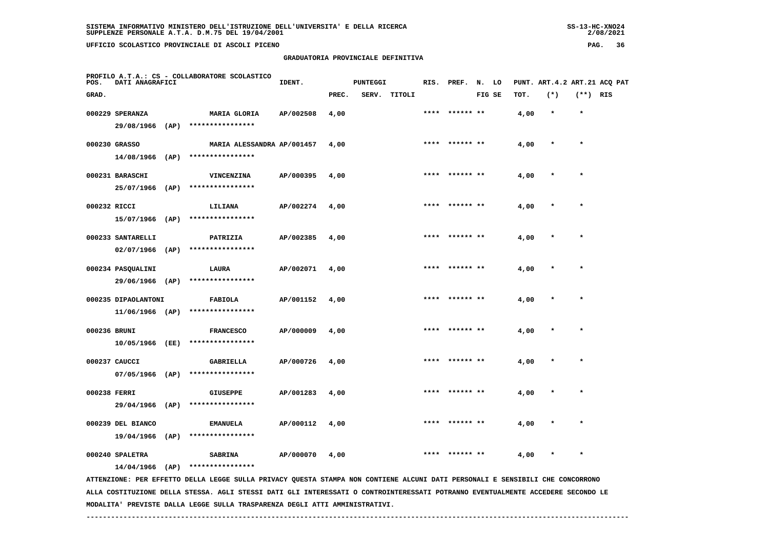# GRADUATORIA PROVINCIALE DEFINITIVA

PROFILO A.T.A.: CS - COLLABORATORE SCOLASTICO

| POS. GRAD. | DATI ANAGRAFICI | | IDENT. | PUNTEGGI PREC. | SERV. | TITOLI | RIS. | PREF. | N. LO FIG SE | PUNT. ART.4.2 TOT. | (*) | ART.21 ACQ PAT (**) | RIS |
|---|---|---|---|---|---|---|---|---|---|---|---|---|---|
| 000229 | SPERANZA 29/08/1966 (AP) | MARIA GLORIA **************** | AP/002508 | 4,00 | | | **** | ****** ** | | 4,00 | * | * | |
| 000230 | GRASSO 14/08/1966 (AP) | MARIA ALESSANDRA **************** | AP/001457 | 4,00 | | | **** | ****** ** | | 4,00 | * | * | |
| 000231 | BARASCHI 25/07/1966 (AP) | VINCENZINA **************** | AP/000395 | 4,00 | | | **** | ****** ** | | 4,00 | * | * | |
| 000232 | RICCI 15/07/1966 (AP) | LILIANA **************** | AP/002274 | 4,00 | | | **** | ****** ** | | 4,00 | * | * | |
| 000233 | SANTARELLI 02/07/1966 (AP) | PATRIZIA **************** | AP/002385 | 4,00 | | | **** | ****** ** | | 4,00 | * | * | |
| 000234 | PASQUALINI 29/06/1966 (AP) | LAURA **************** | AP/002071 | 4,00 | | | **** | ****** ** | | 4,00 | * | * | |
| 000235 | DIPAOLANTONI 11/06/1966 (AP) | FABIOLA **************** | AP/001152 | 4,00 | | | **** | ****** ** | | 4,00 | * | * | |
| 000236 | BRUNI 10/05/1966 (EE) | FRANCESCO **************** | AP/000009 | 4,00 | | | **** | ****** ** | | 4,00 | * | * | |
| 000237 | CAUCCI 07/05/1966 (AP) | GABRIELLA **************** | AP/000726 | 4,00 | | | **** | ****** ** | | 4,00 | * | * | |
| 000238 | FERRI 29/04/1966 (AP) | GIUSEPPE **************** | AP/001283 | 4,00 | | | **** | ****** ** | | 4,00 | * | * | |
| 000239 | DEL BIANCO 19/04/1966 (AP) | EMANUELA **************** | AP/000112 | 4,00 | | | **** | ****** ** | | 4,00 | * | * | |
| 000240 | SPALETRA 14/04/1966 (AP) | SABRINA **************** | AP/000070 | 4,00 | | | **** | ****** ** | | 4,00 | * | * | |

ATTENZIONE: PER EFFETTO DELLA LEGGE SULLA PRIVACY QUESTA STAMPA NON CONTIENE ALCUNI DATI PERSONALI E SENSIBILI CHE CONCORRONO ALLA COSTITUZIONE DELLA STESSA. AGLI STESSI DATI GLI INTERESSATI O CONTROINTERESSATI POTRANNO EVENTUALMENTE ACCEDERE SECONDO LE MODALITA' PREVISTE DALLA LEGGE SULLA TRASPARENZA DEGLI ATTI AMMINISTRATIVI.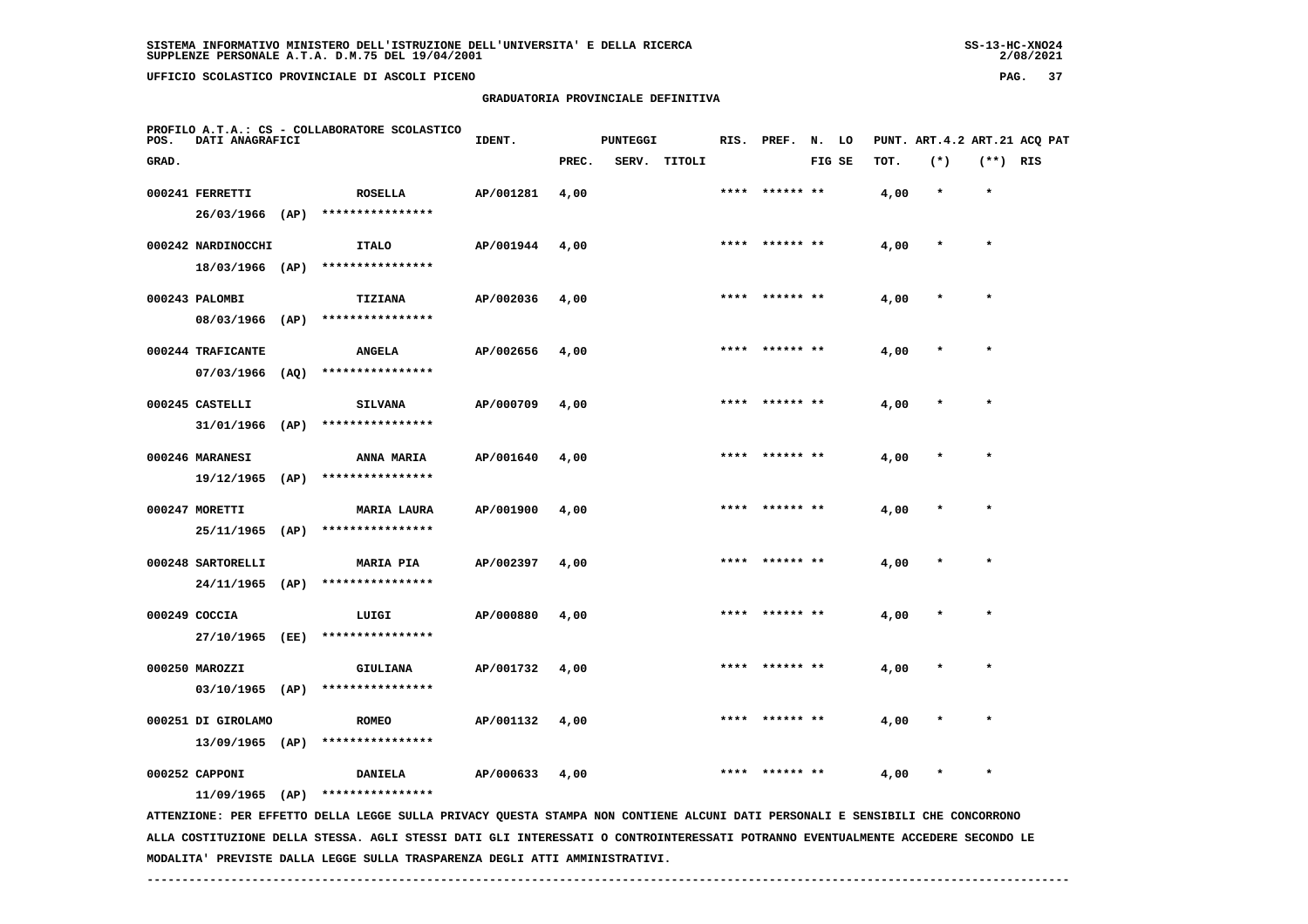SISTEMA INFORMATIVO MINISTERO DELL'ISTRUZIONE DELL'UNIVERSITA' E DELLA RICERCA
SUPPLENZE PERSONALE A.T.A. D.M.75 DEL 19/04/2001

UFFICIO SCOLASTICO PROVINCIALE DI ASCOLI PICENO

GRADUATORIA PROVINCIALE DEFINITIVA

PROFILO A.T.A.: CS - COLLABORATORE SCOLASTICO

| POS. GRAD. | DATI ANAGRAFICI | | IDENT. | PUNTEGGI PREC. | SERV. | TITOLI | RIS. | PREF. | N. LO FIG SE | PUNT. ART.4.2 TOT. | (*) | ART.21 ACQ PAT (**) RIS |
|---|---|---|---|---|---|---|---|---|---|---|---|---|
| 000241 | FERRETTI 26/03/1966 (AP) | ROSELLA **************** | AP/001281 | 4,00 | | | **** | ****** ** | | 4,00 | * | * |
| 000242 | NARDINOCCHI 18/03/1966 (AP) | ITALO **************** | AP/001944 | 4,00 | | | **** | ****** ** | | 4,00 | * | * |
| 000243 | PALOMBI 08/03/1966 (AP) | TIZIANA **************** | AP/002036 | 4,00 | | | **** | ****** ** | | 4,00 | * | * |
| 000244 | TRAFICANTE 07/03/1966 (AQ) | ANGELA **************** | AP/002656 | 4,00 | | | **** | ****** ** | | 4,00 | * | * |
| 000245 | CASTELLI 31/01/1966 (AP) | SILVANA **************** | AP/000709 | 4,00 | | | **** | ****** ** | | 4,00 | * | * |
| 000246 | MARANESI 19/12/1965 (AP) | ANNA MARIA **************** | AP/001640 | 4,00 | | | **** | ****** ** | | 4,00 | * | * |
| 000247 | MORETTI 25/11/1965 (AP) | MARIA LAURA **************** | AP/001900 | 4,00 | | | **** | ****** ** | | 4,00 | * | * |
| 000248 | SARTORELLI 24/11/1965 (AP) | MARIA PIA **************** | AP/002397 | 4,00 | | | **** | ****** ** | | 4,00 | * | * |
| 000249 | COCCIA 27/10/1965 (EE) | LUIGI **************** | AP/000880 | 4,00 | | | **** | ****** ** | | 4,00 | * | * |
| 000250 | MAROZZI 03/10/1965 (AP) | GIULIANA **************** | AP/001732 | 4,00 | | | **** | ****** ** | | 4,00 | * | * |
| 000251 | DI GIROLAMO 13/09/1965 (AP) | ROMEO **************** | AP/001132 | 4,00 | | | **** | ****** ** | | 4,00 | * | * |
| 000252 | CAPPONI 11/09/1965 (AP) | DANIELA **************** | AP/000633 | 4,00 | | | **** | ****** ** | | 4,00 | * | * |

ATTENZIONE: PER EFFETTO DELLA LEGGE SULLA PRIVACY QUESTA STAMPA NON CONTIENE ALCUNI DATI PERSONALI E SENSIBILI CHE CONCORRONO ALLA COSTITUZIONE DELLA STESSA. AGLI STESSI DATI GLI INTERESSATI O CONTROINTERESSATI POTRANNO EVENTUALMENTE ACCEDERE SECONDO LE MODALITA' PREVISTE DALLA LEGGE SULLA TRASPARENZA DEGLI ATTI AMMINISTRATIVI.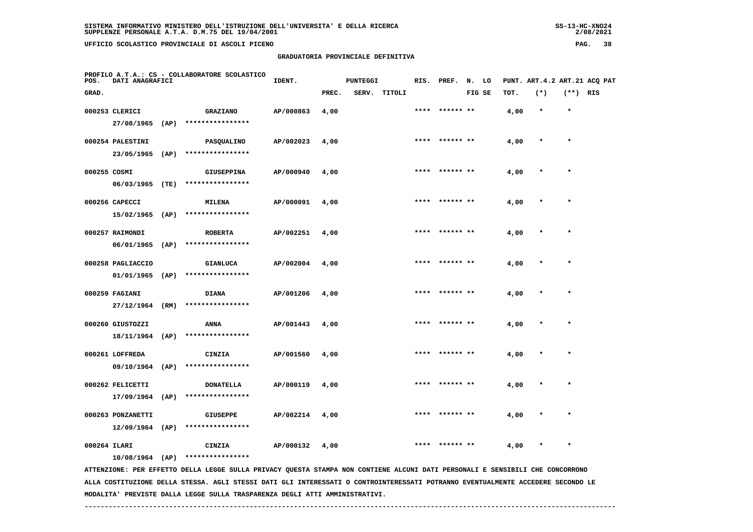GRADUATORIA PROVINCIALE DEFINITIVA

PROFILO A.T.A.: CS - COLLABORATORE SCOLASTICO

| POS. GRAD. | DATI ANAGRAFICI | | IDENT. | PUNTEGGI PREC. | SERV. | TITOLI | RIS. | PREF. | N. LO FIG SE | PUNT. TOT. | ART.4.2 (*) | ART.21 (**) | ACQ PAT RIS |
|---|---|---|---|---|---|---|---|---|---|---|---|---|---|
| 000253 | CLERICI 27/08/1965 (AP) | GRAZIANO **************** | AP/000863 | 4,00 | | | **** | ****** ** | | 4,00 | * | * | |
| 000254 | PALESTINI 23/05/1965 (AP) | PASQUALINO **************** | AP/002023 | 4,00 | | | **** | ****** ** | | 4,00 | * | * | |
| 000255 | COSMI 06/03/1965 (TE) | GIUSEPPINA **************** | AP/000940 | 4,00 | | | **** | ****** ** | | 4,00 | * | * | |
| 000256 | CAPECCI 15/02/1965 (AP) | MILENA **************** | AP/000091 | 4,00 | | | **** | ****** ** | | 4,00 | * | * | |
| 000257 | RAIMONDI 06/01/1965 (AP) | ROBERTA **************** | AP/002251 | 4,00 | | | **** | ****** ** | | 4,00 | * | * | |
| 000258 | PAGLIACCIO 01/01/1965 (AP) | GIANLUCA **************** | AP/002004 | 4,00 | | | **** | ****** ** | | 4,00 | * | * | |
| 000259 | FAGIANI 27/12/1964 (RM) | DIANA **************** | AP/001206 | 4,00 | | | **** | ****** ** | | 4,00 | * | * | |
| 000260 | GIUSTOZZI 18/11/1964 (AP) | ANNA **************** | AP/001443 | 4,00 | | | **** | ****** ** | | 4,00 | * | * | |
| 000261 | LOFFREDA 09/10/1964 (AP) | CINZIA **************** | AP/001560 | 4,00 | | | **** | ****** ** | | 4,00 | * | * | |
| 000262 | FELICETTI 17/09/1964 (AP) | DONATELLA **************** | AP/000119 | 4,00 | | | **** | ****** ** | | 4,00 | * | * | |
| 000263 | PONZANETTI 12/09/1964 (AP) | GIUSEPPE **************** | AP/002214 | 4,00 | | | **** | ****** ** | | 4,00 | * | * | |
| 000264 | ILARI 10/08/1964 (AP) | CINZIA **************** | AP/000132 | 4,00 | | | **** | ****** ** | | 4,00 | * | * | |

ATTENZIONE: PER EFFETTO DELLA LEGGE SULLA PRIVACY QUESTA STAMPA NON CONTIENE ALCUNI DATI PERSONALI E SENSIBILI CHE CONCORRONO ALLA COSTITUZIONE DELLA STESSA. AGLI STESSI DATI GLI INTERESSATI O CONTROINTERESSATI POTRANNO EVENTUALMENTE ACCEDERE SECONDO LE MODALITA' PREVISTE DALLA LEGGE SULLA TRASPARENZA DEGLI ATTI AMMINISTRATIVI.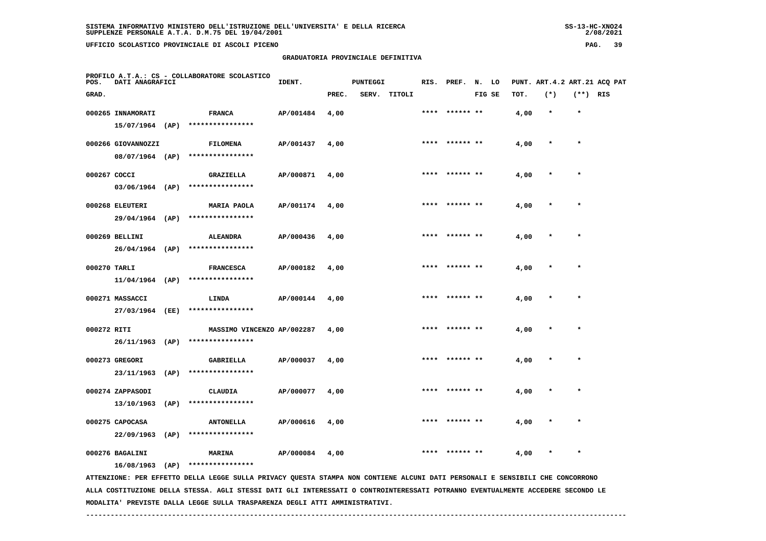## GRADUATORIA PROVINCIALE DEFINITIVA

PROFILO A.T.A.: CS - COLLABORATORE SCOLASTICO

| POS. GRAD. | DATI ANAGRAFICI | | IDENT. | PUNTEGGI PREC. | SERV. | TITOLI | RIS. | PREF. | N. FIG | LO SE | PUNT. TOT. | ART.4.2 (*) | ART.21 (**) | ACQ PAT RIS |
|---|---|---|---|---|---|---|---|---|---|---|---|---|---|---|
| 000265 | INNAMORATI 15/07/1964 (AP) | FRANCA **************** | AP/001484 | 4,00 | | | **** | ****** | ** | | 4,00 | * | * | |
| 000266 | GIOVANNOZZI 08/07/1964 (AP) | FILOMENA **************** | AP/001437 | 4,00 | | | **** | ****** | ** | | 4,00 | * | * | |
| 000267 | COCCI 03/06/1964 (AP) | GRAZIELLA **************** | AP/000871 | 4,00 | | | **** | ****** | ** | | 4,00 | * | * | |
| 000268 | ELEUTERI 29/04/1964 (AP) | MARIA PAOLA **************** | AP/001174 | 4,00 | | | **** | ****** | ** | | 4,00 | * | * | |
| 000269 | BELLINI 26/04/1964 (AP) | ALEANDRA **************** | AP/000436 | 4,00 | | | **** | ****** | ** | | 4,00 | * | * | |
| 000270 | TARLI 11/04/1964 (AP) | FRANCESCA **************** | AP/000182 | 4,00 | | | **** | ****** | ** | | 4,00 | * | * | |
| 000271 | MASSACCI 27/03/1964 (EE) | LINDA **************** | AP/000144 | 4,00 | | | **** | ****** | ** | | 4,00 | * | * | |
| 000272 | RITI 26/11/1963 (AP) | MASSIMO VINCENZO **************** | AP/002287 | 4,00 | | | **** | ****** | ** | | 4,00 | * | * | |
| 000273 | GREGORI 23/11/1963 (AP) | GABRIELLA **************** | AP/000037 | 4,00 | | | **** | ****** | ** | | 4,00 | * | * | |
| 000274 | ZAPPASODI 13/10/1963 (AP) | CLAUDIA **************** | AP/000077 | 4,00 | | | **** | ****** | ** | | 4,00 | * | * | |
| 000275 | CAPOCASA 22/09/1963 (AP) | ANTONELLA **************** | AP/000616 | 4,00 | | | **** | ****** | ** | | 4,00 | * | * | |
| 000276 | BAGALINI 16/08/1963 (AP) | MARINA **************** | AP/000084 | 4,00 | | | **** | ****** | ** | | 4,00 | * | * | |

ATTENZIONE: PER EFFETTO DELLA LEGGE SULLA PRIVACY QUESTA STAMPA NON CONTIENE ALCUNI DATI PERSONALI E SENSIBILI CHE CONCORRONO ALLA COSTITUZIONE DELLA STESSA. AGLI STESSI DATI GLI INTERESSATI O CONTROINTERESSATI POTRANNO EVENTUALMENTE ACCEDERE SECONDO LE MODALITA' PREVISTE DALLA LEGGE SULLA TRASPARENZA DEGLI ATTI AMMINISTRATIVI.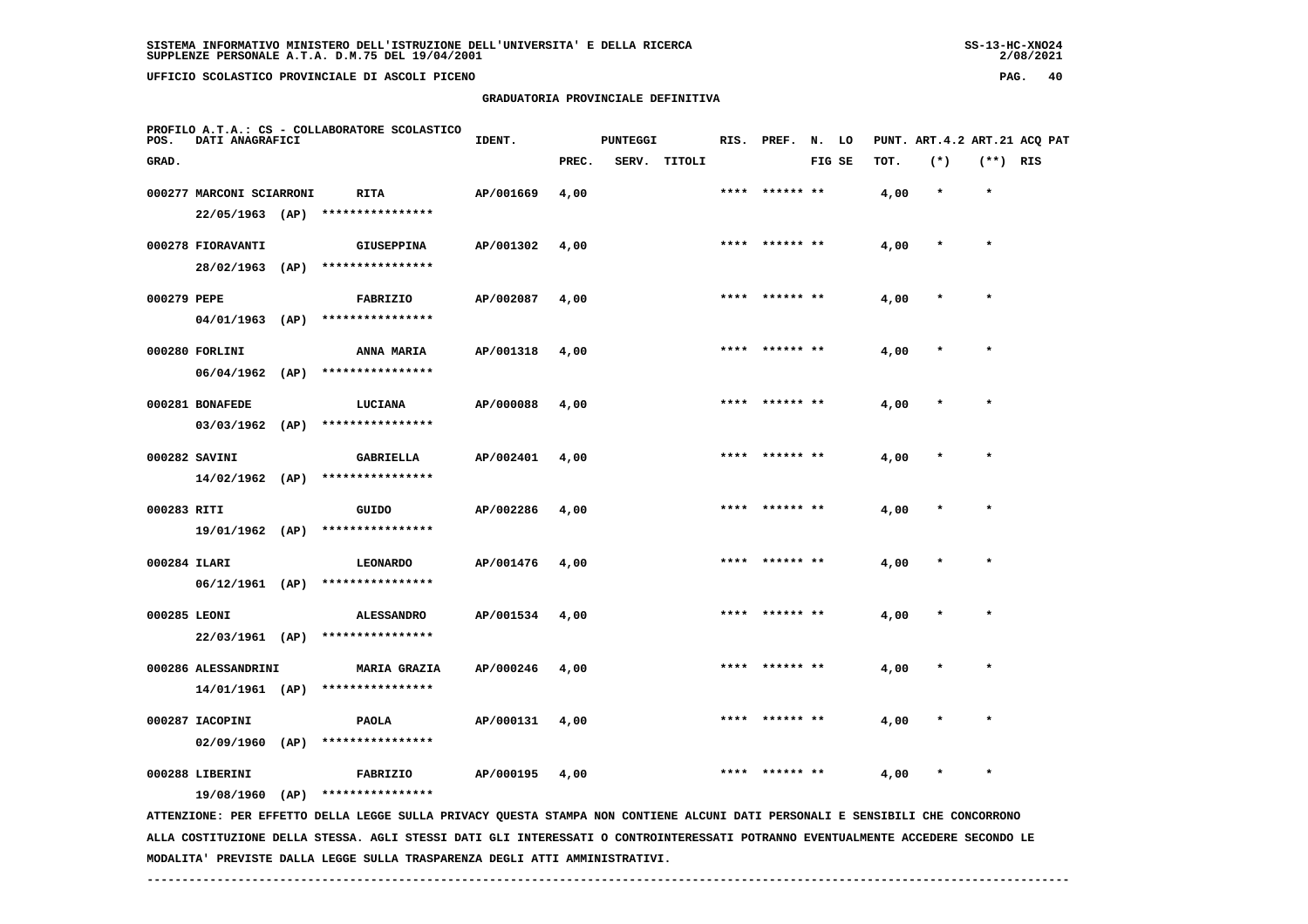SISTEMA INFORMATIVO MINISTERO DELL'ISTRUZIONE DELL'UNIVERSITA' E DELLA RICERCA
SUPPLENZE PERSONALE A.T.A. D.M.75 DEL 19/04/2001

UFFICIO SCOLASTICO PROVINCIALE DI ASCOLI PICENO

GRADUATORIA PROVINCIALE DEFINITIVA

PROFILO A.T.A.: CS - COLLABORATORE SCOLASTICO

| POS. GRAD. | DATI ANAGRAFICI | | IDENT. | PUNTEGGI PREC. | SERV. | TITOLI | RIS. | PREF. | N. LO FIG SE | PUNT. TOT. | ART.4.2 (*) | ART.21 (**) | ACQ PAT RIS |
|---|---|---|---|---|---|---|---|---|---|---|---|---|---|
| 000277 | MARCONI SCIARRONI 22/05/1963 (AP) | RITA **************** | AP/001669 | 4,00 | | | **** | ****** ** | | 4,00 | * | * | |
| 000278 | FIORAVANTI 28/02/1963 (AP) | GIUSEPPINA **************** | AP/001302 | 4,00 | | | **** | ****** ** | | 4,00 | * | * | |
| 000279 | PEPE 04/01/1963 (AP) | FABRIZIO **************** | AP/002087 | 4,00 | | | **** | ****** ** | | 4,00 | * | * | |
| 000280 | FORLINI 06/04/1962 (AP) | ANNA MARIA **************** | AP/001318 | 4,00 | | | **** | ****** ** | | 4,00 | * | * | |
| 000281 | BONAFEDE 03/03/1962 (AP) | LUCIANA **************** | AP/000088 | 4,00 | | | **** | ****** ** | | 4,00 | * | * | |
| 000282 | SAVINI 14/02/1962 (AP) | GABRIELLA **************** | AP/002401 | 4,00 | | | **** | ****** ** | | 4,00 | * | * | |
| 000283 | RITI 19/01/1962 (AP) | GUIDO **************** | AP/002286 | 4,00 | | | **** | ****** ** | | 4,00 | * | * | |
| 000284 | ILARI 06/12/1961 (AP) | LEONARDO **************** | AP/001476 | 4,00 | | | **** | ****** ** | | 4,00 | * | * | |
| 000285 | LEONI 22/03/1961 (AP) | ALESSANDRO **************** | AP/001534 | 4,00 | | | **** | ****** ** | | 4,00 | * | * | |
| 000286 | ALESSANDRINI 14/01/1961 (AP) | MARIA GRAZIA **************** | AP/000246 | 4,00 | | | **** | ****** ** | | 4,00 | * | * | |
| 000287 | IACOPINI 02/09/1960 (AP) | PAOLA **************** | AP/000131 | 4,00 | | | **** | ****** ** | | 4,00 | * | * | |
| 000288 | LIBERINI 19/08/1960 (AP) | FABRIZIO **************** | AP/000195 | 4,00 | | | **** | ****** ** | | 4,00 | * | * | |

ATTENZIONE: PER EFFETTO DELLA LEGGE SULLA PRIVACY QUESTA STAMPA NON CONTIENE ALCUNI DATI PERSONALI E SENSIBILI CHE CONCORRONO ALLA COSTITUZIONE DELLA STESSA. AGLI STESSI DATI GLI INTERESSATI O CONTROINTERESSATI POTRANNO EVENTUALMENTE ACCEDERE SECONDO LE MODALITA' PREVISTE DALLA LEGGE SULLA TRASPARENZA DEGLI ATTI AMMINISTRATIVI.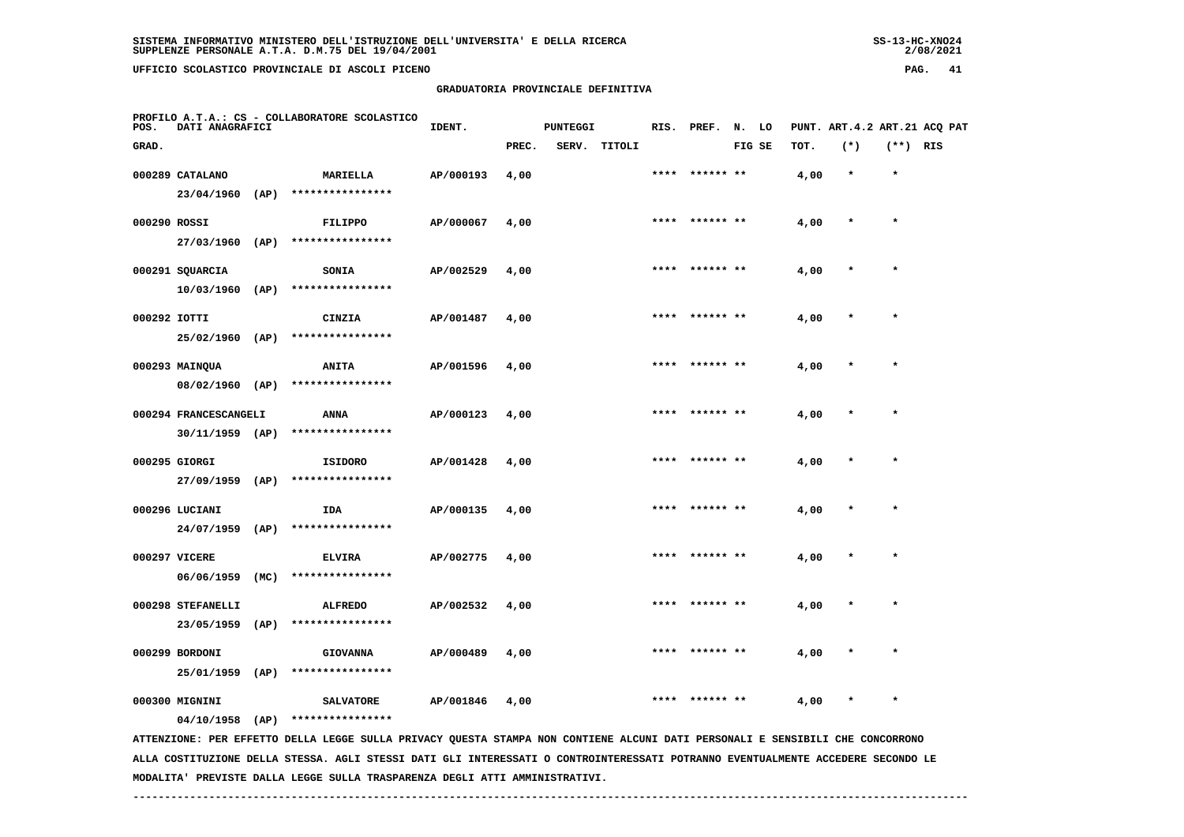SISTEMA INFORMATIVO MINISTERO DELL'ISTRUZIONE DELL'UNIVERSITA' E DELLA RICERCA
SUPPLENZE PERSONALE A.T.A. D.M.75 DEL 19/04/2001

UFFICIO SCOLASTICO PROVINCIALE DI ASCOLI PICENO

GRADUATORIA PROVINCIALE DEFINITIVA

PROFILO A.T.A.: CS - COLLABORATORE SCOLASTICO

| POS. GRAD. | DATI ANAGRAFICI | | IDENT. | PUNTEGGI PREC. | SERV. | TITOLI | RIS. | PREF. | N. FIG | LO SE | PUNT. TOT. | ART.4.2 (*) | ART.21 (**) | ACQ PAT RIS |
|---|---|---|---|---|---|---|---|---|---|---|---|---|---|---|
| 000289 | CATALANO 23/04/1960 (AP) | MARIELLA **************** | AP/000193 | 4,00 | | | **** | ****** | ** | | 4,00 | * | * | |
| 000290 | ROSSI 27/03/1960 (AP) | FILIPPO **************** | AP/000067 | 4,00 | | | **** | ****** | ** | | 4,00 | * | * | |
| 000291 | SQUARCIA 10/03/1960 (AP) | SONIA **************** | AP/002529 | 4,00 | | | **** | ****** | ** | | 4,00 | * | * | |
| 000292 | IOTTI 25/02/1960 (AP) | CINZIA **************** | AP/001487 | 4,00 | | | **** | ****** | ** | | 4,00 | * | * | |
| 000293 | MAINQUA 08/02/1960 (AP) | ANITA **************** | AP/001596 | 4,00 | | | **** | ****** | ** | | 4,00 | * | * | |
| 000294 | FRANCESCANGELI 30/11/1959 (AP) | ANNA **************** | AP/000123 | 4,00 | | | **** | ****** | ** | | 4,00 | * | * | |
| 000295 | GIORGI 27/09/1959 (AP) | ISIDORO **************** | AP/001428 | 4,00 | | | **** | ****** | ** | | 4,00 | * | * | |
| 000296 | LUCIANI 24/07/1959 (AP) | IDA **************** | AP/000135 | 4,00 | | | **** | ****** | ** | | 4,00 | * | * | |
| 000297 | VICERE 06/06/1959 (MC) | ELVIRA **************** | AP/002775 | 4,00 | | | **** | ****** | ** | | 4,00 | * | * | |
| 000298 | STEFANELLI 23/05/1959 (AP) | ALFREDO **************** | AP/002532 | 4,00 | | | **** | ****** | ** | | 4,00 | * | * | |
| 000299 | BORDONI 25/01/1959 (AP) | GIOVANNA **************** | AP/000489 | 4,00 | | | **** | ****** | ** | | 4,00 | * | * | |
| 000300 | MIGNINI 04/10/1958 (AP) | SALVATORE **************** | AP/001846 | 4,00 | | | **** | ****** | ** | | 4,00 | * | * | |

ATTENZIONE: PER EFFETTO DELLA LEGGE SULLA PRIVACY QUESTA STAMPA NON CONTIENE ALCUNI DATI PERSONALI E SENSIBILI CHE CONCORRONO ALLA COSTITUZIONE DELLA STESSA. AGLI STESSI DATI GLI INTERESSATI O CONTROINTERESSATI POTRANNO EVENTUALMENTE ACCEDERE SECONDO LE MODALITA' PREVISTE DALLA LEGGE SULLA TRASPARENZA DEGLI ATTI AMMINISTRATIVI.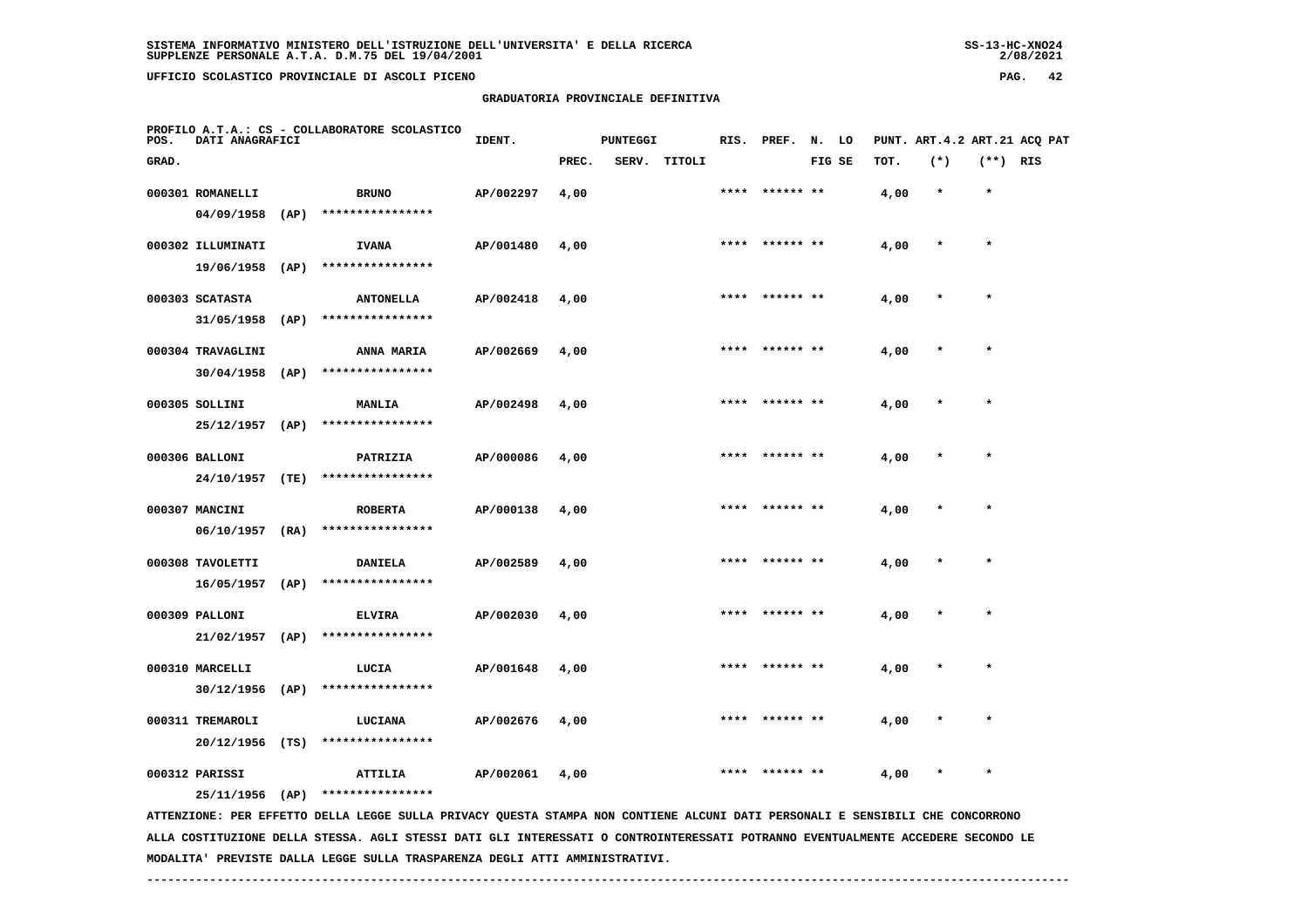SISTEMA INFORMATIVO MINISTERO DELL'ISTRUZIONE DELL'UNIVERSITA' E DELLA RICERCA
SUPPLENZE PERSONALE A.T.A. D.M.75 DEL 19/04/2001

UFFICIO SCOLASTICO PROVINCIALE DI ASCOLI PICENO

GRADUATORIA PROVINCIALE DEFINITIVA

PROFILO A.T.A.: CS - COLLABORATORE SCOLASTICO

| POS. GRAD. | DATI ANAGRAFICI | | IDENT. | PUNTEGGI PREC. | SERV. | TITOLI | RIS. | PREF. | N. LO FIG SE | PUNT. TOT. | ART.4.2 (*) | ART.21 (**) | ACQ PAT RIS |
|---|---|---|---|---|---|---|---|---|---|---|---|---|---|
| 000301 | ROMANELLI 04/09/1958 (AP) | BRUNO **************** | AP/002297 | 4,00 | | | **** | ****** ** | | 4,00 | * | * | |
| 000302 | ILLUMINATI 19/06/1958 (AP) | IVANA **************** | AP/001480 | 4,00 | | | **** | ****** ** | | 4,00 | * | * | |
| 000303 | SCATASTA 31/05/1958 (AP) | ANTONELLA **************** | AP/002418 | 4,00 | | | **** | ****** ** | | 4,00 | * | * | |
| 000304 | TRAVAGLINI 30/04/1958 (AP) | ANNA MARIA **************** | AP/002669 | 4,00 | | | **** | ****** ** | | 4,00 | * | * | |
| 000305 | SOLLINI 25/12/1957 (AP) | MANLIA **************** | AP/002498 | 4,00 | | | **** | ****** ** | | 4,00 | * | * | |
| 000306 | BALLONI 24/10/1957 (TE) | PATRIZIA **************** | AP/000086 | 4,00 | | | **** | ****** ** | | 4,00 | * | * | |
| 000307 | MANCINI 06/10/1957 (RA) | ROBERTA **************** | AP/000138 | 4,00 | | | **** | ****** ** | | 4,00 | * | * | |
| 000308 | TAVOLETTI 16/05/1957 (AP) | DANIELA **************** | AP/002589 | 4,00 | | | **** | ****** ** | | 4,00 | * | * | |
| 000309 | PALLONI 21/02/1957 (AP) | ELVIRA **************** | AP/002030 | 4,00 | | | **** | ****** ** | | 4,00 | * | * | |
| 000310 | MARCELLI 30/12/1956 (AP) | LUCIA **************** | AP/001648 | 4,00 | | | **** | ****** ** | | 4,00 | * | * | |
| 000311 | TREMAROLI 20/12/1956 (TS) | LUCIANA **************** | AP/002676 | 4,00 | | | **** | ****** ** | | 4,00 | * | * | |
| 000312 | PARISSI 25/11/1956 (AP) | ATTILIA **************** | AP/002061 | 4,00 | | | **** | ****** ** | | 4,00 | * | * | |

ATTENZIONE: PER EFFETTO DELLA LEGGE SULLA PRIVACY QUESTA STAMPA NON CONTIENE ALCUNI DATI PERSONALI E SENSIBILI CHE CONCORRONO ALLA COSTITUZIONE DELLA STESSA. AGLI STESSI DATI GLI INTERESSATI O CONTROINTERESSATI POTRANNO EVENTUALMENTE ACCEDERE SECONDO LE MODALITA' PREVISTE DALLA LEGGE SULLA TRASPARENZA DEGLI ATTI AMMINISTRATIVI.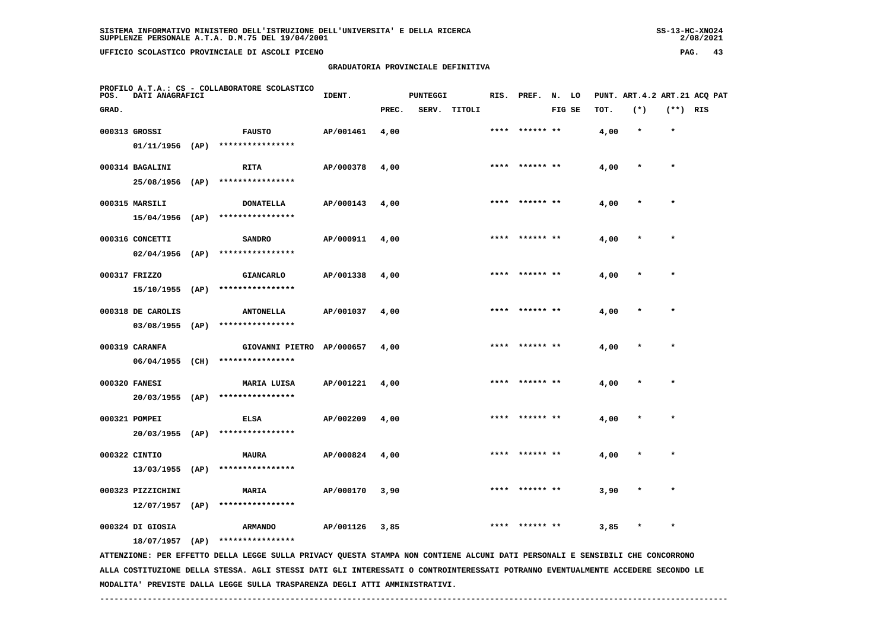**GRADUATORIA PROVINCIALE DEFINITIVA**

PROFILO A.T.A.: CS - COLLABORATORE SCOLASTICO

| POS. GRAD. | DATI ANAGRAFICI | | IDENT. | PUNTEGGI PREC. | SERV. | TITOLI | RIS. | PREF. | N. FIG | LO SE | PUNT. TOT. | ART.4.2 (*) | ART.21 (**) | ACQ RIS | PAT |
|---|---|---|---|---|---|---|---|---|---|---|---|---|---|---|---|
| 000313 | GROSSI 01/11/1956 (AP) | FAUSTO **************** | AP/001461 | 4,00 | | | **** | ****** | ** | | 4,00 | * | * | | |
| 000314 | BAGALINI 25/08/1956 (AP) | RITA **************** | AP/000378 | 4,00 | | | **** | ****** | ** | | 4,00 | * | * | | |
| 000315 | MARSILI 15/04/1956 (AP) | DONATELLA **************** | AP/000143 | 4,00 | | | **** | ****** | ** | | 4,00 | * | * | | |
| 000316 | CONCETTI 02/04/1956 (AP) | SANDRO **************** | AP/000911 | 4,00 | | | **** | ****** | ** | | 4,00 | * | * | | |
| 000317 | FRIZZO 15/10/1955 (AP) | GIANCARLO **************** | AP/001338 | 4,00 | | | **** | ****** | ** | | 4,00 | * | * | | |
| 000318 | DE CAROLIS 03/08/1955 (AP) | ANTONELLA **************** | AP/001037 | 4,00 | | | **** | ****** | ** | | 4,00 | * | * | | |
| 000319 | CARANFA 06/04/1955 (CH) | GIOVANNI PIETRO **************** | AP/000657 | 4,00 | | | **** | ****** | ** | | 4,00 | * | * | | |
| 000320 | FANESI 20/03/1955 (AP) | MARIA LUISA **************** | AP/001221 | 4,00 | | | **** | ****** | ** | | 4,00 | * | * | | |
| 000321 | POMPEI 20/03/1955 (AP) | ELSA **************** | AP/002209 | 4,00 | | | **** | ****** | ** | | 4,00 | * | * | | |
| 000322 | CINTIO 13/03/1955 (AP) | MAURA **************** | AP/000824 | 4,00 | | | **** | ****** | ** | | 4,00 | * | * | | |
| 000323 | PIZZICHINI 12/07/1957 (AP) | MARIA **************** | AP/000170 | 3,90 | | | **** | ****** | ** | | 3,90 | * | * | | |
| 000324 | DI GIOSIA 18/07/1957 (AP) | ARMANDO **************** | AP/001126 | 3,85 | | | **** | ****** | ** | | 3,85 | * | * | | |

ATTENZIONE: PER EFFETTO DELLA LEGGE SULLA PRIVACY QUESTA STAMPA NON CONTIENE ALCUNI DATI PERSONALI E SENSIBILI CHE CONCORRONO ALLA COSTITUZIONE DELLA STESSA. AGLI STESSI DATI GLI INTERESSATI O CONTROINTERESSATI POTRANNO EVENTUALMENTE ACCEDERE SECONDO LE MODALITA' PREVISTE DALLA LEGGE SULLA TRASPARENZA DEGLI ATTI AMMINISTRATIVI.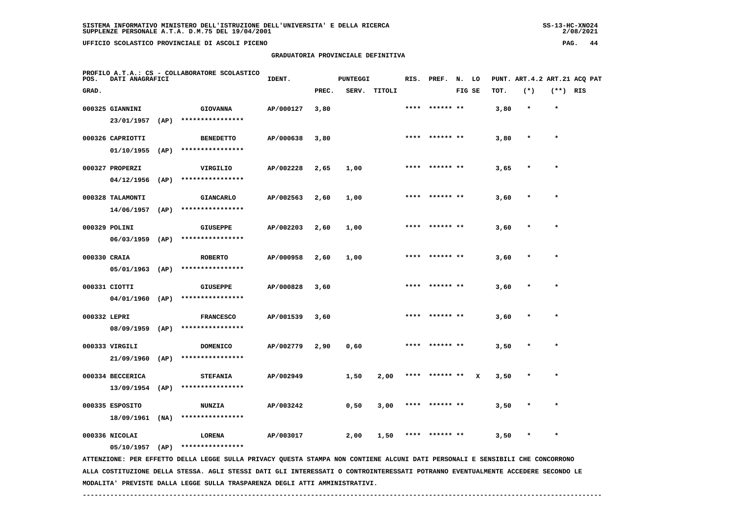SISTEMA INFORMATIVO MINISTERO DELL'ISTRUZIONE DELL'UNIVERSITA' E DELLA RICERCA
SUPPLENZE PERSONALE A.T.A. D.M.75 DEL 19/04/2001

UFFICIO SCOLASTICO PROVINCIALE DI ASCOLI PICENO

## GRADUATORIA PROVINCIALE DEFINITIVA

PROFILO A.T.A.: CS - COLLABORATORE SCOLASTICO

| POS. GRAD. | DATI ANAGRAFICI | | | IDENT. | PUNTEGGI PREC. | SERV. | TITOLI | RIS. | PREF. | N. FIG | LO SE | PUNT. TOT. | ART.4.2 (*) | ART.21 (**) | ACQ PAT RIS |
|---|---|---|---|---|---|---|---|---|---|---|---|---|---|---|---|
| 000325 | GIANNINI | | GIOVANNA | AP/000127 | 3,80 | | | **** | ****** ** | | | 3,80 | * | * | |
| | 23/01/1957 | (AP) | **************** | | | | | | | | | | | | |
| 000326 | CAPRIOTTI | | BENEDETTO | AP/000638 | 3,80 | | | **** | ****** ** | | | 3,80 | * | * | |
| | 01/10/1955 | (AP) | **************** | | | | | | | | | | | | |
| 000327 | PROPERZI | | VIRGILIO | AP/002228 | 2,65 | 1,00 | | **** | ****** ** | | | 3,65 | * | * | |
| | 04/12/1956 | (AP) | **************** | | | | | | | | | | | | |
| 000328 | TALAMONTI | | GIANCARLO | AP/002563 | 2,60 | 1,00 | | **** | ****** ** | | | 3,60 | * | * | |
| | 14/06/1957 | (AP) | **************** | | | | | | | | | | | | |
| 000329 | POLINI | | GIUSEPPE | AP/002203 | 2,60 | 1,00 | | **** | ****** ** | | | 3,60 | * | * | |
| | 06/03/1959 | (AP) | **************** | | | | | | | | | | | | |
| 000330 | CRAIA | | ROBERTO | AP/000958 | 2,60 | 1,00 | | **** | ****** ** | | | 3,60 | * | * | |
| | 05/01/1963 | (AP) | **************** | | | | | | | | | | | | |
| 000331 | CIOTTI | | GIUSEPPE | AP/000828 | 3,60 | | | **** | ****** ** | | | 3,60 | * | * | |
| | 04/01/1960 | (AP) | **************** | | | | | | | | | | | | |
| 000332 | LEPRI | | FRANCESCO | AP/001539 | 3,60 | | | **** | ****** ** | | | 3,60 | * | * | |
| | 08/09/1959 | (AP) | **************** | | | | | | | | | | | | |
| 000333 | VIRGILI | | DOMENICO | AP/002779 | 2,90 | 0,60 | | **** | ****** ** | | | 3,50 | * | * | |
| | 21/09/1960 | (AP) | **************** | | | | | | | | | | | | |
| 000334 | BECCERICA | | STEFANIA | AP/002949 | | 1,50 | 2,00 | **** | ****** ** | | X | 3,50 | * | * | |
| | 13/09/1954 | (AP) | **************** | | | | | | | | | | | | |
| 000335 | ESPOSITO | | NUNZIA | AP/003242 | | 0,50 | 3,00 | **** | ****** ** | | | 3,50 | * | * | |
| | 18/09/1961 | (NA) | **************** | | | | | | | | | | | | |
| 000336 | NICOLAI | | LORENA | AP/003017 | | 2,00 | 1,50 | **** | ****** ** | | | 3,50 | * | * | |
| | 05/10/1957 | (AP) | **************** | | | | | | | | | | | | |

ATTENZIONE: PER EFFETTO DELLA LEGGE SULLA PRIVACY QUESTA STAMPA NON CONTIENE ALCUNI DATI PERSONALI E SENSIBILI CHE CONCORRONO ALLA COSTITUZIONE DELLA STESSA. AGLI STESSI DATI GLI INTERESSATI O CONTROINTERESSATI POTRANNO EVENTUALMENTE ACCEDERE SECONDO LE MODALITA' PREVISTE DALLA LEGGE SULLA TRASPARENZA DEGLI ATTI AMMINISTRATIVI.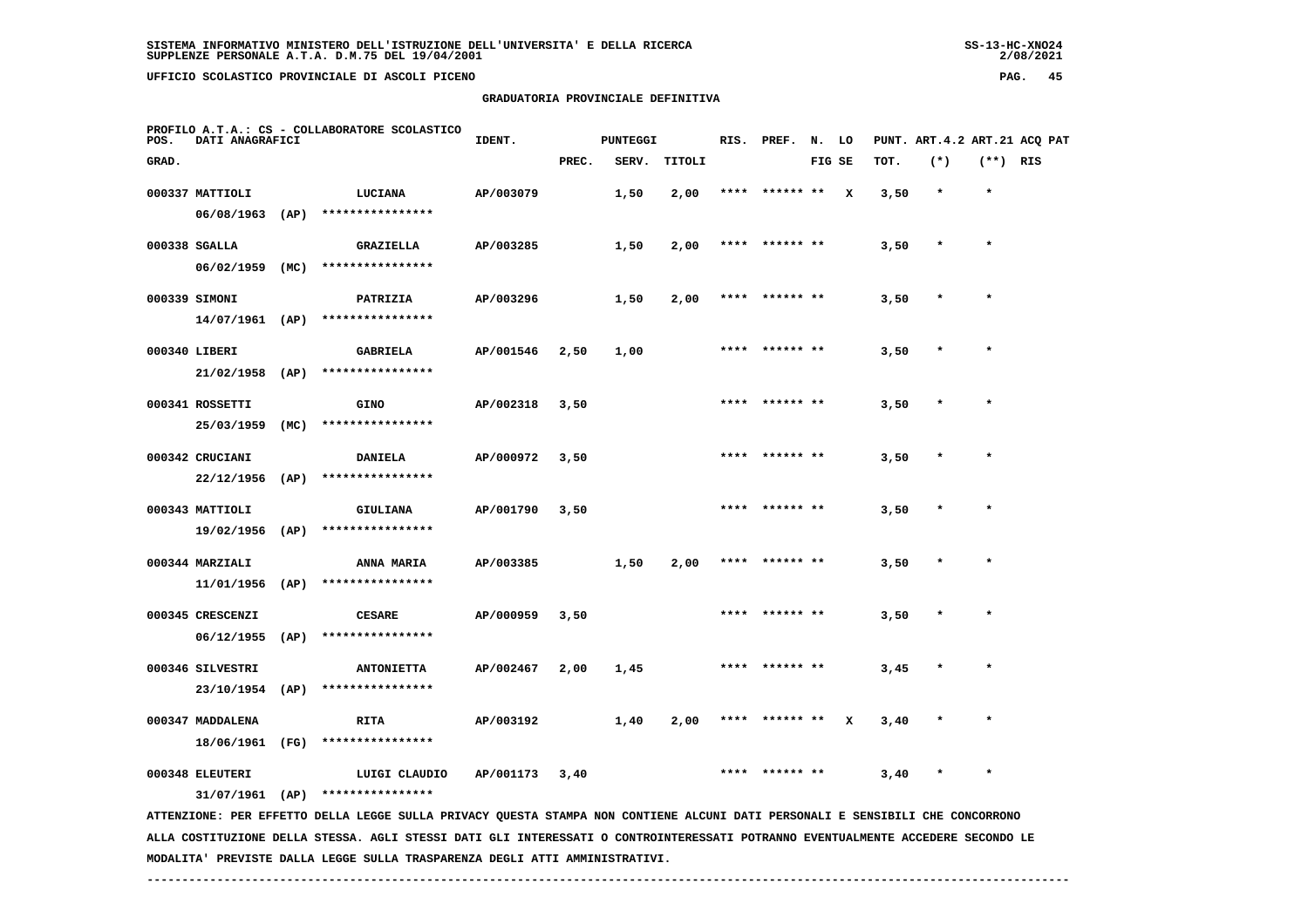## GRADUATORIA PROVINCIALE DEFINITIVA

PROFILO A.T.A.: CS - COLLABORATORE SCOLASTICO

| POS. GRAD. | DATI ANAGRAFICI | | IDENT. | PUNTEGGI PREC. | SERV. | TITOLI | RIS. | PREF. | N. FIG | LO SE | PUNT. TOT. | ART.4.2 (*) | ART.21 (**) | ACQ PAT RIS |
|---|---|---|---|---|---|---|---|---|---|---|---|---|---|---|
| 000337 | MATTIOLI 06/08/1963 (AP) | LUCIANA **************** | AP/003079 | | 1,50 | 2,00 | **** | ****** | ** | X | 3,50 | * | * | |
| 000338 | SGALLA 06/02/1959 (MC) | GRAZIELLA **************** | AP/003285 | | 1,50 | 2,00 | **** | ****** | ** | | 3,50 | * | * | |
| 000339 | SIMONI 14/07/1961 (AP) | PATRIZIA **************** | AP/003296 | | 1,50 | 2,00 | **** | ****** | ** | | 3,50 | * | * | |
| 000340 | LIBERI 21/02/1958 (AP) | GABRIELA **************** | AP/001546 | 2,50 | 1,00 | | **** | ****** | ** | | 3,50 | * | * | |
| 000341 | ROSSETTI 25/03/1959 (MC) | GINO **************** | AP/002318 | 3,50 | | | **** | ****** | ** | | 3,50 | * | * | |
| 000342 | CRUCIANI 22/12/1956 (AP) | DANIELA **************** | AP/000972 | 3,50 | | | **** | ****** | ** | | 3,50 | * | * | |
| 000343 | MATTIOLI 19/02/1956 (AP) | GIULIANA **************** | AP/001790 | 3,50 | | | **** | ****** | ** | | 3,50 | * | * | |
| 000344 | MARZIALI 11/01/1956 (AP) | ANNA MARIA **************** | AP/003385 | | 1,50 | 2,00 | **** | ****** | ** | | 3,50 | * | * | |
| 000345 | CRESCENZI 06/12/1955 (AP) | CESARE **************** | AP/000959 | 3,50 | | | **** | ****** | ** | | 3,50 | * | * | |
| 000346 | SILVESTRI 23/10/1954 (AP) | ANTONIETTA **************** | AP/002467 | 2,00 | 1,45 | | **** | ****** | ** | | 3,45 | * | * | |
| 000347 | MADDALENA 18/06/1961 (FG) | RITA **************** | AP/003192 | | 1,40 | 2,00 | **** | ****** | ** | X | 3,40 | * | * | |
| 000348 | ELEUTERI 31/07/1961 (AP) | LUIGI CLAUDIO **************** | AP/001173 | 3,40 | | | **** | ****** | ** | | 3,40 | * | * | |

ATTENZIONE: PER EFFETTO DELLA LEGGE SULLA PRIVACY QUESTA STAMPA NON CONTIENE ALCUNI DATI PERSONALI E SENSIBILI CHE CONCORRONO ALLA COSTITUZIONE DELLA STESSA. AGLI STESSI DATI GLI INTERESSATI O CONTROINTERESSATI POTRANNO EVENTUALMENTE ACCEDERE SECONDO LE MODALITA' PREVISTE DALLA LEGGE SULLA TRASPARENZA DEGLI ATTI AMMINISTRATIVI.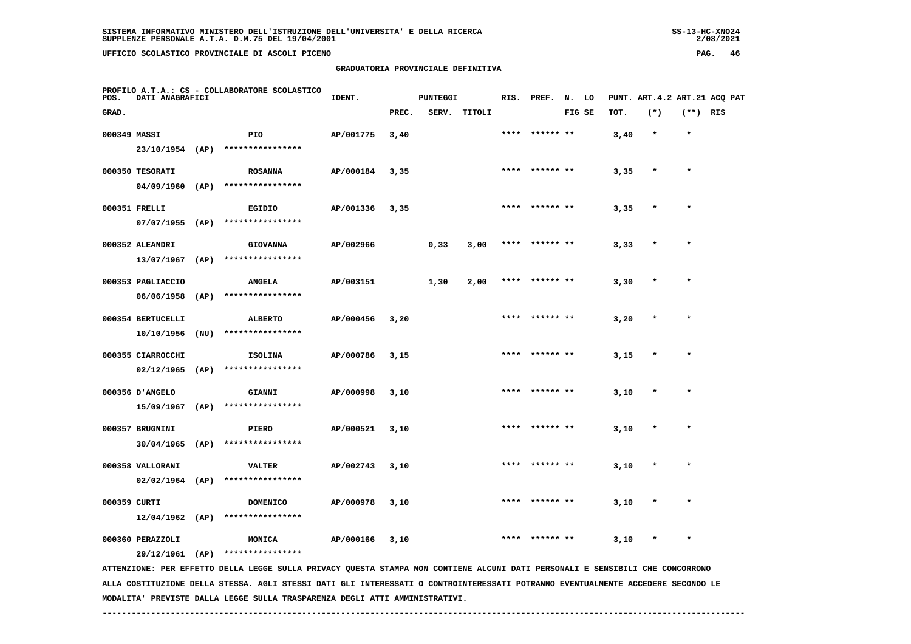SISTEMA INFORMATIVO MINISTERO DELL'ISTRUZIONE DELL'UNIVERSITA' E DELLA RICERCA
SUPPLENZE PERSONALE A.T.A. D.M.75 DEL 19/04/2001

UFFICIO SCOLASTICO PROVINCIALE DI ASCOLI PICENO

## GRADUATORIA PROVINCIALE DEFINITIVA

PROFILO A.T.A.: CS - COLLABORATORE SCOLASTICO

| POS. GRAD. | DATI ANAGRAFICI | | | IDENT. | PUNTEGGI PREC. | SERV. | TITOLI | RIS. | PREF. | N. LO FIG SE | PUNT. TOT. | ART.4.2 (*) | ART.21 (**) | ACQ PAT RIS |
|---|---|---|---|---|---|---|---|---|---|---|---|---|---|---|
| 000349 | MASSI | | PIO | AP/001775 | 3,40 | | | **** | ****** ** | | 3,40 | * | * | |
| | 23/10/1954 | (AP) | **************** | | | | | | | | | | | |
| 000350 | TESORATI | | ROSANNA | AP/000184 | 3,35 | | | **** | ****** ** | | 3,35 | * | * | |
| | 04/09/1960 | (AP) | **************** | | | | | | | | | | | |
| 000351 | FRELLI | | EGIDIO | AP/001336 | 3,35 | | | **** | ****** ** | | 3,35 | * | * | |
| | 07/07/1955 | (AP) | **************** | | | | | | | | | | | |
| 000352 | ALEANDRI | | GIOVANNA | AP/002966 | | 0,33 | 3,00 | **** | ****** ** | | 3,33 | * | * | |
| | 13/07/1967 | (AP) | **************** | | | | | | | | | | | |
| 000353 | PAGLIACCIO | | ANGELA | AP/003151 | | 1,30 | 2,00 | **** | ****** ** | | 3,30 | * | * | |
| | 06/06/1958 | (AP) | **************** | | | | | | | | | | | |
| 000354 | BERTUCELLI | | ALBERTO | AP/000456 | 3,20 | | | **** | ****** ** | | 3,20 | * | * | |
| | 10/10/1956 | (NU) | **************** | | | | | | | | | | | |
| 000355 | CIARROCCHI | | ISOLINA | AP/000786 | 3,15 | | | **** | ****** ** | | 3,15 | * | * | |
| | 02/12/1965 | (AP) | **************** | | | | | | | | | | | |
| 000356 | D'ANGELO | | GIANNI | AP/000998 | 3,10 | | | **** | ****** ** | | 3,10 | * | * | |
| | 15/09/1967 | (AP) | **************** | | | | | | | | | | | |
| 000357 | BRUGNINI | | PIERO | AP/000521 | 3,10 | | | **** | ****** ** | | 3,10 | * | * | |
| | 30/04/1965 | (AP) | **************** | | | | | | | | | | | |
| 000358 | VALLORANI | | VALTER | AP/002743 | 3,10 | | | **** | ****** ** | | 3,10 | * | * | |
| | 02/02/1964 | (AP) | **************** | | | | | | | | | | | |
| 000359 | CURTI | | DOMENICO | AP/000978 | 3,10 | | | **** | ****** ** | | 3,10 | * | * | |
| | 12/04/1962 | (AP) | **************** | | | | | | | | | | | |
| 000360 | PERAZZOLI | | MONICA | AP/000166 | 3,10 | | | **** | ****** ** | | 3,10 | * | * | |
| | 29/12/1961 | (AP) | **************** | | | | | | | | | | | |

ATTENZIONE: PER EFFETTO DELLA LEGGE SULLA PRIVACY QUESTA STAMPA NON CONTIENE ALCUNI DATI PERSONALI E SENSIBILI CHE CONCORRONO ALLA COSTITUZIONE DELLA STESSA. AGLI STESSI DATI GLI INTERESSATI O CONTROINTERESSATI POTRANNO EVENTUALMENTE ACCEDERE SECONDO LE MODALITA' PREVISTE DALLA LEGGE SULLA TRASPARENZA DEGLI ATTI AMMINISTRATIVI.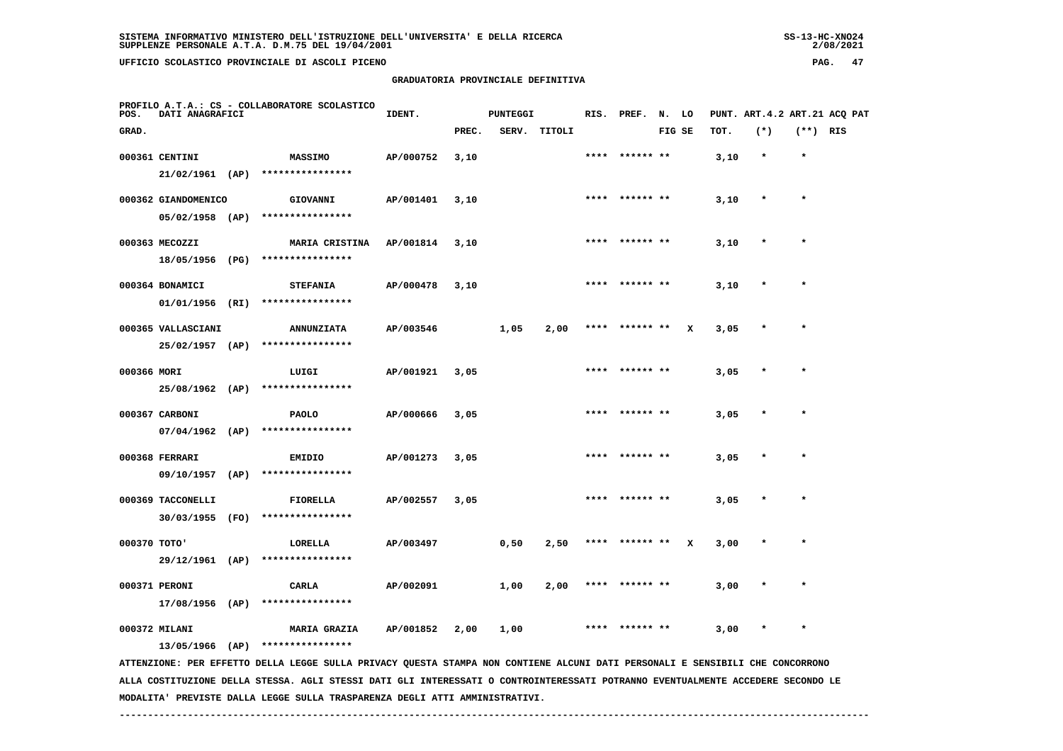SISTEMA INFORMATIVO MINISTERO DELL'ISTRUZIONE DELL'UNIVERSITA' E DELLA RICERCA
SUPPLENZE PERSONALE A.T.A. D.M.75 DEL 19/04/2001

UFFICIO SCOLASTICO PROVINCIALE DI ASCOLI PICENO

## GRADUATORIA PROVINCIALE DEFINITIVA

PROFILO A.T.A.: CS - COLLABORATORE SCOLASTICO

| POS. GRAD. | DATI ANAGRAFICI | | IDENT. | PUNTEGGI PREC. | SERV. | TITOLI | RIS. | PREF. | N. FIG | LO SE | PUNT. TOT. | ART.4.2 (*) | ART.21 (**) | ACQ PAT RIS |
|---|---|---|---|---|---|---|---|---|---|---|---|---|---|---|
| 000361 | CENTINI 21/02/1961 (AP) | MASSIMO **************** | AP/000752 | 3,10 | | | **** | ****** | ** | | 3,10 | * | * | |
| 000362 | GIANDOMENICO 05/02/1958 (AP) | GIOVANNI **************** | AP/001401 | 3,10 | | | **** | ****** | ** | | 3,10 | * | * | |
| 000363 | MECOZZI 18/05/1956 (PG) | MARIA CRISTINA **************** | AP/001814 | 3,10 | | | **** | ****** | ** | | 3,10 | * | * | |
| 000364 | BONAMICI 01/01/1956 (RI) | STEFANIA **************** | AP/000478 | 3,10 | | | **** | ****** | ** | | 3,10 | * | * | |
| 000365 | VALLASCIANI 25/02/1957 (AP) | ANNUNZIATA **************** | AP/003546 | | 1,05 | 2,00 | **** | ****** | ** | X | 3,05 | * | * | |
| 000366 | MORI 25/08/1962 (AP) | LUIGI **************** | AP/001921 | 3,05 | | | **** | ****** | ** | | 3,05 | * | * | |
| 000367 | CARBONI 07/04/1962 (AP) | PAOLO **************** | AP/000666 | 3,05 | | | **** | ****** | ** | | 3,05 | * | * | |
| 000368 | FERRARI 09/10/1957 (AP) | EMIDIO **************** | AP/001273 | 3,05 | | | **** | ****** | ** | | 3,05 | * | * | |
| 000369 | TACCONELLI 30/03/1955 (FO) | FIORELLA **************** | AP/002557 | 3,05 | | | **** | ****** | ** | | 3,05 | * | * | |
| 000370 | TOTO' 29/12/1961 (AP) | LORELLA **************** | AP/003497 | | 0,50 | 2,50 | **** | ****** | ** | X | 3,00 | * | * | |
| 000371 | PERONI 17/08/1956 (AP) | CARLA **************** | AP/002091 | | 1,00 | 2,00 | **** | ****** | ** | | 3,00 | * | * | |
| 000372 | MILANI 13/05/1966 (AP) | MARIA GRAZIA **************** | AP/001852 | 2,00 | 1,00 | | **** | ****** | ** | | 3,00 | * | * | |

ATTENZIONE: PER EFFETTO DELLA LEGGE SULLA PRIVACY QUESTA STAMPA NON CONTIENE ALCUNI DATI PERSONALI E SENSIBILI CHE CONCORRONO ALLA COSTITUZIONE DELLA STESSA. AGLI STESSI DATI GLI INTERESSATI O CONTROINTERESSATI POTRANNO EVENTUALMENTE ACCEDERE SECONDO LE MODALITA' PREVISTE DALLA LEGGE SULLA TRASPARENZA DEGLI ATTI AMMINISTRATIVI.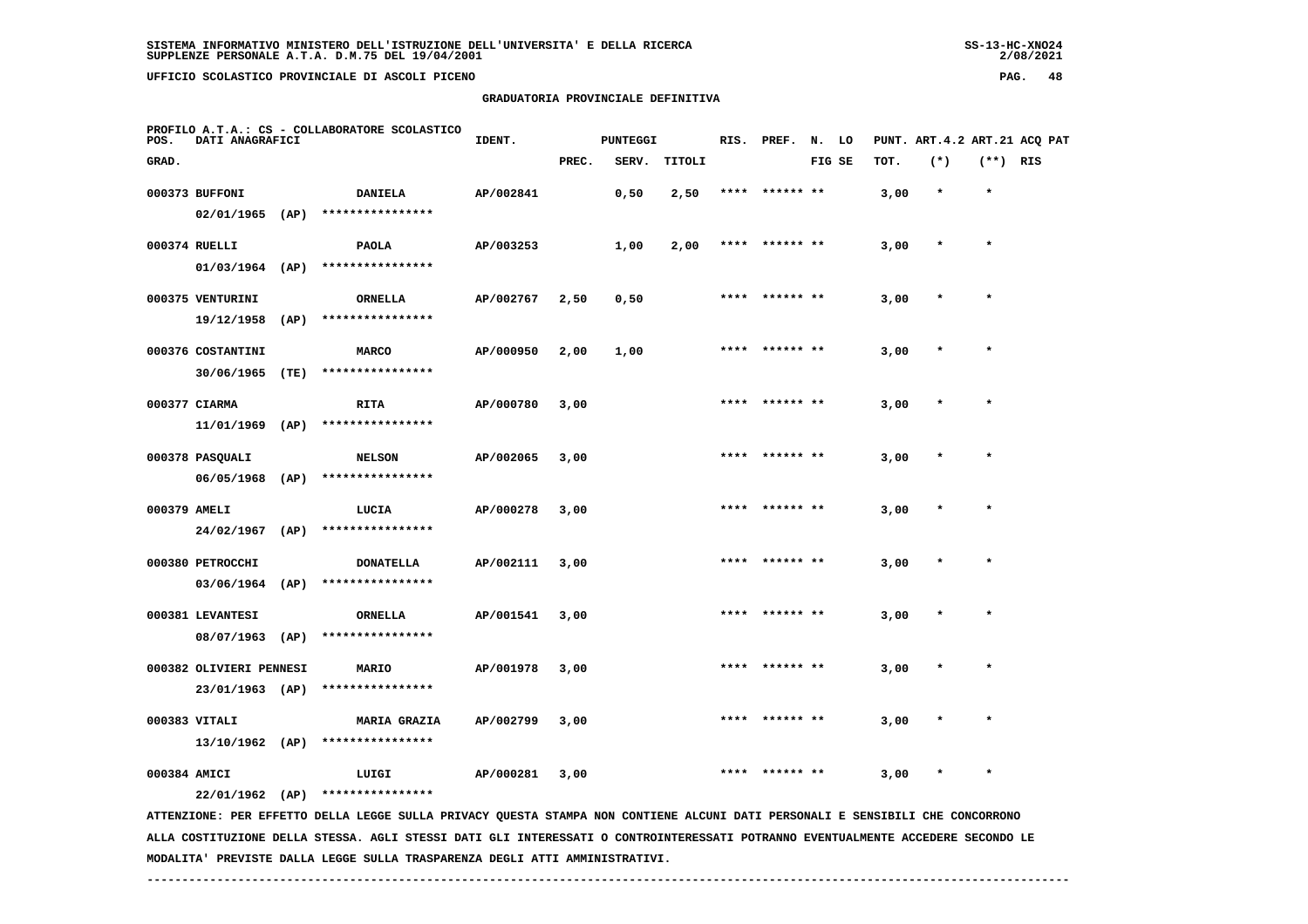GRADUATORIA PROVINCIALE DEFINITIVA

PROFILO A.T.A.: CS - COLLABORATORE SCOLASTICO

| POS. GRAD. | DATI ANAGRAFICI | | IDENT. | PUNTEGGI PREC. | SERV. | TITOLI | RIS. | PREF. | N. FIG | LO SE | PUNT. TOT. | ART.4.2 (*) | ART.21 (**) | ACQ PAT RIS |
|---|---|---|---|---|---|---|---|---|---|---|---|---|---|---|
| 000373 | BUFFONI 02/01/1965 (AP) | DANIELA **************** | AP/002841 | | 0,50 | 2,50 | **** | ****** | ** | | 3,00 | * | * | |
| 000374 | RUELLI 01/03/1964 (AP) | PAOLA **************** | AP/003253 | | 1,00 | 2,00 | **** | ****** | ** | | 3,00 | * | * | |
| 000375 | VENTURINI 19/12/1958 (AP) | ORNELLA **************** | AP/002767 | 2,50 | 0,50 | | **** | ****** | ** | | 3,00 | * | * | |
| 000376 | COSTANTINI 30/06/1965 (TE) | MARCO **************** | AP/000950 | 2,00 | 1,00 | | **** | ****** | ** | | 3,00 | * | * | |
| 000377 | CIARMA 11/01/1969 (AP) | RITA **************** | AP/000780 | 3,00 | | | **** | ****** | ** | | 3,00 | * | * | |
| 000378 | PASQUALI 06/05/1968 (AP) | NELSON **************** | AP/002065 | 3,00 | | | **** | ****** | ** | | 3,00 | * | * | |
| 000379 | AMELI 24/02/1967 (AP) | LUCIA **************** | AP/000278 | 3,00 | | | **** | ****** | ** | | 3,00 | * | * | |
| 000380 | PETROCCHI 03/06/1964 (AP) | DONATELLA **************** | AP/002111 | 3,00 | | | **** | ****** | ** | | 3,00 | * | * | |
| 000381 | LEVANTESI 08/07/1963 (AP) | ORNELLA **************** | AP/001541 | 3,00 | | | **** | ****** | ** | | 3,00 | * | * | |
| 000382 | OLIVIERI PENNESI 23/01/1963 (AP) | MARIO **************** | AP/001978 | 3,00 | | | **** | ****** | ** | | 3,00 | * | * | |
| 000383 | VITALI 13/10/1962 (AP) | MARIA GRAZIA **************** | AP/002799 | 3,00 | | | **** | ****** | ** | | 3,00 | * | * | |
| 000384 | AMICI 22/01/1962 (AP) | LUIGI **************** | AP/000281 | 3,00 | | | **** | ****** | ** | | 3,00 | * | * | |

ATTENZIONE: PER EFFETTO DELLA LEGGE SULLA PRIVACY QUESTA STAMPA NON CONTIENE ALCUNI DATI PERSONALI E SENSIBILI CHE CONCORRONO ALLA COSTITUZIONE DELLA STESSA. AGLI STESSI DATI GLI INTERESSATI O CONTROINTERESSATI POTRANNO EVENTUALMENTE ACCEDERE SECONDO LE MODALITA' PREVISTE DALLA LEGGE SULLA TRASPARENZA DEGLI ATTI AMMINISTRATIVI.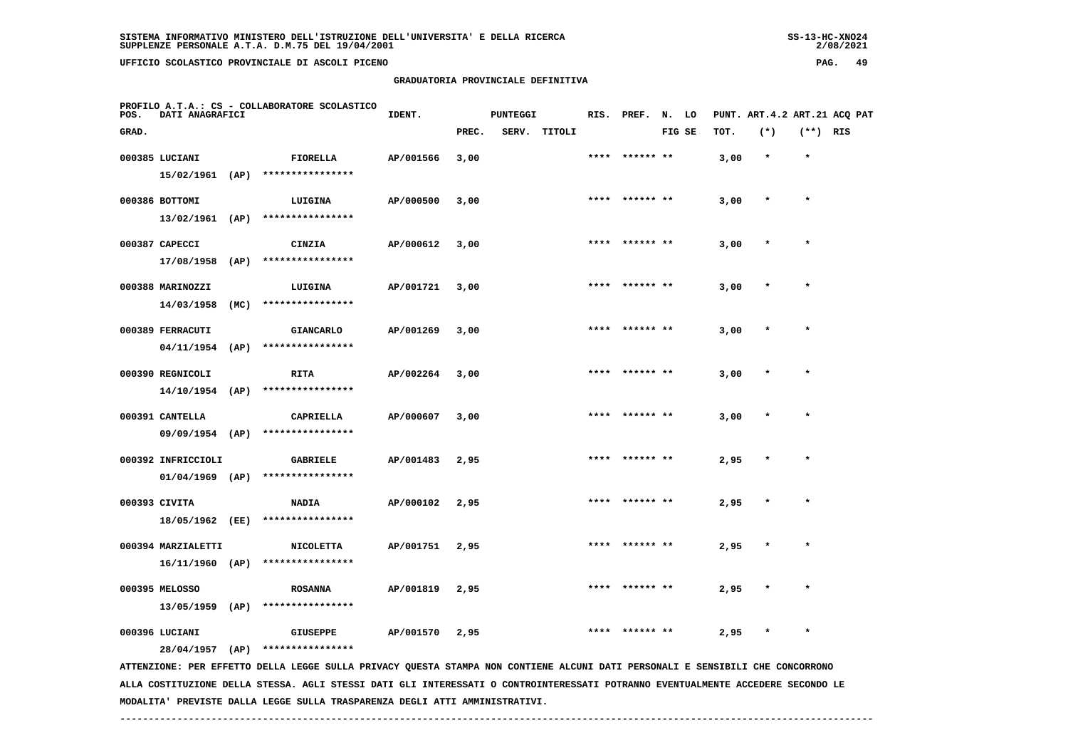SISTEMA INFORMATIVO MINISTERO DELL'ISTRUZIONE DELL'UNIVERSITA' E DELLA RICERCA
SUPPLENZE PERSONALE A.T.A. D.M.75 DEL 19/04/2001

UFFICIO SCOLASTICO PROVINCIALE DI ASCOLI PICENO

GRADUATORIA PROVINCIALE DEFINITIVA

PROFILO A.T.A.: CS - COLLABORATORE SCOLASTICO

| POS. GRAD. | DATI ANAGRAFICI | | IDENT. | PUNTEGGI PREC. | SERV. | TITOLI | RIS. | PREF. | N. LO FIG SE | PUNT. TOT. | ART.4.2 (*) | ART.21 (**) | ACQ PAT RIS |
|---|---|---|---|---|---|---|---|---|---|---|---|---|---|
| 000385 | LUCIANI 15/02/1961 (AP) | FIORELLA **************** | AP/001566 | 3,00 | | | **** | ****** ** | | 3,00 | * | * | |
| 000386 | BOTTOMI 13/02/1961 (AP) | LUIGINA **************** | AP/000500 | 3,00 | | | **** | ****** ** | | 3,00 | * | * | |
| 000387 | CAPECCI 17/08/1958 (AP) | CINZIA **************** | AP/000612 | 3,00 | | | **** | ****** ** | | 3,00 | * | * | |
| 000388 | MARINOZZI 14/03/1958 (MC) | LUIGINA **************** | AP/001721 | 3,00 | | | **** | ****** ** | | 3,00 | * | * | |
| 000389 | FERRACUTI 04/11/1954 (AP) | GIANCARLO **************** | AP/001269 | 3,00 | | | **** | ****** ** | | 3,00 | * | * | |
| 000390 | REGNICOLI 14/10/1954 (AP) | RITA **************** | AP/002264 | 3,00 | | | **** | ****** ** | | 3,00 | * | * | |
| 000391 | CANTELLA 09/09/1954 (AP) | CAPRIELLA **************** | AP/000607 | 3,00 | | | **** | ****** ** | | 3,00 | * | * | |
| 000392 | INFRICCIOLI 01/04/1969 (AP) | GABRIELE **************** | AP/001483 | 2,95 | | | **** | ****** ** | | 2,95 | * | * | |
| 000393 | CIVITA 18/05/1962 (EE) | NADIA **************** | AP/000102 | 2,95 | | | **** | ****** ** | | 2,95 | * | * | |
| 000394 | MARZIALETTI 16/11/1960 (AP) | NICOLETTA **************** | AP/001751 | 2,95 | | | **** | ****** ** | | 2,95 | * | * | |
| 000395 | MELOSSO 13/05/1959 (AP) | ROSANNA **************** | AP/001819 | 2,95 | | | **** | ****** ** | | 2,95 | * | * | |
| 000396 | LUCIANI 28/04/1957 (AP) | GIUSEPPE **************** | AP/001570 | 2,95 | | | **** | ****** ** | | 2,95 | * | * | |

ATTENZIONE: PER EFFETTO DELLA LEGGE SULLA PRIVACY QUESTA STAMPA NON CONTIENE ALCUNI DATI PERSONALI E SENSIBILI CHE CONCORRONO ALLA COSTITUZIONE DELLA STESSA. AGLI STESSI DATI GLI INTERESSATI O CONTROINTERESSATI POTRANNO EVENTUALMENTE ACCEDERE SECONDO LE MODALITA' PREVISTE DALLA LEGGE SULLA TRASPARENZA DEGLI ATTI AMMINISTRATIVI.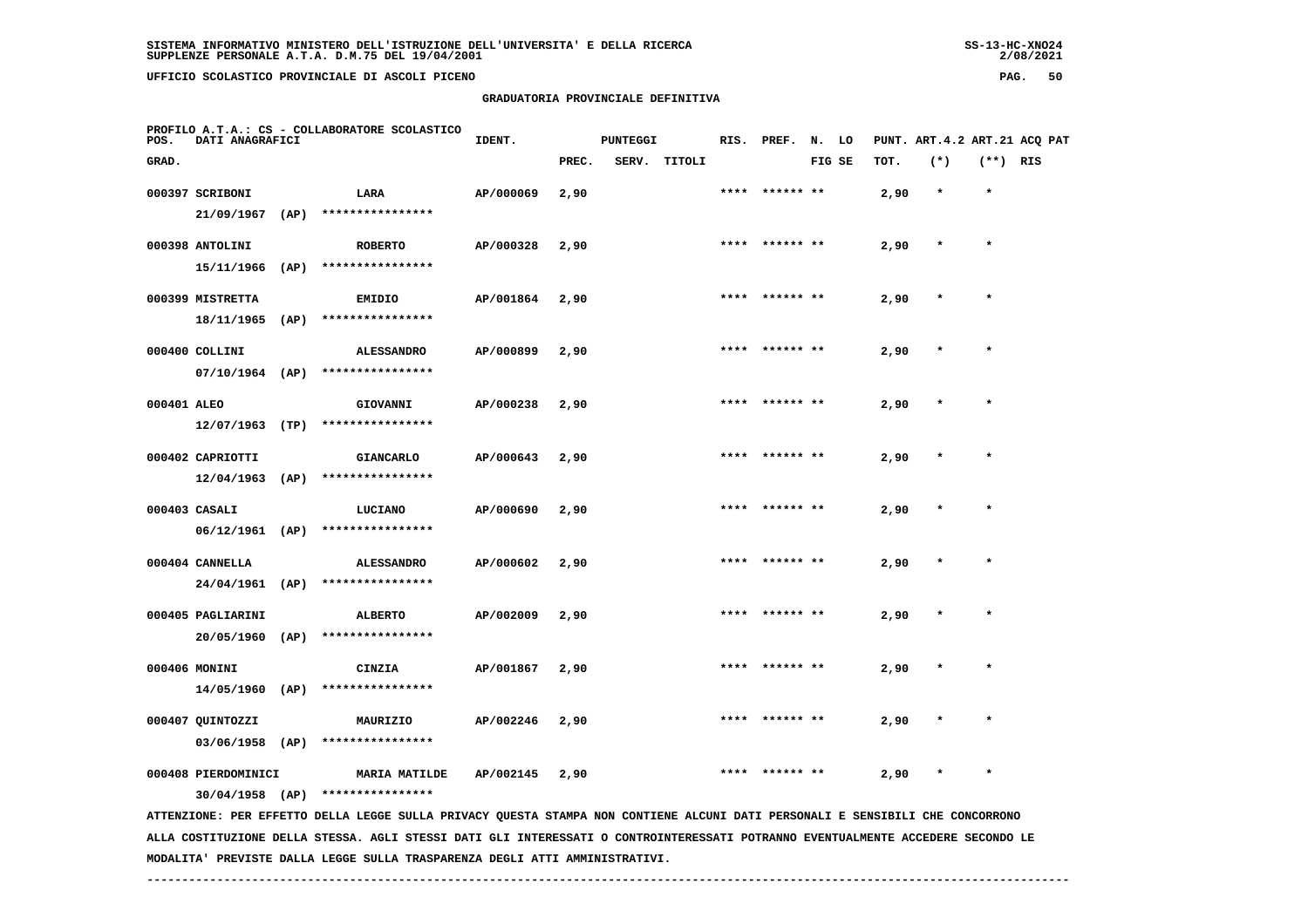SISTEMA INFORMATIVO MINISTERO DELL'ISTRUZIONE DELL'UNIVERSITA' E DELLA RICERCA
SUPPLENZE PERSONALE A.T.A. D.M.75 DEL 19/04/2001

UFFICIO SCOLASTICO PROVINCIALE DI ASCOLI PICENO

## GRADUATORIA PROVINCIALE DEFINITIVA

PROFILO A.T.A.: CS - COLLABORATORE SCOLASTICO

| POS. GRAD. | DATI ANAGRAFICI | | IDENT. | PUNTEGGI PREC. | SERV. | TITOLI | RIS. | PREF. | N. LO FIG SE | PUNT. ART.4.2 TOT. | ART.21 (*) | ACQ PAT (**) | RIS |
|---|---|---|---|---|---|---|---|---|---|---|---|---|---|
| 000397 | SCRIBONI 21/09/1967 (AP) | LARA **************** | AP/000069 | 2,90 | | | **** | ****** ** | | 2,90 | * | * | |
| 000398 | ANTOLINI 15/11/1966 (AP) | ROBERTO **************** | AP/000328 | 2,90 | | | **** | ****** ** | | 2,90 | * | * | |
| 000399 | MISTRETTA 18/11/1965 (AP) | EMIDIO **************** | AP/001864 | 2,90 | | | **** | ****** ** | | 2,90 | * | * | |
| 000400 | COLLINI 07/10/1964 (AP) | ALESSANDRO **************** | AP/000899 | 2,90 | | | **** | ****** ** | | 2,90 | * | * | |
| 000401 | ALEO 12/07/1963 (TP) | GIOVANNI **************** | AP/000238 | 2,90 | | | **** | ****** ** | | 2,90 | * | * | |
| 000402 | CAPRIOTTI 12/04/1963 (AP) | GIANCARLO **************** | AP/000643 | 2,90 | | | **** | ****** ** | | 2,90 | * | * | |
| 000403 | CASALI 06/12/1961 (AP) | LUCIANO **************** | AP/000690 | 2,90 | | | **** | ****** ** | | 2,90 | * | * | |
| 000404 | CANNELLA 24/04/1961 (AP) | ALESSANDRO **************** | AP/000602 | 2,90 | | | **** | ****** ** | | 2,90 | * | * | |
| 000405 | PAGLIARINI 20/05/1960 (AP) | ALBERTO **************** | AP/002009 | 2,90 | | | **** | ****** ** | | 2,90 | * | * | |
| 000406 | MONINI 14/05/1960 (AP) | CINZIA **************** | AP/001867 | 2,90 | | | **** | ****** ** | | 2,90 | * | * | |
| 000407 | QUINTOZZI 03/06/1958 (AP) | MAURIZIO **************** | AP/002246 | 2,90 | | | **** | ****** ** | | 2,90 | * | * | |
| 000408 | PIERDOMINICI 30/04/1958 (AP) | MARIA MATILDE **************** | AP/002145 | 2,90 | | | **** | ****** ** | | 2,90 | * | * | |

ATTENZIONE: PER EFFETTO DELLA LEGGE SULLA PRIVACY QUESTA STAMPA NON CONTIENE ALCUNI DATI PERSONALI E SENSIBILI CHE CONCORRONO ALLA COSTITUZIONE DELLA STESSA. AGLI STESSI DATI GLI INTERESSATI O CONTROINTERESSATI POTRANNO EVENTUALMENTE ACCEDERE SECONDO LE MODALITA' PREVISTE DALLA LEGGE SULLA TRASPARENZA DEGLI ATTI AMMINISTRATIVI.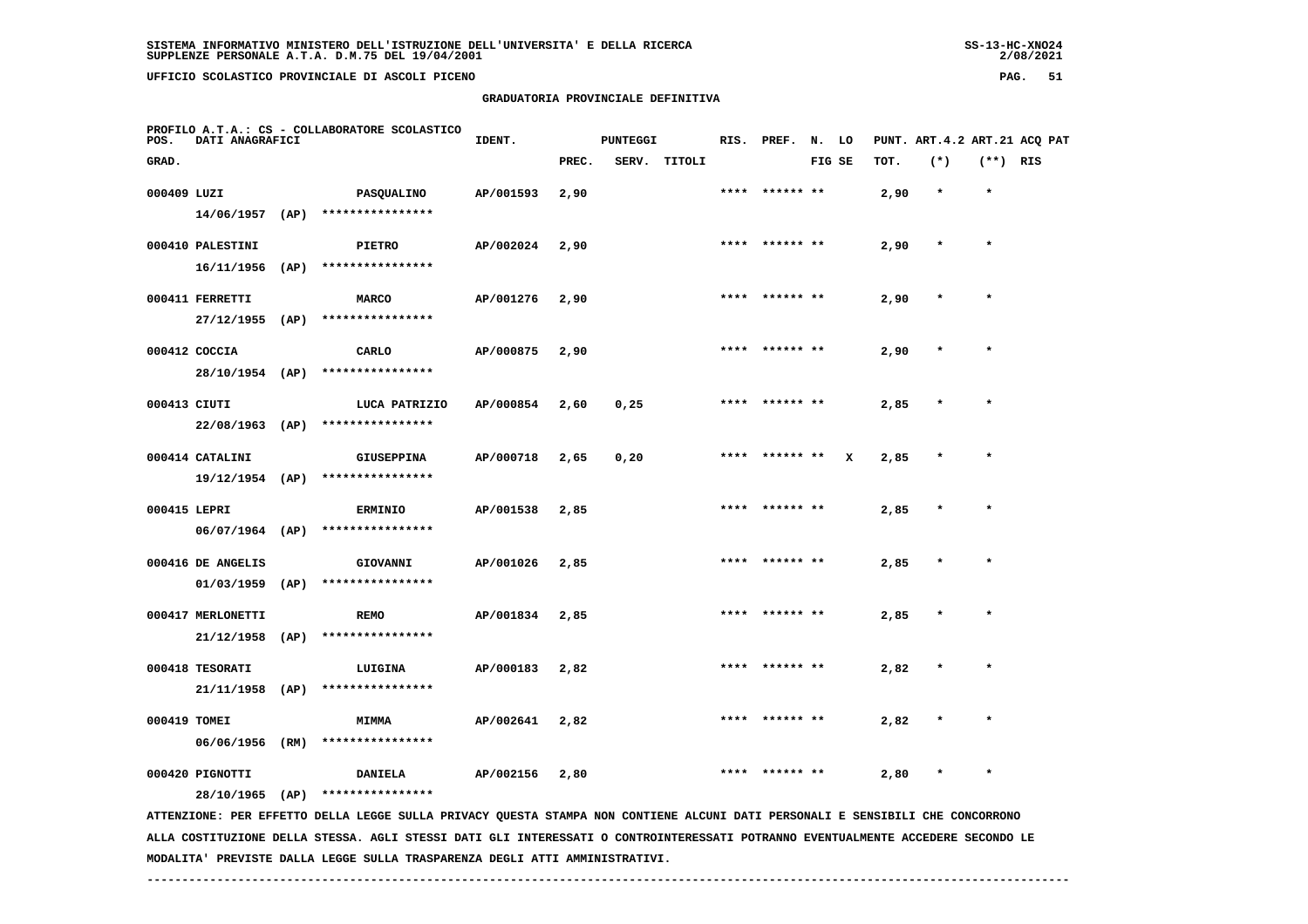SISTEMA INFORMATIVO MINISTERO DELL'ISTRUZIONE DELL'UNIVERSITA' E DELLA RICERCA
SUPPLENZE PERSONALE A.T.A. D.M.75 DEL 19/04/2001

UFFICIO SCOLASTICO PROVINCIALE DI ASCOLI PICENO

GRADUATORIA PROVINCIALE DEFINITIVA

PROFILO A.T.A.: CS - COLLABORATORE SCOLASTICO

| POS. GRAD. | DATI ANAGRAFICI | | IDENT. | PUNTEGGI PREC. | SERV. | TITOLI | RIS. | PREF. | N. FIG | LO SE | PUNT. TOT. | ART.4.2 (*) | ART.21 (**) | ACQ PAT RIS |
|---|---|---|---|---|---|---|---|---|---|---|---|---|---|---|
| 000409 | LUZI 14/06/1957 (AP) | PASQUALINO **************** | AP/001593 | 2,90 | | | **** | ****** | ** | | 2,90 | * | * | |
| 000410 | PALESTINI 16/11/1956 (AP) | PIETRO **************** | AP/002024 | 2,90 | | | **** | ****** | ** | | 2,90 | * | * | |
| 000411 | FERRETTI 27/12/1955 (AP) | MARCO **************** | AP/001276 | 2,90 | | | **** | ****** | ** | | 2,90 | * | * | |
| 000412 | COCCIA 28/10/1954 (AP) | CARLO **************** | AP/000875 | 2,90 | | | **** | ****** | ** | | 2,90 | * | * | |
| 000413 | CIUTI 22/08/1963 (AP) | LUCA PATRIZIO **************** | AP/000854 | 2,60 | 0,25 | | **** | ****** | ** | | 2,85 | * | * | |
| 000414 | CATALINI 19/12/1954 (AP) | GIUSEPPINA **************** | AP/000718 | 2,65 | 0,20 | | **** | ****** | ** | X | 2,85 | * | * | |
| 000415 | LEPRI 06/07/1964 (AP) | ERMINIO **************** | AP/001538 | 2,85 | | | **** | ****** | ** | | 2,85 | * | * | |
| 000416 | DE ANGELIS 01/03/1959 (AP) | GIOVANNI **************** | AP/001026 | 2,85 | | | **** | ****** | ** | | 2,85 | * | * | |
| 000417 | MERLONETTI 21/12/1958 (AP) | REMO **************** | AP/001834 | 2,85 | | | **** | ****** | ** | | 2,85 | * | * | |
| 000418 | TESORATI 21/11/1958 (AP) | LUIGINA **************** | AP/000183 | 2,82 | | | **** | ****** | ** | | 2,82 | * | * | |
| 000419 | TOMEI 06/06/1956 (RM) | MIMMA **************** | AP/002641 | 2,82 | | | **** | ****** | ** | | 2,82 | * | * | |
| 000420 | PIGNOTTI 28/10/1965 (AP) | DANIELA **************** | AP/002156 | 2,80 | | | **** | ****** | ** | | 2,80 | * | * | |

ATTENZIONE: PER EFFETTO DELLA LEGGE SULLA PRIVACY QUESTA STAMPA NON CONTIENE ALCUNI DATI PERSONALI E SENSIBILI CHE CONCORRONO ALLA COSTITUZIONE DELLA STESSA. AGLI STESSI DATI GLI INTERESSATI O CONTROINTERESSATI POTRANNO EVENTUALMENTE ACCEDERE SECONDO LE MODALITA' PREVISTE DALLA LEGGE SULLA TRASPARENZA DEGLI ATTI AMMINISTRATIVI.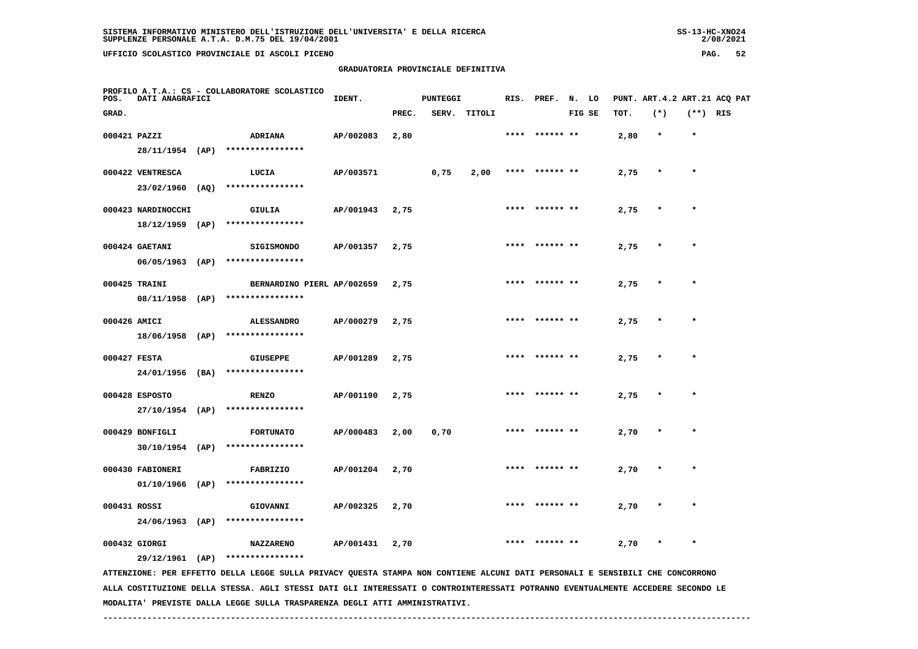SISTEMA INFORMATIVO MINISTERO DELL'ISTRUZIONE DELL'UNIVERSITA' E DELLA RICERCA
SUPPLENZE PERSONALE A.T.A. D.M.75 DEL 19/04/2001

UFFICIO SCOLASTICO PROVINCIALE DI ASCOLI PICENO

## GRADUATORIA PROVINCIALE DEFINITIVA

PROFILO A.T.A.: CS - COLLABORATORE SCOLASTICO

| POS. GRAD. | DATI ANAGRAFICI | | IDENT. | PUNTEGGI PREC. | SERV. | TITOLI | RIS. | PREF. | N. LO FIG SE | PUNT. TOT. | ART.4.2 (*) | ART.21 (**) | ACQ PAT RIS |
|---|---|---|---|---|---|---|---|---|---|---|---|---|---|
| 000421 | PAZZI 28/11/1954 (AP) | ADRIANA **************** | AP/002083 | 2,80 | | | **** | ****** ** | | 2,80 | * | * | |
| 000422 | VENTRESCA 23/02/1960 (AQ) | LUCIA **************** | AP/003571 | | 0,75 | 2,00 | **** | ****** ** | | 2,75 | * | * | |
| 000423 | NARDINOCCHI 18/12/1959 (AP) | GIULIA **************** | AP/001943 | 2,75 | | | **** | ****** ** | | 2,75 | * | * | |
| 000424 | GAETANI 06/05/1963 (AP) | SIGISMONDO **************** | AP/001357 | 2,75 | | | **** | ****** ** | | 2,75 | * | * | |
| 000425 | TRAINI 08/11/1958 (AP) | BERNARDINO PIERL **************** | AP/002659 | 2,75 | | | **** | ****** ** | | 2,75 | * | * | |
| 000426 | AMICI 18/06/1958 (AP) | ALESSANDRO **************** | AP/000279 | 2,75 | | | **** | ****** ** | | 2,75 | * | * | |
| 000427 | FESTA 24/01/1956 (BA) | GIUSEPPE **************** | AP/001289 | 2,75 | | | **** | ****** ** | | 2,75 | * | * | |
| 000428 | ESPOSTO 27/10/1954 (AP) | RENZO **************** | AP/001190 | 2,75 | | | **** | ****** ** | | 2,75 | * | * | |
| 000429 | BONFIGLI 30/10/1954 (AP) | FORTUNATO **************** | AP/000483 | 2,00 | 0,70 | | **** | ****** ** | | 2,70 | * | * | |
| 000430 | FABIONERI 01/10/1966 (AP) | FABRIZIO **************** | AP/001204 | 2,70 | | | **** | ****** ** | | 2,70 | * | * | |
| 000431 | ROSSI 24/06/1963 (AP) | GIOVANNI **************** | AP/002325 | 2,70 | | | **** | ****** ** | | 2,70 | * | * | |
| 000432 | GIORGI 29/12/1961 (AP) | NAZZARENO **************** | AP/001431 | 2,70 | | | **** | ****** ** | | 2,70 | * | * | |

ATTENZIONE: PER EFFETTO DELLA LEGGE SULLA PRIVACY QUESTA STAMPA NON CONTIENE ALCUNI DATI PERSONALI E SENSIBILI CHE CONCORRONO ALLA COSTITUZIONE DELLA STESSA. AGLI STESSI DATI GLI INTERESSATI O CONTROINTERESSATI POTRANNO EVENTUALMENTE ACCEDERE SECONDO LE MODALITA' PREVISTE DALLA LEGGE SULLA TRASPARENZA DEGLI ATTI AMMINISTRATIVI.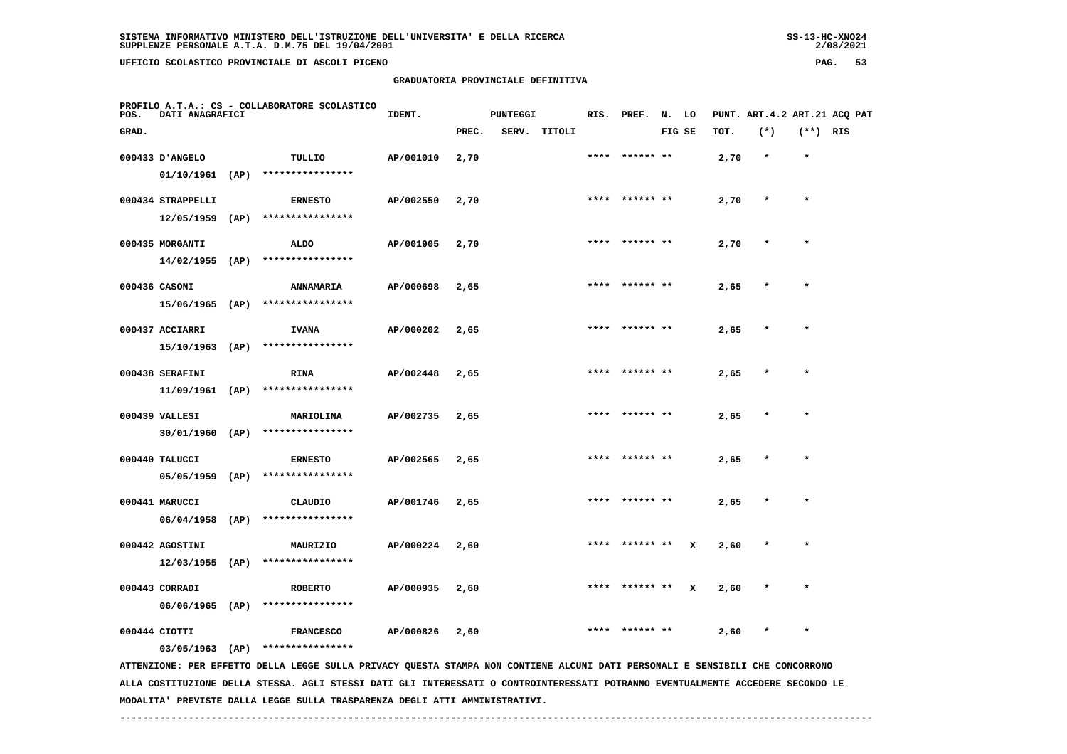SISTEMA INFORMATIVO MINISTERO DELL'ISTRUZIONE DELL'UNIVERSITA' E DELLA RICERCA
SUPPLENZE PERSONALE A.T.A. D.M.75 DEL 19/04/2001

UFFICIO SCOLASTICO PROVINCIALE DI ASCOLI PICENO

GRADUATORIA PROVINCIALE DEFINITIVA

PROFILO A.T.A.: CS - COLLABORATORE SCOLASTICO

| POS. GRAD. | DATI ANAGRAFICI | | IDENT. | PUNTEGGI PREC. | SERV. | TITOLI | RIS. | PREF. | N. FIG | LO SE | TOT. | ART.4.2 (*) | ART.21 (**) | ACQ PAT RIS |
|---|---|---|---|---|---|---|---|---|---|---|---|---|---|---|
| 000433 | D'ANGELO | TULLIO | AP/001010 | 2,70 | | | **** | ****** | ** | | 2,70 | * | * | |
| | 01/10/1961 (AP) | **************** | | | | | | | | | | | | |
| 000434 | STRAPPELLI | ERNESTO | AP/002550 | 2,70 | | | **** | ****** | ** | | 2,70 | * | * | |
| | 12/05/1959 (AP) | **************** | | | | | | | | | | | | |
| 000435 | MORGANTI | ALDO | AP/001905 | 2,70 | | | **** | ****** | ** | | 2,70 | * | * | |
| | 14/02/1955 (AP) | **************** | | | | | | | | | | | | |
| 000436 | CASONI | ANNAMARIA | AP/000698 | 2,65 | | | **** | ****** | ** | | 2,65 | * | * | |
| | 15/06/1965 (AP) | **************** | | | | | | | | | | | | |
| 000437 | ACCIARRI | IVANA | AP/000202 | 2,65 | | | **** | ****** | ** | | 2,65 | * | * | |
| | 15/10/1963 (AP) | **************** | | | | | | | | | | | | |
| 000438 | SERAFINI | RINA | AP/002448 | 2,65 | | | **** | ****** | ** | | 2,65 | * | * | |
| | 11/09/1961 (AP) | **************** | | | | | | | | | | | | |
| 000439 | VALLESI | MARIOLINA | AP/002735 | 2,65 | | | **** | ****** | ** | | 2,65 | * | * | |
| | 30/01/1960 (AP) | **************** | | | | | | | | | | | | |
| 000440 | TALUCCI | ERNESTO | AP/002565 | 2,65 | | | **** | ****** | ** | | 2,65 | * | * | |
| | 05/05/1959 (AP) | **************** | | | | | | | | | | | | |
| 000441 | MARUCCI | CLAUDIO | AP/001746 | 2,65 | | | **** | ****** | ** | | 2,65 | * | * | |
| | 06/04/1958 (AP) | **************** | | | | | | | | | | | | |
| 000442 | AGOSTINI | MAURIZIO | AP/000224 | 2,60 | | | **** | ****** | ** | X | 2,60 | * | * | |
| | 12/03/1955 (AP) | **************** | | | | | | | | | | | | |
| 000443 | CORRADI | ROBERTO | AP/000935 | 2,60 | | | **** | ****** | ** | X | 2,60 | * | * | |
| | 06/06/1965 (AP) | **************** | | | | | | | | | | | | |
| 000444 | CIOTTI | FRANCESCO | AP/000826 | 2,60 | | | **** | ****** | ** | | 2,60 | * | * | |
| | 03/05/1963 (AP) | **************** | | | | | | | | | | | | |

ATTENZIONE: PER EFFETTO DELLA LEGGE SULLA PRIVACY QUESTA STAMPA NON CONTIENE ALCUNI DATI PERSONALI E SENSIBILI CHE CONCORRONO ALLA COSTITUZIONE DELLA STESSA. AGLI STESSI DATI GLI INTERESSATI O CONTROINTERESSATI POTRANNO EVENTUALMENTE ACCEDERE SECONDO LE MODALITA' PREVISTE DALLA LEGGE SULLA TRASPARENZA DEGLI ATTI AMMINISTRATIVI.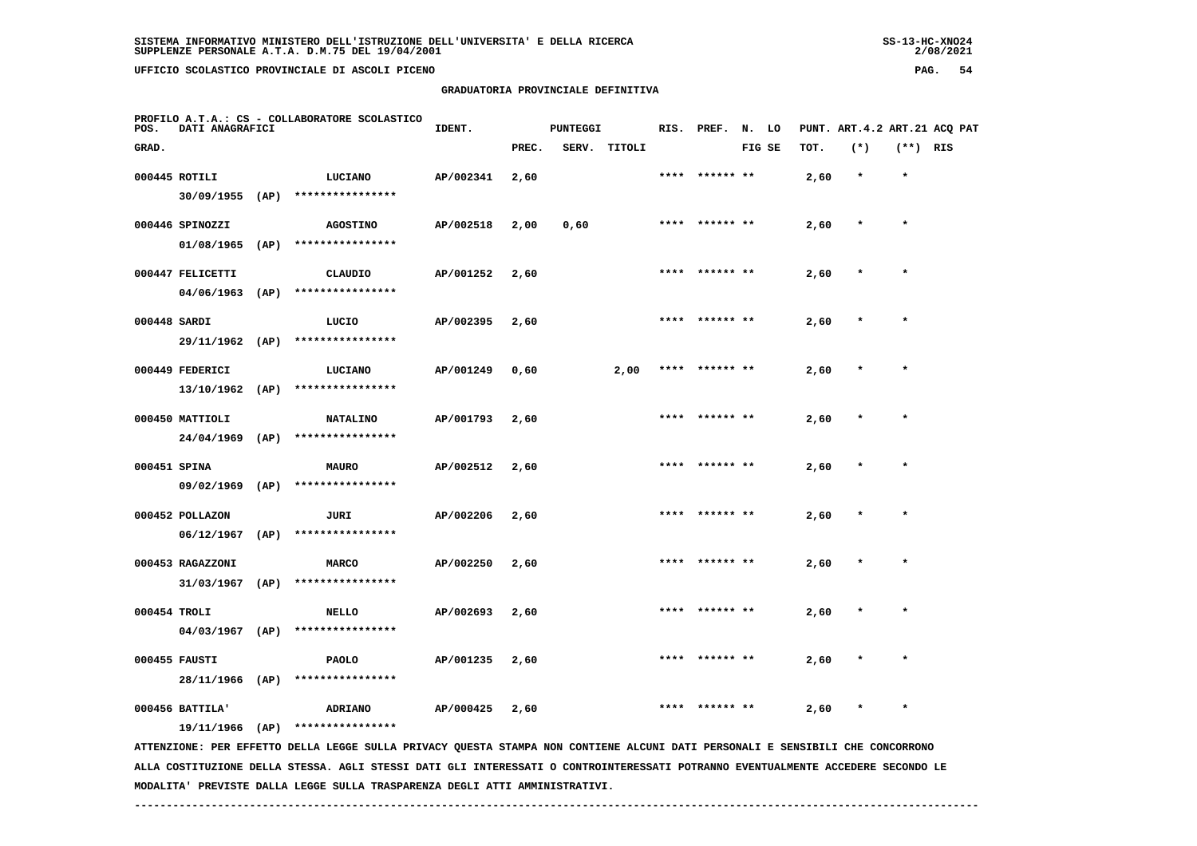SISTEMA INFORMATIVO MINISTERO DELL'ISTRUZIONE DELL'UNIVERSITA' E DELLA RICERCA
SUPPLENZE PERSONALE A.T.A. D.M.75 DEL 19/04/2001

UFFICIO SCOLASTICO PROVINCIALE DI ASCOLI PICENO

## GRADUATORIA PROVINCIALE DEFINITIVA

PROFILO A.T.A.: CS - COLLABORATORE SCOLASTICO

| POS. GRAD. | DATI ANAGRAFICI | | | IDENT. | PUNTEGGI PREC. | SERV. | TITOLI | RIS. | PREF. | N. FIG | LO SE | PUNT. TOT. | ART.4.2 (*) | ART.21 (**) | ACQ PAT RIS |
|---|---|---|---|---|---|---|---|---|---|---|---|---|---|---|---|
| 000445 | ROTILI | | LUCIANO | AP/002341 | 2,60 | | | **** | ****** | ** | | 2,60 | * | * | |
| | 30/09/1955 | (AP) | **************** | | | | | | | | | | | | |
| 000446 | SPINOZZI | | AGOSTINO | AP/002518 | 2,00 | 0,60 | | **** | ****** | ** | | 2,60 | * | * | |
| | 01/08/1965 | (AP) | **************** | | | | | | | | | | | | |
| 000447 | FELICETTI | | CLAUDIO | AP/001252 | 2,60 | | | **** | ****** | ** | | 2,60 | * | * | |
| | 04/06/1963 | (AP) | **************** | | | | | | | | | | | | |
| 000448 | SARDI | | LUCIO | AP/002395 | 2,60 | | | **** | ****** | ** | | 2,60 | * | * | |
| | 29/11/1962 | (AP) | **************** | | | | | | | | | | | | |
| 000449 | FEDERICI | | LUCIANO | AP/001249 | 0,60 | | 2,00 | **** | ****** | ** | | 2,60 | * | * | |
| | 13/10/1962 | (AP) | **************** | | | | | | | | | | | | |
| 000450 | MATTIOLI | | NATALINO | AP/001793 | 2,60 | | | **** | ****** | ** | | 2,60 | * | * | |
| | 24/04/1969 | (AP) | **************** | | | | | | | | | | | | |
| 000451 | SPINA | | MAURO | AP/002512 | 2,60 | | | **** | ****** | ** | | 2,60 | * | * | |
| | 09/02/1969 | (AP) | **************** | | | | | | | | | | | | |
| 000452 | POLLAZON | | JURI | AP/002206 | 2,60 | | | **** | ****** | ** | | 2,60 | * | * | |
| | 06/12/1967 | (AP) | **************** | | | | | | | | | | | | |
| 000453 | RAGAZZONI | | MARCO | AP/002250 | 2,60 | | | **** | ****** | ** | | 2,60 | * | * | |
| | 31/03/1967 | (AP) | **************** | | | | | | | | | | | | |
| 000454 | TROLI | | NELLO | AP/002693 | 2,60 | | | **** | ****** | ** | | 2,60 | * | * | |
| | 04/03/1967 | (AP) | **************** | | | | | | | | | | | | |
| 000455 | FAUSTI | | PAOLO | AP/001235 | 2,60 | | | **** | ****** | ** | | 2,60 | * | * | |
| | 28/11/1966 | (AP) | **************** | | | | | | | | | | | | |
| 000456 | BATTILA' | | ADRIANO | AP/000425 | 2,60 | | | **** | ****** | ** | | 2,60 | * | * | |
| | 19/11/1966 | (AP) | **************** | | | | | | | | | | | | |

ATTENZIONE: PER EFFETTO DELLA LEGGE SULLA PRIVACY QUESTA STAMPA NON CONTIENE ALCUNI DATI PERSONALI E SENSIBILI CHE CONCORRONO ALLA COSTITUZIONE DELLA STESSA. AGLI STESSI DATI GLI INTERESSATI O CONTROINTERESSATI POTRANNO EVENTUALMENTE ACCEDERE SECONDO LE MODALITA' PREVISTE DALLA LEGGE SULLA TRASPARENZA DEGLI ATTI AMMINISTRATIVI.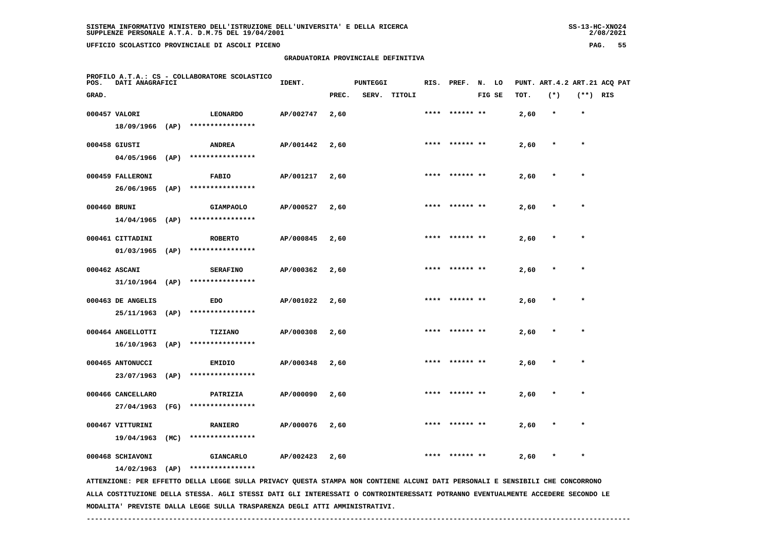**GRADUATORIA PROVINCIALE DEFINITIVA**

PROFILO A.T.A.: CS - COLLABORATORE SCOLASTICO

| POS. GRAD. | DATI ANAGRAFICI | | | IDENT. | PUNTEGGI PREC. | SERV. | TITOLI | RIS. | PREF. | N. FIG | LO SE | PUNT. TOT. | ART.4.2 (*) | ART.21 (**) | ACQ PAT RIS |
|---|---|---|---|---|---|---|---|---|---|---|---|---|---|---|---|
| 000457 | VALORI | | LEONARDO | AP/002747 | 2,60 | | | **** | ****** | ** | | 2,60 | * | * | |
| | 18/09/1966 | (AP) | **************** | | | | | | | | | | | | |
| 000458 | GIUSTI | | ANDREA | AP/001442 | 2,60 | | | **** | ****** | ** | | 2,60 | * | * | |
| | 04/05/1966 | (AP) | **************** | | | | | | | | | | | | |
| 000459 | FALLERONI | | FABIO | AP/001217 | 2,60 | | | **** | ****** | ** | | 2,60 | * | * | |
| | 26/06/1965 | (AP) | **************** | | | | | | | | | | | | |
| 000460 | BRUNI | | GIAMPAOLO | AP/000527 | 2,60 | | | **** | ****** | ** | | 2,60 | * | * | |
| | 14/04/1965 | (AP) | **************** | | | | | | | | | | | | |
| 000461 | CITTADINI | | ROBERTO | AP/000845 | 2,60 | | | **** | ****** | ** | | 2,60 | * | * | |
| | 01/03/1965 | (AP) | **************** | | | | | | | | | | | | |
| 000462 | ASCANI | | SERAFINO | AP/000362 | 2,60 | | | **** | ****** | ** | | 2,60 | * | * | |
| | 31/10/1964 | (AP) | **************** | | | | | | | | | | | | |
| 000463 | DE ANGELIS | | EDO | AP/001022 | 2,60 | | | **** | ****** | ** | | 2,60 | * | * | |
| | 25/11/1963 | (AP) | **************** | | | | | | | | | | | | |
| 000464 | ANGELLOTTI | | TIZIANO | AP/000308 | 2,60 | | | **** | ****** | ** | | 2,60 | * | * | |
| | 16/10/1963 | (AP) | **************** | | | | | | | | | | | | |
| 000465 | ANTONUCCI | | EMIDIO | AP/000348 | 2,60 | | | **** | ****** | ** | | 2,60 | * | * | |
| | 23/07/1963 | (AP) | **************** | | | | | | | | | | | | |
| 000466 | CANCELLARO | | PATRIZIA | AP/000090 | 2,60 | | | **** | ****** | ** | | 2,60 | * | * | |
| | 27/04/1963 | (FG) | **************** | | | | | | | | | | | | |
| 000467 | VITTURINI | | RANIERO | AP/000076 | 2,60 | | | **** | ****** | ** | | 2,60 | * | * | |
| | 19/04/1963 | (MC) | **************** | | | | | | | | | | | | |
| 000468 | SCHIAVONI | | GIANCARLO | AP/002423 | 2,60 | | | **** | ****** | ** | | 2,60 | * | * | |
| | 14/02/1963 | (AP) | **************** | | | | | | | | | | | | |

ATTENZIONE: PER EFFETTO DELLA LEGGE SULLA PRIVACY QUESTA STAMPA NON CONTIENE ALCUNI DATI PERSONALI E SENSIBILI CHE CONCORRONO ALLA COSTITUZIONE DELLA STESSA. AGLI STESSI DATI GLI INTERESSATI O CONTROINTERESSATI POTRANNO EVENTUALMENTE ACCEDERE SECONDO LE MODALITA' PREVISTE DALLA LEGGE SULLA TRASPARENZA DEGLI ATTI AMMINISTRATIVI.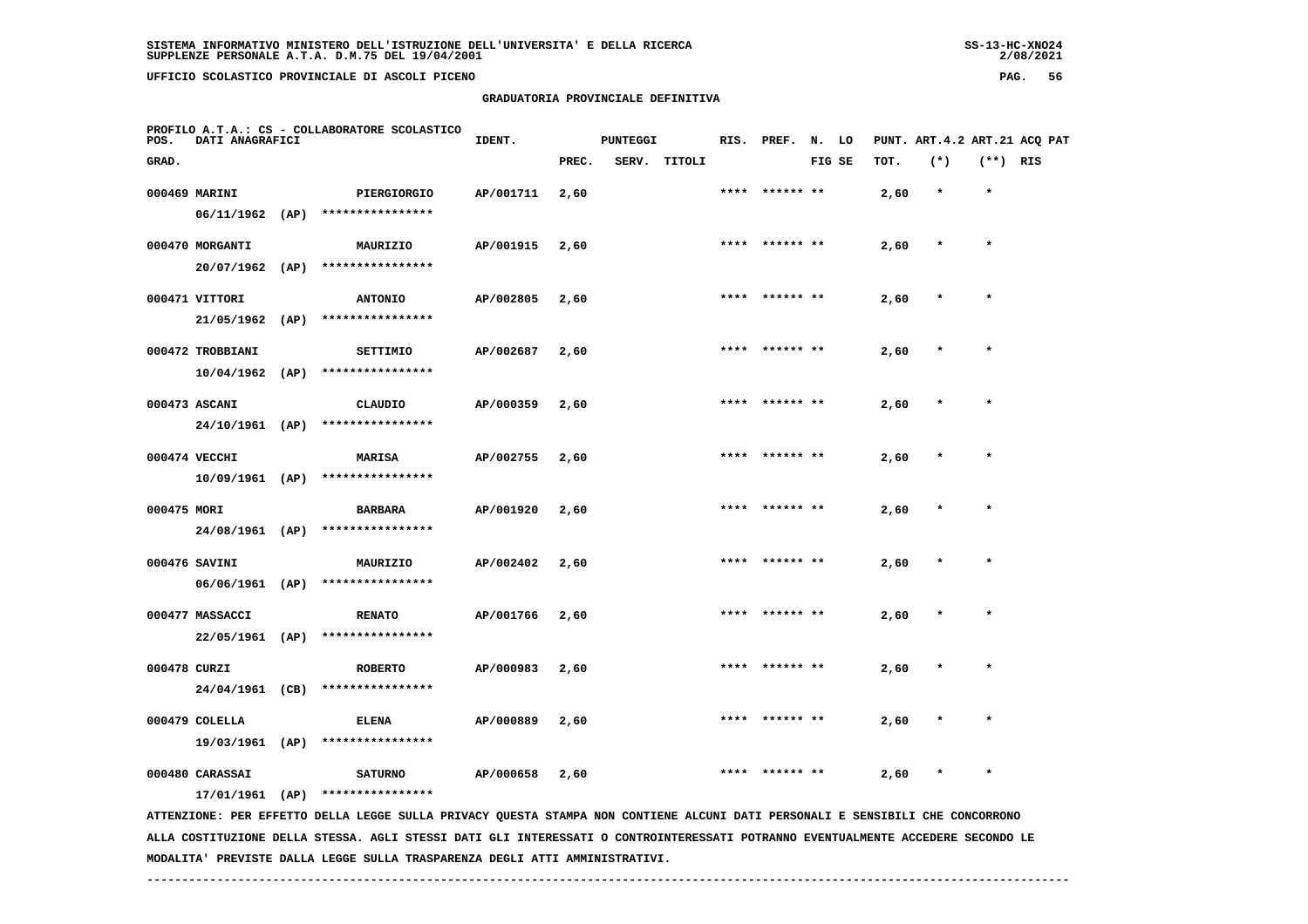# GRADUATORIA PROVINCIALE DEFINITIVA

PROFILO A.T.A.: CS - COLLABORATORE SCOLASTICO

| POS. GRAD. | DATI ANAGRAFICI | | IDENT. | PUNTEGGI PREC. | SERV. | TITOLI | RIS. | PREF. | N. FIG | LO SE | PUNT. ART.4.2 TOT. | ART.21 (*) | ACQ PAT (**) | RIS |
|---|---|---|---|---|---|---|---|---|---|---|---|---|---|---|
| 000469 | MARINI 06/11/1962 (AP) | PIERGIORGIO **************** | AP/001711 | 2,60 | | | **** | ****** | ** | | 2,60 | * | * | |
| 000470 | MORGANTI 20/07/1962 (AP) | MAURIZIO **************** | AP/001915 | 2,60 | | | **** | ****** | ** | | 2,60 | * | * | |
| 000471 | VITTORI 21/05/1962 (AP) | ANTONIO **************** | AP/002805 | 2,60 | | | **** | ****** | ** | | 2,60 | * | * | |
| 000472 | TROBBIANI 10/04/1962 (AP) | SETTIMIO **************** | AP/002687 | 2,60 | | | **** | ****** | ** | | 2,60 | * | * | |
| 000473 | ASCANI 24/10/1961 (AP) | CLAUDIO **************** | AP/000359 | 2,60 | | | **** | ****** | ** | | 2,60 | * | * | |
| 000474 | VECCHI 10/09/1961 (AP) | MARISA **************** | AP/002755 | 2,60 | | | **** | ****** | ** | | 2,60 | * | * | |
| 000475 | MORI 24/08/1961 (AP) | BARBARA **************** | AP/001920 | 2,60 | | | **** | ****** | ** | | 2,60 | * | * | |
| 000476 | SAVINI 06/06/1961 (AP) | MAURIZIO **************** | AP/002402 | 2,60 | | | **** | ****** | ** | | 2,60 | * | * | |
| 000477 | MASSACCI 22/05/1961 (AP) | RENATO **************** | AP/001766 | 2,60 | | | **** | ****** | ** | | 2,60 | * | * | |
| 000478 | CURZI 24/04/1961 (CB) | ROBERTO **************** | AP/000983 | 2,60 | | | **** | ****** | ** | | 2,60 | * | * | |
| 000479 | COLELLA 19/03/1961 (AP) | ELENA **************** | AP/000889 | 2,60 | | | **** | ****** | ** | | 2,60 | * | * | |
| 000480 | CARASSAI 17/01/1961 (AP) | SATURNO **************** | AP/000658 | 2,60 | | | **** | ****** | ** | | 2,60 | * | * | |

ATTENZIONE: PER EFFETTO DELLA LEGGE SULLA PRIVACY QUESTA STAMPA NON CONTIENE ALCUNI DATI PERSONALI E SENSIBILI CHE CONCORRONO ALLA COSTITUZIONE DELLA STESSA. AGLI STESSI DATI GLI INTERESSATI O CONTROINTERESSATI POTRANNO EVENTUALMENTE ACCEDERE SECONDO LE MODALITA' PREVISTE DALLA LEGGE SULLA TRASPARENZA DEGLI ATTI AMMINISTRATIVI.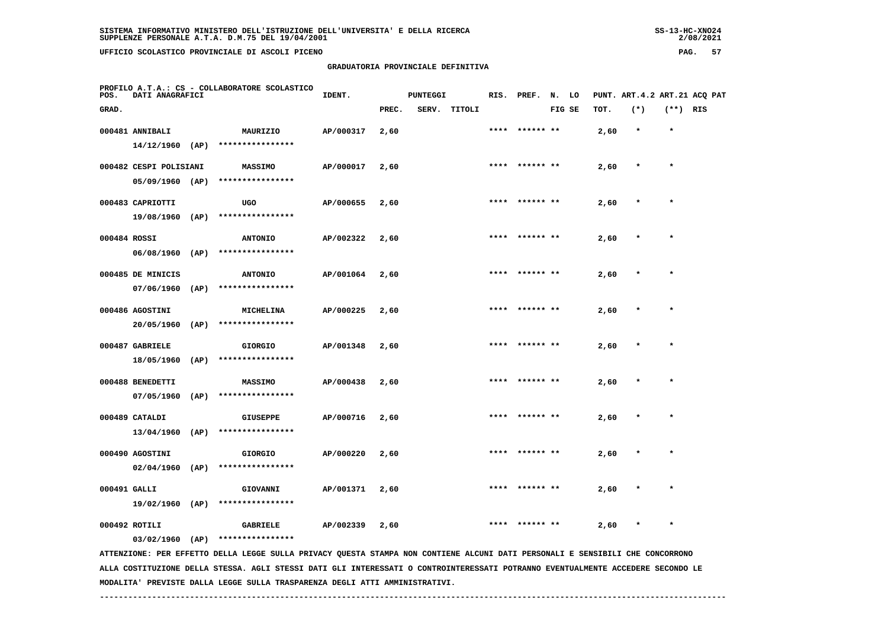SISTEMA INFORMATIVO MINISTERO DELL'ISTRUZIONE DELL'UNIVERSITA' E DELLA RICERCA
SUPPLENZE PERSONALE A.T.A. D.M.75 DEL 19/04/2001

UFFICIO SCOLASTICO PROVINCIALE DI ASCOLI PICENO

## GRADUATORIA PROVINCIALE DEFINITIVA

PROFILO A.T.A.: CS - COLLABORATORE SCOLASTICO

| POS. GRAD. | DATI ANAGRAFICI | | IDENT. | PUNTEGGI PREC. | SERV. | TITOLI | RIS. | PREF. | N. FIG | LO SE | PUNT. TOT. | ART.4.2 (*) | ART.21 (**) | ACQ RIS | PAT |
|---|---|---|---|---|---|---|---|---|---|---|---|---|---|---|---|
| 000481 | ANNIBALI 14/12/1960 (AP) | MAURIZIO **************** | AP/000317 | 2,60 | | | **** | ****** | ** | | 2,60 | * | * | | |
| 000482 | CESPI POLISIANI 05/09/1960 (AP) | MASSIMO **************** | AP/000017 | 2,60 | | | **** | ****** | ** | | 2,60 | * | * | | |
| 000483 | CAPRIOTTI 19/08/1960 (AP) | UGO **************** | AP/000655 | 2,60 | | | **** | ****** | ** | | 2,60 | * | * | | |
| 000484 | ROSSI 06/08/1960 (AP) | ANTONIO **************** | AP/002322 | 2,60 | | | **** | ****** | ** | | 2,60 | * | * | | |
| 000485 | DE MINICIS 07/06/1960 (AP) | ANTONIO **************** | AP/001064 | 2,60 | | | **** | ****** | ** | | 2,60 | * | * | | |
| 000486 | AGOSTINI 20/05/1960 (AP) | MICHELINA **************** | AP/000225 | 2,60 | | | **** | ****** | ** | | 2,60 | * | * | | |
| 000487 | GABRIELE 18/05/1960 (AP) | GIORGIO **************** | AP/001348 | 2,60 | | | **** | ****** | ** | | 2,60 | * | * | | |
| 000488 | BENEDETTI 07/05/1960 (AP) | MASSIMO **************** | AP/000438 | 2,60 | | | **** | ****** | ** | | 2,60 | * | * | | |
| 000489 | CATALDI 13/04/1960 (AP) | GIUSEPPE **************** | AP/000716 | 2,60 | | | **** | ****** | ** | | 2,60 | * | * | | |
| 000490 | AGOSTINI 02/04/1960 (AP) | GIORGIO **************** | AP/000220 | 2,60 | | | **** | ****** | ** | | 2,60 | * | * | | |
| 000491 | GALLI 19/02/1960 (AP) | GIOVANNI **************** | AP/001371 | 2,60 | | | **** | ****** | ** | | 2,60 | * | * | | |
| 000492 | ROTILI 03/02/1960 (AP) | GABRIELE **************** | AP/002339 | 2,60 | | | **** | ****** | ** | | 2,60 | * | * | | |

ATTENZIONE: PER EFFETTO DELLA LEGGE SULLA PRIVACY QUESTA STAMPA NON CONTIENE ALCUNI DATI PERSONALI E SENSIBILI CHE CONCORRONO ALLA COSTITUZIONE DELLA STESSA. AGLI STESSI DATI GLI INTERESSATI O CONTROINTERESSATI POTRANNO EVENTUALMENTE ACCEDERE SECONDO LE MODALITA' PREVISTE DALLA LEGGE SULLA TRASPARENZA DEGLI ATTI AMMINISTRATIVI.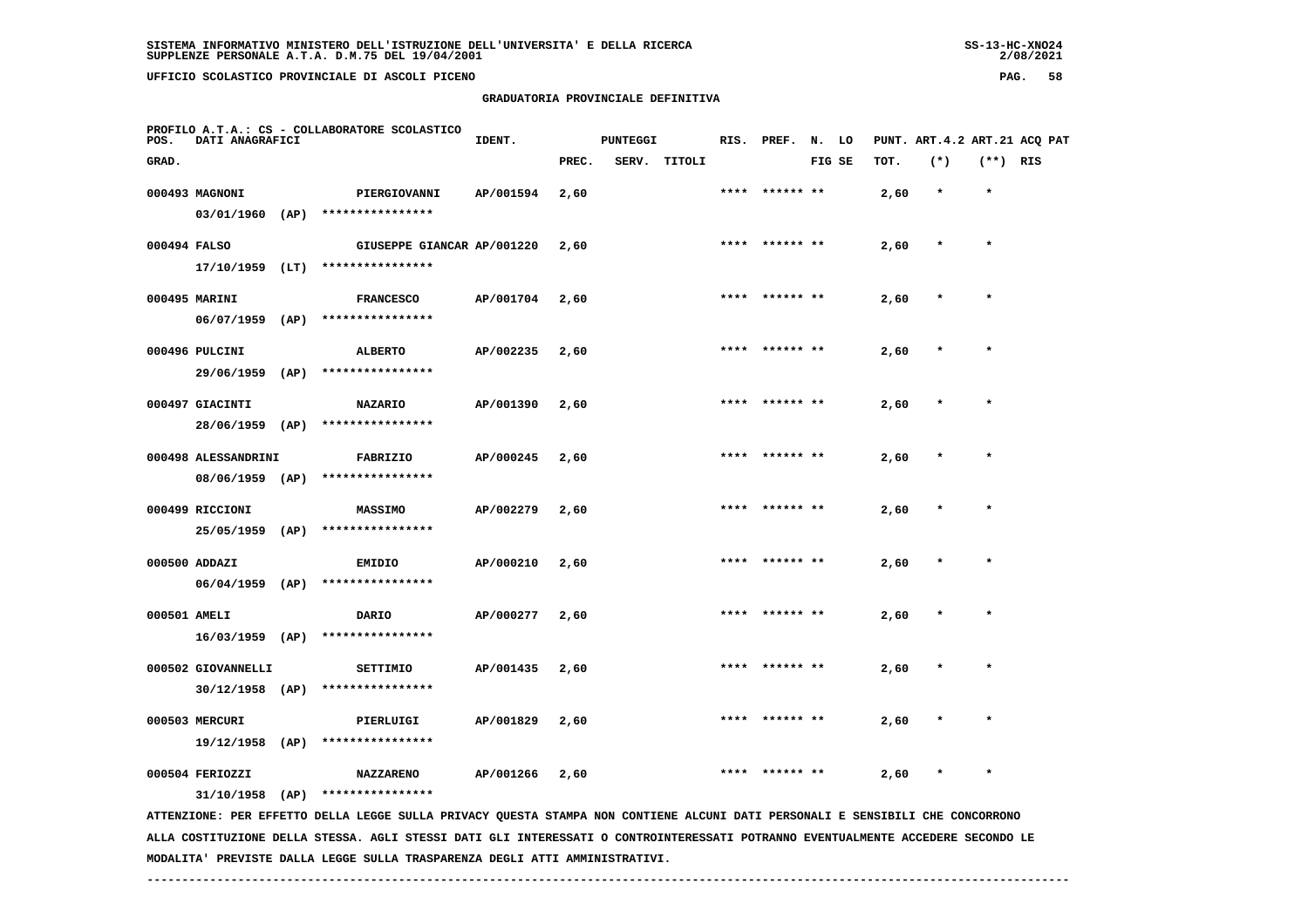# GRADUATORIA PROVINCIALE DEFINITIVA

PROFILO A.T.A.: CS - COLLABORATORE SCOLASTICO

| POS. GRAD. | DATI ANAGRAFICI | | IDENT. | PUNTEGGI PREC. | SERV. | TITOLI | RIS. | PREF. | N. FIG | LO SE | PUNT. ART.4.2 TOT. | (*) | ART.21 (**) | ACQ PAT RIS |
|---|---|---|---|---|---|---|---|---|---|---|---|---|---|---|
| 000493 | MAGNONI 03/01/1960 (AP) | PIERGIOVANNI **************** | AP/001594 | 2,60 | | | **** | ****** | ** | | 2,60 | * | * | |
| 000494 | FALSO 17/10/1959 (LT) | GIUSEPPE GIANCAR **************** | AP/001220 | 2,60 | | | **** | ****** | ** | | 2,60 | * | * | |
| 000495 | MARINI 06/07/1959 (AP) | FRANCESCO **************** | AP/001704 | 2,60 | | | **** | ****** | ** | | 2,60 | * | * | |
| 000496 | PULCINI 29/06/1959 (AP) | ALBERTO **************** | AP/002235 | 2,60 | | | **** | ****** | ** | | 2,60 | * | * | |
| 000497 | GIACINTI 28/06/1959 (AP) | NAZARIO **************** | AP/001390 | 2,60 | | | **** | ****** | ** | | 2,60 | * | * | |
| 000498 | ALESSANDRINI 08/06/1959 (AP) | FABRIZIO **************** | AP/000245 | 2,60 | | | **** | ****** | ** | | 2,60 | * | * | |
| 000499 | RICCIONI 25/05/1959 (AP) | MASSIMO **************** | AP/002279 | 2,60 | | | **** | ****** | ** | | 2,60 | * | * | |
| 000500 | ADDAZI 06/04/1959 (AP) | EMIDIO **************** | AP/000210 | 2,60 | | | **** | ****** | ** | | 2,60 | * | * | |
| 000501 | AMELI 16/03/1959 (AP) | DARIO **************** | AP/000277 | 2,60 | | | **** | ****** | ** | | 2,60 | * | * | |
| 000502 | GIOVANNELLI 30/12/1958 (AP) | SETTIMIO **************** | AP/001435 | 2,60 | | | **** | ****** | ** | | 2,60 | * | * | |
| 000503 | MERCURI 19/12/1958 (AP) | PIERLUIGI **************** | AP/001829 | 2,60 | | | **** | ****** | ** | | 2,60 | * | * | |
| 000504 | FERIOZZI 31/10/1958 (AP) | NAZZARENO **************** | AP/001266 | 2,60 | | | **** | ****** | ** | | 2,60 | * | * | |

ATTENZIONE: PER EFFETTO DELLA LEGGE SULLA PRIVACY QUESTA STAMPA NON CONTIENE ALCUNI DATI PERSONALI E SENSIBILI CHE CONCORRONO ALLA COSTITUZIONE DELLA STESSA. AGLI STESSI DATI GLI INTERESSATI O CONTROINTERESSATI POTRANNO EVENTUALMENTE ACCEDERE SECONDO LE MODALITA' PREVISTE DALLA LEGGE SULLA TRASPARENZA DEGLI ATTI AMMINISTRATIVI.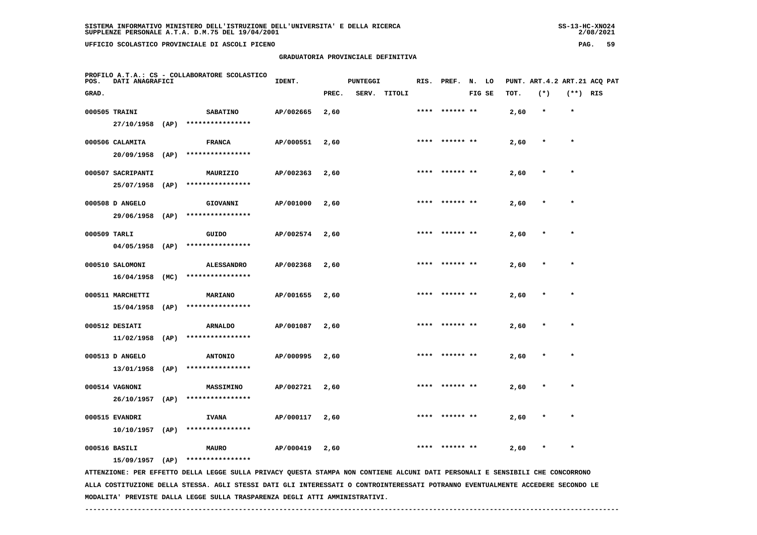SISTEMA INFORMATIVO MINISTERO DELL'ISTRUZIONE DELL'UNIVERSITA' E DELLA RICERCA
SUPPLENZE PERSONALE A.T.A. D.M.75 DEL 19/04/2001

UFFICIO SCOLASTICO PROVINCIALE DI ASCOLI PICENO

## GRADUATORIA PROVINCIALE DEFINITIVA

PROFILO A.T.A.: CS - COLLABORATORE SCOLASTICO

| POS. GRAD. | DATI ANAGRAFICI | | IDENT. | PUNTEGGI PREC. | SERV. | TITOLI | RIS. | PREF. | N. FIG | LO SE | PUNT. TOT. | ART.4.2 (*) | ART.21 (**) | ACQ PAT RIS |
|---|---|---|---|---|---|---|---|---|---|---|---|---|---|---|
| 000505 | TRAINI 27/10/1958 (AP) | SABATINO **************** | AP/002665 | 2,60 | | | **** | ****** | ** | | 2,60 | * | * | |
| 000506 | CALAMITA 20/09/1958 (AP) | FRANCA **************** | AP/000551 | 2,60 | | | **** | ****** | ** | | 2,60 | * | * | |
| 000507 | SACRIPANTI 25/07/1958 (AP) | MAURIZIO **************** | AP/002363 | 2,60 | | | **** | ****** | ** | | 2,60 | * | * | |
| 000508 | D ANGELO 29/06/1958 (AP) | GIOVANNI **************** | AP/001000 | 2,60 | | | **** | ****** | ** | | 2,60 | * | * | |
| 000509 | TARLI 04/05/1958 (AP) | GUIDO **************** | AP/002574 | 2,60 | | | **** | ****** | ** | | 2,60 | * | * | |
| 000510 | SALOMONI 16/04/1958 (MC) | ALESSANDRO **************** | AP/002368 | 2,60 | | | **** | ****** | ** | | 2,60 | * | * | |
| 000511 | MARCHETTI 15/04/1958 (AP) | MARIANO **************** | AP/001655 | 2,60 | | | **** | ****** | ** | | 2,60 | * | * | |
| 000512 | DESIATI 11/02/1958 (AP) | ARNALDO **************** | AP/001087 | 2,60 | | | **** | ****** | ** | | 2,60 | * | * | |
| 000513 | D ANGELO 13/01/1958 (AP) | ANTONIO **************** | AP/000995 | 2,60 | | | **** | ****** | ** | | 2,60 | * | * | |
| 000514 | VAGNONI 26/10/1957 (AP) | MASSIMINO **************** | AP/002721 | 2,60 | | | **** | ****** | ** | | 2,60 | * | * | |
| 000515 | EVANDRI 10/10/1957 (AP) | IVANA **************** | AP/000117 | 2,60 | | | **** | ****** | ** | | 2,60 | * | * | |
| 000516 | BASILI 15/09/1957 (AP) | MAURO **************** | AP/000419 | 2,60 | | | **** | ****** | ** | | 2,60 | * | * | |

ATTENZIONE: PER EFFETTO DELLA LEGGE SULLA PRIVACY QUESTA STAMPA NON CONTIENE ALCUNI DATI PERSONALI E SENSIBILI CHE CONCORRONO ALLA COSTITUZIONE DELLA STESSA. AGLI STESSI DATI GLI INTERESSATI O CONTROINTERESSATI POTRANNO EVENTUALMENTE ACCEDERE SECONDO LE MODALITA' PREVISTE DALLA LEGGE SULLA TRASPARENZA DEGLI ATTI AMMINISTRATIVI.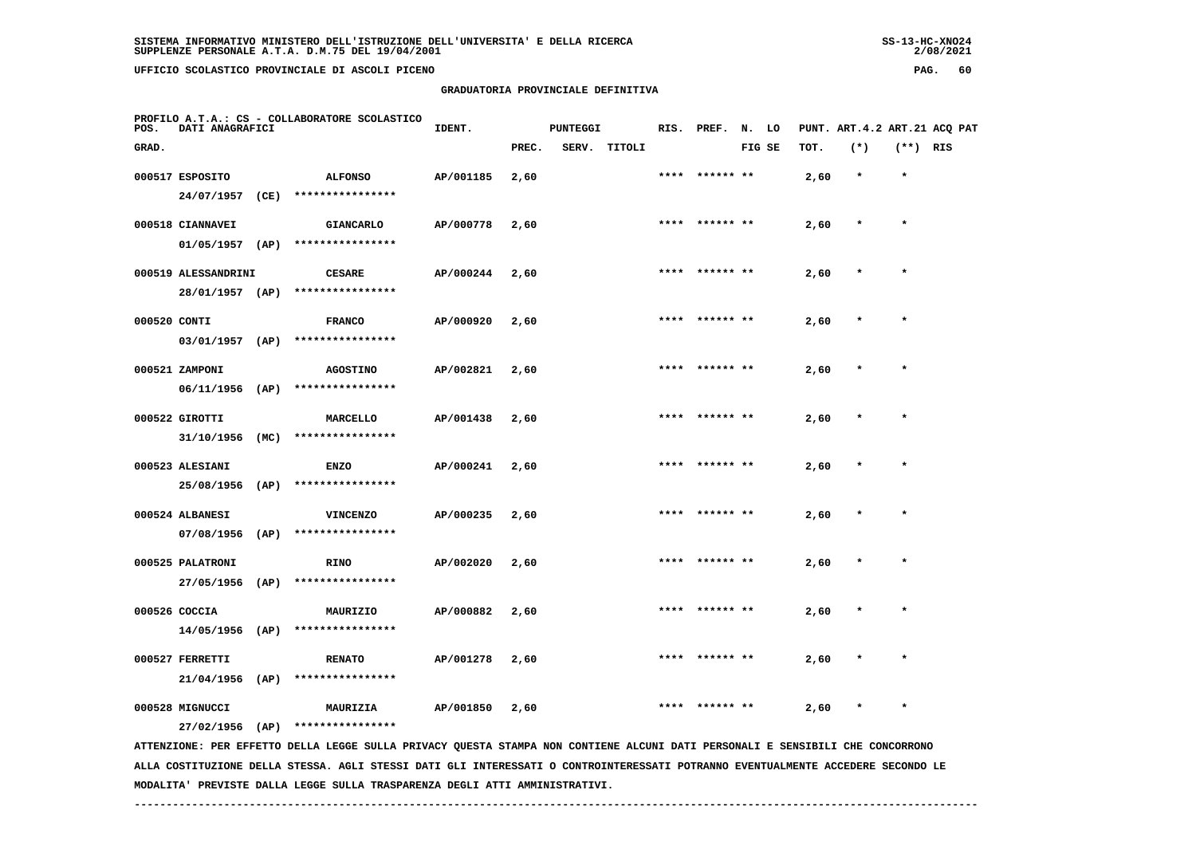GRADUATORIA PROVINCIALE DEFINITIVA

PROFILO A.T.A.: CS - COLLABORATORE SCOLASTICO

| POS. GRAD. | DATI ANAGRAFICI | | IDENT. | PUNTEGGI PREC. | SERV. | TITOLI | RIS. | PREF. | N. LO FIG SE | PUNT. ART.4.2 TOT. | ART.21 (*) | ACQ PAT (**) RIS |
|---|---|---|---|---|---|---|---|---|---|---|---|---|
| 000517 | ESPOSITO<br>24/07/1957 (CE) | ALFONSO<br>**************** | AP/001185 | 2,60 | | | **** | ****** ** | | 2,60 | * | * |
| 000518 | CIANNAVEI<br>01/05/1957 (AP) | GIANCARLO<br>**************** | AP/000778 | 2,60 | | | **** | ****** ** | | 2,60 | * | * |
| 000519 | ALESSANDRINI<br>28/01/1957 (AP) | CESARE<br>**************** | AP/000244 | 2,60 | | | **** | ****** ** | | 2,60 | * | * |
| 000520 | CONTI<br>03/01/1957 (AP) | FRANCO<br>**************** | AP/000920 | 2,60 | | | **** | ****** ** | | 2,60 | * | * |
| 000521 | ZAMPONI<br>06/11/1956 (AP) | AGOSTINO<br>**************** | AP/002821 | 2,60 | | | **** | ****** ** | | 2,60 | * | * |
| 000522 | GIROTTI<br>31/10/1956 (MC) | MARCELLO<br>**************** | AP/001438 | 2,60 | | | **** | ****** ** | | 2,60 | * | * |
| 000523 | ALESIANI<br>25/08/1956 (AP) | ENZO<br>**************** | AP/000241 | 2,60 | | | **** | ****** ** | | 2,60 | * | * |
| 000524 | ALBANESI<br>07/08/1956 (AP) | VINCENZO<br>**************** | AP/000235 | 2,60 | | | **** | ****** ** | | 2,60 | * | * |
| 000525 | PALATRONI<br>27/05/1956 (AP) | RINO<br>**************** | AP/002020 | 2,60 | | | **** | ****** ** | | 2,60 | * | * |
| 000526 | COCCIA<br>14/05/1956 (AP) | MAURIZIO<br>**************** | AP/000882 | 2,60 | | | **** | ****** ** | | 2,60 | * | * |
| 000527 | FERRETTI<br>21/04/1956 (AP) | RENATO<br>**************** | AP/001278 | 2,60 | | | **** | ****** ** | | 2,60 | * | * |
| 000528 | MIGNUCCI<br>27/02/1956 (AP) | MAURIZIA<br>**************** | AP/001850 | 2,60 | | | **** | ****** ** | | 2,60 | * | * |

ATTENZIONE: PER EFFETTO DELLA LEGGE SULLA PRIVACY QUESTA STAMPA NON CONTIENE ALCUNI DATI PERSONALI E SENSIBILI CHE CONCORRONO ALLA COSTITUZIONE DELLA STESSA. AGLI STESSI DATI GLI INTERESSATI O CONTROINTERESSATI POTRANNO EVENTUALMENTE ACCEDERE SECONDO LE MODALITA' PREVISTE DALLA LEGGE SULLA TRASPARENZA DEGLI ATTI AMMINISTRATIVI.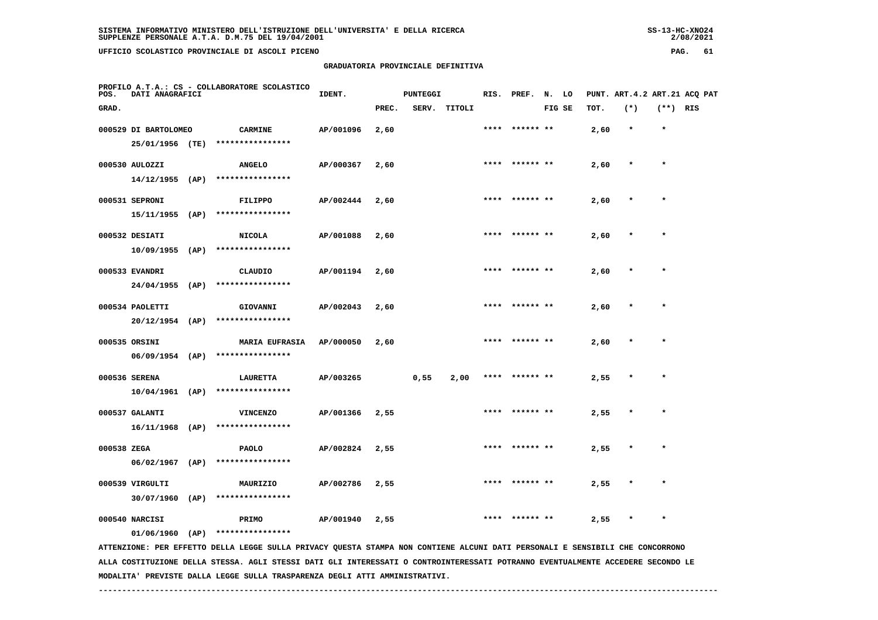## GRADUATORIA PROVINCIALE DEFINITIVA

PROFILO A.T.A.: CS - COLLABORATORE SCOLASTICO

| POS. GRAD. | DATI ANAGRAFICI | | IDENT. | PUNTEGGI PREC. | SERV. | TITOLI | RIS. | PREF. | N. FIG | LO SE | PUNT. TOT. | ART.4.2 (*) | ART.21 (**) | ACQ PAT RIS |
|---|---|---|---|---|---|---|---|---|---|---|---|---|---|---|
| 000529 | DI BARTOLOMEO 25/01/1956 (TE) | CARMINE **************** | AP/001096 | 2,60 | | | **** | ****** | ** | | 2,60 | * | * | |
| 000530 | AULOZZI 14/12/1955 (AP) | ANGELO **************** | AP/000367 | 2,60 | | | **** | ****** | ** | | 2,60 | * | * | |
| 000531 | SEPRONI 15/11/1955 (AP) | FILIPPO **************** | AP/002444 | 2,60 | | | **** | ****** | ** | | 2,60 | * | * | |
| 000532 | DESIATI 10/09/1955 (AP) | NICOLA **************** | AP/001088 | 2,60 | | | **** | ****** | ** | | 2,60 | * | * | |
| 000533 | EVANDRI 24/04/1955 (AP) | CLAUDIO **************** | AP/001194 | 2,60 | | | **** | ****** | ** | | 2,60 | * | * | |
| 000534 | PAOLETTI 20/12/1954 (AP) | GIOVANNI **************** | AP/002043 | 2,60 | | | **** | ****** | ** | | 2,60 | * | * | |
| 000535 | ORSINI 06/09/1954 (AP) | MARIA EUFRASIA **************** | AP/000050 | 2,60 | | | **** | ****** | ** | | 2,60 | * | * | |
| 000536 | SERENA 10/04/1961 (AP) | LAURETTA **************** | AP/003265 | | 0,55 | 2,00 | **** | ****** | ** | | 2,55 | * | * | |
| 000537 | GALANTI 16/11/1968 (AP) | VINCENZO **************** | AP/001366 | 2,55 | | | **** | ****** | ** | | 2,55 | * | * | |
| 000538 | ZEGA 06/02/1967 (AP) | PAOLO **************** | AP/002824 | 2,55 | | | **** | ****** | ** | | 2,55 | * | * | |
| 000539 | VIRGULTI 30/07/1960 (AP) | MAURIZIO **************** | AP/002786 | 2,55 | | | **** | ****** | ** | | 2,55 | * | * | |
| 000540 | NARCISI 01/06/1960 (AP) | PRIMO **************** | AP/001940 | 2,55 | | | **** | ****** | ** | | 2,55 | * | * | |

ATTENZIONE: PER EFFETTO DELLA LEGGE SULLA PRIVACY QUESTA STAMPA NON CONTIENE ALCUNI DATI PERSONALI E SENSIBILI CHE CONCORRONO ALLA COSTITUZIONE DELLA STESSA. AGLI STESSI DATI GLI INTERESSATI O CONTROINTERESSATI POTRANNO EVENTUALMENTE ACCEDERE SECONDO LE MODALITA' PREVISTE DALLA LEGGE SULLA TRASPARENZA DEGLI ATTI AMMINISTRATIVI.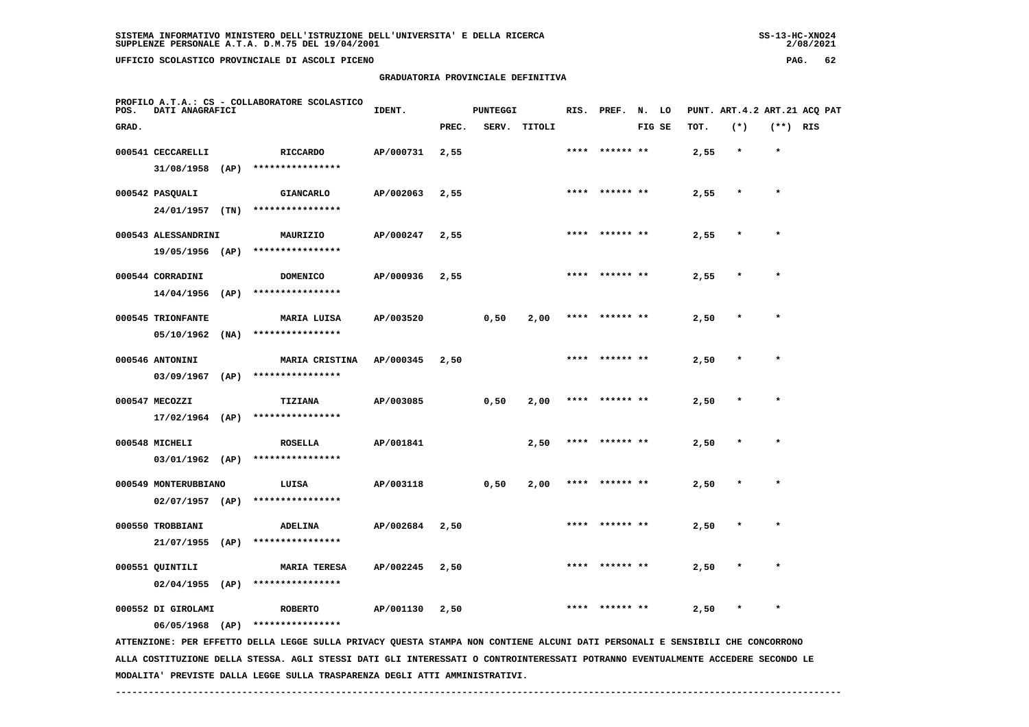SISTEMA INFORMATIVO MINISTERO DELL'ISTRUZIONE DELL'UNIVERSITA' E DELLA RICERCA
SUPPLENZE PERSONALE A.T.A. D.M.75 DEL 19/04/2001

UFFICIO SCOLASTICO PROVINCIALE DI ASCOLI PICENO

GRADUATORIA PROVINCIALE DEFINITIVA

PROFILO A.T.A.: CS - COLLABORATORE SCOLASTICO

| POS. GRAD. | DATI ANAGRAFICI | | IDENT. | PUNTEGGI PREC. | SERV. | TITOLI | RIS. | PREF. | N. FIG | LO SE | PUNT. TOT. | ART.4.2 (*) | ART.21 (**) | ACQ PAT RIS |
|---|---|---|---|---|---|---|---|---|---|---|---|---|---|---|
| 000541 | CECCARELLI 31/08/1958 (AP) | RICCARDO **************** | AP/000731 | 2,55 | | | **** | ****** | ** | | 2,55 | * | * | |
| 000542 | PASQUALI 24/01/1957 (TN) | GIANCARLO **************** | AP/002063 | 2,55 | | | **** | ****** | ** | | 2,55 | * | * | |
| 000543 | ALESSANDRINI 19/05/1956 (AP) | MAURIZIO **************** | AP/000247 | 2,55 | | | **** | ****** | ** | | 2,55 | * | * | |
| 000544 | CORRADINI 14/04/1956 (AP) | DOMENICO **************** | AP/000936 | 2,55 | | | **** | ****** | ** | | 2,55 | * | * | |
| 000545 | TRIONFANTE 05/10/1962 (NA) | MARIA LUISA **************** | AP/003520 | | 0,50 | 2,00 | **** | ****** | ** | | 2,50 | * | * | |
| 000546 | ANTONINI 03/09/1967 (AP) | MARIA CRISTINA **************** | AP/000345 | 2,50 | | | **** | ****** | ** | | 2,50 | * | * | |
| 000547 | MECOZZI 17/02/1964 (AP) | TIZIANA **************** | AP/003085 | | 0,50 | 2,00 | **** | ****** | ** | | 2,50 | * | * | |
| 000548 | MICHELI 03/01/1962 (AP) | ROSELLA **************** | AP/001841 | | | 2,50 | **** | ****** | ** | | 2,50 | * | * | |
| 000549 | MONTERUBBIANO 02/07/1957 (AP) | LUISA **************** | AP/003118 | | 0,50 | 2,00 | **** | ****** | ** | | 2,50 | * | * | |
| 000550 | TROBBIANI 21/07/1955 (AP) | ADELINA **************** | AP/002684 | 2,50 | | | **** | ****** | ** | | 2,50 | * | * | |
| 000551 | QUINTILI 02/04/1955 (AP) | MARIA TERESA **************** | AP/002245 | 2,50 | | | **** | ****** | ** | | 2,50 | * | * | |
| 000552 | DI GIROLAMI 06/05/1968 (AP) | ROBERTO **************** | AP/001130 | 2,50 | | | **** | ****** | ** | | 2,50 | * | * | |

ATTENZIONE: PER EFFETTO DELLA LEGGE SULLA PRIVACY QUESTA STAMPA NON CONTIENE ALCUNI DATI PERSONALI E SENSIBILI CHE CONCORRONO ALLA COSTITUZIONE DELLA STESSA. AGLI STESSI DATI GLI INTERESSATI O CONTROINTERESSATI POTRANNO EVENTUALMENTE ACCEDERE SECONDO LE MODALITA' PREVISTE DALLA LEGGE SULLA TRASPARENZA DEGLI ATTI AMMINISTRATIVI.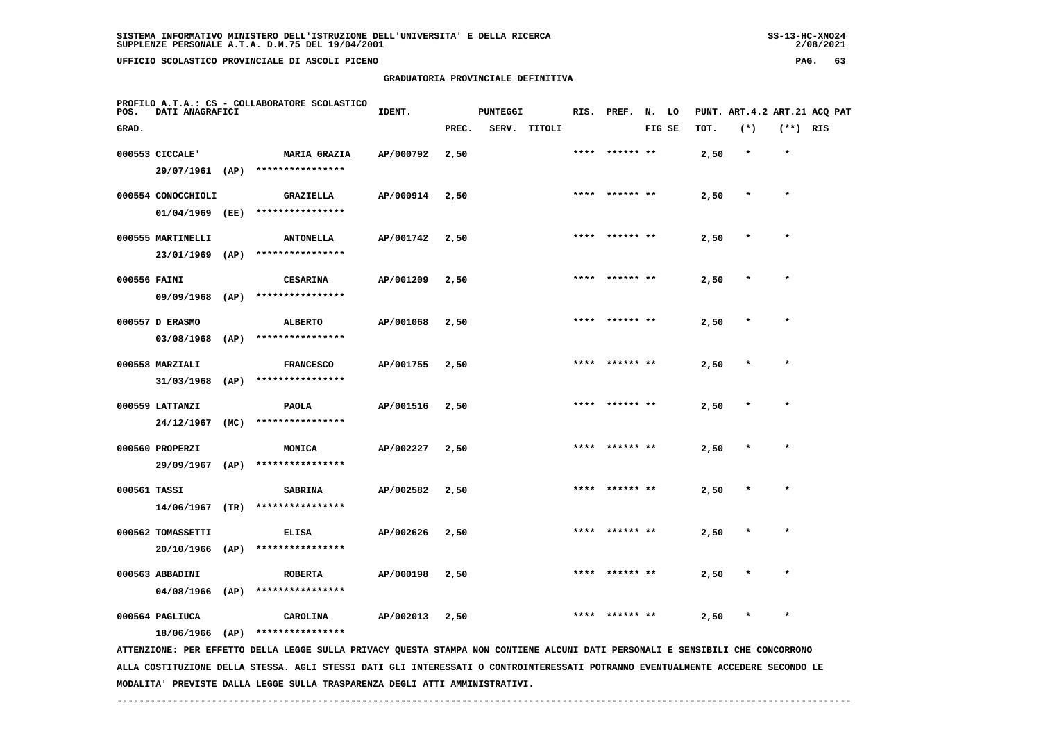SISTEMA INFORMATIVO MINISTERO DELL'ISTRUZIONE DELL'UNIVERSITA' E DELLA RICERCA
SUPPLENZE PERSONALE A.T.A. D.M.75 DEL 19/04/2001

UFFICIO SCOLASTICO PROVINCIALE DI ASCOLI PICENO

GRADUATORIA PROVINCIALE DEFINITIVA

PROFILO A.T.A.: CS - COLLABORATORE SCOLASTICO

| POS. GRAD. | DATI ANAGRAFICI | | IDENT. | PUNTEGGI PREC. | SERV. | TITOLI | RIS. | PREF. | N. LO FIG SE | PUNT. ART.4.2 TOT. | (*) | ART.21 (**) | ACQ PAT RIS |
|---|---|---|---|---|---|---|---|---|---|---|---|---|---|
| 000553 | CICCALE' 29/07/1961 (AP) | MARIA GRAZIA **************** | AP/000792 | 2,50 | | | **** | ****** ** | | 2,50 | * | * | |
| 000554 | CONOCCHIOLI 01/04/1969 (EE) | GRAZIELLA **************** | AP/000914 | 2,50 | | | **** | ****** ** | | 2,50 | * | * | |
| 000555 | MARTINELLI 23/01/1969 (AP) | ANTONELLA **************** | AP/001742 | 2,50 | | | **** | ****** ** | | 2,50 | * | * | |
| 000556 | FAINI 09/09/1968 (AP) | CESARINA **************** | AP/001209 | 2,50 | | | **** | ****** ** | | 2,50 | * | * | |
| 000557 | D ERASMO 03/08/1968 (AP) | ALBERTO **************** | AP/001068 | 2,50 | | | **** | ****** ** | | 2,50 | * | * | |
| 000558 | MARZIALI 31/03/1968 (AP) | FRANCESCO **************** | AP/001755 | 2,50 | | | **** | ****** ** | | 2,50 | * | * | |
| 000559 | LATTANZI 24/12/1967 (MC) | PAOLA **************** | AP/001516 | 2,50 | | | **** | ****** ** | | 2,50 | * | * | |
| 000560 | PROPERZI 29/09/1967 (AP) | MONICA **************** | AP/002227 | 2,50 | | | **** | ****** ** | | 2,50 | * | * | |
| 000561 | TASSI 14/06/1967 (TR) | SABRINA **************** | AP/002582 | 2,50 | | | **** | ****** ** | | 2,50 | * | * | |
| 000562 | TOMASSETTI 20/10/1966 (AP) | ELISA **************** | AP/002626 | 2,50 | | | **** | ****** ** | | 2,50 | * | * | |
| 000563 | ABBADINI 04/08/1966 (AP) | ROBERTA **************** | AP/000198 | 2,50 | | | **** | ****** ** | | 2,50 | * | * | |
| 000564 | PAGLIUCA 18/06/1966 (AP) | CAROLINA **************** | AP/002013 | 2,50 | | | **** | ****** ** | | 2,50 | * | * | |

ATTENZIONE: PER EFFETTO DELLA LEGGE SULLA PRIVACY QUESTA STAMPA NON CONTIENE ALCUNI DATI PERSONALI E SENSIBILI CHE CONCORRONO ALLA COSTITUZIONE DELLA STESSA. AGLI STESSI DATI GLI INTERESSATI O CONTROINTERESSATI POTRANNO EVENTUALMENTE ACCEDERE SECONDO LE MODALITA' PREVISTE DALLA LEGGE SULLA TRASPARENZA DEGLI ATTI AMMINISTRATIVI.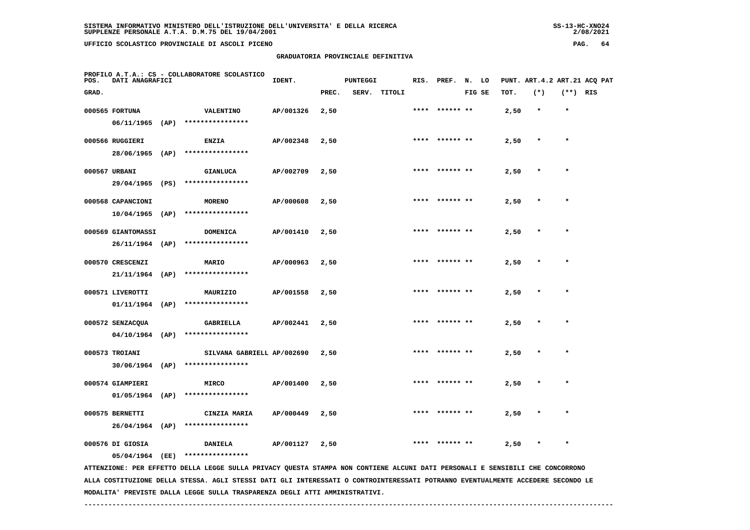SISTEMA INFORMATIVO MINISTERO DELL'ISTRUZIONE DELL'UNIVERSITA' E DELLA RICERCA
SUPPLENZE PERSONALE A.T.A. D.M.75 DEL 19/04/2001

UFFICIO SCOLASTICO PROVINCIALE DI ASCOLI PICENO

GRADUATORIA PROVINCIALE DEFINITIVA

PROFILO A.T.A.: CS - COLLABORATORE SCOLASTICO

| POS. GRAD. | DATI ANAGRAFICI | | IDENT. | PUNTEGGI PREC. | SERV. | TITOLI | RIS. | PREF. | N. LO FIG SE | PUNT. TOT. | ART.4.2 (*) | ART.21 (**) | ACQ PAT RIS |
|---|---|---|---|---|---|---|---|---|---|---|---|---|---|
| 000565 | FORTUNA 06/11/1965 (AP) | VALENTINO **************** | AP/001326 | 2,50 | | | **** | ****** ** | | 2,50 | * | * | |
| 000566 | RUGGIERI 28/06/1965 (AP) | ENZIA **************** | AP/002348 | 2,50 | | | **** | ****** ** | | 2,50 | * | * | |
| 000567 | URBANI 29/04/1965 (PS) | GIANLUCA **************** | AP/002709 | 2,50 | | | **** | ****** ** | | 2,50 | * | * | |
| 000568 | CAPANCIONI 10/04/1965 (AP) | MORENO **************** | AP/000608 | 2,50 | | | **** | ****** ** | | 2,50 | * | * | |
| 000569 | GIANTOMASSI 26/11/1964 (AP) | DOMENICA **************** | AP/001410 | 2,50 | | | **** | ****** ** | | 2,50 | * | * | |
| 000570 | CRESCENZI 21/11/1964 (AP) | MARIO **************** | AP/000963 | 2,50 | | | **** | ****** ** | | 2,50 | * | * | |
| 000571 | LIVEROTTI 01/11/1964 (AP) | MAURIZIO **************** | AP/001558 | 2,50 | | | **** | ****** ** | | 2,50 | * | * | |
| 000572 | SENZACQUA 04/10/1964 (AP) | GABRIELLA **************** | AP/002441 | 2,50 | | | **** | ****** ** | | 2,50 | * | * | |
| 000573 | TROIANI 30/06/1964 (AP) | SILVANA GABRIELL **************** | AP/002690 | 2,50 | | | **** | ****** ** | | 2,50 | * | * | |
| 000574 | GIAMPIERI 01/05/1964 (AP) | MIRCO **************** | AP/001400 | 2,50 | | | **** | ****** ** | | 2,50 | * | * | |
| 000575 | BERNETTI 26/04/1964 (AP) | CINZIA MARIA **************** | AP/000449 | 2,50 | | | **** | ****** ** | | 2,50 | * | * | |
| 000576 | DI GIOSIA 05/04/1964 (EE) | DANIELA **************** | AP/001127 | 2,50 | | | **** | ****** ** | | 2,50 | * | * | |

ATTENZIONE: PER EFFETTO DELLA LEGGE SULLA PRIVACY QUESTA STAMPA NON CONTIENE ALCUNI DATI PERSONALI E SENSIBILI CHE CONCORRONO ALLA COSTITUZIONE DELLA STESSA. AGLI STESSI DATI GLI INTERESSATI O CONTROINTERESSATI POTRANNO EVENTUALMENTE ACCEDERE SECONDO LE MODALITA' PREVISTE DALLA LEGGE SULLA TRASPARENZA DEGLI ATTI AMMINISTRATIVI.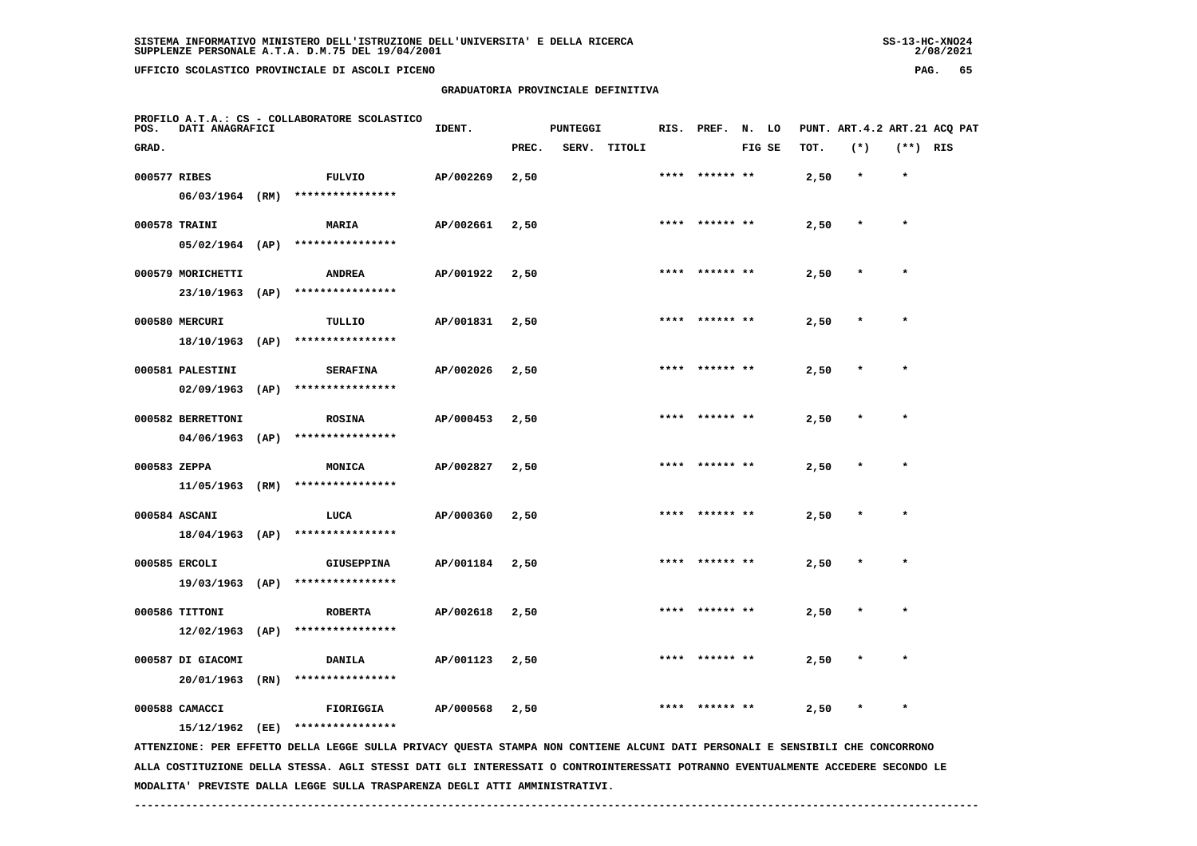SISTEMA INFORMATIVO MINISTERO DELL'ISTRUZIONE DELL'UNIVERSITA' E DELLA RICERCA
SUPPLENZE PERSONALE A.T.A. D.M.75 DEL 19/04/2001

UFFICIO SCOLASTICO PROVINCIALE DI ASCOLI PICENO

GRADUATORIA PROVINCIALE DEFINITIVA

PROFILO A.T.A.: CS - COLLABORATORE SCOLASTICO

| POS. GRAD. | DATI ANAGRAFICI | | IDENT. | PUNTEGGI PREC. | SERV. | TITOLI | RIS. | PREF. | N. FIG | LO SE | PUNT. TOT. | ART.4.2 (*) | ART.21 (**) | ACQ PAT RIS |
|---|---|---|---|---|---|---|---|---|---|---|---|---|---|---|
| 000577 | RIBES 06/03/1964 (RM) | FULVIO **************** | AP/002269 | 2,50 | | | **** | ****** | ** | | 2,50 | * | * | |
| 000578 | TRAINI 05/02/1964 (AP) | MARIA **************** | AP/002661 | 2,50 | | | **** | ****** | ** | | 2,50 | * | * | |
| 000579 | MORICHETTI 23/10/1963 (AP) | ANDREA **************** | AP/001922 | 2,50 | | | **** | ****** | ** | | 2,50 | * | * | |
| 000580 | MERCURI 18/10/1963 (AP) | TULLIO **************** | AP/001831 | 2,50 | | | **** | ****** | ** | | 2,50 | * | * | |
| 000581 | PALESTINI 02/09/1963 (AP) | SERAFINA **************** | AP/002026 | 2,50 | | | **** | ****** | ** | | 2,50 | * | * | |
| 000582 | BERRETTONI 04/06/1963 (AP) | ROSINA **************** | AP/000453 | 2,50 | | | **** | ****** | ** | | 2,50 | * | * | |
| 000583 | ZEPPA 11/05/1963 (RM) | MONICA **************** | AP/002827 | 2,50 | | | **** | ****** | ** | | 2,50 | * | * | |
| 000584 | ASCANI 18/04/1963 (AP) | LUCA **************** | AP/000360 | 2,50 | | | **** | ****** | ** | | 2,50 | * | * | |
| 000585 | ERCOLI 19/03/1963 (AP) | GIUSEPPINA **************** | AP/001184 | 2,50 | | | **** | ****** | ** | | 2,50 | * | * | |
| 000586 | TITTONI 12/02/1963 (AP) | ROBERTA **************** | AP/002618 | 2,50 | | | **** | ****** | ** | | 2,50 | * | * | |
| 000587 | DI GIACOMI 20/01/1963 (RN) | DANILA **************** | AP/001123 | 2,50 | | | **** | ****** | ** | | 2,50 | * | * | |
| 000588 | CAMACCI 15/12/1962 (EE) | FIORIGGIA **************** | AP/000568 | 2,50 | | | **** | ****** | ** | | 2,50 | * | * | |

ATTENZIONE: PER EFFETTO DELLA LEGGE SULLA PRIVACY QUESTA STAMPA NON CONTIENE ALCUNI DATI PERSONALI E SENSIBILI CHE CONCORRONO ALLA COSTITUZIONE DELLA STESSA. AGLI STESSI DATI GLI INTERESSATI O CONTROINTERESSATI POTRANNO EVENTUALMENTE ACCEDERE SECONDO LE MODALITA' PREVISTE DALLA LEGGE SULLA TRASPARENZA DEGLI ATTI AMMINISTRATIVI.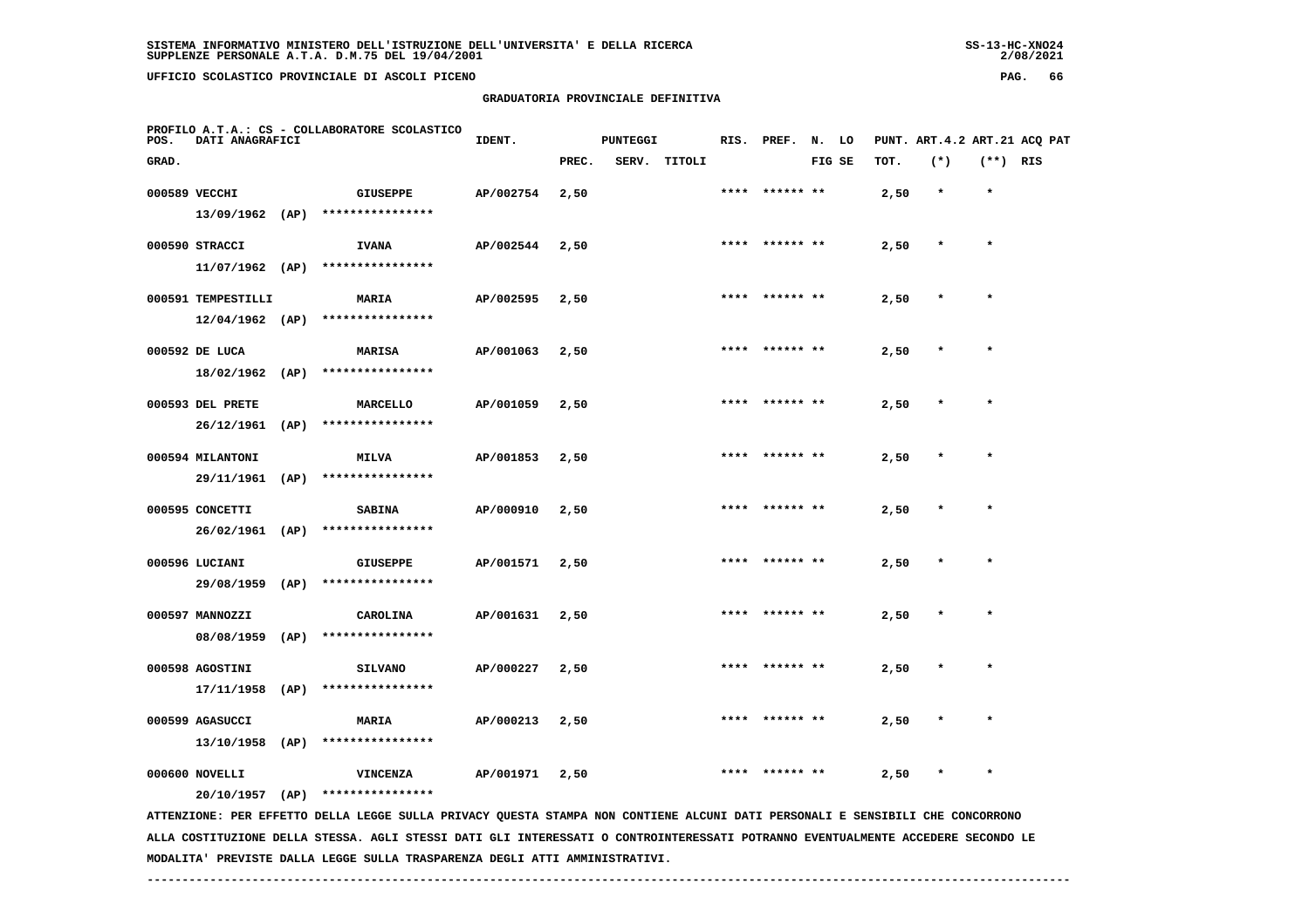SISTEMA INFORMATIVO MINISTERO DELL'ISTRUZIONE DELL'UNIVERSITA' E DELLA RICERCA
SUPPLENZE PERSONALE A.T.A. D.M.75 DEL 19/04/2001

UFFICIO SCOLASTICO PROVINCIALE DI ASCOLI PICENO

GRADUATORIA PROVINCIALE DEFINITIVA

PROFILO A.T.A.: CS - COLLABORATORE SCOLASTICO

| POS. GRAD. | DATI ANAGRAFICI | | IDENT. | PUNTEGGI PREC. | SERV. | TITOLI | RIS. | PREF. | N. LO FIG SE | PUNT. ART.4.2 TOT. | (*) | ART.21 ACQ PAT (**) | RIS |
|---|---|---|---|---|---|---|---|---|---|---|---|---|---|
| 000589 | VECCHI 13/09/1962 (AP) | GIUSEPPE **************** | AP/002754 | 2,50 | | | **** | ****** ** | | 2,50 | * | * | |
| 000590 | STRACCI 11/07/1962 (AP) | IVANA **************** | AP/002544 | 2,50 | | | **** | ****** ** | | 2,50 | * | * | |
| 000591 | TEMPESTILLI 12/04/1962 (AP) | MARIA **************** | AP/002595 | 2,50 | | | **** | ****** ** | | 2,50 | * | * | |
| 000592 | DE LUCA 18/02/1962 (AP) | MARISA **************** | AP/001063 | 2,50 | | | **** | ****** ** | | 2,50 | * | * | |
| 000593 | DEL PRETE 26/12/1961 (AP) | MARCELLO **************** | AP/001059 | 2,50 | | | **** | ****** ** | | 2,50 | * | * | |
| 000594 | MILANTONI 29/11/1961 (AP) | MILVA **************** | AP/001853 | 2,50 | | | **** | ****** ** | | 2,50 | * | * | |
| 000595 | CONCETTI 26/02/1961 (AP) | SABINA **************** | AP/000910 | 2,50 | | | **** | ****** ** | | 2,50 | * | * | |
| 000596 | LUCIANI 29/08/1959 (AP) | GIUSEPPE **************** | AP/001571 | 2,50 | | | **** | ****** ** | | 2,50 | * | * | |
| 000597 | MANNOZZI 08/08/1959 (AP) | CAROLINA **************** | AP/001631 | 2,50 | | | **** | ****** ** | | 2,50 | * | * | |
| 000598 | AGOSTINI 17/11/1958 (AP) | SILVANO **************** | AP/000227 | 2,50 | | | **** | ****** ** | | 2,50 | * | * | |
| 000599 | AGASUCCI 13/10/1958 (AP) | MARIA **************** | AP/000213 | 2,50 | | | **** | ****** ** | | 2,50 | * | * | |
| 000600 | NOVELLI 20/10/1957 (AP) | VINCENZA **************** | AP/001971 | 2,50 | | | **** | ****** ** | | 2,50 | * | * | |

ATTENZIONE: PER EFFETTO DELLA LEGGE SULLA PRIVACY QUESTA STAMPA NON CONTIENE ALCUNI DATI PERSONALI E SENSIBILI CHE CONCORRONO ALLA COSTITUZIONE DELLA STESSA. AGLI STESSI DATI GLI INTERESSATI O CONTROINTERESSATI POTRANNO EVENTUALMENTE ACCEDERE SECONDO LE MODALITA' PREVISTE DALLA LEGGE SULLA TRASPARENZA DEGLI ATTI AMMINISTRATIVI.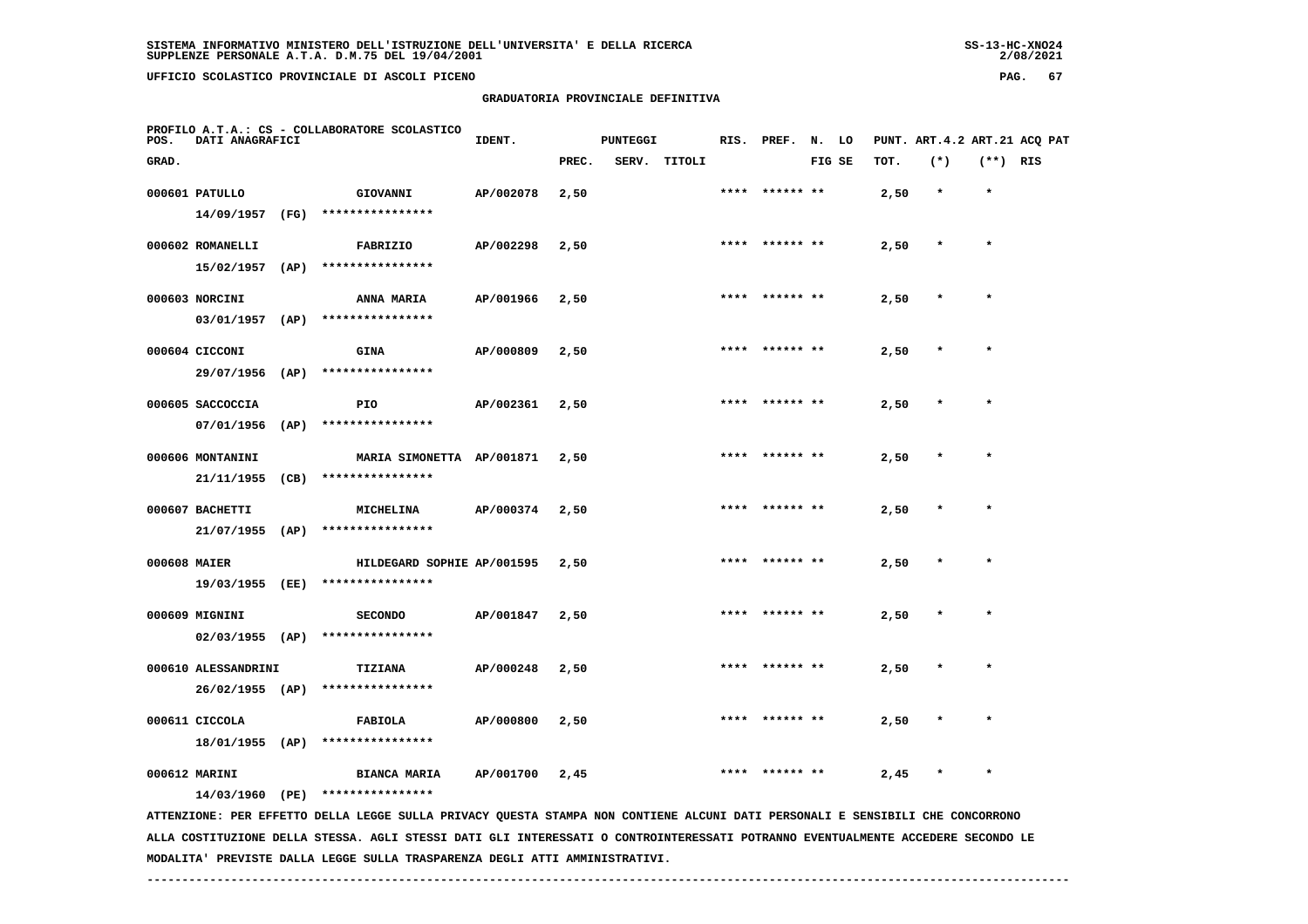SISTEMA INFORMATIVO MINISTERO DELL'ISTRUZIONE DELL'UNIVERSITA' E DELLA RICERCA
SUPPLENZE PERSONALE A.T.A. D.M.75 DEL 19/04/2001

UFFICIO SCOLASTICO PROVINCIALE DI ASCOLI PICENO

GRADUATORIA PROVINCIALE DEFINITIVA

PROFILO A.T.A.: CS - COLLABORATORE SCOLASTICO

| POS. GRAD. | DATI ANAGRAFICI | | IDENT. | PUNTEGGI PREC. | SERV. | TITOLI | RIS. | PREF. | N. FIG | LO SE | PUNT. TOT. | ART.4.2 (*) | ART.21 (**) | ACQ RIS | PAT |
|---|---|---|---|---|---|---|---|---|---|---|---|---|---|---|---|
| 000601 | PATULLO 14/09/1957 (FG) | GIOVANNI **************** | AP/002078 | 2,50 | | | **** | ****** | ** | | 2,50 | * | * | | |
| 000602 | ROMANELLI 15/02/1957 (AP) | FABRIZIO **************** | AP/002298 | 2,50 | | | **** | ****** | ** | | 2,50 | * | * | | |
| 000603 | NORCINI 03/01/1957 (AP) | ANNA MARIA **************** | AP/001966 | 2,50 | | | **** | ****** | ** | | 2,50 | * | * | | |
| 000604 | CICCONI 29/07/1956 (AP) | GINA **************** | AP/000809 | 2,50 | | | **** | ****** | ** | | 2,50 | * | * | | |
| 000605 | SACCOCCIA 07/01/1956 (AP) | PIO **************** | AP/002361 | 2,50 | | | **** | ****** | ** | | 2,50 | * | * | | |
| 000606 | MONTANINI 21/11/1955 (CB) | MARIA SIMONETTA **************** | AP/001871 | 2,50 | | | **** | ****** | ** | | 2,50 | * | * | | |
| 000607 | BACHETTI 21/07/1955 (AP) | MICHELINA **************** | AP/000374 | 2,50 | | | **** | ****** | ** | | 2,50 | * | * | | |
| 000608 | MAIER 19/03/1955 (EE) | HILDEGARD SOPHIE **************** | AP/001595 | 2,50 | | | **** | ****** | ** | | 2,50 | * | * | | |
| 000609 | MIGNINI 02/03/1955 (AP) | SECONDO **************** | AP/001847 | 2,50 | | | **** | ****** | ** | | 2,50 | * | * | | |
| 000610 | ALESSANDRINI 26/02/1955 (AP) | TIZIANA **************** | AP/000248 | 2,50 | | | **** | ****** | ** | | 2,50 | * | * | | |
| 000611 | CICCOLA 18/01/1955 (AP) | FABIOLA **************** | AP/000800 | 2,50 | | | **** | ****** | ** | | 2,50 | * | * | | |
| 000612 | MARINI 14/03/1960 (PE) | BIANCA MARIA **************** | AP/001700 | 2,45 | | | **** | ****** | ** | | 2,45 | * | * | | |

ATTENZIONE: PER EFFETTO DELLA LEGGE SULLA PRIVACY QUESTA STAMPA NON CONTIENE ALCUNI DATI PERSONALI E SENSIBILI CHE CONCORRONO ALLA COSTITUZIONE DELLA STESSA. AGLI STESSI DATI GLI INTERESSATI O CONTROINTERESSATI POTRANNO EVENTUALMENTE ACCEDERE SECONDO LE MODALITA' PREVISTE DALLA LEGGE SULLA TRASPARENZA DEGLI ATTI AMMINISTRATIVI.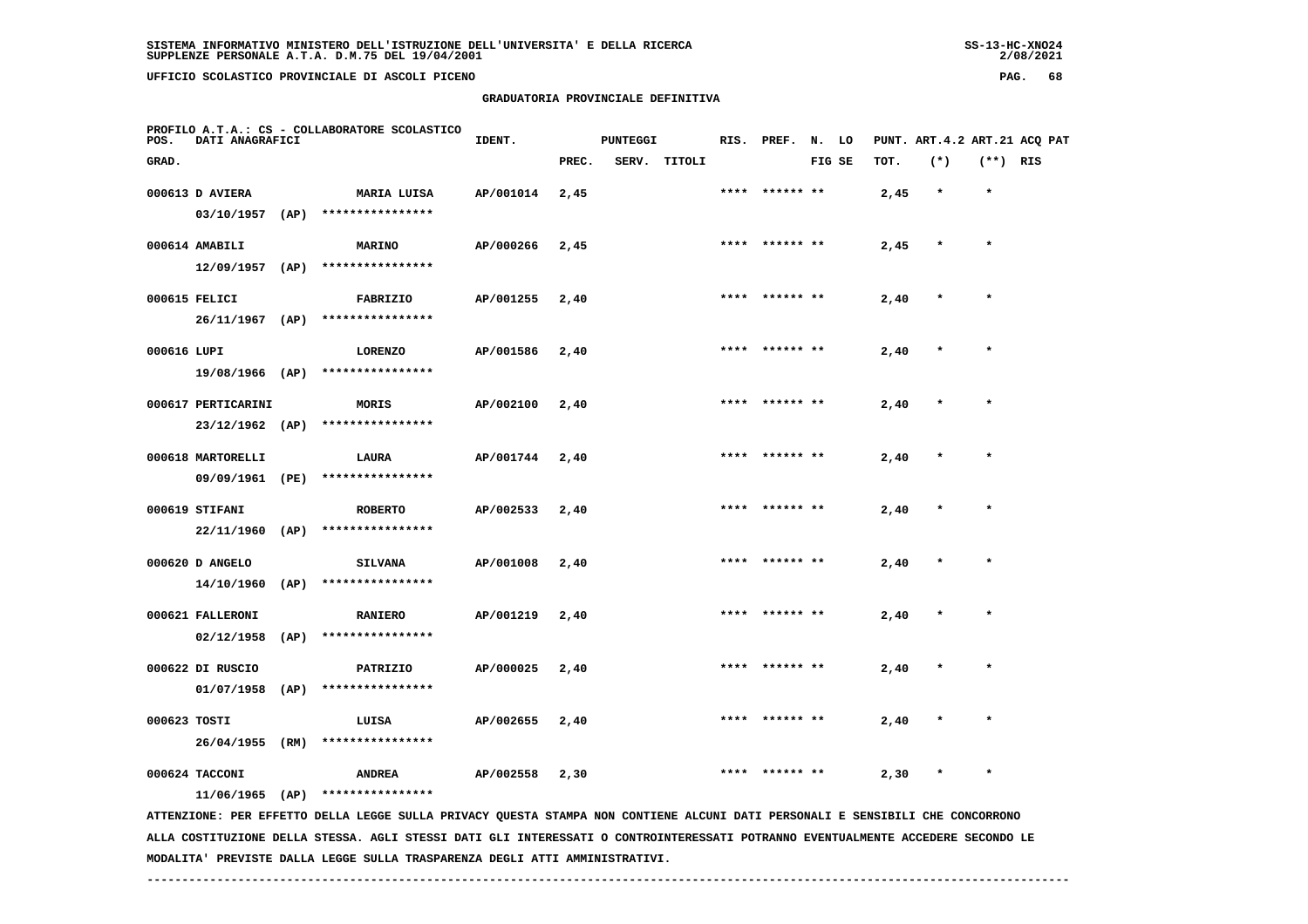## GRADUATORIA PROVINCIALE DEFINITIVA

PROFILO A.T.A.: CS - COLLABORATORE SCOLASTICO

| POS. GRAD. | DATI ANAGRAFICI | | IDENT. | PUNTEGGI PREC. | SERV. | TITOLI | RIS. | PREF. | N. FIG | LO SE | PUNT. TOT. | ART.4.2 (*) | ART.21 (**) | ACQ PAT RIS |
|---|---|---|---|---|---|---|---|---|---|---|---|---|---|---|
| 000613 | D AVIERA 03/10/1957 (AP) | MARIA LUISA **************** | AP/001014 | 2,45 | | | **** | ****** | ** | | 2,45 | * | * | |
| 000614 | AMABILI 12/09/1957 (AP) | MARINO **************** | AP/000266 | 2,45 | | | **** | ****** | ** | | 2,45 | * | * | |
| 000615 | FELICI 26/11/1967 (AP) | FABRIZIO **************** | AP/001255 | 2,40 | | | **** | ****** | ** | | 2,40 | * | * | |
| 000616 | LUPI 19/08/1966 (AP) | LORENZO **************** | AP/001586 | 2,40 | | | **** | ****** | ** | | 2,40 | * | * | |
| 000617 | PERTICARINI 23/12/1962 (AP) | MORIS **************** | AP/002100 | 2,40 | | | **** | ****** | ** | | 2,40 | * | * | |
| 000618 | MARTORELLI 09/09/1961 (PE) | LAURA **************** | AP/001744 | 2,40 | | | **** | ****** | ** | | 2,40 | * | * | |
| 000619 | STIFANI 22/11/1960 (AP) | ROBERTO **************** | AP/002533 | 2,40 | | | **** | ****** | ** | | 2,40 | * | * | |
| 000620 | D ANGELO 14/10/1960 (AP) | SILVANA **************** | AP/001008 | 2,40 | | | **** | ****** | ** | | 2,40 | * | * | |
| 000621 | FALLERONI 02/12/1958 (AP) | RANIERO **************** | AP/001219 | 2,40 | | | **** | ****** | ** | | 2,40 | * | * | |
| 000622 | DI RUSCIO 01/07/1958 (AP) | PATRIZIO **************** | AP/000025 | 2,40 | | | **** | ****** | ** | | 2,40 | * | * | |
| 000623 | TOSTI 26/04/1955 (RM) | LUISA **************** | AP/002655 | 2,40 | | | **** | ****** | ** | | 2,40 | * | * | |
| 000624 | TACCONI 11/06/1965 (AP) | ANDREA **************** | AP/002558 | 2,30 | | | **** | ****** | ** | | 2,30 | * | * | |

ATTENZIONE: PER EFFETTO DELLA LEGGE SULLA PRIVACY QUESTA STAMPA NON CONTIENE ALCUNI DATI PERSONALI E SENSIBILI CHE CONCORRONO ALLA COSTITUZIONE DELLA STESSA. AGLI STESSI DATI GLI INTERESSATI O CONTROINTERESSATI POTRANNO EVENTUALMENTE ACCEDERE SECONDO LE MODALITA' PREVISTE DALLA LEGGE SULLA TRASPARENZA DEGLI ATTI AMMINISTRATIVI.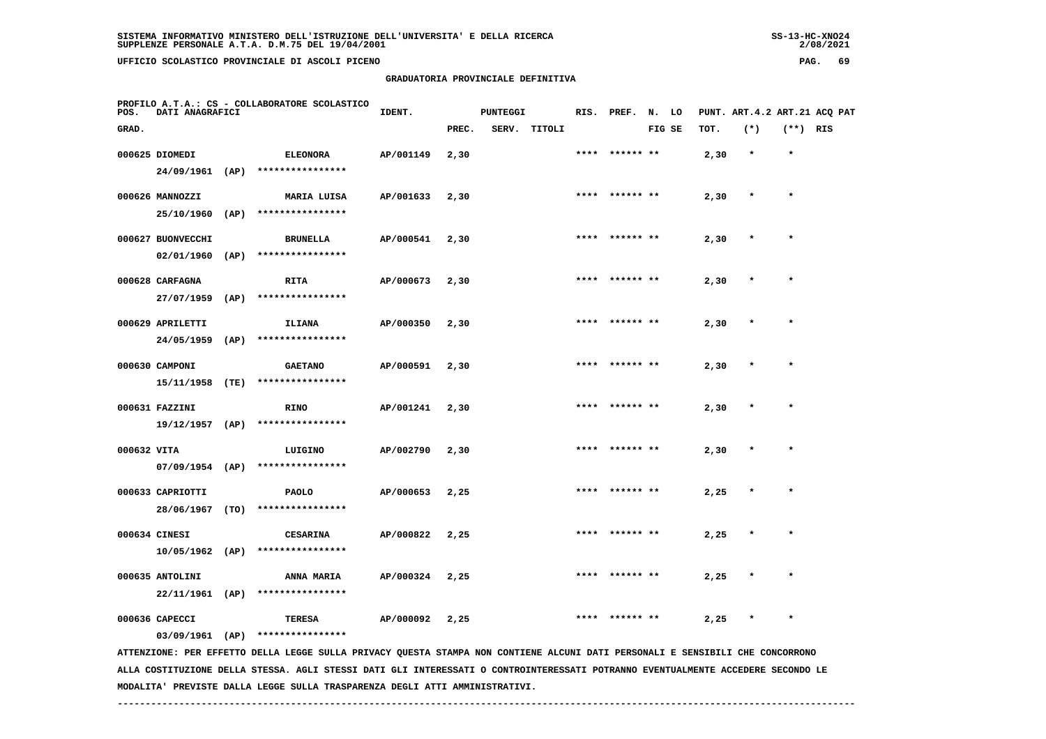SISTEMA INFORMATIVO MINISTERO DELL'ISTRUZIONE DELL'UNIVERSITA' E DELLA RICERCA
SUPPLENZE PERSONALE A.T.A. D.M.75 DEL 19/04/2001

UFFICIO SCOLASTICO PROVINCIALE DI ASCOLI PICENO

## GRADUATORIA PROVINCIALE DEFINITIVA

PROFILO A.T.A.: CS - COLLABORATORE SCOLASTICO

| POS. GRAD. | DATI ANAGRAFICI | | IDENT. | PUNTEGGI PREC. | SERV. | TITOLI | RIS. | PREF. | N. LO FIG SE | PUNT. ART.4.2 TOT. | ART.21 (*) | ACQ PAT (**) | RIS |
|---|---|---|---|---|---|---|---|---|---|---|---|---|---|
| 000625 | DIOMEDI 24/09/1961 (AP) | ELEONORA **************** | AP/001149 | 2,30 | | | **** | ****** ** | | 2,30 | * | * | |
| 000626 | MANNOZZI 25/10/1960 (AP) | MARIA LUISA **************** | AP/001633 | 2,30 | | | **** | ****** ** | | 2,30 | * | * | |
| 000627 | BUONVECCHI 02/01/1960 (AP) | BRUNELLA **************** | AP/000541 | 2,30 | | | **** | ****** ** | | 2,30 | * | * | |
| 000628 | CARFAGNA 27/07/1959 (AP) | RITA **************** | AP/000673 | 2,30 | | | **** | ****** ** | | 2,30 | * | * | |
| 000629 | APRILETTI 24/05/1959 (AP) | ILIANA **************** | AP/000350 | 2,30 | | | **** | ****** ** | | 2,30 | * | * | |
| 000630 | CAMPONI 15/11/1958 (TE) | GAETANO **************** | AP/000591 | 2,30 | | | **** | ****** ** | | 2,30 | * | * | |
| 000631 | FAZZINI 19/12/1957 (AP) | RINO **************** | AP/001241 | 2,30 | | | **** | ****** ** | | 2,30 | * | * | |
| 000632 | VITA 07/09/1954 (AP) | LUIGINO **************** | AP/002790 | 2,30 | | | **** | ****** ** | | 2,30 | * | * | |
| 000633 | CAPRIOTTI 28/06/1967 (TO) | PAOLO **************** | AP/000653 | 2,25 | | | **** | ****** ** | | 2,25 | * | * | |
| 000634 | CINESI 10/05/1962 (AP) | CESARINA **************** | AP/000822 | 2,25 | | | **** | ****** ** | | 2,25 | * | * | |
| 000635 | ANTOLINI 22/11/1961 (AP) | ANNA MARIA **************** | AP/000324 | 2,25 | | | **** | ****** ** | | 2,25 | * | * | |
| 000636 | CAPECCI 03/09/1961 (AP) | TERESA **************** | AP/000092 | 2,25 | | | **** | ****** ** | | 2,25 | * | * | |

ATTENZIONE: PER EFFETTO DELLA LEGGE SULLA PRIVACY QUESTA STAMPA NON CONTIENE ALCUNI DATI PERSONALI E SENSIBILI CHE CONCORRONO ALLA COSTITUZIONE DELLA STESSA. AGLI STESSI DATI GLI INTERESSATI O CONTROINTERESSATI POTRANNO EVENTUALMENTE ACCEDERE SECONDO LE MODALITA' PREVISTE DALLA LEGGE SULLA TRASPARENZA DEGLI ATTI AMMINISTRATIVI.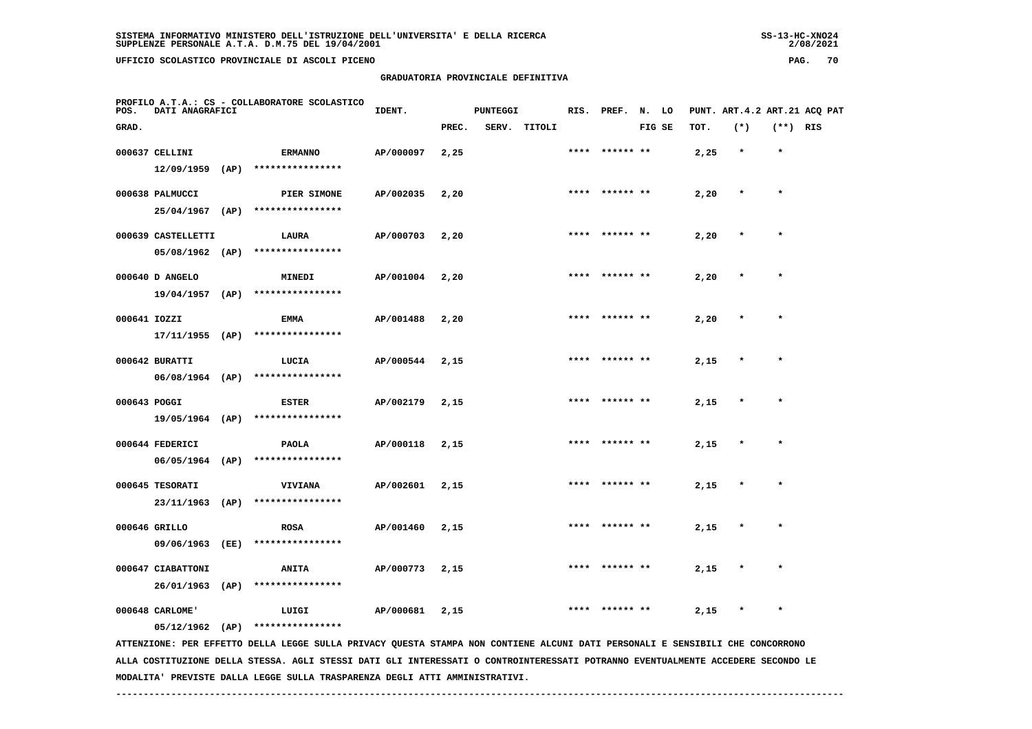**GRADUATORIA PROVINCIALE DEFINITIVA**

PROFILO A.T.A.: CS - COLLABORATORE SCOLASTICO

| POS. GRAD. | DATI ANAGRAFICI | | IDENT. | PUNTEGGI PREC. | SERV. | TITOLI | RIS. | PREF. | N. LO FIG SE | PUNT. TOT. | ART.4.2 (*) | ART.21 (**) | ACQ PAT RIS |
|---|---|---|---|---|---|---|---|---|---|---|---|---|---|
| 000637 | CELLINI 12/09/1959 (AP) | ERMANNO **************** | AP/000097 | 2,25 | | | **** | ****** ** | | 2,25 | * | * | |
| 000638 | PALMUCCI 25/04/1967 (AP) | PIER SIMONE **************** | AP/002035 | 2,20 | | | **** | ****** ** | | 2,20 | * | * | |
| 000639 | CASTELLETTI 05/08/1962 (AP) | LAURA **************** | AP/000703 | 2,20 | | | **** | ****** ** | | 2,20 | * | * | |
| 000640 | D ANGELO 19/04/1957 (AP) | MINEDI **************** | AP/001004 | 2,20 | | | **** | ****** ** | | 2,20 | * | * | |
| 000641 | IOZZI 17/11/1955 (AP) | EMMA **************** | AP/001488 | 2,20 | | | **** | ****** ** | | 2,20 | * | * | |
| 000642 | BURATTI 06/08/1964 (AP) | LUCIA **************** | AP/000544 | 2,15 | | | **** | ****** ** | | 2,15 | * | * | |
| 000643 | POGGI 19/05/1964 (AP) | ESTER **************** | AP/002179 | 2,15 | | | **** | ****** ** | | 2,15 | * | * | |
| 000644 | FEDERICI 06/05/1964 (AP) | PAOLA **************** | AP/000118 | 2,15 | | | **** | ****** ** | | 2,15 | * | * | |
| 000645 | TESORATI 23/11/1963 (AP) | VIVIANA **************** | AP/002601 | 2,15 | | | **** | ****** ** | | 2,15 | * | * | |
| 000646 | GRILLO 09/06/1963 (EE) | ROSA **************** | AP/001460 | 2,15 | | | **** | ****** ** | | 2,15 | * | * | |
| 000647 | CIABATTONI 26/01/1963 (AP) | ANITA **************** | AP/000773 | 2,15 | | | **** | ****** ** | | 2,15 | * | * | |
| 000648 | CARLOME' 05/12/1962 (AP) | LUIGI **************** | AP/000681 | 2,15 | | | **** | ****** ** | | 2,15 | * | * | |

ATTENZIONE: PER EFFETTO DELLA LEGGE SULLA PRIVACY QUESTA STAMPA NON CONTIENE ALCUNI DATI PERSONALI E SENSIBILI CHE CONCORRONO ALLA COSTITUZIONE DELLA STESSA. AGLI STESSI DATI GLI INTERESSATI O CONTROINTERESSATI POTRANNO EVENTUALMENTE ACCEDERE SECONDO LE MODALITA' PREVISTE DALLA LEGGE SULLA TRASPARENZA DEGLI ATTI AMMINISTRATIVI.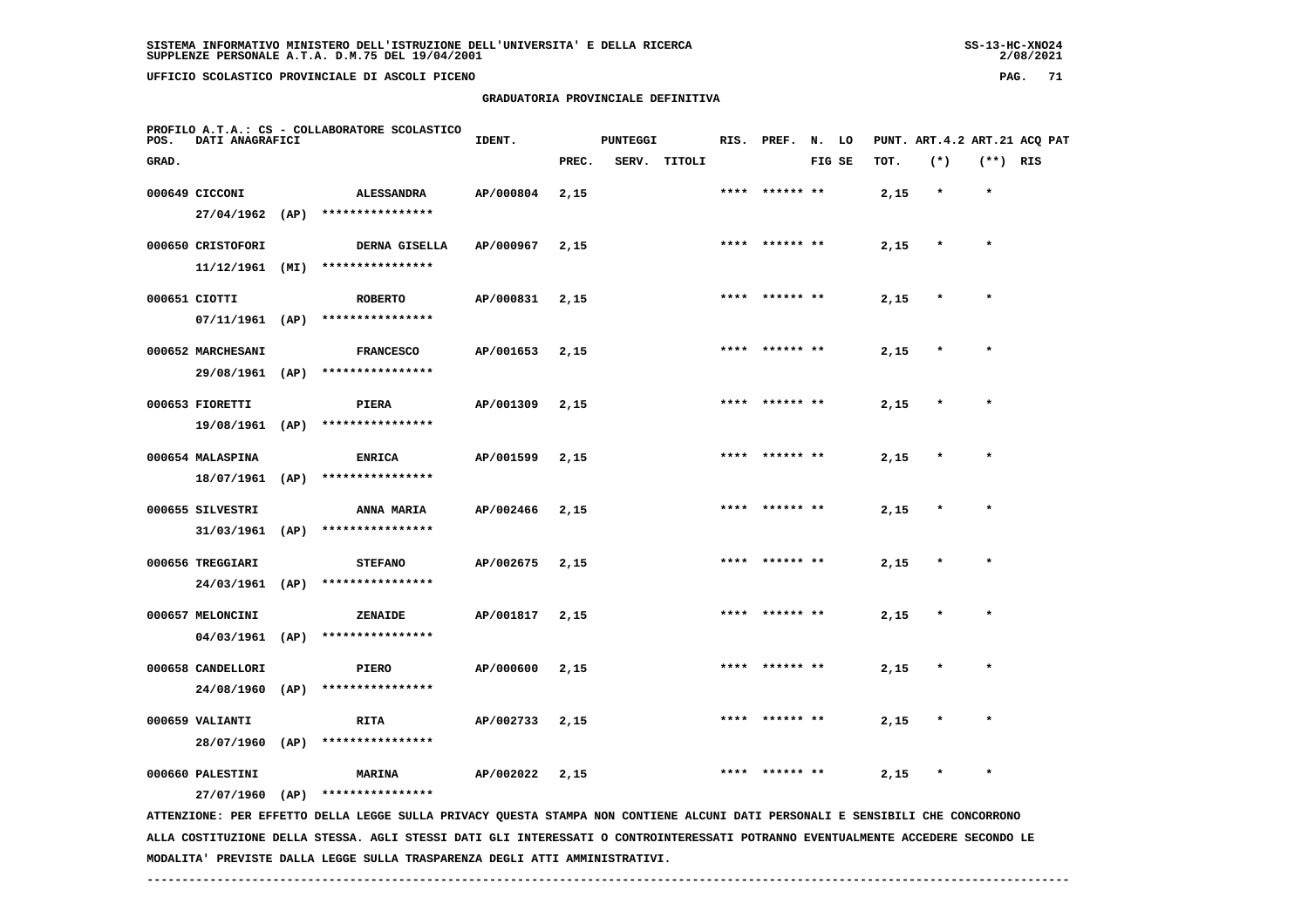SISTEMA INFORMATIVO MINISTERO DELL'ISTRUZIONE DELL'UNIVERSITA' E DELLA RICERCA
SUPPLENZE PERSONALE A.T.A. D.M.75 DEL 19/04/2001

UFFICIO SCOLASTICO PROVINCIALE DI ASCOLI PICENO

## GRADUATORIA PROVINCIALE DEFINITIVA

PROFILO A.T.A.: CS - COLLABORATORE SCOLASTICO

| POS. GRAD. | DATI ANAGRAFICI | | IDENT. | PUNTEGGI PREC. | SERV. | TITOLI | RIS. | PREF. | N. LO FIG SE | PUNT. TOT. | ART.4.2 (*) | ART.21 (**) | ACQ RIS | PAT |
|---|---|---|---|---|---|---|---|---|---|---|---|---|---|---|
| 000649 | CICCONI 27/04/1962 (AP) | ALESSANDRA **************** | AP/000804 | 2,15 | | | **** | ****** ** | | 2,15 | * | * | | |
| 000650 | CRISTOFORI 11/12/1961 (MI) | DERNA GISELLA **************** | AP/000967 | 2,15 | | | **** | ****** ** | | 2,15 | * | * | | |
| 000651 | CIOTTI 07/11/1961 (AP) | ROBERTO **************** | AP/000831 | 2,15 | | | **** | ****** ** | | 2,15 | * | * | | |
| 000652 | MARCHESANI 29/08/1961 (AP) | FRANCESCO **************** | AP/001653 | 2,15 | | | **** | ****** ** | | 2,15 | * | * | | |
| 000653 | FIORETTI 19/08/1961 (AP) | PIERA **************** | AP/001309 | 2,15 | | | **** | ****** ** | | 2,15 | * | * | | |
| 000654 | MALASPINA 18/07/1961 (AP) | ENRICA **************** | AP/001599 | 2,15 | | | **** | ****** ** | | 2,15 | * | * | | |
| 000655 | SILVESTRI 31/03/1961 (AP) | ANNA MARIA **************** | AP/002466 | 2,15 | | | **** | ****** ** | | 2,15 | * | * | | |
| 000656 | TREGGIARI 24/03/1961 (AP) | STEFANO **************** | AP/002675 | 2,15 | | | **** | ****** ** | | 2,15 | * | * | | |
| 000657 | MELONCINI 04/03/1961 (AP) | ZENAIDE **************** | AP/001817 | 2,15 | | | **** | ****** ** | | 2,15 | * | * | | |
| 000658 | CANDELLORI 24/08/1960 (AP) | PIERO **************** | AP/000600 | 2,15 | | | **** | ****** ** | | 2,15 | * | * | | |
| 000659 | VALIANTI 28/07/1960 (AP) | RITA **************** | AP/002733 | 2,15 | | | **** | ****** ** | | 2,15 | * | * | | |
| 000660 | PALESTINI 27/07/1960 (AP) | MARINA **************** | AP/002022 | 2,15 | | | **** | ****** ** | | 2,15 | * | * | | |

ATTENZIONE: PER EFFETTO DELLA LEGGE SULLA PRIVACY QUESTA STAMPA NON CONTIENE ALCUNI DATI PERSONALI E SENSIBILI CHE CONCORRONO ALLA COSTITUZIONE DELLA STESSA. AGLI STESSI DATI GLI INTERESSATI O CONTROINTERESSATI POTRANNO EVENTUALMENTE ACCEDERE SECONDO LE MODALITA' PREVISTE DALLA LEGGE SULLA TRASPARENZA DEGLI ATTI AMMINISTRATIVI.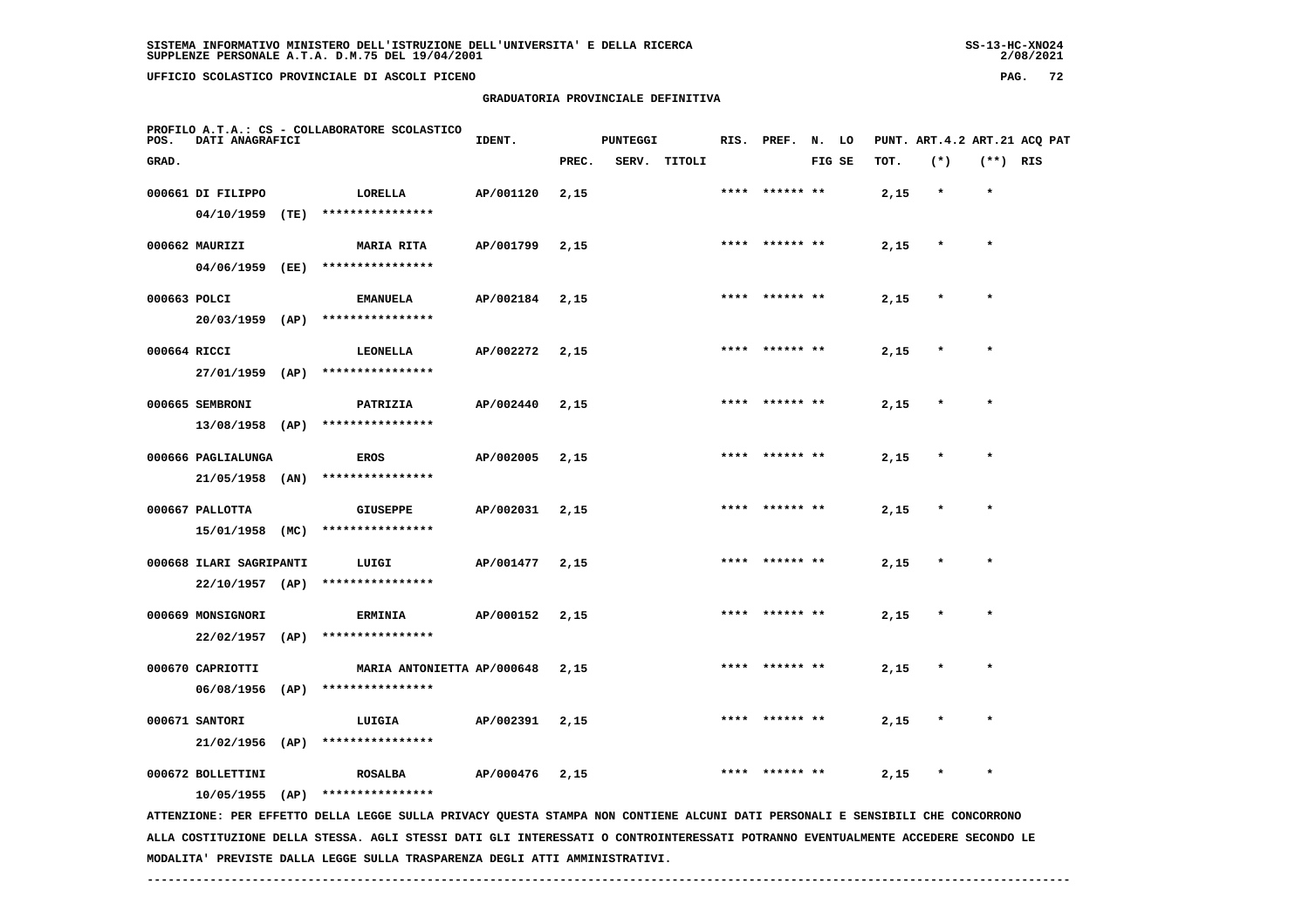## GRADUATORIA PROVINCIALE DEFINITIVA

PROFILO A.T.A.: CS - COLLABORATORE SCOLASTICO

| POS. GRAD. | DATI ANAGRAFICI | | IDENT. | PUNTEGGI PREC. | SERV. | TITOLI | RIS. | PREF. | N. FIG | LO SE | PUNT. TOT. | ART.4.2 (*) | ART.21 (**) | ACQ RIS | PAT |
|---|---|---|---|---|---|---|---|---|---|---|---|---|---|---|---|
| 000661 | DI FILIPPO 04/10/1959 (TE) | LORELLA **************** | AP/001120 | 2,15 | | | **** | ****** | ** | | 2,15 | * | * | | |
| 000662 | MAURIZI 04/06/1959 (EE) | MARIA RITA **************** | AP/001799 | 2,15 | | | **** | ****** | ** | | 2,15 | * | * | | |
| 000663 | POLCI 20/03/1959 (AP) | EMANUELA **************** | AP/002184 | 2,15 | | | **** | ****** | ** | | 2,15 | * | * | | |
| 000664 | RICCI 27/01/1959 (AP) | LEONELLA **************** | AP/002272 | 2,15 | | | **** | ****** | ** | | 2,15 | * | * | | |
| 000665 | SEMBRONI 13/08/1958 (AP) | PATRIZIA **************** | AP/002440 | 2,15 | | | **** | ****** | ** | | 2,15 | * | * | | |
| 000666 | PAGLIALUNGA 21/05/1958 (AN) | EROS **************** | AP/002005 | 2,15 | | | **** | ****** | ** | | 2,15 | * | * | | |
| 000667 | PALLOTTA 15/01/1958 (MC) | GIUSEPPE **************** | AP/002031 | 2,15 | | | **** | ****** | ** | | 2,15 | * | * | | |
| 000668 | ILARI SAGRIPANTI 22/10/1957 (AP) | LUIGI **************** | AP/001477 | 2,15 | | | **** | ****** | ** | | 2,15 | * | * | | |
| 000669 | MONSIGNORI 22/02/1957 (AP) | ERMINIA **************** | AP/000152 | 2,15 | | | **** | ****** | ** | | 2,15 | * | * | | |
| 000670 | CAPRIOTTI 06/08/1956 (AP) | MARIA ANTONIETTA **************** | AP/000648 | 2,15 | | | **** | ****** | ** | | 2,15 | * | * | | |
| 000671 | SANTORI 21/02/1956 (AP) | LUIGIA **************** | AP/002391 | 2,15 | | | **** | ****** | ** | | 2,15 | * | * | | |
| 000672 | BOLLETTINI 10/05/1955 (AP) | ROSALBA **************** | AP/000476 | 2,15 | | | **** | ****** | ** | | 2,15 | * | * | | |

ATTENZIONE: PER EFFETTO DELLA LEGGE SULLA PRIVACY QUESTA STAMPA NON CONTIENE ALCUNI DATI PERSONALI E SENSIBILI CHE CONCORRONO ALLA COSTITUZIONE DELLA STESSA. AGLI STESSI DATI GLI INTERESSATI O CONTROINTERESSATI POTRANNO EVENTUALMENTE ACCEDERE SECONDO LE MODALITA' PREVISTE DALLA LEGGE SULLA TRASPARENZA DEGLI ATTI AMMINISTRATIVI.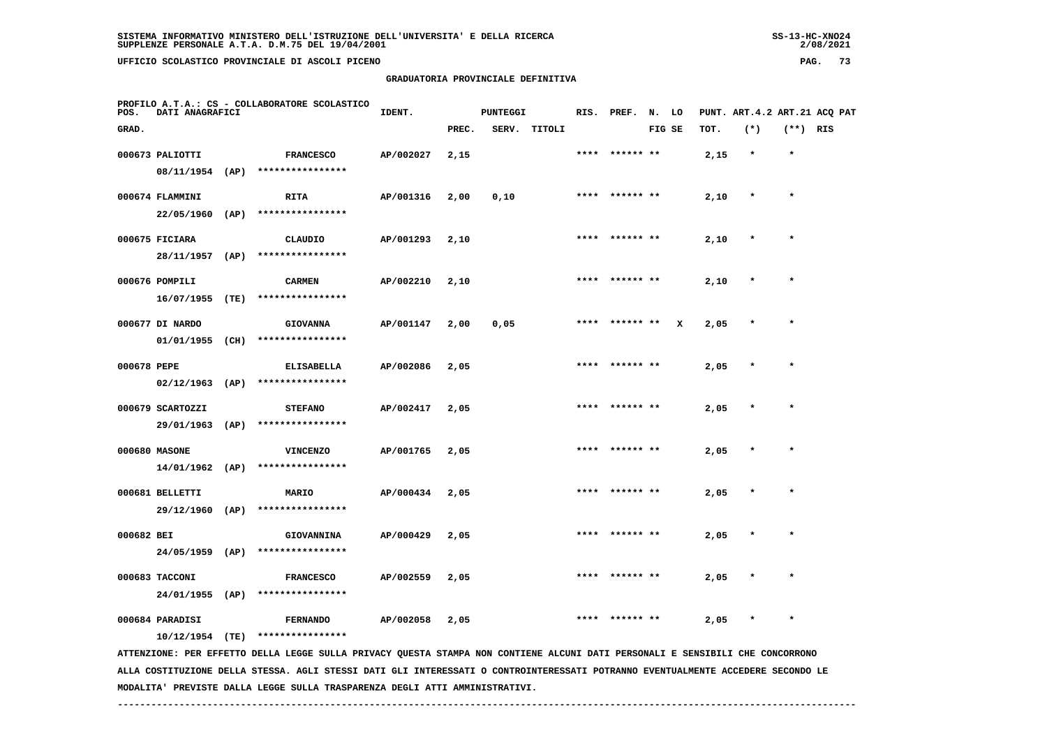SISTEMA INFORMATIVO MINISTERO DELL'ISTRUZIONE DELL'UNIVERSITA' E DELLA RICERCA
SUPPLENZE PERSONALE A.T.A. D.M.75 DEL 19/04/2001

UFFICIO SCOLASTICO PROVINCIALE DI ASCOLI PICENO

## GRADUATORIA PROVINCIALE DEFINITIVA

PROFILO A.T.A.: CS - COLLABORATORE SCOLASTICO

| POS. GRAD. | DATI ANAGRAFICI | | IDENT. | PUNTEGGI PREC. | SERV. | TITOLI | RIS. | PREF. | N. FIG | LO SE | PUNT. TOT. | ART.4.2 (*) | ART.21 (**) | ACQ PAT RIS |
|---|---|---|---|---|---|---|---|---|---|---|---|---|---|---|
| 000673 | PALIOTTI 08/11/1954 (AP) | FRANCESCO **************** | AP/002027 | 2,15 | | | **** | ****** | ** | | 2,15 | * | * | |
| 000674 | FLAMMINI 22/05/1960 (AP) | RITA **************** | AP/001316 | 2,00 | 0,10 | | **** | ****** | ** | | 2,10 | * | * | |
| 000675 | FICIARA 28/11/1957 (AP) | CLAUDIO **************** | AP/001293 | 2,10 | | | **** | ****** | ** | | 2,10 | * | * | |
| 000676 | POMPILI 16/07/1955 (TE) | CARMEN **************** | AP/002210 | 2,10 | | | **** | ****** | ** | | 2,10 | * | * | |
| 000677 | DI NARDO 01/01/1955 (CH) | GIOVANNA **************** | AP/001147 | 2,00 | 0,05 | | **** | ****** | ** | X | 2,05 | * | * | |
| 000678 | PEPE 02/12/1963 (AP) | ELISABELLA **************** | AP/002086 | 2,05 | | | **** | ****** | ** | | 2,05 | * | * | |
| 000679 | SCARTOZZI 29/01/1963 (AP) | STEFANO **************** | AP/002417 | 2,05 | | | **** | ****** | ** | | 2,05 | * | * | |
| 000680 | MASONE 14/01/1962 (AP) | VINCENZO **************** | AP/001765 | 2,05 | | | **** | ****** | ** | | 2,05 | * | * | |
| 000681 | BELLETTI 29/12/1960 (AP) | MARIO **************** | AP/000434 | 2,05 | | | **** | ****** | ** | | 2,05 | * | * | |
| 000682 | BEI 24/05/1959 (AP) | GIOVANNINA **************** | AP/000429 | 2,05 | | | **** | ****** | ** | | 2,05 | * | * | |
| 000683 | TACCONI 24/01/1955 (AP) | FRANCESCO **************** | AP/002559 | 2,05 | | | **** | ****** | ** | | 2,05 | * | * | |
| 000684 | PARADISI 10/12/1954 (TE) | FERNANDO **************** | AP/002058 | 2,05 | | | **** | ****** | ** | | 2,05 | * | * | |

ATTENZIONE: PER EFFETTO DELLA LEGGE SULLA PRIVACY QUESTA STAMPA NON CONTIENE ALCUNI DATI PERSONALI E SENSIBILI CHE CONCORRONO ALLA COSTITUZIONE DELLA STESSA. AGLI STESSI DATI GLI INTERESSATI O CONTROINTERESSATI POTRANNO EVENTUALMENTE ACCEDERE SECONDO LE MODALITA' PREVISTE DALLA LEGGE SULLA TRASPARENZA DEGLI ATTI AMMINISTRATIVI.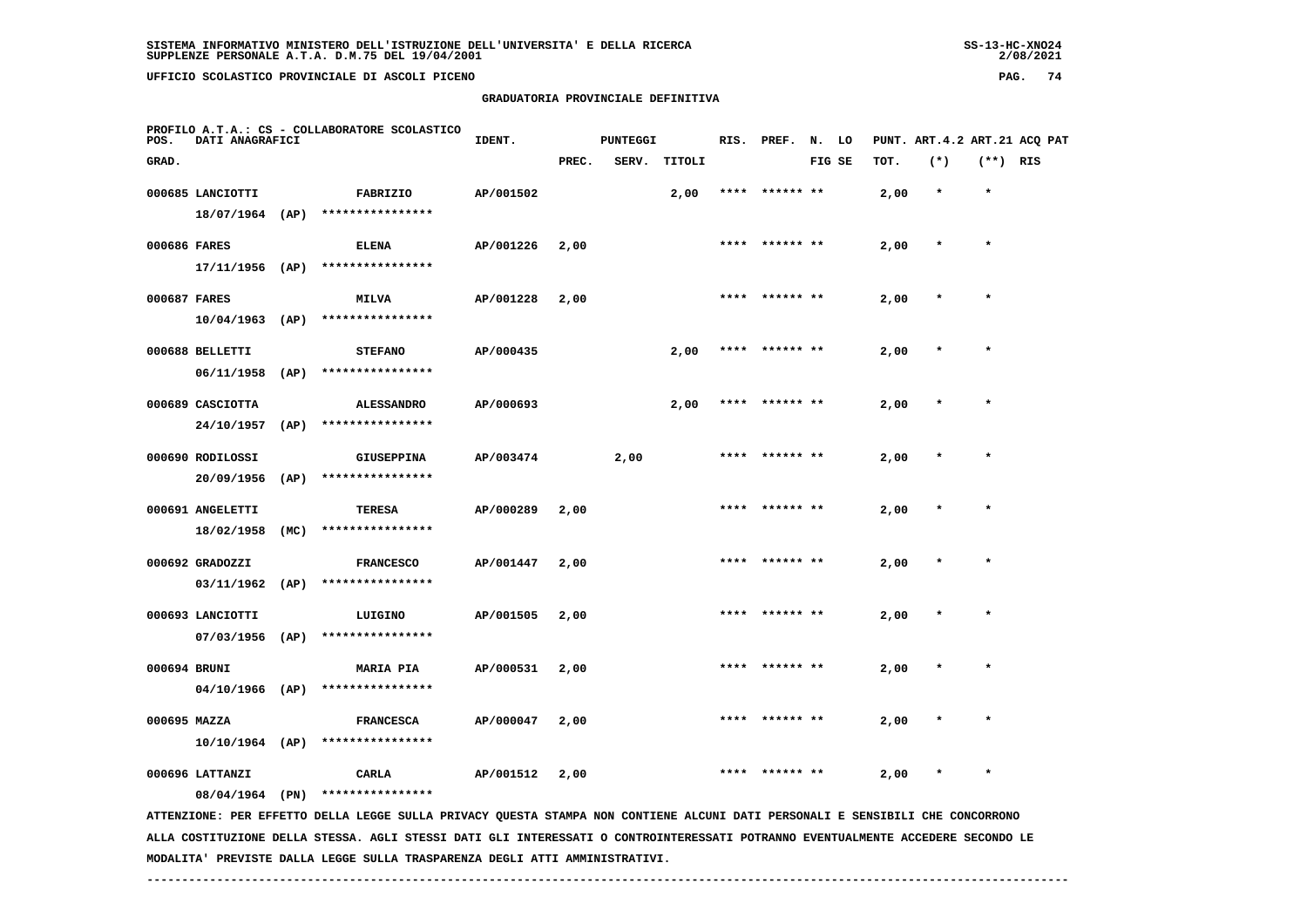**GRADUATORIA PROVINCIALE DEFINITIVA**

PROFILO A.T.A.: CS - COLLABORATORE SCOLASTICO

| POS. GRAD. | DATI ANAGRAFICI | | IDENT. | PUNTEGGI PREC. | SERV. | TITOLI | RIS. | PREF. | N. FIG | LO SE | PUNT. TOT. | ART.4.2 (*) | ART.21 (**) | ACQ PAT RIS |
|---|---|---|---|---|---|---|---|---|---|---|---|---|---|---|
| 000685 | LANCIOTTI 18/07/1964 (AP) | FABRIZIO **************** | AP/001502 | | | 2,00 | **** | ****** | ** | | 2,00 | * | * | |
| 000686 | FARES 17/11/1956 (AP) | ELENA **************** | AP/001226 | 2,00 | | | **** | ****** | ** | | 2,00 | * | * | |
| 000687 | FARES 10/04/1963 (AP) | MILVA **************** | AP/001228 | 2,00 | | | **** | ****** | ** | | 2,00 | * | * | |
| 000688 | BELLETTI 06/11/1958 (AP) | STEFANO **************** | AP/000435 | | | 2,00 | **** | ****** | ** | | 2,00 | * | * | |
| 000689 | CASCIOTTA 24/10/1957 (AP) | ALESSANDRO **************** | AP/000693 | | | 2,00 | **** | ****** | ** | | 2,00 | * | * | |
| 000690 | RODILOSSI 20/09/1956 (AP) | GIUSEPPINA **************** | AP/003474 | | 2,00 | | **** | ****** | ** | | 2,00 | * | * | |
| 000691 | ANGELETTI 18/02/1958 (MC) | TERESA **************** | AP/000289 | 2,00 | | | **** | ****** | ** | | 2,00 | * | * | |
| 000692 | GRADOZZI 03/11/1962 (AP) | FRANCESCO **************** | AP/001447 | 2,00 | | | **** | ****** | ** | | 2,00 | * | * | |
| 000693 | LANCIOTTI 07/03/1956 (AP) | LUIGINO **************** | AP/001505 | 2,00 | | | **** | ****** | ** | | 2,00 | * | * | |
| 000694 | BRUNI 04/10/1966 (AP) | MARIA PIA **************** | AP/000531 | 2,00 | | | **** | ****** | ** | | 2,00 | * | * | |
| 000695 | MAZZA 10/10/1964 (AP) | FRANCESCA **************** | AP/000047 | 2,00 | | | **** | ****** | ** | | 2,00 | * | * | |
| 000696 | LATTANZI 08/04/1964 (PN) | CARLA **************** | AP/001512 | 2,00 | | | **** | ****** | ** | | 2,00 | * | * | |

ATTENZIONE: PER EFFETTO DELLA LEGGE SULLA PRIVACY QUESTA STAMPA NON CONTIENE ALCUNI DATI PERSONALI E SENSIBILI CHE CONCORRONO ALLA COSTITUZIONE DELLA STESSA. AGLI STESSI DATI GLI INTERESSATI O CONTROINTERESSATI POTRANNO EVENTUALMENTE ACCEDERE SECONDO LE MODALITA' PREVISTE DALLA LEGGE SULLA TRASPARENZA DEGLI ATTI AMMINISTRATIVI.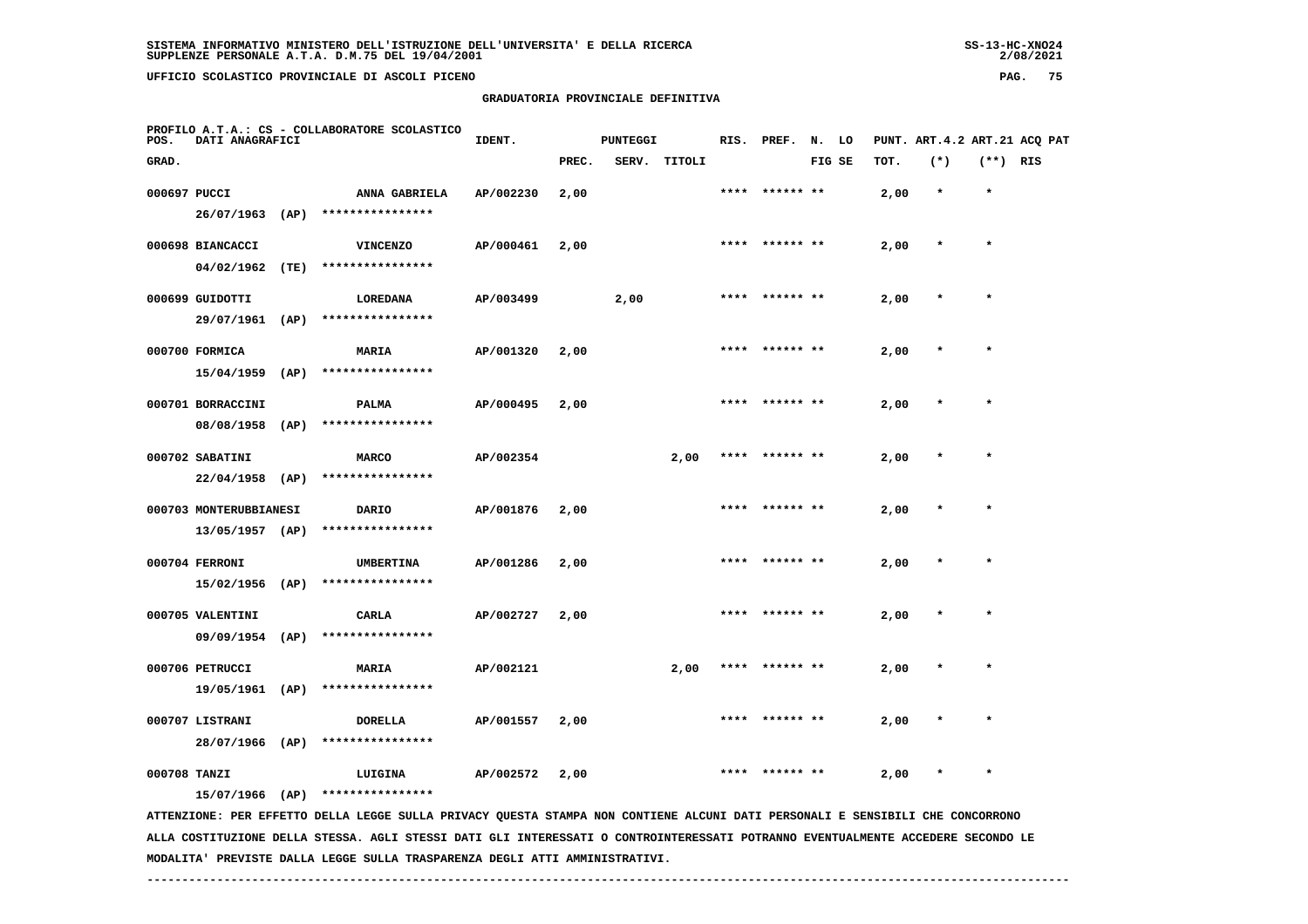SISTEMA INFORMATIVO MINISTERO DELL'ISTRUZIONE DELL'UNIVERSITA' E DELLA RICERCA
SUPPLENZE PERSONALE A.T.A. D.M.75 DEL 19/04/2001

UFFICIO SCOLASTICO PROVINCIALE DI ASCOLI PICENO

## GRADUATORIA PROVINCIALE DEFINITIVA

PROFILO A.T.A.: CS - COLLABORATORE SCOLASTICO

| POS. GRAD. | DATI ANAGRAFICI | | IDENT. | PUNTEGGI PREC. | SERV. | TITOLI | RIS. | PREF. | N. FIG | LO SE | PUNT. TOT. | ART.4.2 (*) | ART.21 (**) | ACQ RIS | PAT |
|---|---|---|---|---|---|---|---|---|---|---|---|---|---|---|---|
| 000697 | PUCCI | ANNA GABRIELA | AP/002230 | 2,00 | | | **** | ****** | ** | | 2,00 | * | * | | |
| | 26/07/1963 (AP) | **************** | | | | | | | | | | | | | |
| 000698 | BIANCACCI | VINCENZO | AP/000461 | 2,00 | | | **** | ****** | ** | | 2,00 | * | * | | |
| | 04/02/1962 (TE) | **************** | | | | | | | | | | | | | |
| 000699 | GUIDOTTI | LOREDANA | AP/003499 | | 2,00 | | **** | ****** | ** | | 2,00 | * | * | | |
| | 29/07/1961 (AP) | **************** | | | | | | | | | | | | | |
| 000700 | FORMICA | MARIA | AP/001320 | 2,00 | | | **** | ****** | ** | | 2,00 | * | * | | |
| | 15/04/1959 (AP) | **************** | | | | | | | | | | | | | |
| 000701 | BORRACCINI | PALMA | AP/000495 | 2,00 | | | **** | ****** | ** | | 2,00 | * | * | | |
| | 08/08/1958 (AP) | **************** | | | | | | | | | | | | | |
| 000702 | SABATINI | MARCO | AP/002354 | | | 2,00 | **** | ****** | ** | | 2,00 | * | * | | |
| | 22/04/1958 (AP) | **************** | | | | | | | | | | | | | |
| 000703 | MONTERUBBIANESI | DARIO | AP/001876 | 2,00 | | | **** | ****** | ** | | 2,00 | * | * | | |
| | 13/05/1957 (AP) | **************** | | | | | | | | | | | | | |
| 000704 | FERRONI | UMBERTINA | AP/001286 | 2,00 | | | **** | ****** | ** | | 2,00 | * | * | | |
| | 15/02/1956 (AP) | **************** | | | | | | | | | | | | | |
| 000705 | VALENTINI | CARLA | AP/002727 | 2,00 | | | **** | ****** | ** | | 2,00 | * | * | | |
| | 09/09/1954 (AP) | **************** | | | | | | | | | | | | | |
| 000706 | PETRUCCI | MARIA | AP/002121 | | | 2,00 | **** | ****** | ** | | 2,00 | * | * | | |
| | 19/05/1961 (AP) | **************** | | | | | | | | | | | | | |
| 000707 | LISTRANI | DORELLA | AP/001557 | 2,00 | | | **** | ****** | ** | | 2,00 | * | * | | |
| | 28/07/1966 (AP) | **************** | | | | | | | | | | | | | |
| 000708 | TANZI | LUIGINA | AP/002572 | 2,00 | | | **** | ****** | ** | | 2,00 | * | * | | |
| | 15/07/1966 (AP) | **************** | | | | | | | | | | | | | |

ATTENZIONE: PER EFFETTO DELLA LEGGE SULLA PRIVACY QUESTA STAMPA NON CONTIENE ALCUNI DATI PERSONALI E SENSIBILI CHE CONCORRONO ALLA COSTITUZIONE DELLA STESSA. AGLI STESSI DATI GLI INTERESSATI O CONTROINTERESSATI POTRANNO EVENTUALMENTE ACCEDERE SECONDO LE MODALITA' PREVISTE DALLA LEGGE SULLA TRASPARENZA DEGLI ATTI AMMINISTRATIVI.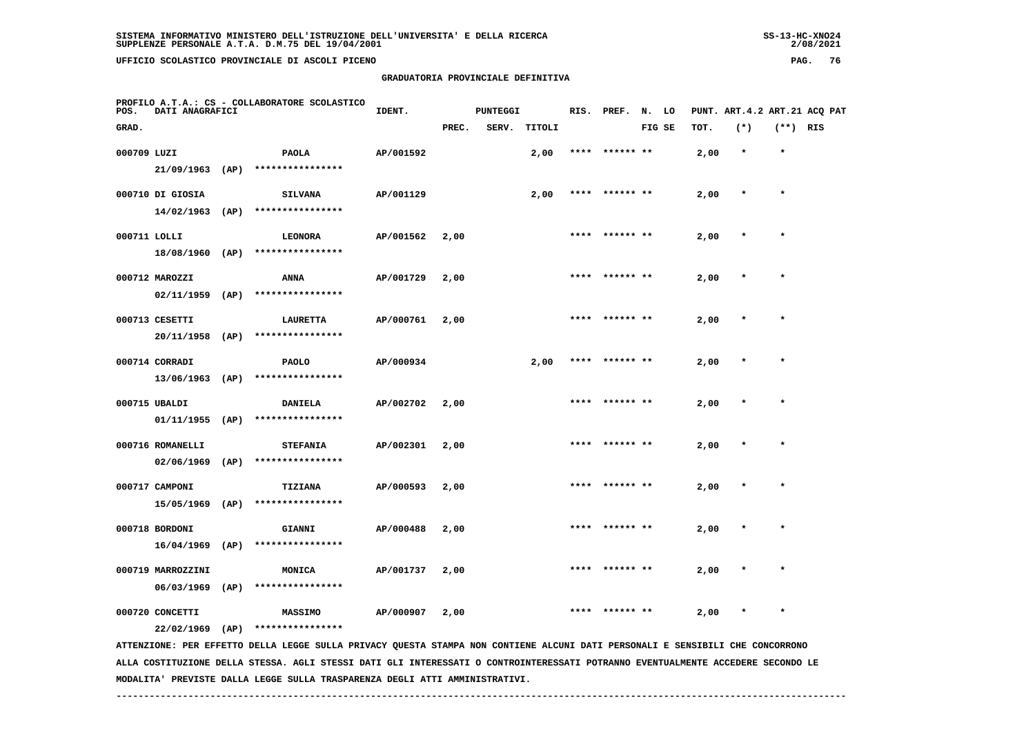GRADUATORIA PROVINCIALE DEFINITIVA

PROFILO A.T.A.: CS - COLLABORATORE SCOLASTICO

| POS. GRAD. | DATI ANAGRAFICI | | IDENT. | PUNTEGGI PREC. | SERV. | TITOLI | RIS. | PREF. | N. LO FIG SE | PUNT. TOT. | ART.4.2 (*) | ART.21 (**) | ACQ PAT RIS |
|---|---|---|---|---|---|---|---|---|---|---|---|---|---|
| 000709 | LUZI 21/09/1963 (AP) | PAOLA **************** | AP/001592 | | | 2,00 | **** | ****** ** | | 2,00 | * | * | |
| 000710 | DI GIOSIA 14/02/1963 (AP) | SILVANA **************** | AP/001129 | | | 2,00 | **** | ****** ** | | 2,00 | * | * | |
| 000711 | LOLLI 18/08/1960 (AP) | LEONORA **************** | AP/001562 | 2,00 | | | **** | ****** ** | | 2,00 | * | * | |
| 000712 | MAROZZI 02/11/1959 (AP) | ANNA **************** | AP/001729 | 2,00 | | | **** | ****** ** | | 2,00 | * | * | |
| 000713 | CESETTI 20/11/1958 (AP) | LAURETTA **************** | AP/000761 | 2,00 | | | **** | ****** ** | | 2,00 | * | * | |
| 000714 | CORRADI 13/06/1963 (AP) | PAOLO **************** | AP/000934 | | | 2,00 | **** | ****** ** | | 2,00 | * | * | |
| 000715 | UBALDI 01/11/1955 (AP) | DANIELA **************** | AP/002702 | 2,00 | | | **** | ****** ** | | 2,00 | * | * | |
| 000716 | ROMANELLI 02/06/1969 (AP) | STEFANIA **************** | AP/002301 | 2,00 | | | **** | ****** ** | | 2,00 | * | * | |
| 000717 | CAMPONI 15/05/1969 (AP) | TIZIANA **************** | AP/000593 | 2,00 | | | **** | ****** ** | | 2,00 | * | * | |
| 000718 | BORDONI 16/04/1969 (AP) | GIANNI **************** | AP/000488 | 2,00 | | | **** | ****** ** | | 2,00 | * | * | |
| 000719 | MARROZZINI 06/03/1969 (AP) | MONICA **************** | AP/001737 | 2,00 | | | **** | ****** ** | | 2,00 | * | * | |
| 000720 | CONCETTI 22/02/1969 (AP) | MASSIMO **************** | AP/000907 | 2,00 | | | **** | ****** ** | | 2,00 | * | * | |

ATTENZIONE: PER EFFETTO DELLA LEGGE SULLA PRIVACY QUESTA STAMPA NON CONTIENE ALCUNI DATI PERSONALI E SENSIBILI CHE CONCORRONO ALLA COSTITUZIONE DELLA STESSA. AGLI STESSI DATI GLI INTERESSATI O CONTROINTERESSATI POTRANNO EVENTUALMENTE ACCEDERE SECONDO LE MODALITA' PREVISTE DALLA LEGGE SULLA TRASPARENZA DEGLI ATTI AMMINISTRATIVI.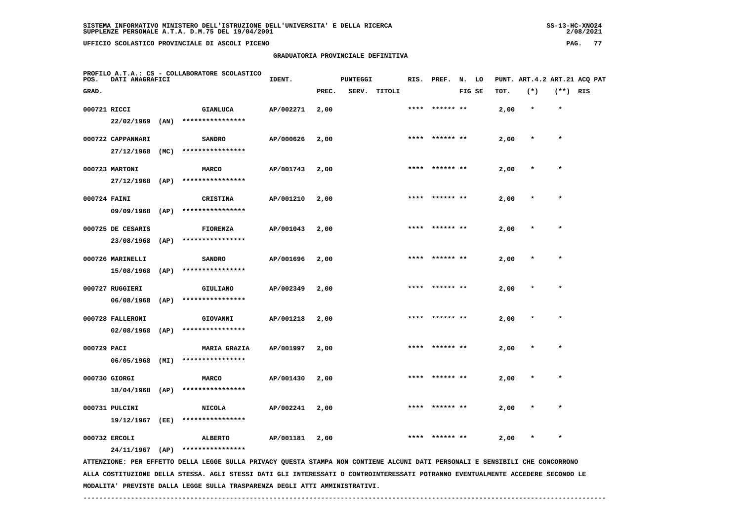SISTEMA INFORMATIVO MINISTERO DELL'ISTRUZIONE DELL'UNIVERSITA' E DELLA RICERCA
SUPPLENZE PERSONALE A.T.A. D.M.75 DEL 19/04/2001

UFFICIO SCOLASTICO PROVINCIALE DI ASCOLI PICENO

GRADUATORIA PROVINCIALE DEFINITIVA

PROFILO A.T.A.: CS - COLLABORATORE SCOLASTICO

| POS. GRAD. | DATI ANAGRAFICI | | IDENT. | PUNTEGGI PREC. | SERV. | TITOLI | RIS. | PREF. | N. LO FIG SE | PUNT. ART.4.2 TOT. | ART.21 (*) | ACQ PAT (**) RIS |
|---|---|---|---|---|---|---|---|---|---|---|---|---|
| 000721 | RICCI 22/02/1969 (AN) | GIANLUCA **************** | AP/002271 | 2,00 | | | **** | ****** ** | | 2,00 | * | * |
| 000722 | CAPPANNARI 27/12/1968 (MC) | SANDRO **************** | AP/000626 | 2,00 | | | **** | ****** ** | | 2,00 | * | * |
| 000723 | MARTONI 27/12/1968 (AP) | MARCO **************** | AP/001743 | 2,00 | | | **** | ****** ** | | 2,00 | * | * |
| 000724 | FAINI 09/09/1968 (AP) | CRISTINA **************** | AP/001210 | 2,00 | | | **** | ****** ** | | 2,00 | * | * |
| 000725 | DE CESARIS 23/08/1968 (AP) | FIORENZA **************** | AP/001043 | 2,00 | | | **** | ****** ** | | 2,00 | * | * |
| 000726 | MARINELLI 15/08/1968 (AP) | SANDRO **************** | AP/001696 | 2,00 | | | **** | ****** ** | | 2,00 | * | * |
| 000727 | RUGGIERI 06/08/1968 (AP) | GIULIANO **************** | AP/002349 | 2,00 | | | **** | ****** ** | | 2,00 | * | * |
| 000728 | FALLERONI 02/08/1968 (AP) | GIOVANNI **************** | AP/001218 | 2,00 | | | **** | ****** ** | | 2,00 | * | * |
| 000729 | PACI 06/05/1968 (MI) | MARIA GRAZIA **************** | AP/001997 | 2,00 | | | **** | ****** ** | | 2,00 | * | * |
| 000730 | GIORGI 18/04/1968 (AP) | MARCO **************** | AP/001430 | 2,00 | | | **** | ****** ** | | 2,00 | * | * |
| 000731 | PULCINI 19/12/1967 (EE) | NICOLA **************** | AP/002241 | 2,00 | | | **** | ****** ** | | 2,00 | * | * |
| 000732 | ERCOLI 24/11/1967 (AP) | ALBERTO **************** | AP/001181 | 2,00 | | | **** | ****** ** | | 2,00 | * | * |

ATTENZIONE: PER EFFETTO DELLA LEGGE SULLA PRIVACY QUESTA STAMPA NON CONTIENE ALCUNI DATI PERSONALI E SENSIBILI CHE CONCORRONO ALLA COSTITUZIONE DELLA STESSA. AGLI STESSI DATI GLI INTERESSATI O CONTROINTERESSATI POTRANNO EVENTUALMENTE ACCEDERE SECONDO LE MODALITA' PREVISTE DALLA LEGGE SULLA TRASPARENZA DEGLI ATTI AMMINISTRATIVI.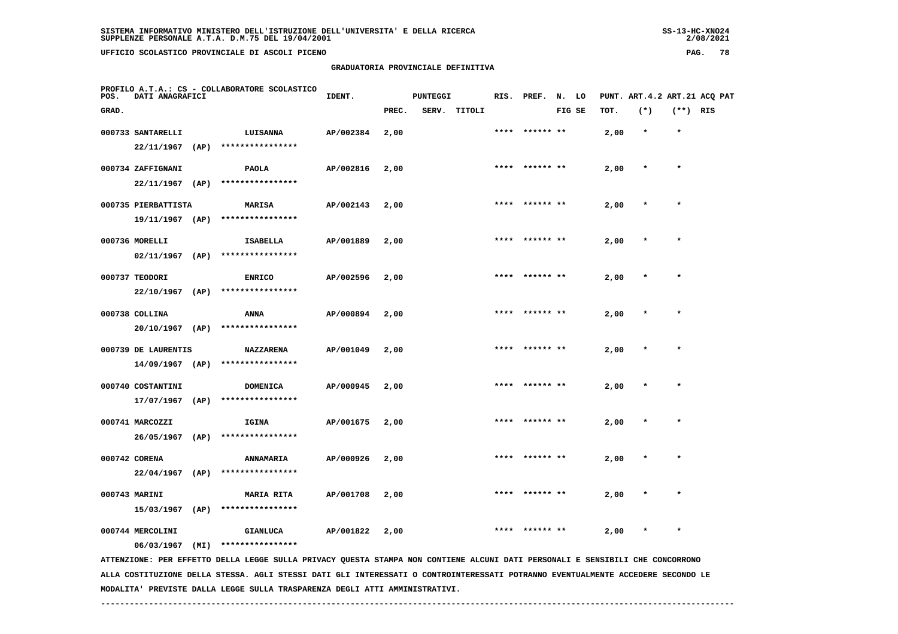## GRADUATORIA PROVINCIALE DEFINITIVA

PROFILO A.T.A.: CS - COLLABORATORE SCOLASTICO

| POS. GRAD. | DATI ANAGRAFICI | | IDENT. | PUNTEGGI PREC. | SERV. | TITOLI | RIS. | PREF. | N. FIG | LO SE | PUNT. ART.4.2 TOT. | ART.21 (*) | ACQ PAT (**) | RIS |
|---|---|---|---|---|---|---|---|---|---|---|---|---|---|---|
| 000733 | SANTARELLI 22/11/1967 (AP) | LUISANNA **************** | AP/002384 | 2,00 | | | **** | ****** ** | | | 2,00 | * | * | |
| 000734 | ZAFFIGNANI 22/11/1967 (AP) | PAOLA **************** | AP/002816 | 2,00 | | | **** | ****** ** | | | 2,00 | * | * | |
| 000735 | PIERBATTISTA 19/11/1967 (AP) | MARISA **************** | AP/002143 | 2,00 | | | **** | ****** ** | | | 2,00 | * | * | |
| 000736 | MORELLI 02/11/1967 (AP) | ISABELLA **************** | AP/001889 | 2,00 | | | **** | ****** ** | | | 2,00 | * | * | |
| 000737 | TEODORI 22/10/1967 (AP) | ENRICO **************** | AP/002596 | 2,00 | | | **** | ****** ** | | | 2,00 | * | * | |
| 000738 | COLLINA 20/10/1967 (AP) | ANNA **************** | AP/000894 | 2,00 | | | **** | ****** ** | | | 2,00 | * | * | |
| 000739 | DE LAURENTIS 14/09/1967 (AP) | NAZZARENA **************** | AP/001049 | 2,00 | | | **** | ****** ** | | | 2,00 | * | * | |
| 000740 | COSTANTINI 17/07/1967 (AP) | DOMENICA **************** | AP/000945 | 2,00 | | | **** | ****** ** | | | 2,00 | * | * | |
| 000741 | MARCOZZI 26/05/1967 (AP) | IGINA **************** | AP/001675 | 2,00 | | | **** | ****** ** | | | 2,00 | * | * | |
| 000742 | CORENA 22/04/1967 (AP) | ANNAMARIA **************** | AP/000926 | 2,00 | | | **** | ****** ** | | | 2,00 | * | * | |
| 000743 | MARINI 15/03/1967 (AP) | MARIA RITA **************** | AP/001708 | 2,00 | | | **** | ****** ** | | | 2,00 | * | * | |
| 000744 | MERCOLINI 06/03/1967 (MI) | GIANLUCA **************** | AP/001822 | 2,00 | | | **** | ****** ** | | | 2,00 | * | * | |

ATTENZIONE: PER EFFETTO DELLA LEGGE SULLA PRIVACY QUESTA STAMPA NON CONTIENE ALCUNI DATI PERSONALI E SENSIBILI CHE CONCORRONO ALLA COSTITUZIONE DELLA STESSA. AGLI STESSI DATI GLI INTERESSATI O CONTROINTERESSATI POTRANNO EVENTUALMENTE ACCEDERE SECONDO LE MODALITA' PREVISTE DALLA LEGGE SULLA TRASPARENZA DEGLI ATTI AMMINISTRATIVI.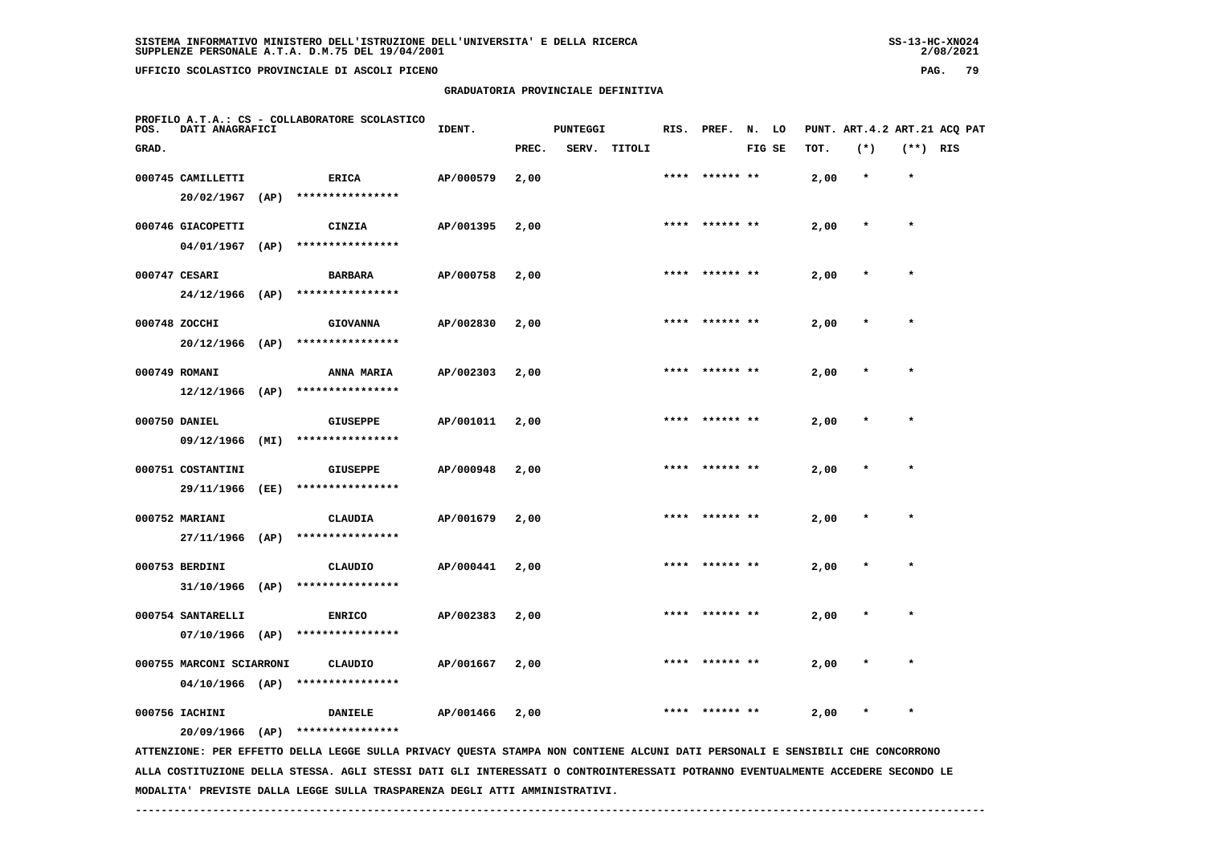GRADUATORIA PROVINCIALE DEFINITIVA

PROFILO A.T.A.: CS - COLLABORATORE SCOLASTICO

| POS. GRAD. | DATI ANAGRAFICI | | IDENT. | PUNTEGGI PREC. | SERV. | TITOLI | RIS. | PREF. | N. FIG | LO SE | PUNT. TOT. | ART.4.2 (*) | ART.21 (**) | ACQ RIS | PAT |
|---|---|---|---|---|---|---|---|---|---|---|---|---|---|---|---|
| 000745 | CAMILLETTI 20/02/1967 (AP) | ERICA **************** | AP/000579 | 2,00 | | | **** | ****** | ** | | 2,00 | * | * | | |
| 000746 | GIACOPETTI 04/01/1967 (AP) | CINZIA **************** | AP/001395 | 2,00 | | | **** | ****** | ** | | 2,00 | * | * | | |
| 000747 | CESARI 24/12/1966 (AP) | BARBARA **************** | AP/000758 | 2,00 | | | **** | ****** | ** | | 2,00 | * | * | | |
| 000748 | ZOCCHI 20/12/1966 (AP) | GIOVANNA **************** | AP/002830 | 2,00 | | | **** | ****** | ** | | 2,00 | * | * | | |
| 000749 | ROMANI 12/12/1966 (AP) | ANNA MARIA **************** | AP/002303 | 2,00 | | | **** | ****** | ** | | 2,00 | * | * | | |
| 000750 | DANIEL 09/12/1966 (MI) | GIUSEPPE **************** | AP/001011 | 2,00 | | | **** | ****** | ** | | 2,00 | * | * | | |
| 000751 | COSTANTINI 29/11/1966 (EE) | GIUSEPPE **************** | AP/000948 | 2,00 | | | **** | ****** | ** | | 2,00 | * | * | | |
| 000752 | MARIANI 27/11/1966 (AP) | CLAUDIA **************** | AP/001679 | 2,00 | | | **** | ****** | ** | | 2,00 | * | * | | |
| 000753 | BERDINI 31/10/1966 (AP) | CLAUDIO **************** | AP/000441 | 2,00 | | | **** | ****** | ** | | 2,00 | * | * | | |
| 000754 | SANTARELLI 07/10/1966 (AP) | ENRICO **************** | AP/002383 | 2,00 | | | **** | ****** | ** | | 2,00 | * | * | | |
| 000755 | MARCONI SCIARRONI 04/10/1966 (AP) | CLAUDIO **************** | AP/001667 | 2,00 | | | **** | ****** | ** | | 2,00 | * | * | | |
| 000756 | IACHINI 20/09/1966 (AP) | DANIELE **************** | AP/001466 | 2,00 | | | **** | ****** | ** | | 2,00 | * | * | | |

ATTENZIONE: PER EFFETTO DELLA LEGGE SULLA PRIVACY QUESTA STAMPA NON CONTIENE ALCUNI DATI PERSONALI E SENSIBILI CHE CONCORRONO ALLA COSTITUZIONE DELLA STESSA. AGLI STESSI DATI GLI INTERESSATI O CONTROINTERESSATI POTRANNO EVENTUALMENTE ACCEDERE SECONDO LE MODALITA' PREVISTE DALLA LEGGE SULLA TRASPARENZA DEGLI ATTI AMMINISTRATIVI.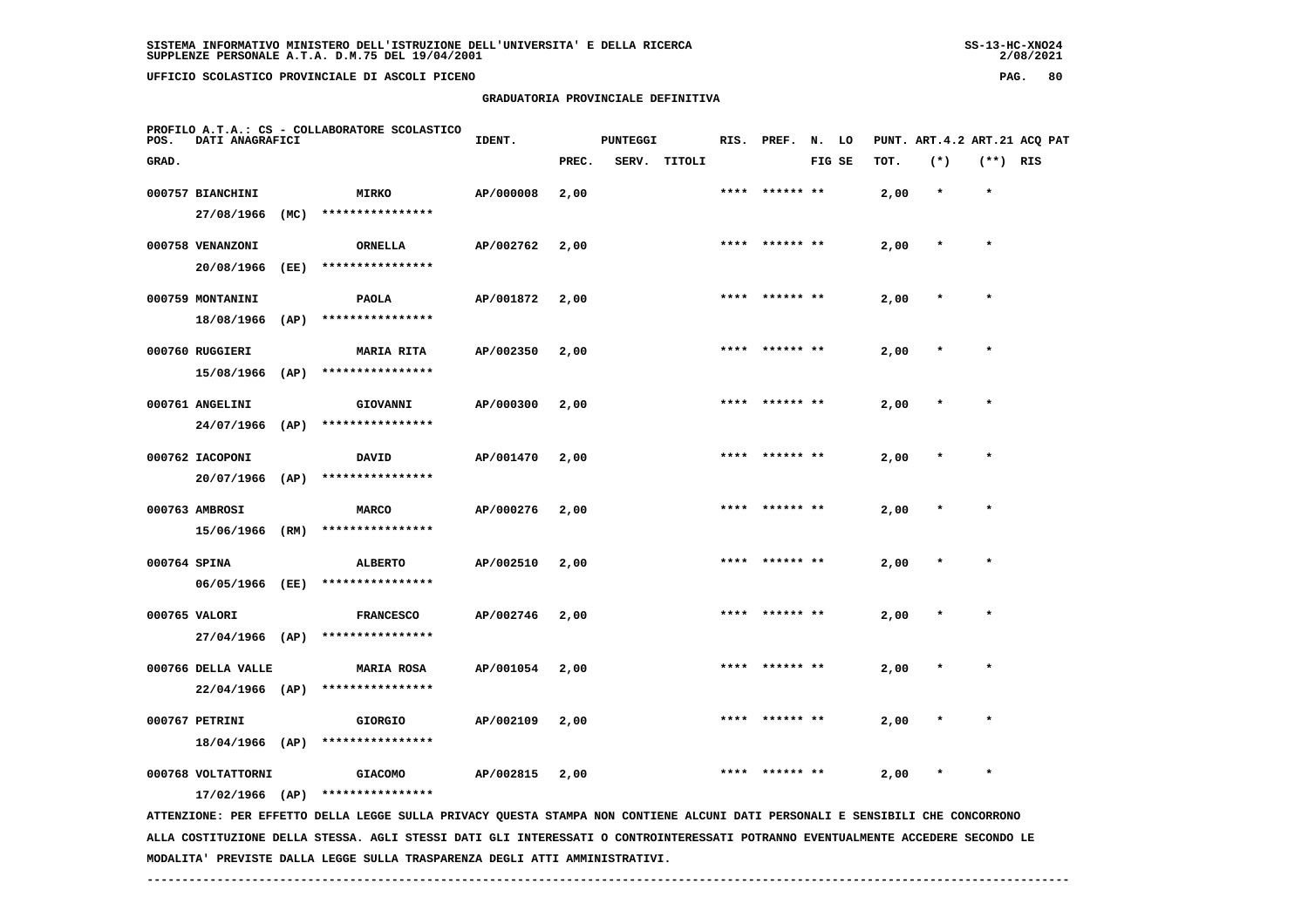SISTEMA INFORMATIVO MINISTERO DELL'ISTRUZIONE DELL'UNIVERSITA' E DELLA RICERCA
SUPPLENZE PERSONALE A.T.A. D.M.75 DEL 19/04/2001

UFFICIO SCOLASTICO PROVINCIALE DI ASCOLI PICENO

GRADUATORIA PROVINCIALE DEFINITIVA

PROFILO A.T.A.: CS - COLLABORATORE SCOLASTICO

| POS. GRAD. | DATI ANAGRAFICI | | IDENT. | PUNTEGGI PREC. | SERV. | TITOLI | RIS. | PREF. | N. LO FIG SE | PUNT. ART.4.2 TOT. | (*) | ART.21 (**) | ACQ PAT RIS |
|---|---|---|---|---|---|---|---|---|---|---|---|---|---|
| 000757 | BIANCHINI 27/08/1966 (MC) | MIRKO **************** | AP/000008 | 2,00 | | | **** | ****** ** | | 2,00 | * | * | |
| 000758 | VENANZONI 20/08/1966 (EE) | ORNELLA **************** | AP/002762 | 2,00 | | | **** | ****** ** | | 2,00 | * | * | |
| 000759 | MONTANINI 18/08/1966 (AP) | PAOLA **************** | AP/001872 | 2,00 | | | **** | ****** ** | | 2,00 | * | * | |
| 000760 | RUGGIERI 15/08/1966 (AP) | MARIA RITA **************** | AP/002350 | 2,00 | | | **** | ****** ** | | 2,00 | * | * | |
| 000761 | ANGELINI 24/07/1966 (AP) | GIOVANNI **************** | AP/000300 | 2,00 | | | **** | ****** ** | | 2,00 | * | * | |
| 000762 | IACOPONI 20/07/1966 (AP) | DAVID **************** | AP/001470 | 2,00 | | | **** | ****** ** | | 2,00 | * | * | |
| 000763 | AMBROSI 15/06/1966 (RM) | MARCO **************** | AP/000276 | 2,00 | | | **** | ****** ** | | 2,00 | * | * | |
| 000764 | SPINA 06/05/1966 (EE) | ALBERTO **************** | AP/002510 | 2,00 | | | **** | ****** ** | | 2,00 | * | * | |
| 000765 | VALORI 27/04/1966 (AP) | FRANCESCO **************** | AP/002746 | 2,00 | | | **** | ****** ** | | 2,00 | * | * | |
| 000766 | DELLA VALLE 22/04/1966 (AP) | MARIA ROSA **************** | AP/001054 | 2,00 | | | **** | ****** ** | | 2,00 | * | * | |
| 000767 | PETRINI 18/04/1966 (AP) | GIORGIO **************** | AP/002109 | 2,00 | | | **** | ****** ** | | 2,00 | * | * | |
| 000768 | VOLTATTORNI 17/02/1966 (AP) | GIACOMO **************** | AP/002815 | 2,00 | | | **** | ****** ** | | 2,00 | * | * | |

ATTENZIONE: PER EFFETTO DELLA LEGGE SULLA PRIVACY QUESTA STAMPA NON CONTIENE ALCUNI DATI PERSONALI E SENSIBILI CHE CONCORRONO ALLA COSTITUZIONE DELLA STESSA. AGLI STESSI DATI GLI INTERESSATI O CONTROINTERESSATI POTRANNO EVENTUALMENTE ACCEDERE SECONDO LE MODALITA' PREVISTE DALLA LEGGE SULLA TRASPARENZA DEGLI ATTI AMMINISTRATIVI.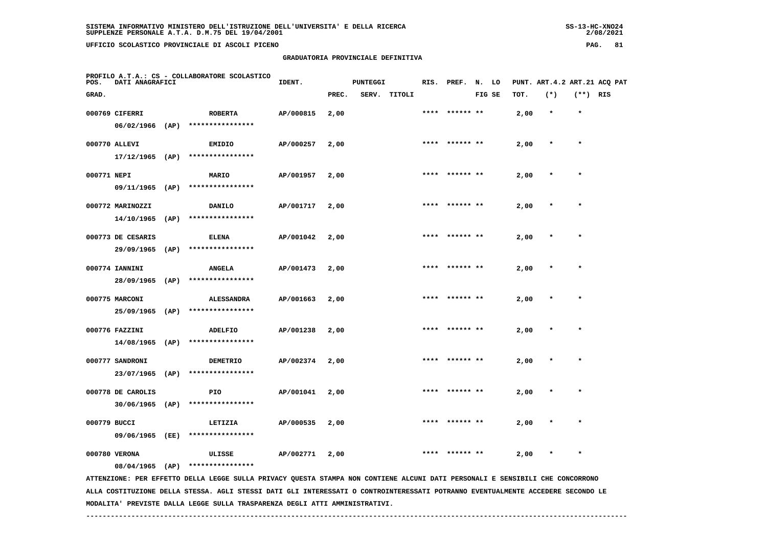SISTEMA INFORMATIVO MINISTERO DELL'ISTRUZIONE DELL'UNIVERSITA' E DELLA RICERCA
SUPPLENZE PERSONALE A.T.A. D.M.75 DEL 19/04/2001

UFFICIO SCOLASTICO PROVINCIALE DI ASCOLI PICENO

## GRADUATORIA PROVINCIALE DEFINITIVA

PROFILO A.T.A.: CS - COLLABORATORE SCOLASTICO

| POS. GRAD. | DATI ANAGRAFICI | | | IDENT. | PUNTEGGI PREC. | SERV. | TITOLI | RIS. | PREF. | N. FIG | LO SE | PUNT. TOT. | ART.4.2 (*) | ART.21 (**) | ACQ RIS | PAT |
|---|---|---|---|---|---|---|---|---|---|---|---|---|---|---|---|---|
| 000769 | CIFERRI | ROBERTA | | AP/000815 | 2,00 | | | **** | ****** | ** | | 2,00 | * | * | | |
| | 06/02/1966 | (AP) | **************** | | | | | | | | | | | | | |
| 000770 | ALLEVI | EMIDIO | | AP/000257 | 2,00 | | | **** | ****** | ** | | 2,00 | * | * | | |
| | 17/12/1965 | (AP) | **************** | | | | | | | | | | | | | |
| 000771 | NEPI | MARIO | | AP/001957 | 2,00 | | | **** | ****** | ** | | 2,00 | * | * | | |
| | 09/11/1965 | (AP) | **************** | | | | | | | | | | | | | |
| 000772 | MARINOZZI | DANILO | | AP/001717 | 2,00 | | | **** | ****** | ** | | 2,00 | * | * | | |
| | 14/10/1965 | (AP) | **************** | | | | | | | | | | | | | |
| 000773 | DE CESARIS | ELENA | | AP/001042 | 2,00 | | | **** | ****** | ** | | 2,00 | * | * | | |
| | 29/09/1965 | (AP) | **************** | | | | | | | | | | | | | |
| 000774 | IANNINI | ANGELA | | AP/001473 | 2,00 | | | **** | ****** | ** | | 2,00 | * | * | | |
| | 28/09/1965 | (AP) | **************** | | | | | | | | | | | | | |
| 000775 | MARCONI | ALESSANDRA | | AP/001663 | 2,00 | | | **** | ****** | ** | | 2,00 | * | * | | |
| | 25/09/1965 | (AP) | **************** | | | | | | | | | | | | | |
| 000776 | FAZZINI | ADELFIO | | AP/001238 | 2,00 | | | **** | ****** | ** | | 2,00 | * | * | | |
| | 14/08/1965 | (AP) | **************** | | | | | | | | | | | | | |
| 000777 | SANDRONI | DEMETRIO | | AP/002374 | 2,00 | | | **** | ****** | ** | | 2,00 | * | * | | |
| | 23/07/1965 | (AP) | **************** | | | | | | | | | | | | | |
| 000778 | DE CAROLIS | PIO | | AP/001041 | 2,00 | | | **** | ****** | ** | | 2,00 | * | * | | |
| | 30/06/1965 | (AP) | **************** | | | | | | | | | | | | | |
| 000779 | BUCCI | LETIZIA | | AP/000535 | 2,00 | | | **** | ****** | ** | | 2,00 | * | * | | |
| | 09/06/1965 | (EE) | **************** | | | | | | | | | | | | | |
| 000780 | VERONA | ULISSE | | AP/002771 | 2,00 | | | **** | ****** | ** | | 2,00 | * | * | | |
| | 08/04/1965 | (AP) | **************** | | | | | | | | | | | | | |

ATTENZIONE: PER EFFETTO DELLA LEGGE SULLA PRIVACY QUESTA STAMPA NON CONTIENE ALCUNI DATI PERSONALI E SENSIBILI CHE CONCORRONO ALLA COSTITUZIONE DELLA STESSA. AGLI STESSI DATI GLI INTERESSATI O CONTROINTERESSATI POTRANNO EVENTUALMENTE ACCEDERE SECONDO LE MODALITA' PREVISTE DALLA LEGGE SULLA TRASPARENZA DEGLI ATTI AMMINISTRATIVI.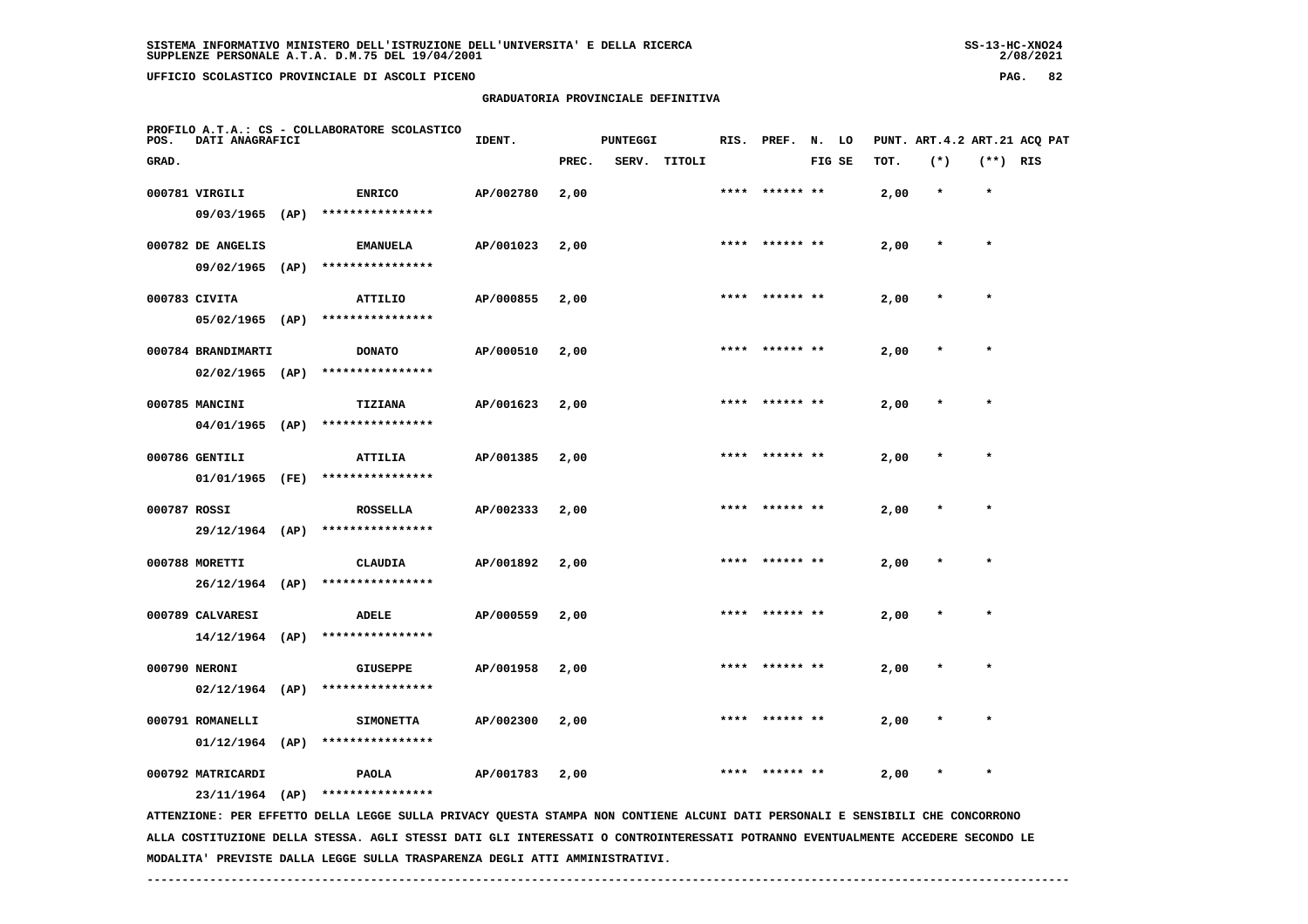SISTEMA INFORMATIVO MINISTERO DELL'ISTRUZIONE DELL'UNIVERSITA' E DELLA RICERCA
SUPPLENZE PERSONALE A.T.A. D.M.75 DEL 19/04/2001

UFFICIO SCOLASTICO PROVINCIALE DI ASCOLI PICENO

GRADUATORIA PROVINCIALE DEFINITIVA

PROFILO A.T.A.: CS - COLLABORATORE SCOLASTICO

| POS. GRAD. | DATI ANAGRAFICI | | IDENT. | PUNTEGGI PREC. | SERV. | TITOLI | RIS. | PREF. | N. LO FIG SE | PUNT. ART.4.2 TOT. | (*) | ART.21 ACQ PAT (**) | RIS |
|---|---|---|---|---|---|---|---|---|---|---|---|---|---|
| 000781 | VIRGILI 09/03/1965 (AP) | ENRICO **************** | AP/002780 | 2,00 | | | **** | ****** ** | | 2,00 | * | * | |
| 000782 | DE ANGELIS 09/02/1965 (AP) | EMANUELA **************** | AP/001023 | 2,00 | | | **** | ****** ** | | 2,00 | * | * | |
| 000783 | CIVITA 05/02/1965 (AP) | ATTILIO **************** | AP/000855 | 2,00 | | | **** | ****** ** | | 2,00 | * | * | |
| 000784 | BRANDIMARTI 02/02/1965 (AP) | DONATO **************** | AP/000510 | 2,00 | | | **** | ****** ** | | 2,00 | * | * | |
| 000785 | MANCINI 04/01/1965 (AP) | TIZIANA **************** | AP/001623 | 2,00 | | | **** | ****** ** | | 2,00 | * | * | |
| 000786 | GENTILI 01/01/1965 (FE) | ATTILIA **************** | AP/001385 | 2,00 | | | **** | ****** ** | | 2,00 | * | * | |
| 000787 | ROSSI 29/12/1964 (AP) | ROSSELLA **************** | AP/002333 | 2,00 | | | **** | ****** ** | | 2,00 | * | * | |
| 000788 | MORETTI 26/12/1964 (AP) | CLAUDIA **************** | AP/001892 | 2,00 | | | **** | ****** ** | | 2,00 | * | * | |
| 000789 | CALVARESI 14/12/1964 (AP) | ADELE **************** | AP/000559 | 2,00 | | | **** | ****** ** | | 2,00 | * | * | |
| 000790 | NERONI 02/12/1964 (AP) | GIUSEPPE **************** | AP/001958 | 2,00 | | | **** | ****** ** | | 2,00 | * | * | |
| 000791 | ROMANELLI 01/12/1964 (AP) | SIMONETTA **************** | AP/002300 | 2,00 | | | **** | ****** ** | | 2,00 | * | * | |
| 000792 | MATRICARDI 23/11/1964 (AP) | PAOLA **************** | AP/001783 | 2,00 | | | **** | ****** ** | | 2,00 | * | * | |

ATTENZIONE: PER EFFETTO DELLA LEGGE SULLA PRIVACY QUESTA STAMPA NON CONTIENE ALCUNI DATI PERSONALI E SENSIBILI CHE CONCORRONO ALLA COSTITUZIONE DELLA STESSA. AGLI STESSI DATI GLI INTERESSATI O CONTROINTERESSATI POTRANNO EVENTUALMENTE ACCEDERE SECONDO LE MODALITA' PREVISTE DALLA LEGGE SULLA TRASPARENZA DEGLI ATTI AMMINISTRATIVI.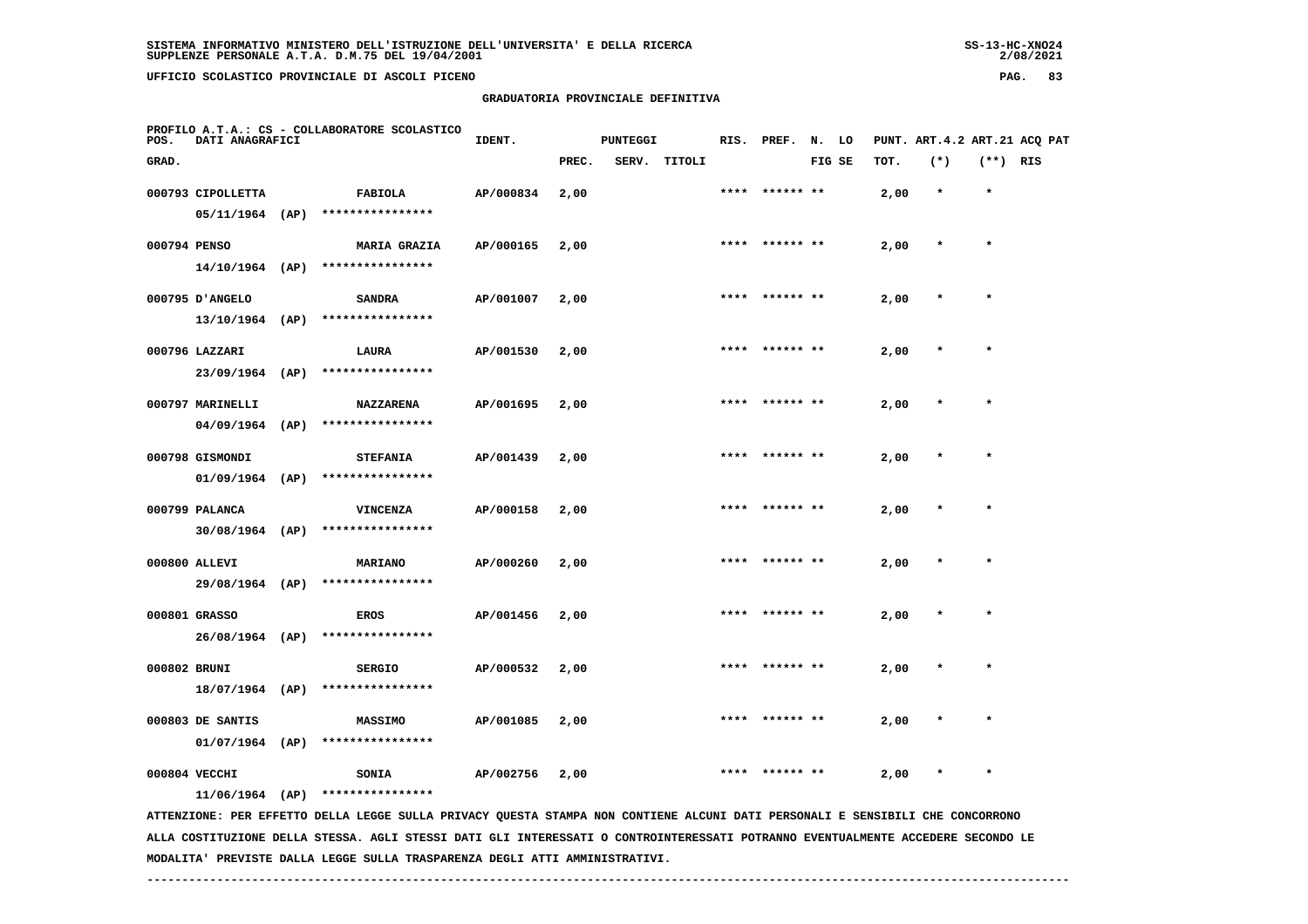SISTEMA INFORMATIVO MINISTERO DELL'ISTRUZIONE DELL'UNIVERSITA' E DELLA RICERCA
SUPPLENZE PERSONALE A.T.A. D.M.75 DEL 19/04/2001

UFFICIO SCOLASTICO PROVINCIALE DI ASCOLI PICENO

GRADUATORIA PROVINCIALE DEFINITIVA

PROFILO A.T.A.: CS - COLLABORATORE SCOLASTICO

| POS. GRAD. | DATI ANAGRAFICI | | IDENT. | PUNTEGGI PREC. | SERV. | TITOLI | RIS. | PREF. | N. FIG | LO SE | PUNT. TOT. | ART.4.2 (*) | ART.21 (**) | ACQ RIS | PAT |
|---|---|---|---|---|---|---|---|---|---|---|---|---|---|---|---|
| 000793 | CIPOLLETTA 05/11/1964 (AP) | FABIOLA **************** | AP/000834 | 2,00 | | | **** | ****** | ** | | 2,00 | * | * | | |
| 000794 | PENSO 14/10/1964 (AP) | MARIA GRAZIA **************** | AP/000165 | 2,00 | | | **** | ****** | ** | | 2,00 | * | * | | |
| 000795 | D'ANGELO 13/10/1964 (AP) | SANDRA **************** | AP/001007 | 2,00 | | | **** | ****** | ** | | 2,00 | * | * | | |
| 000796 | LAZZARI 23/09/1964 (AP) | LAURA **************** | AP/001530 | 2,00 | | | **** | ****** | ** | | 2,00 | * | * | | |
| 000797 | MARINELLI 04/09/1964 (AP) | NAZZARENA **************** | AP/001695 | 2,00 | | | **** | ****** | ** | | 2,00 | * | * | | |
| 000798 | GISMONDI 01/09/1964 (AP) | STEFANIA **************** | AP/001439 | 2,00 | | | **** | ****** | ** | | 2,00 | * | * | | |
| 000799 | PALANCA 30/08/1964 (AP) | VINCENZA **************** | AP/000158 | 2,00 | | | **** | ****** | ** | | 2,00 | * | * | | |
| 000800 | ALLEVI 29/08/1964 (AP) | MARIANO **************** | AP/000260 | 2,00 | | | **** | ****** | ** | | 2,00 | * | * | | |
| 000801 | GRASSO 26/08/1964 (AP) | EROS **************** | AP/001456 | 2,00 | | | **** | ****** | ** | | 2,00 | * | * | | |
| 000802 | BRUNI 18/07/1964 (AP) | SERGIO **************** | AP/000532 | 2,00 | | | **** | ****** | ** | | 2,00 | * | * | | |
| 000803 | DE SANTIS 01/07/1964 (AP) | MASSIMO **************** | AP/001085 | 2,00 | | | **** | ****** | ** | | 2,00 | * | * | | |
| 000804 | VECCHI 11/06/1964 (AP) | SONIA **************** | AP/002756 | 2,00 | | | **** | ****** | ** | | 2,00 | * | * | | |

ATTENZIONE: PER EFFETTO DELLA LEGGE SULLA PRIVACY QUESTA STAMPA NON CONTIENE ALCUNI DATI PERSONALI E SENSIBILI CHE CONCORRONO ALLA COSTITUZIONE DELLA STESSA. AGLI STESSI DATI GLI INTERESSATI O CONTROINTERESSATI POTRANNO EVENTUALMENTE ACCEDERE SECONDO LE MODALITA' PREVISTE DALLA LEGGE SULLA TRASPARENZA DEGLI ATTI AMMINISTRATIVI.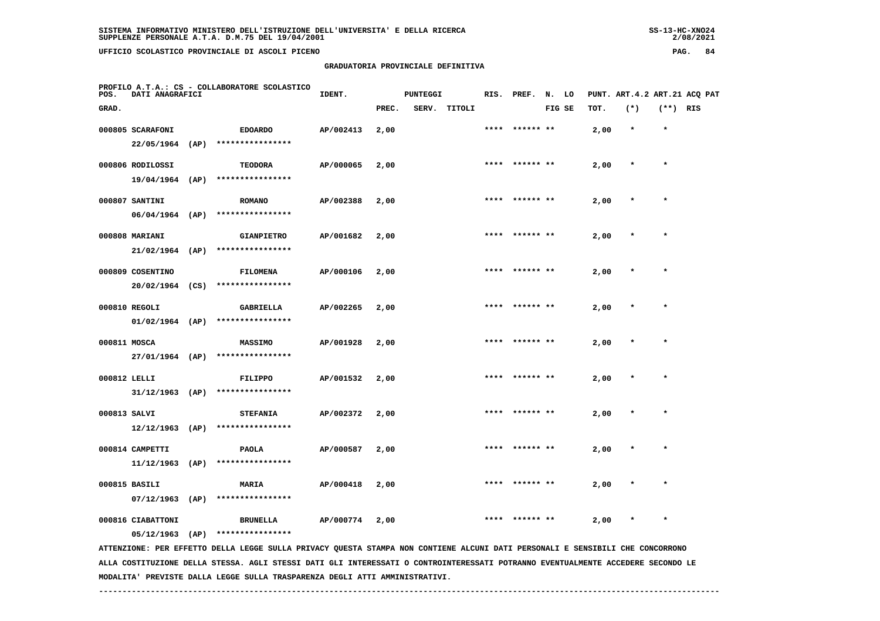## GRADUATORIA PROVINCIALE DEFINITIVA

PROFILO A.T.A.: CS - COLLABORATORE SCOLASTICO

| POS. GRAD. | DATI ANAGRAFICI | | IDENT. | PUNTEGGI PREC. | SERV. | TITOLI | RIS. | PREF. | N. LO FIG SE | PUNT. TOT. | ART.4.2 (*) | ART.21 (**) | ACQ PAT RIS |
|---|---|---|---|---|---|---|---|---|---|---|---|---|---|
| 000805 | SCARAFONI 22/05/1964 (AP) | EDOARDO **************** | AP/002413 | 2,00 | | | **** | ****** ** | | 2,00 | * | * | |
| 000806 | RODILOSSI 19/04/1964 (AP) | TEODORA **************** | AP/000065 | 2,00 | | | **** | ****** ** | | 2,00 | * | * | |
| 000807 | SANTINI 06/04/1964 (AP) | ROMANO **************** | AP/002388 | 2,00 | | | **** | ****** ** | | 2,00 | * | * | |
| 000808 | MARIANI 21/02/1964 (AP) | GIANPIETRO **************** | AP/001682 | 2,00 | | | **** | ****** ** | | 2,00 | * | * | |
| 000809 | COSENTINO 20/02/1964 (CS) | FILOMENA **************** | AP/000106 | 2,00 | | | **** | ****** ** | | 2,00 | * | * | |
| 000810 | REGOLI 01/02/1964 (AP) | GABRIELLA **************** | AP/002265 | 2,00 | | | **** | ****** ** | | 2,00 | * | * | |
| 000811 | MOSCA 27/01/1964 (AP) | MASSIMO **************** | AP/001928 | 2,00 | | | **** | ****** ** | | 2,00 | * | * | |
| 000812 | LELLI 31/12/1963 (AP) | FILIPPO **************** | AP/001532 | 2,00 | | | **** | ****** ** | | 2,00 | * | * | |
| 000813 | SALVI 12/12/1963 (AP) | STEFANIA **************** | AP/002372 | 2,00 | | | **** | ****** ** | | 2,00 | * | * | |
| 000814 | CAMPETTI 11/12/1963 (AP) | PAOLA **************** | AP/000587 | 2,00 | | | **** | ****** ** | | 2,00 | * | * | |
| 000815 | BASILI 07/12/1963 (AP) | MARIA **************** | AP/000418 | 2,00 | | | **** | ****** ** | | 2,00 | * | * | |
| 000816 | CIABATTONI 05/12/1963 (AP) | BRUNELLA **************** | AP/000774 | 2,00 | | | **** | ****** ** | | 2,00 | * | * | |

ATTENZIONE: PER EFFETTO DELLA LEGGE SULLA PRIVACY QUESTA STAMPA NON CONTIENE ALCUNI DATI PERSONALI E SENSIBILI CHE CONCORRONO ALLA COSTITUZIONE DELLA STESSA. AGLI STESSI DATI GLI INTERESSATI O CONTROINTERESSATI POTRANNO EVENTUALMENTE ACCEDERE SECONDO LE MODALITA' PREVISTE DALLA LEGGE SULLA TRASPARENZA DEGLI ATTI AMMINISTRATIVI.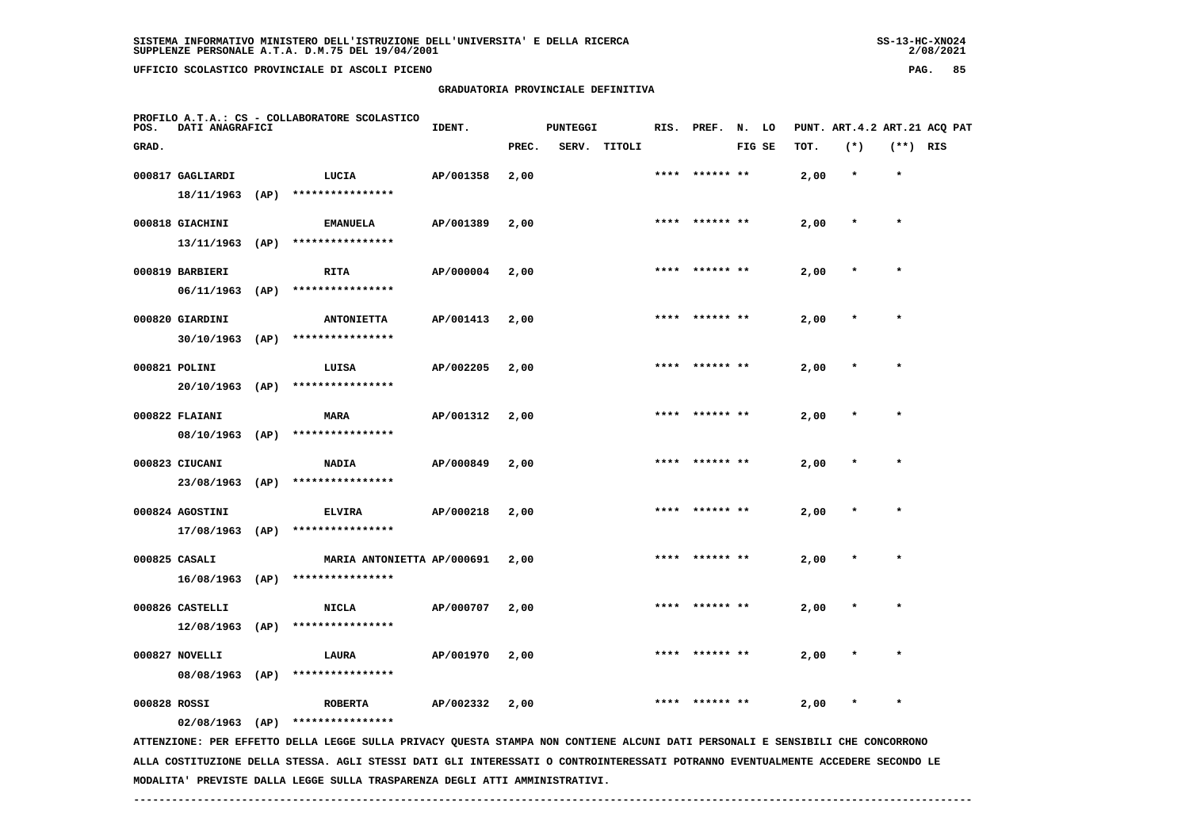SISTEMA INFORMATIVO MINISTERO DELL'ISTRUZIONE DELL'UNIVERSITA' E DELLA RICERCA
SUPPLENZE PERSONALE A.T.A. D.M.75 DEL 19/04/2001

UFFICIO SCOLASTICO PROVINCIALE DI ASCOLI PICENO

GRADUATORIA PROVINCIALE DEFINITIVA

PROFILO A.T.A.: CS - COLLABORATORE SCOLASTICO

| POS. GRAD. | DATI ANAGRAFICI | | IDENT. | PUNTEGGI PREC. | SERV. | TITOLI | RIS. | PREF. | N. LO FIG SE | PUNT. TOT. | ART.4.2 (*) | ART.21 (**) | ACQ PAT RIS |
|---|---|---|---|---|---|---|---|---|---|---|---|---|---|
| 000817 | GAGLIARDI 18/11/1963 (AP) | LUCIA **************** | AP/001358 | 2,00 | | | **** | ****** ** | | 2,00 | * | * | |
| 000818 | GIACHINI 13/11/1963 (AP) | EMANUELA **************** | AP/001389 | 2,00 | | | **** | ****** ** | | 2,00 | * | * | |
| 000819 | BARBIERI 06/11/1963 (AP) | RITA **************** | AP/000004 | 2,00 | | | **** | ****** ** | | 2,00 | * | * | |
| 000820 | GIARDINI 30/10/1963 (AP) | ANTONIETTA **************** | AP/001413 | 2,00 | | | **** | ****** ** | | 2,00 | * | * | |
| 000821 | POLINI 20/10/1963 (AP) | LUISA **************** | AP/002205 | 2,00 | | | **** | ****** ** | | 2,00 | * | * | |
| 000822 | FLAIANI 08/10/1963 (AP) | MARA **************** | AP/001312 | 2,00 | | | **** | ****** ** | | 2,00 | * | * | |
| 000823 | CIUCANI 23/08/1963 (AP) | NADIA **************** | AP/000849 | 2,00 | | | **** | ****** ** | | 2,00 | * | * | |
| 000824 | AGOSTINI 17/08/1963 (AP) | ELVIRA **************** | AP/000218 | 2,00 | | | **** | ****** ** | | 2,00 | * | * | |
| 000825 | CASALI 16/08/1963 (AP) | MARIA ANTONIETTA **************** | AP/000691 | 2,00 | | | **** | ****** ** | | 2,00 | * | * | |
| 000826 | CASTELLI 12/08/1963 (AP) | NICLA **************** | AP/000707 | 2,00 | | | **** | ****** ** | | 2,00 | * | * | |
| 000827 | NOVELLI 08/08/1963 (AP) | LAURA **************** | AP/001970 | 2,00 | | | **** | ****** ** | | 2,00 | * | * | |
| 000828 | ROSSI 02/08/1963 (AP) | ROBERTA **************** | AP/002332 | 2,00 | | | **** | ****** ** | | 2,00 | * | * | |

ATTENZIONE: PER EFFETTO DELLA LEGGE SULLA PRIVACY QUESTA STAMPA NON CONTIENE ALCUNI DATI PERSONALI E SENSIBILI CHE CONCORRONO ALLA COSTITUZIONE DELLA STESSA. AGLI STESSI DATI GLI INTERESSATI O CONTROINTERESSATI POTRANNO EVENTUALMENTE ACCEDERE SECONDO LE MODALITA' PREVISTE DALLA LEGGE SULLA TRASPARENZA DEGLI ATTI AMMINISTRATIVI.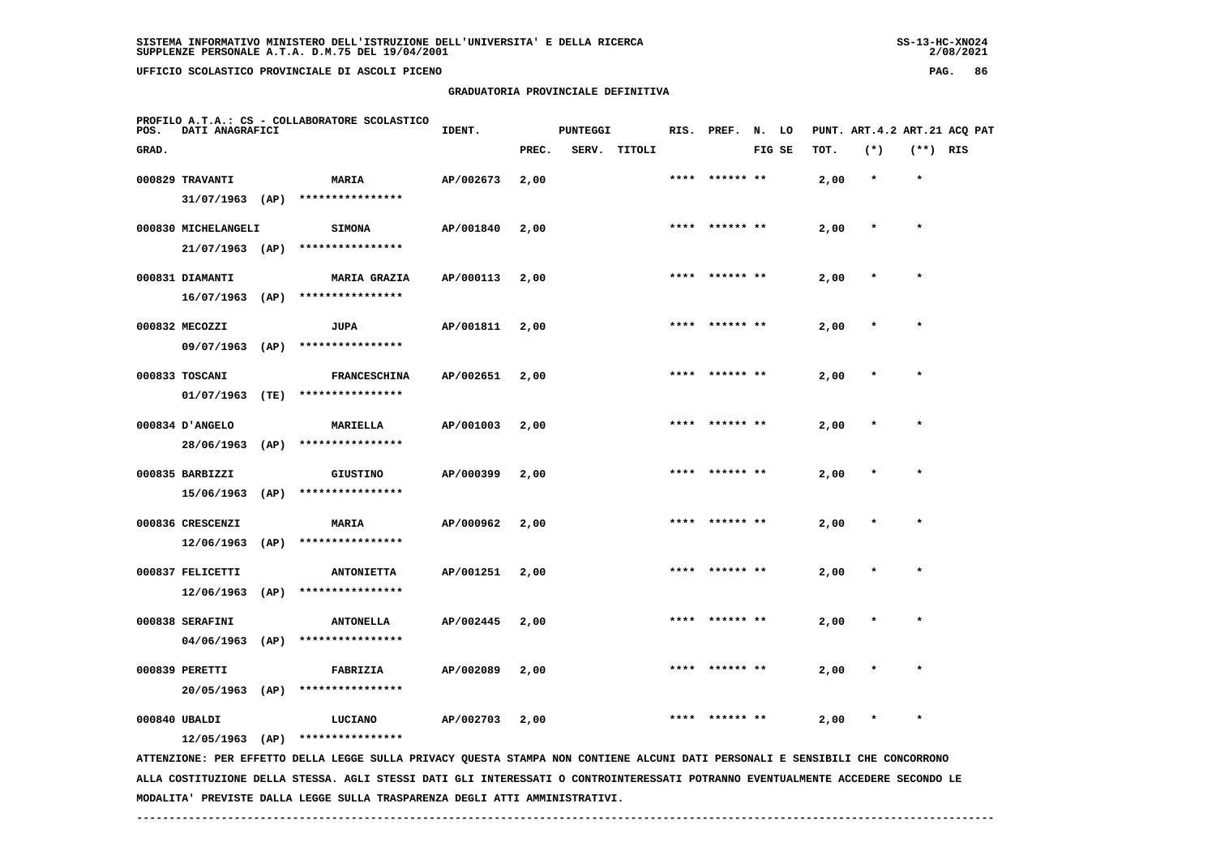SISTEMA INFORMATIVO MINISTERO DELL'ISTRUZIONE DELL'UNIVERSITA' E DELLA RICERCA
SUPPLENZE PERSONALE A.T.A. D.M.75 DEL 19/04/2001

UFFICIO SCOLASTICO PROVINCIALE DI ASCOLI PICENO

GRADUATORIA PROVINCIALE DEFINITIVA

PROFILO A.T.A.: CS - COLLABORATORE SCOLASTICO

| POS. GRAD. | DATI ANAGRAFICI | | IDENT. | PUNTEGGI PREC. | SERV. | TITOLI | RIS. | PREF. | N. LO FIG SE | PUNT. ART.4.2 TOT. | (*) | ART.21 (**) | ACQ PAT RIS |
|---|---|---|---|---|---|---|---|---|---|---|---|---|---|
| 000829 | TRAVANTI 31/07/1963 (AP) | MARIA **************** | AP/002673 | 2,00 | | | **** | ****** ** | | 2,00 | * | * | |
| 000830 | MICHELANGELI 21/07/1963 (AP) | SIMONA **************** | AP/001840 | 2,00 | | | **** | ****** ** | | 2,00 | * | * | |
| 000831 | DIAMANTI 16/07/1963 (AP) | MARIA GRAZIA **************** | AP/000113 | 2,00 | | | **** | ****** ** | | 2,00 | * | * | |
| 000832 | MECOZZI 09/07/1963 (AP) | JUPA **************** | AP/001811 | 2,00 | | | **** | ****** ** | | 2,00 | * | * | |
| 000833 | TOSCANI 01/07/1963 (TE) | FRANCESCHINA **************** | AP/002651 | 2,00 | | | **** | ****** ** | | 2,00 | * | * | |
| 000834 | D'ANGELO 28/06/1963 (AP) | MARIELLA **************** | AP/001003 | 2,00 | | | **** | ****** ** | | 2,00 | * | * | |
| 000835 | BARBIZZI 15/06/1963 (AP) | GIUSTINO **************** | AP/000399 | 2,00 | | | **** | ****** ** | | 2,00 | * | * | |
| 000836 | CRESCENZI 12/06/1963 (AP) | MARIA **************** | AP/000962 | 2,00 | | | **** | ****** ** | | 2,00 | * | * | |
| 000837 | FELICETTI 12/06/1963 (AP) | ANTONIETTA **************** | AP/001251 | 2,00 | | | **** | ****** ** | | 2,00 | * | * | |
| 000838 | SERAFINI 04/06/1963 (AP) | ANTONELLA **************** | AP/002445 | 2,00 | | | **** | ****** ** | | 2,00 | * | * | |
| 000839 | PERETTI 20/05/1963 (AP) | FABRIZIA **************** | AP/002089 | 2,00 | | | **** | ****** ** | | 2,00 | * | * | |
| 000840 | UBALDI 12/05/1963 (AP) | LUCIANO **************** | AP/002703 | 2,00 | | | **** | ****** ** | | 2,00 | * | * | |

ATTENZIONE: PER EFFETTO DELLA LEGGE SULLA PRIVACY QUESTA STAMPA NON CONTIENE ALCUNI DATI PERSONALI E SENSIBILI CHE CONCORRONO ALLA COSTITUZIONE DELLA STESSA. AGLI STESSI DATI GLI INTERESSATI O CONTROINTERESSATI POTRANNO EVENTUALMENTE ACCEDERE SECONDO LE MODALITA' PREVISTE DALLA LEGGE SULLA TRASPARENZA DEGLI ATTI AMMINISTRATIVI.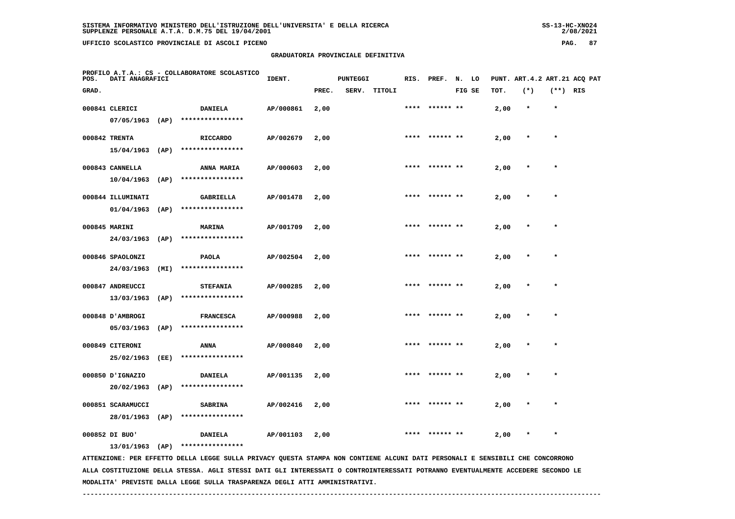SISTEMA INFORMATIVO MINISTERO DELL'ISTRUZIONE DELL'UNIVERSITA' E DELLA RICERCA
SUPPLENZE PERSONALE A.T.A. D.M.75 DEL 19/04/2001

UFFICIO SCOLASTICO PROVINCIALE DI ASCOLI PICENO

## GRADUATORIA PROVINCIALE DEFINITIVA

PROFILO A.T.A.: CS - COLLABORATORE SCOLASTICO

| POS. GRAD. | DATI ANAGRAFICI | | IDENT. | PUNTEGGI PREC. | SERV. | TITOLI | RIS. | PREF. | N. FIG | LO SE | PUNT. TOT. | ART.4.2 (*) | ART.21 (**) | ACQ RIS | PAT |
|---|---|---|---|---|---|---|---|---|---|---|---|---|---|---|---|
| 000841 | CLERICI 07/05/1963 (AP) | DANIELA **************** | AP/000861 | 2,00 | | | **** | ****** | ** | | 2,00 | * | * | | |
| 000842 | TRENTA 15/04/1963 (AP) | RICCARDO **************** | AP/002679 | 2,00 | | | **** | ****** | ** | | 2,00 | * | * | | |
| 000843 | CANNELLA 10/04/1963 (AP) | ANNA MARIA **************** | AP/000603 | 2,00 | | | **** | ****** | ** | | 2,00 | * | * | | |
| 000844 | ILLUMINATI 01/04/1963 (AP) | GABRIELLA **************** | AP/001478 | 2,00 | | | **** | ****** | ** | | 2,00 | * | * | | |
| 000845 | MARINI 24/03/1963 (AP) | MARINA **************** | AP/001709 | 2,00 | | | **** | ****** | ** | | 2,00 | * | * | | |
| 000846 | SPAOLONZI 24/03/1963 (MI) | PAOLA **************** | AP/002504 | 2,00 | | | **** | ****** | ** | | 2,00 | * | * | | |
| 000847 | ANDREUCCI 13/03/1963 (AP) | STEFANIA **************** | AP/000285 | 2,00 | | | **** | ****** | ** | | 2,00 | * | * | | |
| 000848 | D'AMBROGI 05/03/1963 (AP) | FRANCESCA **************** | AP/000988 | 2,00 | | | **** | ****** | ** | | 2,00 | * | * | | |
| 000849 | CITERONI 25/02/1963 (EE) | ANNA **************** | AP/000840 | 2,00 | | | **** | ****** | ** | | 2,00 | * | * | | |
| 000850 | D'IGNAZIO 20/02/1963 (AP) | DANIELA **************** | AP/001135 | 2,00 | | | **** | ****** | ** | | 2,00 | * | * | | |
| 000851 | SCARAMUCCI 28/01/1963 (AP) | SABRINA **************** | AP/002416 | 2,00 | | | **** | ****** | ** | | 2,00 | * | * | | |
| 000852 | DI BUO' 13/01/1963 (AP) | DANIELA **************** | AP/001103 | 2,00 | | | **** | ****** | ** | | 2,00 | * | * | | |

ATTENZIONE: PER EFFETTO DELLA LEGGE SULLA PRIVACY QUESTA STAMPA NON CONTIENE ALCUNI DATI PERSONALI E SENSIBILI CHE CONCORRONO ALLA COSTITUZIONE DELLA STESSA. AGLI STESSI DATI GLI INTERESSATI O CONTROINTERESSATI POTRANNO EVENTUALMENTE ACCEDERE SECONDO LE MODALITA' PREVISTE DALLA LEGGE SULLA TRASPARENZA DEGLI ATTI AMMINISTRATIVI.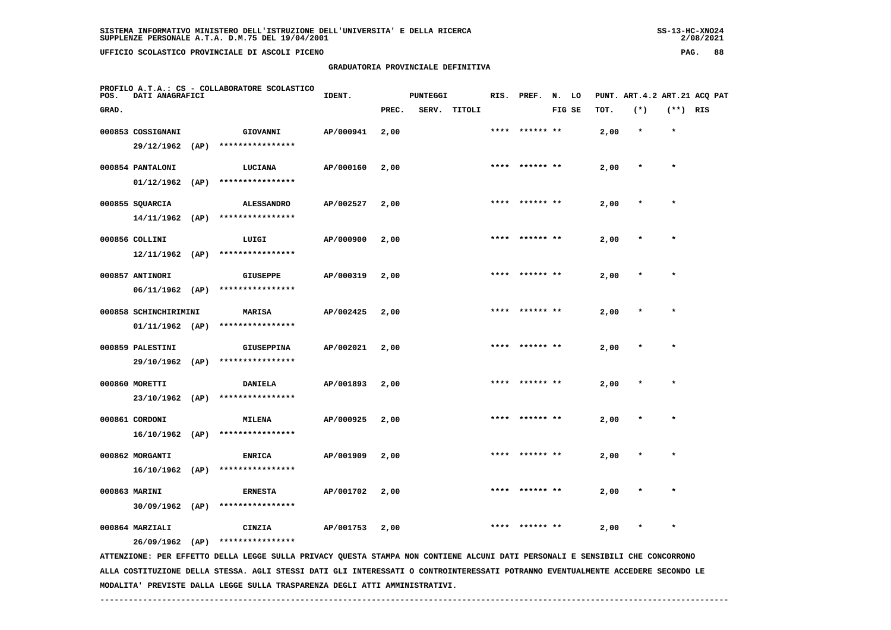SISTEMA INFORMATIVO MINISTERO DELL'ISTRUZIONE DELL'UNIVERSITA' E DELLA RICERCA
SUPPLENZE PERSONALE A.T.A. D.M.75 DEL 19/04/2001

UFFICIO SCOLASTICO PROVINCIALE DI ASCOLI PICENO

GRADUATORIA PROVINCIALE DEFINITIVA

PROFILO A.T.A.: CS - COLLABORATORE SCOLASTICO

| POS. GRAD. | DATI ANAGRAFICI | | IDENT. | PUNTEGGI PREC. | SERV. | TITOLI | RIS. | PREF. | N. FIG | LO SE | PUNT. ART.4.2 TOT. | (*) | ART.21 (**) | ACQ PAT RIS |
|---|---|---|---|---|---|---|---|---|---|---|---|---|---|---|
| 000853 | COSSIGNANI 29/12/1962 (AP) | GIOVANNI **************** | AP/000941 | 2,00 | | | **** | ****** | ** | | 2,00 | * | * | |
| 000854 | PANTALONI 01/12/1962 (AP) | LUCIANA **************** | AP/000160 | 2,00 | | | **** | ****** | ** | | 2,00 | * | * | |
| 000855 | SQUARCIA 14/11/1962 (AP) | ALESSANDRO **************** | AP/002527 | 2,00 | | | **** | ****** | ** | | 2,00 | * | * | |
| 000856 | COLLINI 12/11/1962 (AP) | LUIGI **************** | AP/000900 | 2,00 | | | **** | ****** | ** | | 2,00 | * | * | |
| 000857 | ANTINORI 06/11/1962 (AP) | GIUSEPPE **************** | AP/000319 | 2,00 | | | **** | ****** | ** | | 2,00 | * | * | |
| 000858 | SCHINCHIRIMINI 01/11/1962 (AP) | MARISA **************** | AP/002425 | 2,00 | | | **** | ****** | ** | | 2,00 | * | * | |
| 000859 | PALESTINI 29/10/1962 (AP) | GIUSEPPINA **************** | AP/002021 | 2,00 | | | **** | ****** | ** | | 2,00 | * | * | |
| 000860 | MORETTI 23/10/1962 (AP) | DANIELA **************** | AP/001893 | 2,00 | | | **** | ****** | ** | | 2,00 | * | * | |
| 000861 | CORDONI 16/10/1962 (AP) | MILENA **************** | AP/000925 | 2,00 | | | **** | ****** | ** | | 2,00 | * | * | |
| 000862 | MORGANTI 16/10/1962 (AP) | ENRICA **************** | AP/001909 | 2,00 | | | **** | ****** | ** | | 2,00 | * | * | |
| 000863 | MARINI 30/09/1962 (AP) | ERNESTA **************** | AP/001702 | 2,00 | | | **** | ****** | ** | | 2,00 | * | * | |
| 000864 | MARZIALI 26/09/1962 (AP) | CINZIA **************** | AP/001753 | 2,00 | | | **** | ****** | ** | | 2,00 | * | * | |

ATTENZIONE: PER EFFETTO DELLA LEGGE SULLA PRIVACY QUESTA STAMPA NON CONTIENE ALCUNI DATI PERSONALI E SENSIBILI CHE CONCORRONO ALLA COSTITUZIONE DELLA STESSA. AGLI STESSI DATI GLI INTERESSATI O CONTROINTERESSATI POTRANNO EVENTUALMENTE ACCEDERE SECONDO LE MODALITA' PREVISTE DALLA LEGGE SULLA TRASPARENZA DEGLI ATTI AMMINISTRATIVI.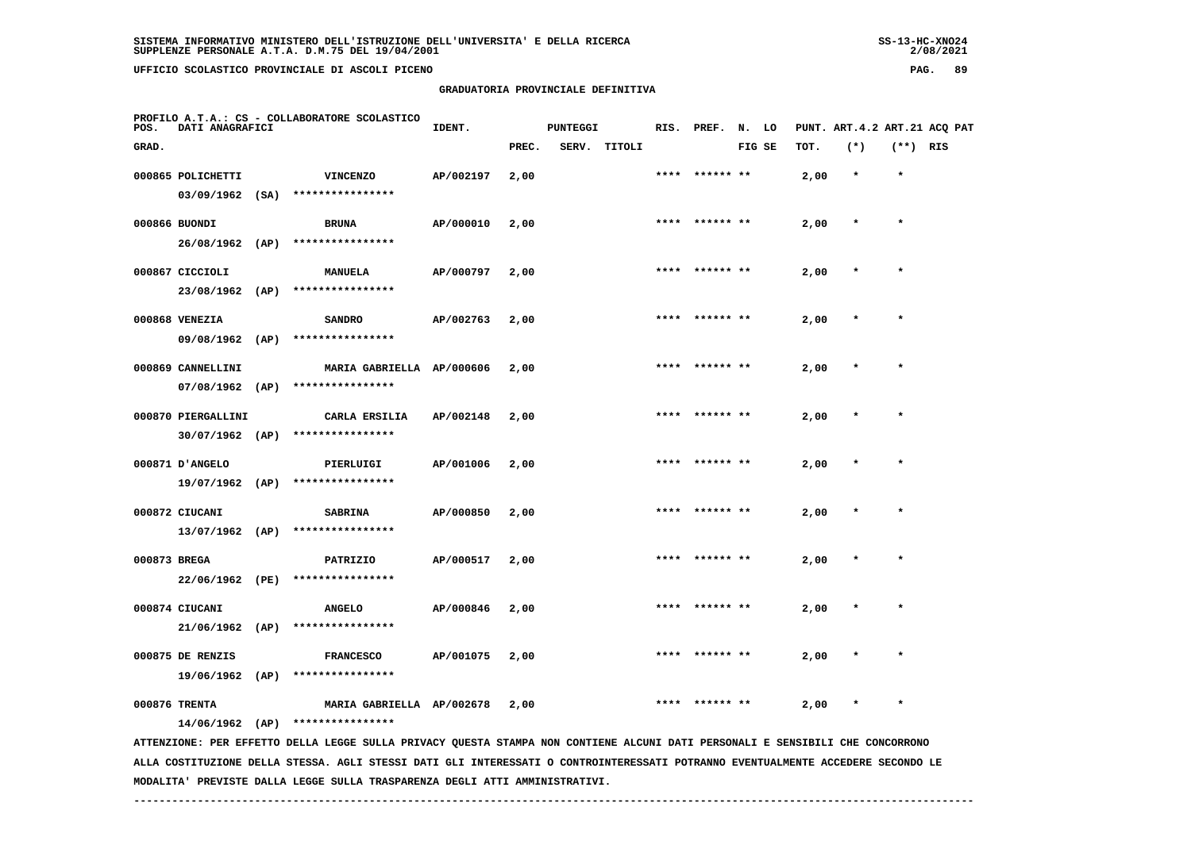# GRADUATORIA PROVINCIALE DEFINITIVA

PROFILO A.T.A.: CS - COLLABORATORE SCOLASTICO

| POS. GRAD. | DATI ANAGRAFICI | | IDENT. | PUNTEGGI PREC. | SERV. | TITOLI | RIS. | PREF. | N. FIG | LO SE | PUNT. TOT. | ART.4.2 (*) | ART.21 (**) | ACQ PAT RIS |
|---|---|---|---|---|---|---|---|---|---|---|---|---|---|---|
| 000865 | POLICHETTI 03/09/1962 (SA) | VINCENZO **************** | AP/002197 | 2,00 | | | **** | ****** | ** | | 2,00 | * | * | |
| 000866 | BUONDI 26/08/1962 (AP) | BRUNA **************** | AP/000010 | 2,00 | | | **** | ****** | ** | | 2,00 | * | * | |
| 000867 | CICCIOLI 23/08/1962 (AP) | MANUELA **************** | AP/000797 | 2,00 | | | **** | ****** | ** | | 2,00 | * | * | |
| 000868 | VENEZIA 09/08/1962 (AP) | SANDRO **************** | AP/002763 | 2,00 | | | **** | ****** | ** | | 2,00 | * | * | |
| 000869 | CANNELLINI 07/08/1962 (AP) | MARIA GABRIELLA **************** | AP/000606 | 2,00 | | | **** | ****** | ** | | 2,00 | * | * | |
| 000870 | PIERGALLINI 30/07/1962 (AP) | CARLA ERSILIA **************** | AP/002148 | 2,00 | | | **** | ****** | ** | | 2,00 | * | * | |
| 000871 | D'ANGELO 19/07/1962 (AP) | PIERLUIGI **************** | AP/001006 | 2,00 | | | **** | ****** | ** | | 2,00 | * | * | |
| 000872 | CIUCANI 13/07/1962 (AP) | SABRINA **************** | AP/000850 | 2,00 | | | **** | ****** | ** | | 2,00 | * | * | |
| 000873 | BREGA 22/06/1962 (PE) | PATRIZIO **************** | AP/000517 | 2,00 | | | **** | ****** | ** | | 2,00 | * | * | |
| 000874 | CIUCANI 21/06/1962 (AP) | ANGELO **************** | AP/000846 | 2,00 | | | **** | ****** | ** | | 2,00 | * | * | |
| 000875 | DE RENZIS 19/06/1962 (AP) | FRANCESCO **************** | AP/001075 | 2,00 | | | **** | ****** | ** | | 2,00 | * | * | |
| 000876 | TRENTA 14/06/1962 (AP) | MARIA GABRIELLA **************** | AP/002678 | 2,00 | | | **** | ****** | ** | | 2,00 | * | * | |

ATTENZIONE: PER EFFETTO DELLA LEGGE SULLA PRIVACY QUESTA STAMPA NON CONTIENE ALCUNI DATI PERSONALI E SENSIBILI CHE CONCORRONO ALLA COSTITUZIONE DELLA STESSA. AGLI STESSI DATI GLI INTERESSATI O CONTROINTERESSATI POTRANNO EVENTUALMENTE ACCEDERE SECONDO LE MODALITA' PREVISTE DALLA LEGGE SULLA TRASPARENZA DEGLI ATTI AMMINISTRATIVI.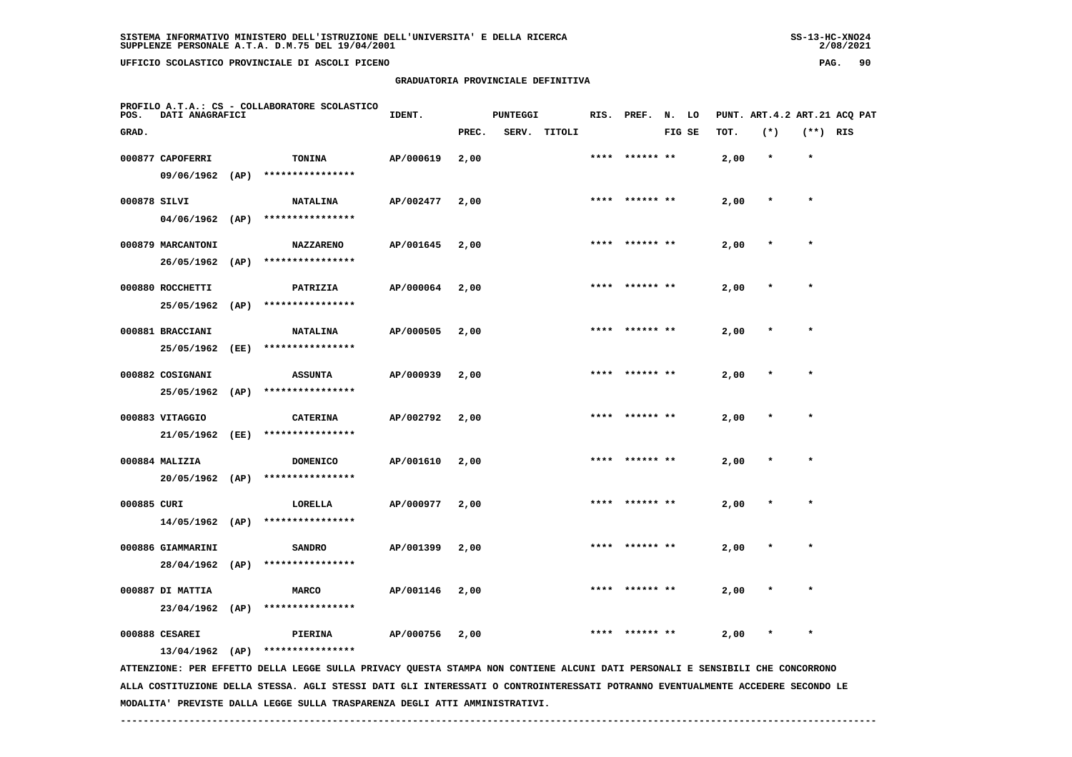## GRADUATORIA PROVINCIALE DEFINITIVA

PROFILO A.T.A.: CS - COLLABORATORE SCOLASTICO

| POS. GRAD. | DATI ANAGRAFICI | | IDENT. | PUNTEGGI PREC. | SERV. | TITOLI | RIS. | PREF. | N. FIG | LO SE | PUNT. ART.4.2 TOT. | ART.21 (*) | ACQ PAT (**) | RIS |
|---|---|---|---|---|---|---|---|---|---|---|---|---|---|---|
| 000877 | CAPOFERRI 09/06/1962 (AP) | TONINA **************** | AP/000619 | 2,00 | | | **** | ****** ** | | | 2,00 | * | * | |
| 000878 | SILVI 04/06/1962 (AP) | NATALINA **************** | AP/002477 | 2,00 | | | **** | ****** ** | | | 2,00 | * | * | |
| 000879 | MARCANTONI 26/05/1962 (AP) | NAZZARENO **************** | AP/001645 | 2,00 | | | **** | ****** ** | | | 2,00 | * | * | |
| 000880 | ROCCHETTI 25/05/1962 (AP) | PATRIZIA **************** | AP/000064 | 2,00 | | | **** | ****** ** | | | 2,00 | * | * | |
| 000881 | BRACCIANI 25/05/1962 (EE) | NATALINA **************** | AP/000505 | 2,00 | | | **** | ****** ** | | | 2,00 | * | * | |
| 000882 | COSIGNANI 25/05/1962 (AP) | ASSUNTA **************** | AP/000939 | 2,00 | | | **** | ****** ** | | | 2,00 | * | * | |
| 000883 | VITAGGIO 21/05/1962 (EE) | CATERINA **************** | AP/002792 | 2,00 | | | **** | ****** ** | | | 2,00 | * | * | |
| 000884 | MALIZIA 20/05/1962 (AP) | DOMENICO **************** | AP/001610 | 2,00 | | | **** | ****** ** | | | 2,00 | * | * | |
| 000885 | CURI 14/05/1962 (AP) | LORELLA **************** | AP/000977 | 2,00 | | | **** | ****** ** | | | 2,00 | * | * | |
| 000886 | GIAMMARINI 28/04/1962 (AP) | SANDRO **************** | AP/001399 | 2,00 | | | **** | ****** ** | | | 2,00 | * | * | |
| 000887 | DI MATTIA 23/04/1962 (AP) | MARCO **************** | AP/001146 | 2,00 | | | **** | ****** ** | | | 2,00 | * | * | |
| 000888 | CESAREI 13/04/1962 (AP) | PIERINA **************** | AP/000756 | 2,00 | | | **** | ****** ** | | | 2,00 | * | * | |

ATTENZIONE: PER EFFETTO DELLA LEGGE SULLA PRIVACY QUESTA STAMPA NON CONTIENE ALCUNI DATI PERSONALI E SENSIBILI CHE CONCORRONO ALLA COSTITUZIONE DELLA STESSA. AGLI STESSI DATI GLI INTERESSATI O CONTROINTERESSATI POTRANNO EVENTUALMENTE ACCEDERE SECONDO LE MODALITA' PREVISTE DALLA LEGGE SULLA TRASPARENZA DEGLI ATTI AMMINISTRATIVI.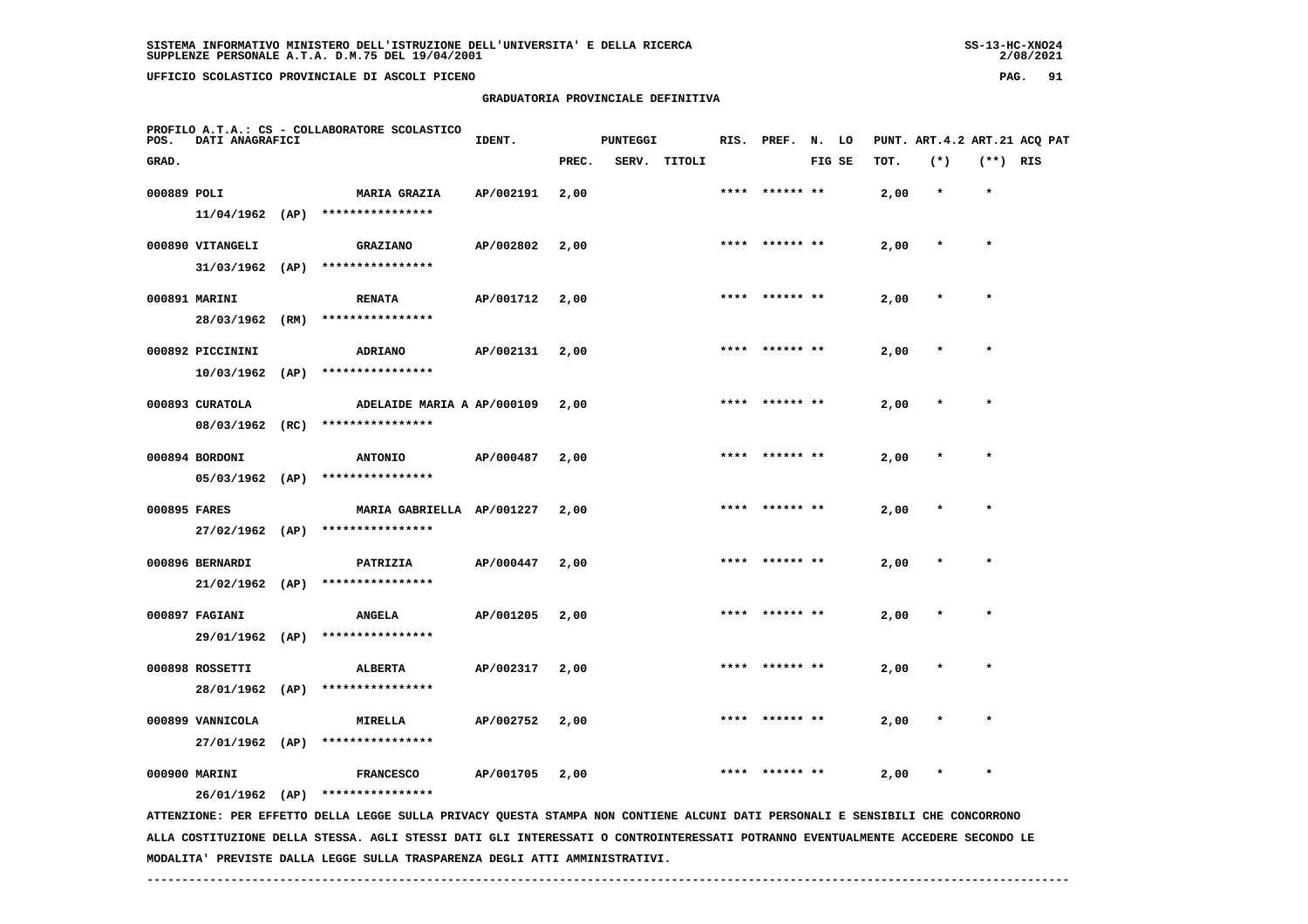SISTEMA INFORMATIVO MINISTERO DELL'ISTRUZIONE DELL'UNIVERSITA' E DELLA RICERCA
SUPPLENZE PERSONALE A.T.A. D.M.75 DEL 19/04/2001

UFFICIO SCOLASTICO PROVINCIALE DI ASCOLI PICENO

GRADUATORIA PROVINCIALE DEFINITIVA

PROFILO A.T.A.: CS - COLLABORATORE SCOLASTICO

| POS. GRAD. | DATI ANAGRAFICI | | IDENT. | PUNTEGGI PREC. | SERV. | TITOLI | RIS. | PREF. | N. LO FIG SE | PUNT. TOT. | ART.4.2 (*) | ART.21 (**) | ACQ PAT RIS |
|---|---|---|---|---|---|---|---|---|---|---|---|---|---|
| 000889 | POLI 11/04/1962 (AP) | MARIA GRAZIA **************** | AP/002191 | 2,00 | | | **** | ****** ** | | 2,00 | * | * | |
| 000890 | VITANGELI 31/03/1962 (AP) | GRAZIANO **************** | AP/002802 | 2,00 | | | **** | ****** ** | | 2,00 | * | * | |
| 000891 | MARINI 28/03/1962 (RM) | RENATA **************** | AP/001712 | 2,00 | | | **** | ****** ** | | 2,00 | * | * | |
| 000892 | PICCININI 10/03/1962 (AP) | ADRIANO **************** | AP/002131 | 2,00 | | | **** | ****** ** | | 2,00 | * | * | |
| 000893 | CURATOLA 08/03/1962 (RC) | ADELAIDE MARIA A **************** | AP/000109 | 2,00 | | | **** | ****** ** | | 2,00 | * | * | |
| 000894 | BORDONI 05/03/1962 (AP) | ANTONIO **************** | AP/000487 | 2,00 | | | **** | ****** ** | | 2,00 | * | * | |
| 000895 | FARES 27/02/1962 (AP) | MARIA GABRIELLA **************** | AP/001227 | 2,00 | | | **** | ****** ** | | 2,00 | * | * | |
| 000896 | BERNARDI 21/02/1962 (AP) | PATRIZIA **************** | AP/000447 | 2,00 | | | **** | ****** ** | | 2,00 | * | * | |
| 000897 | FAGIANI 29/01/1962 (AP) | ANGELA **************** | AP/001205 | 2,00 | | | **** | ****** ** | | 2,00 | * | * | |
| 000898 | ROSSETTI 28/01/1962 (AP) | ALBERTA **************** | AP/002317 | 2,00 | | | **** | ****** ** | | 2,00 | * | * | |
| 000899 | VANNICOLA 27/01/1962 (AP) | MIRELLA **************** | AP/002752 | 2,00 | | | **** | ****** ** | | 2,00 | * | * | |
| 000900 | MARINI 26/01/1962 (AP) | FRANCESCO **************** | AP/001705 | 2,00 | | | **** | ****** ** | | 2,00 | * | * | |

ATTENZIONE: PER EFFETTO DELLA LEGGE SULLA PRIVACY QUESTA STAMPA NON CONTIENE ALCUNI DATI PERSONALI E SENSIBILI CHE CONCORRONO ALLA COSTITUZIONE DELLA STESSA. AGLI STESSI DATI GLI INTERESSATI O CONTROINTERESSATI POTRANNO EVENTUALMENTE ACCEDERE SECONDO LE MODALITA' PREVISTE DALLA LEGGE SULLA TRASPARENZA DEGLI ATTI AMMINISTRATIVI.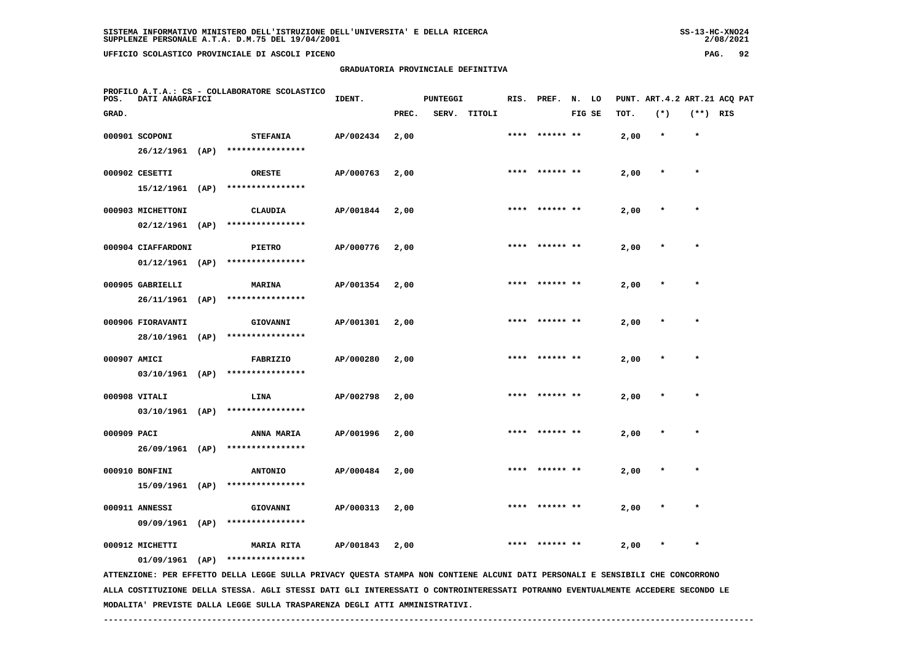SISTEMA INFORMATIVO MINISTERO DELL'ISTRUZIONE DELL'UNIVERSITA' E DELLA RICERCA
SUPPLENZE PERSONALE A.T.A. D.M.75 DEL 19/04/2001

UFFICIO SCOLASTICO PROVINCIALE DI ASCOLI PICENO

GRADUATORIA PROVINCIALE DEFINITIVA

PROFILO A.T.A.: CS - COLLABORATORE SCOLASTICO

| POS. GRAD. | DATI ANAGRAFICI | | IDENT. | PUNTEGGI PREC. | SERV. | TITOLI | RIS. | PREF. | N. FIG | LO SE | PUNT. TOT. | ART.4.2 (*) | ART.21 (**) | ACQ PAT RIS |
|---|---|---|---|---|---|---|---|---|---|---|---|---|---|---|
| 000901 | SCOPONI 26/12/1961 (AP) | STEFANIA **************** | AP/002434 | 2,00 | | | **** | ****** ** | | | 2,00 | * | * | |
| 000902 | CESETTI 15/12/1961 (AP) | ORESTE **************** | AP/000763 | 2,00 | | | **** | ****** ** | | | 2,00 | * | * | |
| 000903 | MICHETTONI 02/12/1961 (AP) | CLAUDIA **************** | AP/001844 | 2,00 | | | **** | ****** ** | | | 2,00 | * | * | |
| 000904 | CIAFFARDONI 01/12/1961 (AP) | PIETRO **************** | AP/000776 | 2,00 | | | **** | ****** ** | | | 2,00 | * | * | |
| 000905 | GABRIELLI 26/11/1961 (AP) | MARINA **************** | AP/001354 | 2,00 | | | **** | ****** ** | | | 2,00 | * | * | |
| 000906 | FIORAVANTI 28/10/1961 (AP) | GIOVANNI **************** | AP/001301 | 2,00 | | | **** | ****** ** | | | 2,00 | * | * | |
| 000907 | AMICI 03/10/1961 (AP) | FABRIZIO **************** | AP/000280 | 2,00 | | | **** | ****** ** | | | 2,00 | * | * | |
| 000908 | VITALI 03/10/1961 (AP) | LINA **************** | AP/002798 | 2,00 | | | **** | ****** ** | | | 2,00 | * | * | |
| 000909 | PACI 26/09/1961 (AP) | ANNA MARIA **************** | AP/001996 | 2,00 | | | **** | ****** ** | | | 2,00 | * | * | |
| 000910 | BONFINI 15/09/1961 (AP) | ANTONIO **************** | AP/000484 | 2,00 | | | **** | ****** ** | | | 2,00 | * | * | |
| 000911 | ANNESSI 09/09/1961 (AP) | GIOVANNI **************** | AP/000313 | 2,00 | | | **** | ****** ** | | | 2,00 | * | * | |
| 000912 | MICHETTI 01/09/1961 (AP) | MARIA RITA **************** | AP/001843 | 2,00 | | | **** | ****** ** | | | 2,00 | * | * | |

ATTENZIONE: PER EFFETTO DELLA LEGGE SULLA PRIVACY QUESTA STAMPA NON CONTIENE ALCUNI DATI PERSONALI E SENSIBILI CHE CONCORRONO ALLA COSTITUZIONE DELLA STESSA. AGLI STESSI DATI GLI INTERESSATI O CONTROINTERESSATI POTRANNO EVENTUALMENTE ACCEDERE SECONDO LE MODALITA' PREVISTE DALLA LEGGE SULLA TRASPARENZA DEGLI ATTI AMMINISTRATIVI.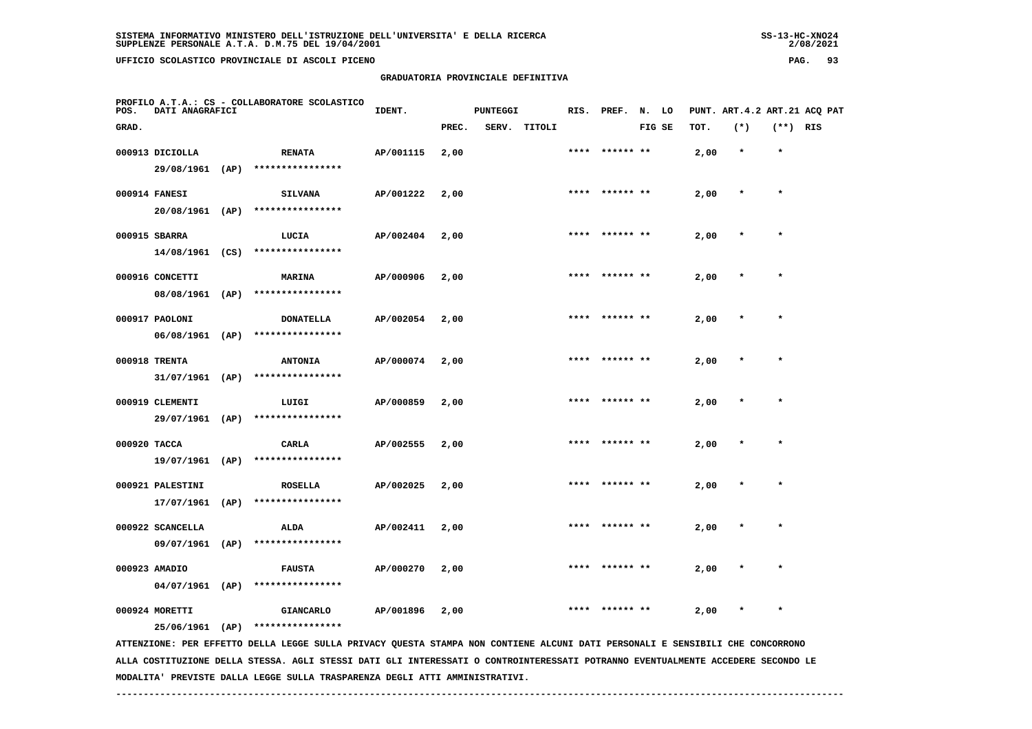SISTEMA INFORMATIVO MINISTERO DELL'ISTRUZIONE DELL'UNIVERSITA' E DELLA RICERCA
SUPPLENZE PERSONALE A.T.A. D.M.75 DEL 19/04/2001

UFFICIO SCOLASTICO PROVINCIALE DI ASCOLI PICENO

GRADUATORIA PROVINCIALE DEFINITIVA

PROFILO A.T.A.: CS - COLLABORATORE SCOLASTICO

| POS. GRAD. | DATI ANAGRAFICI | | IDENT. | PUNTEGGI PREC. | SERV. | TITOLI | RIS. | PREF. | N. FIG | LO SE | PUNT. TOT. | ART.4.2 (*) | ART.21 (**) | ACQ PAT RIS |
|---|---|---|---|---|---|---|---|---|---|---|---|---|---|---|
| 000913 | DICIOLLA 29/08/1961 (AP) | RENATA **************** | AP/001115 | 2,00 | | | **** | ****** | ** | | 2,00 | * | * | |
| 000914 | FANESI 20/08/1961 (AP) | SILVANA **************** | AP/001222 | 2,00 | | | **** | ****** | ** | | 2,00 | * | * | |
| 000915 | SBARRA 14/08/1961 (CS) | LUCIA **************** | AP/002404 | 2,00 | | | **** | ****** | ** | | 2,00 | * | * | |
| 000916 | CONCETTI 08/08/1961 (AP) | MARINA **************** | AP/000906 | 2,00 | | | **** | ****** | ** | | 2,00 | * | * | |
| 000917 | PAOLONI 06/08/1961 (AP) | DONATELLA **************** | AP/002054 | 2,00 | | | **** | ****** | ** | | 2,00 | * | * | |
| 000918 | TRENTA 31/07/1961 (AP) | ANTONIA **************** | AP/000074 | 2,00 | | | **** | ****** | ** | | 2,00 | * | * | |
| 000919 | CLEMENTI 29/07/1961 (AP) | LUIGI **************** | AP/000859 | 2,00 | | | **** | ****** | ** | | 2,00 | * | * | |
| 000920 | TACCA 19/07/1961 (AP) | CARLA **************** | AP/002555 | 2,00 | | | **** | ****** | ** | | 2,00 | * | * | |
| 000921 | PALESTINI 17/07/1961 (AP) | ROSELLA **************** | AP/002025 | 2,00 | | | **** | ****** | ** | | 2,00 | * | * | |
| 000922 | SCANCELLA 09/07/1961 (AP) | ALDA **************** | AP/002411 | 2,00 | | | **** | ****** | ** | | 2,00 | * | * | |
| 000923 | AMADIO 04/07/1961 (AP) | FAUSTA **************** | AP/000270 | 2,00 | | | **** | ****** | ** | | 2,00 | * | * | |
| 000924 | MORETTI 25/06/1961 (AP) | GIANCARLO **************** | AP/001896 | 2,00 | | | **** | ****** | ** | | 2,00 | * | * | |

ATTENZIONE: PER EFFETTO DELLA LEGGE SULLA PRIVACY QUESTA STAMPA NON CONTIENE ALCUNI DATI PERSONALI E SENSIBILI CHE CONCORRONO ALLA COSTITUZIONE DELLA STESSA. AGLI STESSI DATI GLI INTERESSATI O CONTROINTERESSATI POTRANNO EVENTUALMENTE ACCEDERE SECONDO LE MODALITA' PREVISTE DALLA LEGGE SULLA TRASPARENZA DEGLI ATTI AMMINISTRATIVI.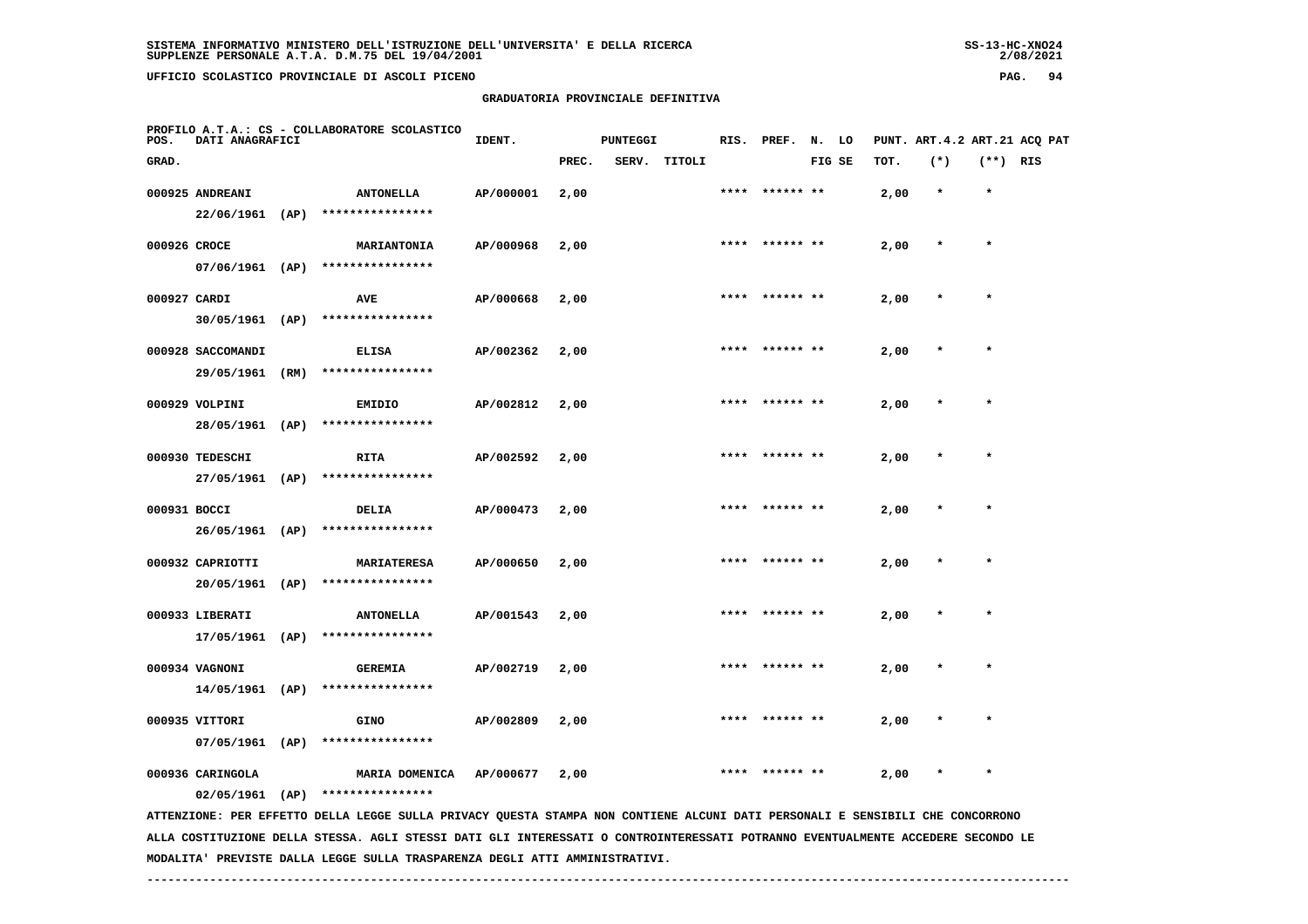SISTEMA INFORMATIVO MINISTERO DELL'ISTRUZIONE DELL'UNIVERSITA' E DELLA RICERCA
SUPPLENZE PERSONALE A.T.A. D.M.75 DEL 19/04/2001

UFFICIO SCOLASTICO PROVINCIALE DI ASCOLI PICENO

## GRADUATORIA PROVINCIALE DEFINITIVA

PROFILO A.T.A.: CS - COLLABORATORE SCOLASTICO

| POS. GRAD. | DATI ANAGRAFICI | | IDENT. | PUNTEGGI PREC. | SERV. | TITOLI | RIS. | PREF. | N. LO FIG SE | PUNT. TOT. | ART.4.2 (*) | ART.21 (**) | ACQ PAT RIS |
|---|---|---|---|---|---|---|---|---|---|---|---|---|---|
| 000925 | ANDREANI 22/06/1961 (AP) | ANTONELLA **************** | AP/000001 | 2,00 | | | **** | ****** ** | | 2,00 | * | * | |
| 000926 | CROCE 07/06/1961 (AP) | MARIANTONIA **************** | AP/000968 | 2,00 | | | **** | ****** ** | | 2,00 | * | * | |
| 000927 | CARDI 30/05/1961 (AP) | AVE **************** | AP/000668 | 2,00 | | | **** | ****** ** | | 2,00 | * | * | |
| 000928 | SACCOMANDI 29/05/1961 (RM) | ELISA **************** | AP/002362 | 2,00 | | | **** | ****** ** | | 2,00 | * | * | |
| 000929 | VOLPINI 28/05/1961 (AP) | EMIDIO **************** | AP/002812 | 2,00 | | | **** | ****** ** | | 2,00 | * | * | |
| 000930 | TEDESCHI 27/05/1961 (AP) | RITA **************** | AP/002592 | 2,00 | | | **** | ****** ** | | 2,00 | * | * | |
| 000931 | BOCCI 26/05/1961 (AP) | DELIA **************** | AP/000473 | 2,00 | | | **** | ****** ** | | 2,00 | * | * | |
| 000932 | CAPRIOTTI 20/05/1961 (AP) | MARIATERESA **************** | AP/000650 | 2,00 | | | **** | ****** ** | | 2,00 | * | * | |
| 000933 | LIBERATI 17/05/1961 (AP) | ANTONELLA **************** | AP/001543 | 2,00 | | | **** | ****** ** | | 2,00 | * | * | |
| 000934 | VAGNONI 14/05/1961 (AP) | GEREMIA **************** | AP/002719 | 2,00 | | | **** | ****** ** | | 2,00 | * | * | |
| 000935 | VITTORI 07/05/1961 (AP) | GINO **************** | AP/002809 | 2,00 | | | **** | ****** ** | | 2,00 | * | * | |
| 000936 | CARINGOLA 02/05/1961 (AP) | MARIA DOMENICA **************** | AP/000677 | 2,00 | | | **** | ****** ** | | 2,00 | * | * | |

ATTENZIONE: PER EFFETTO DELLA LEGGE SULLA PRIVACY QUESTA STAMPA NON CONTIENE ALCUNI DATI PERSONALI E SENSIBILI CHE CONCORRONO ALLA COSTITUZIONE DELLA STESSA. AGLI STESSI DATI GLI INTERESSATI O CONTROINTERESSATI POTRANNO EVENTUALMENTE ACCEDERE SECONDO LE MODALITA' PREVISTE DALLA LEGGE SULLA TRASPARENZA DEGLI ATTI AMMINISTRATIVI.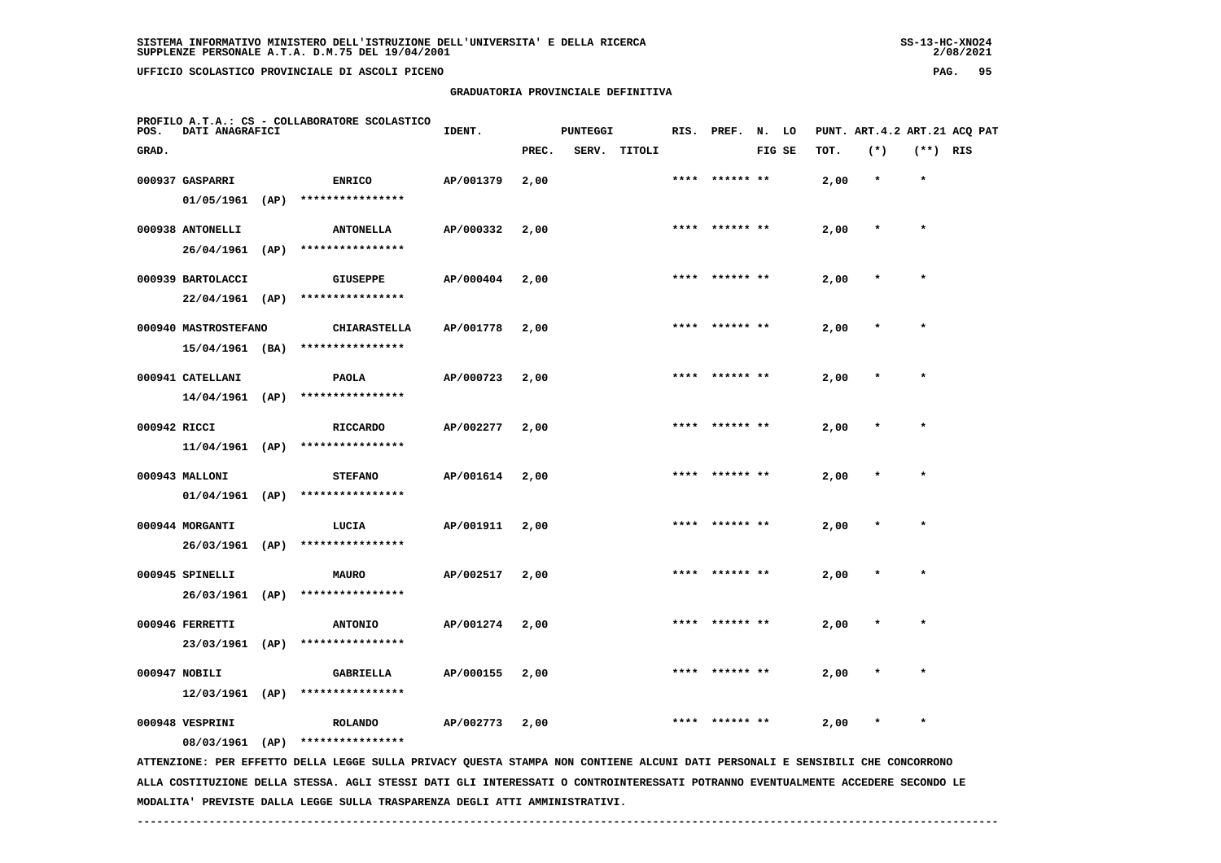SISTEMA INFORMATIVO MINISTERO DELL'ISTRUZIONE DELL'UNIVERSITA' E DELLA RICERCA
SUPPLENZE PERSONALE A.T.A. D.M.75 DEL 19/04/2001

UFFICIO SCOLASTICO PROVINCIALE DI ASCOLI PICENO

## GRADUATORIA PROVINCIALE DEFINITIVA

PROFILO A.T.A.: CS - COLLABORATORE SCOLASTICO

| POS. GRAD. | DATI ANAGRAFICI | | IDENT. | PUNTEGGI PREC. | SERV. | TITOLI | RIS. | PREF. | N. LO FIG SE | PUNT. ART.4.2 TOT. | (*) | ART.21 ACQ PAT (**) | RIS |
|---|---|---|---|---|---|---|---|---|---|---|---|---|---|
| 000937 | GASPARRI 01/05/1961 (AP) | ENRICO **************** | AP/001379 | 2,00 | | | **** | ****** ** | | 2,00 | * | * | |
| 000938 | ANTONELLI 26/04/1961 (AP) | ANTONELLA **************** | AP/000332 | 2,00 | | | **** | ****** ** | | 2,00 | * | * | |
| 000939 | BARTOLACCI 22/04/1961 (AP) | GIUSEPPE **************** | AP/000404 | 2,00 | | | **** | ****** ** | | 2,00 | * | * | |
| 000940 | MASTROSTEFANO 15/04/1961 (BA) | CHIARASTELLA **************** | AP/001778 | 2,00 | | | **** | ****** ** | | 2,00 | * | * | |
| 000941 | CATELLANI 14/04/1961 (AP) | PAOLA **************** | AP/000723 | 2,00 | | | **** | ****** ** | | 2,00 | * | * | |
| 000942 | RICCI 11/04/1961 (AP) | RICCARDO **************** | AP/002277 | 2,00 | | | **** | ****** ** | | 2,00 | * | * | |
| 000943 | MALLONI 01/04/1961 (AP) | STEFANO **************** | AP/001614 | 2,00 | | | **** | ****** ** | | 2,00 | * | * | |
| 000944 | MORGANTI 26/03/1961 (AP) | LUCIA **************** | AP/001911 | 2,00 | | | **** | ****** ** | | 2,00 | * | * | |
| 000945 | SPINELLI 26/03/1961 (AP) | MAURO **************** | AP/002517 | 2,00 | | | **** | ****** ** | | 2,00 | * | * | |
| 000946 | FERRETTI 23/03/1961 (AP) | ANTONIO **************** | AP/001274 | 2,00 | | | **** | ****** ** | | 2,00 | * | * | |
| 000947 | NOBILI 12/03/1961 (AP) | GABRIELLA **************** | AP/000155 | 2,00 | | | **** | ****** ** | | 2,00 | * | * | |
| 000948 | VESPRINI 08/03/1961 (AP) | ROLANDO **************** | AP/002773 | 2,00 | | | **** | ****** ** | | 2,00 | * | * | |

ATTENZIONE: PER EFFETTO DELLA LEGGE SULLA PRIVACY QUESTA STAMPA NON CONTIENE ALCUNI DATI PERSONALI E SENSIBILI CHE CONCORRONO ALLA COSTITUZIONE DELLA STESSA. AGLI STESSI DATI GLI INTERESSATI O CONTROINTERESSATI POTRANNO EVENTUALMENTE ACCEDERE SECONDO LE MODALITA' PREVISTE DALLA LEGGE SULLA TRASPARENZA DEGLI ATTI AMMINISTRATIVI.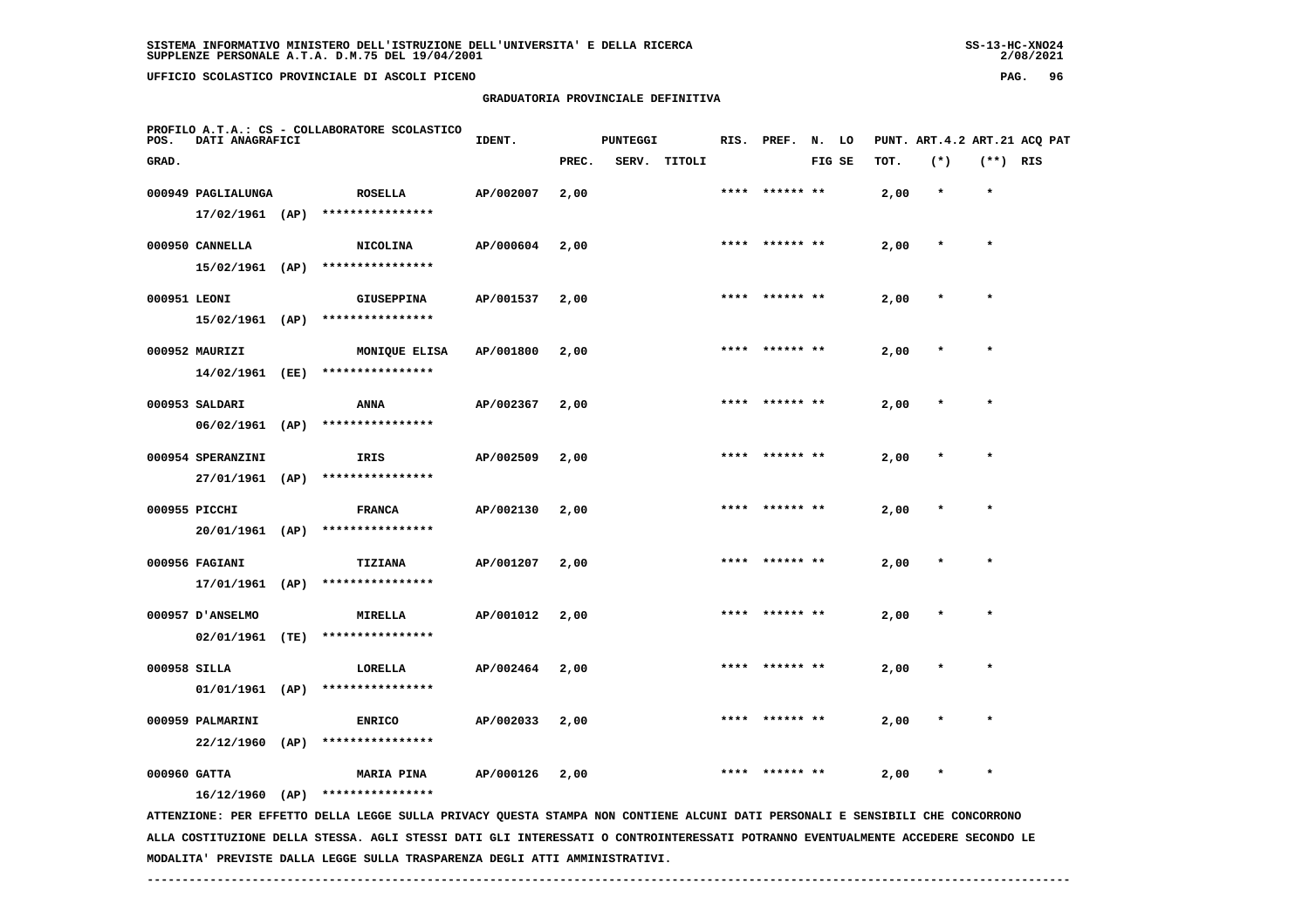SISTEMA INFORMATIVO MINISTERO DELL'ISTRUZIONE DELL'UNIVERSITA' E DELLA RICERCA
SUPPLENZE PERSONALE A.T.A. D.M.75 DEL 19/04/2001

UFFICIO SCOLASTICO PROVINCIALE DI ASCOLI PICENO

## GRADUATORIA PROVINCIALE DEFINITIVA

PROFILO A.T.A.: CS - COLLABORATORE SCOLASTICO

| POS. GRAD. | DATI ANAGRAFICI | | IDENT. | PUNTEGGI PREC. | SERV. | TITOLI | RIS. | PREF. | N. FIG | LO SE | PUNT. TOT. | ART.4.2 (*) | ART.21 (**) | ACQ PAT RIS |
|---|---|---|---|---|---|---|---|---|---|---|---|---|---|---|
| 000949 | PAGLIALUNGA 17/02/1961 (AP) | ROSELLA **************** | AP/002007 | 2,00 | | | **** | ****** | ** | | 2,00 | * | * | |
| 000950 | CANNELLA 15/02/1961 (AP) | NICOLINA **************** | AP/000604 | 2,00 | | | **** | ****** | ** | | 2,00 | * | * | |
| 000951 | LEONI 15/02/1961 (AP) | GIUSEPPINA **************** | AP/001537 | 2,00 | | | **** | ****** | ** | | 2,00 | * | * | |
| 000952 | MAURIZI 14/02/1961 (EE) | MONIQUE ELISA **************** | AP/001800 | 2,00 | | | **** | ****** | ** | | 2,00 | * | * | |
| 000953 | SALDARI 06/02/1961 (AP) | ANNA **************** | AP/002367 | 2,00 | | | **** | ****** | ** | | 2,00 | * | * | |
| 000954 | SPERANZINI 27/01/1961 (AP) | IRIS **************** | AP/002509 | 2,00 | | | **** | ****** | ** | | 2,00 | * | * | |
| 000955 | PICCHI 20/01/1961 (AP) | FRANCA **************** | AP/002130 | 2,00 | | | **** | ****** | ** | | 2,00 | * | * | |
| 000956 | FAGIANI 17/01/1961 (AP) | TIZIANA **************** | AP/001207 | 2,00 | | | **** | ****** | ** | | 2,00 | * | * | |
| 000957 | D'ANSELMO 02/01/1961 (TE) | MIRELLA **************** | AP/001012 | 2,00 | | | **** | ****** | ** | | 2,00 | * | * | |
| 000958 | SILLA 01/01/1961 (AP) | LORELLA **************** | AP/002464 | 2,00 | | | **** | ****** | ** | | 2,00 | * | * | |
| 000959 | PALMARINI 22/12/1960 (AP) | ENRICO **************** | AP/002033 | 2,00 | | | **** | ****** | ** | | 2,00 | * | * | |
| 000960 | GATTA 16/12/1960 (AP) | MARIA PINA **************** | AP/000126 | 2,00 | | | **** | ****** | ** | | 2,00 | * | * | |

ATTENZIONE: PER EFFETTO DELLA LEGGE SULLA PRIVACY QUESTA STAMPA NON CONTIENE ALCUNI DATI PERSONALI E SENSIBILI CHE CONCORRONO ALLA COSTITUZIONE DELLA STESSA. AGLI STESSI DATI GLI INTERESSATI O CONTROINTERESSATI POTRANNO EVENTUALMENTE ACCEDERE SECONDO LE MODALITA' PREVISTE DALLA LEGGE SULLA TRASPARENZA DEGLI ATTI AMMINISTRATIVI.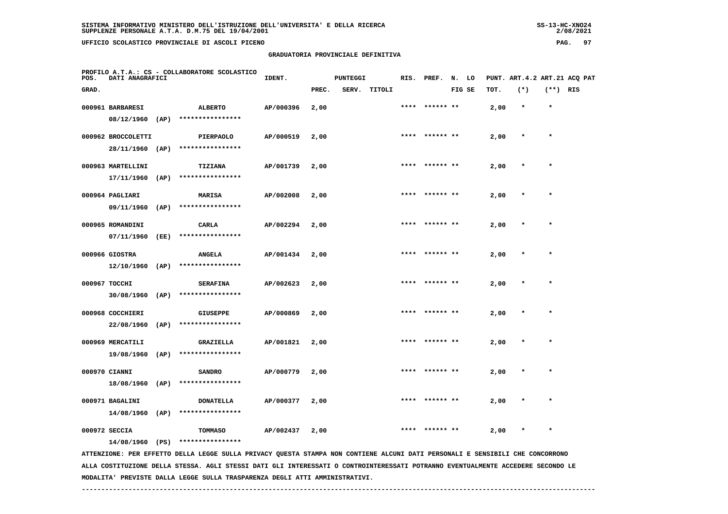SISTEMA INFORMATIVO MINISTERO DELL'ISTRUZIONE DELL'UNIVERSITA' E DELLA RICERCA
SUPPLENZE PERSONALE A.T.A. D.M.75 DEL 19/04/2001

UFFICIO SCOLASTICO PROVINCIALE DI ASCOLI PICENO

## GRADUATORIA PROVINCIALE DEFINITIVA

PROFILO A.T.A.: CS - COLLABORATORE SCOLASTICO

| POS. GRAD. | DATI ANAGRAFICI | | IDENT. | PUNTEGGI PREC. | SERV. | TITOLI | RIS. | PREF. | N. LO FIG SE | PUNT. ART.4.2 TOT. | (*) | ART.21 ACQ PAT (**) RIS |
|---|---|---|---|---|---|---|---|---|---|---|---|---|
| 000961 | BARBARESI 08/12/1960 (AP) | ALBERTO **************** | AP/000396 | 2,00 | | | **** | ****** ** | | 2,00 | * | * |
| 000962 | BROCCOLETTI 28/11/1960 (AP) | PIERPAOLO **************** | AP/000519 | 2,00 | | | **** | ****** ** | | 2,00 | * | * |
| 000963 | MARTELLINI 17/11/1960 (AP) | TIZIANA **************** | AP/001739 | 2,00 | | | **** | ****** ** | | 2,00 | * | * |
| 000964 | PAGLIARI 09/11/1960 (AP) | MARISA **************** | AP/002008 | 2,00 | | | **** | ****** ** | | 2,00 | * | * |
| 000965 | ROMANDINI 07/11/1960 (EE) | CARLA **************** | AP/002294 | 2,00 | | | **** | ****** ** | | 2,00 | * | * |
| 000966 | GIOSTRA 12/10/1960 (AP) | ANGELA **************** | AP/001434 | 2,00 | | | **** | ****** ** | | 2,00 | * | * |
| 000967 | TOCCHI 30/08/1960 (AP) | SERAFINA **************** | AP/002623 | 2,00 | | | **** | ****** ** | | 2,00 | * | * |
| 000968 | COCCHIERI 22/08/1960 (AP) | GIUSEPPE **************** | AP/000869 | 2,00 | | | **** | ****** ** | | 2,00 | * | * |
| 000969 | MERCATILI 19/08/1960 (AP) | GRAZIELLA **************** | AP/001821 | 2,00 | | | **** | ****** ** | | 2,00 | * | * |
| 000970 | CIANNI 18/08/1960 (AP) | SANDRO **************** | AP/000779 | 2,00 | | | **** | ****** ** | | 2,00 | * | * |
| 000971 | BAGALINI 14/08/1960 (AP) | DONATELLA **************** | AP/000377 | 2,00 | | | **** | ****** ** | | 2,00 | * | * |
| 000972 | SECCIA 14/08/1960 (PS) | TOMMASO **************** | AP/002437 | 2,00 | | | **** | ****** ** | | 2,00 | * | * |

ATTENZIONE: PER EFFETTO DELLA LEGGE SULLA PRIVACY QUESTA STAMPA NON CONTIENE ALCUNI DATI PERSONALI E SENSIBILI CHE CONCORRONO ALLA COSTITUZIONE DELLA STESSA. AGLI STESSI DATI GLI INTERESSATI O CONTROINTERESSATI POTRANNO EVENTUALMENTE ACCEDERE SECONDO LE MODALITA' PREVISTE DALLA LEGGE SULLA TRASPARENZA DEGLI ATTI AMMINISTRATIVI.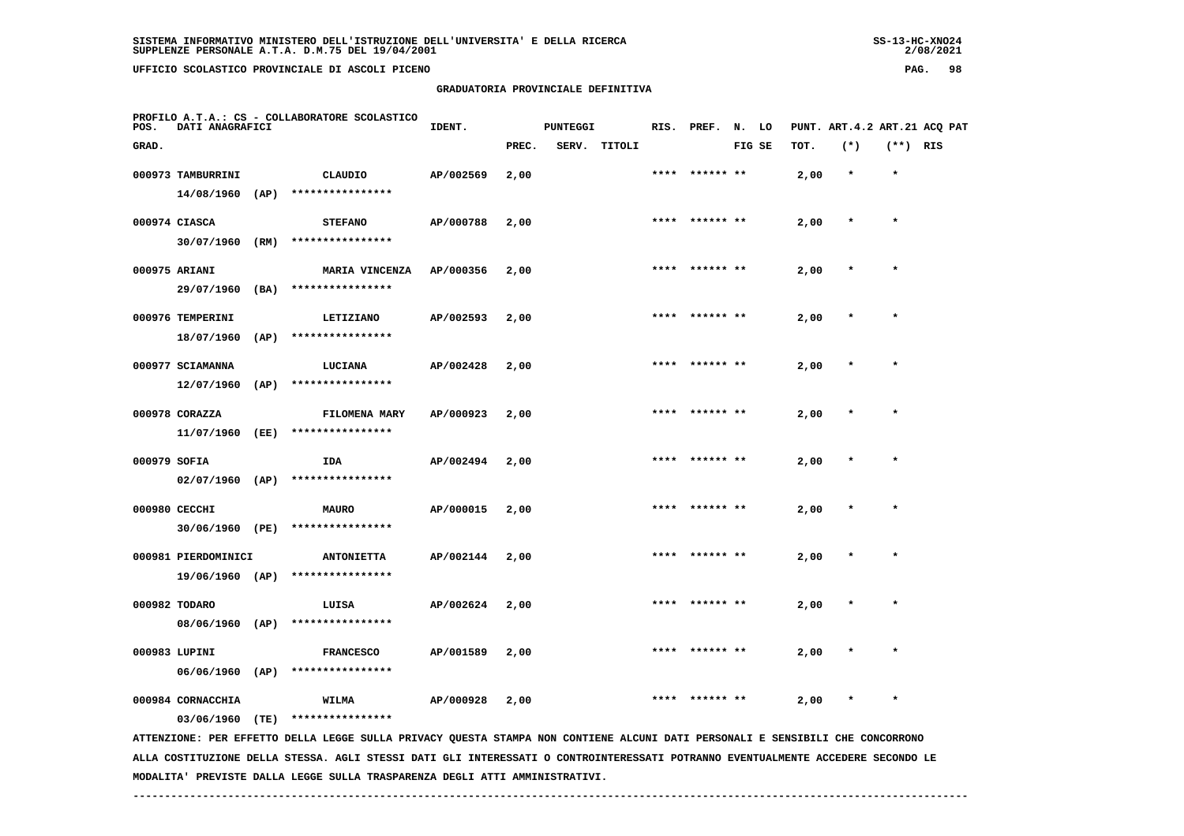## GRADUATORIA PROVINCIALE DEFINITIVA

PROFILO A.T.A.: CS - COLLABORATORE SCOLASTICO

| POS. GRAD. | DATI ANAGRAFICI | | IDENT. | PUNTEGGI PREC. | SERV. | TITOLI | RIS. | PREF. | N. FIG | LO SE | PUNT. ART.4.2 TOT. | ART.21 (*) | ACQ PAT (**) | RIS |
|---|---|---|---|---|---|---|---|---|---|---|---|---|---|---|
| 000973 | TAMBURRINI 14/08/1960 (AP) | CLAUDIO **************** | AP/002569 | 2,00 | | | **** | ****** | ** | | 2,00 | * | * | |
| 000974 | CIASCA 30/07/1960 (RM) | STEFANO **************** | AP/000788 | 2,00 | | | **** | ****** | ** | | 2,00 | * | * | |
| 000975 | ARIANI 29/07/1960 (BA) | MARIA VINCENZA **************** | AP/000356 | 2,00 | | | **** | ****** | ** | | 2,00 | * | * | |
| 000976 | TEMPERINI 18/07/1960 (AP) | LETIZIANO **************** | AP/002593 | 2,00 | | | **** | ****** | ** | | 2,00 | * | * | |
| 000977 | SCIAMANNA 12/07/1960 (AP) | LUCIANA **************** | AP/002428 | 2,00 | | | **** | ****** | ** | | 2,00 | * | * | |
| 000978 | CORAZZA 11/07/1960 (EE) | FILOMENA MARY **************** | AP/000923 | 2,00 | | | **** | ****** | ** | | 2,00 | * | * | |
| 000979 | SOFIA 02/07/1960 (AP) | IDA **************** | AP/002494 | 2,00 | | | **** | ****** | ** | | 2,00 | * | * | |
| 000980 | CECCHI 30/06/1960 (PE) | MAURO **************** | AP/000015 | 2,00 | | | **** | ****** | ** | | 2,00 | * | * | |
| 000981 | PIERDOMINICI 19/06/1960 (AP) | ANTONIETTA **************** | AP/002144 | 2,00 | | | **** | ****** | ** | | 2,00 | * | * | |
| 000982 | TODARO 08/06/1960 (AP) | LUISA **************** | AP/002624 | 2,00 | | | **** | ****** | ** | | 2,00 | * | * | |
| 000983 | LUPINI 06/06/1960 (AP) | FRANCESCO **************** | AP/001589 | 2,00 | | | **** | ****** | ** | | 2,00 | * | * | |
| 000984 | CORNACCHIA 03/06/1960 (TE) | WILMA **************** | AP/000928 | 2,00 | | | **** | ****** | ** | | 2,00 | * | * | |

ATTENZIONE: PER EFFETTO DELLA LEGGE SULLA PRIVACY QUESTA STAMPA NON CONTIENE ALCUNI DATI PERSONALI E SENSIBILI CHE CONCORRONO ALLA COSTITUZIONE DELLA STESSA. AGLI STESSI DATI GLI INTERESSATI O CONTROINTERESSATI POTRANNO EVENTUALMENTE ACCEDERE SECONDO LE MODALITA' PREVISTE DALLA LEGGE SULLA TRASPARENZA DEGLI ATTI AMMINISTRATIVI.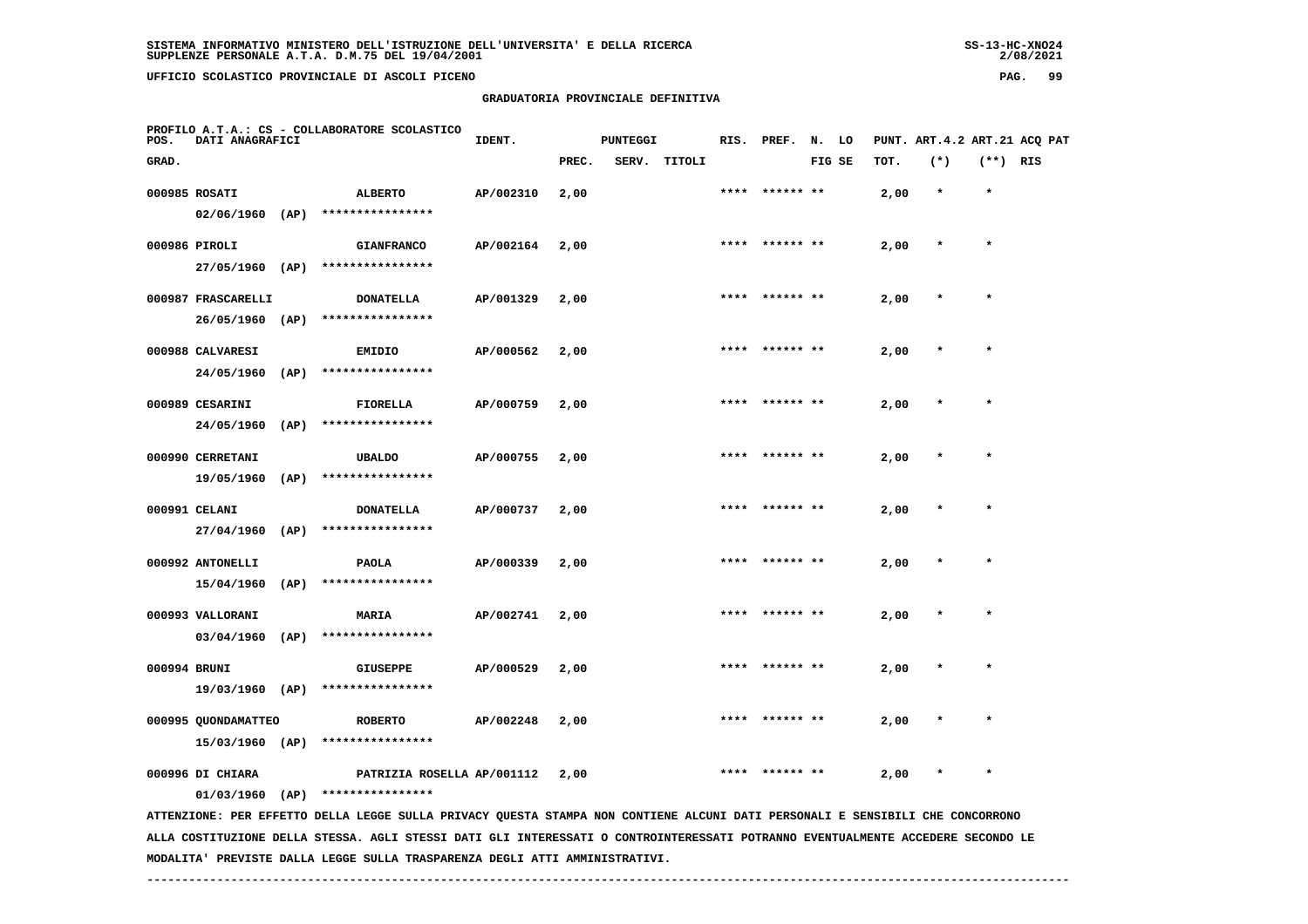SISTEMA INFORMATIVO MINISTERO DELL'ISTRUZIONE DELL'UNIVERSITA' E DELLA RICERCA
SUPPLENZE PERSONALE A.T.A. D.M.75 DEL 19/04/2001

UFFICIO SCOLASTICO PROVINCIALE DI ASCOLI PICENO

GRADUATORIA PROVINCIALE DEFINITIVA

PROFILO A.T.A.: CS - COLLABORATORE SCOLASTICO

| POS. GRAD. | DATI ANAGRAFICI | | IDENT. | PUNTEGGI PREC. | SERV. | TITOLI | RIS. | PREF. | N. LO FIG SE | PUNT. ART.4.2 TOT. | (*) | ART.21 ACQ PAT (**) | RIS |
|---|---|---|---|---|---|---|---|---|---|---|---|---|---|
| 000985 | ROSATI 02/06/1960 (AP) | ALBERTO **************** | AP/002310 | 2,00 | | | **** | ****** ** | | 2,00 | * | * | |
| 000986 | PIROLI 27/05/1960 (AP) | GIANFRANCO **************** | AP/002164 | 2,00 | | | **** | ****** ** | | 2,00 | * | * | |
| 000987 | FRASCARELLI 26/05/1960 (AP) | DONATELLA **************** | AP/001329 | 2,00 | | | **** | ****** ** | | 2,00 | * | * | |
| 000988 | CALVARESI 24/05/1960 (AP) | EMIDIO **************** | AP/000562 | 2,00 | | | **** | ****** ** | | 2,00 | * | * | |
| 000989 | CESARINI 24/05/1960 (AP) | FIORELLA **************** | AP/000759 | 2,00 | | | **** | ****** ** | | 2,00 | * | * | |
| 000990 | CERRETANI 19/05/1960 (AP) | UBALDO **************** | AP/000755 | 2,00 | | | **** | ****** ** | | 2,00 | * | * | |
| 000991 | CELANI 27/04/1960 (AP) | DONATELLA **************** | AP/000737 | 2,00 | | | **** | ****** ** | | 2,00 | * | * | |
| 000992 | ANTONELLI 15/04/1960 (AP) | PAOLA **************** | AP/000339 | 2,00 | | | **** | ****** ** | | 2,00 | * | * | |
| 000993 | VALLORANI 03/04/1960 (AP) | MARIA **************** | AP/002741 | 2,00 | | | **** | ****** ** | | 2,00 | * | * | |
| 000994 | BRUNI 19/03/1960 (AP) | GIUSEPPE **************** | AP/000529 | 2,00 | | | **** | ****** ** | | 2,00 | * | * | |
| 000995 | QUONDAMATTEO 15/03/1960 (AP) | ROBERTO **************** | AP/002248 | 2,00 | | | **** | ****** ** | | 2,00 | * | * | |
| 000996 | DI CHIARA 01/03/1960 (AP) | PATRIZIA ROSELLA **************** | AP/001112 | 2,00 | | | **** | ****** ** | | 2,00 | * | * | |

ATTENZIONE: PER EFFETTO DELLA LEGGE SULLA PRIVACY QUESTA STAMPA NON CONTIENE ALCUNI DATI PERSONALI E SENSIBILI CHE CONCORRONO ALLA COSTITUZIONE DELLA STESSA. AGLI STESSI DATI GLI INTERESSATI O CONTROINTERESSATI POTRANNO EVENTUALMENTE ACCEDERE SECONDO LE MODALITA' PREVISTE DALLA LEGGE SULLA TRASPARENZA DEGLI ATTI AMMINISTRATIVI.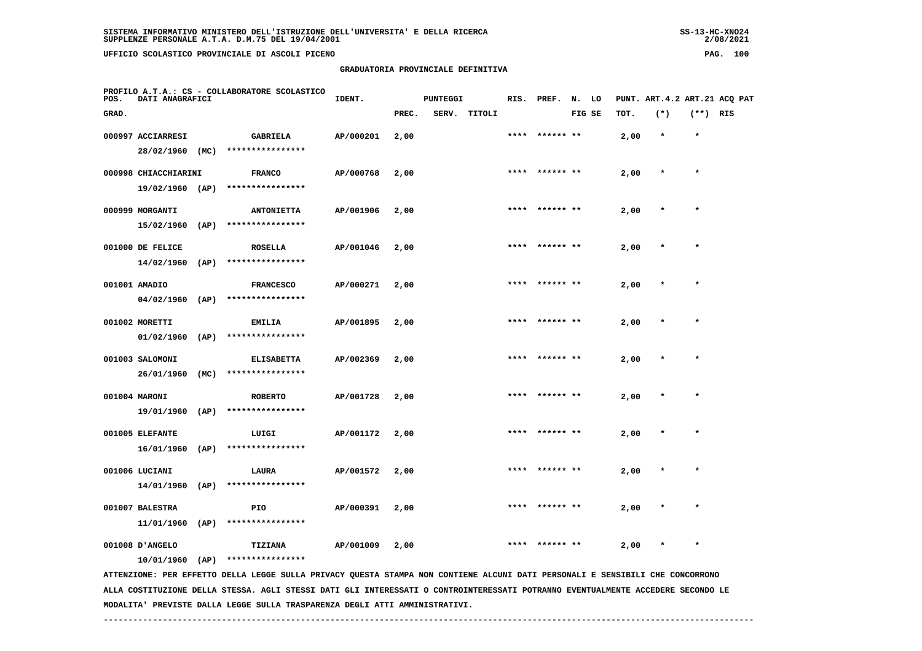SISTEMA INFORMATIVO MINISTERO DELL'ISTRUZIONE DELL'UNIVERSITA' E DELLA RICERCA
SUPPLENZE PERSONALE A.T.A. D.M.75 DEL 19/04/2001

UFFICIO SCOLASTICO PROVINCIALE DI ASCOLI PICENO

GRADUATORIA PROVINCIALE DEFINITIVA

PROFILO A.T.A.: CS - COLLABORATORE SCOLASTICO

| POS. GRAD. | DATI ANAGRAFICI | | IDENT. | PUNTEGGI PREC. | SERV. | TITOLI | RIS. | PREF. | N. FIG | LO SE | PUNT. ART.4.2 TOT. | (*) | ART.21 (**) | ACQ PAT RIS |
|---|---|---|---|---|---|---|---|---|---|---|---|---|---|---|
| 000997 | ACCIARRESI 28/02/1960 (MC) | GABRIELA **************** | AP/000201 | 2,00 | | | **** | ****** | ** | | 2,00 | * | * | |
| 000998 | CHIACCHIARINI 19/02/1960 (AP) | FRANCO **************** | AP/000768 | 2,00 | | | **** | ****** | ** | | 2,00 | * | * | |
| 000999 | MORGANTI 15/02/1960 (AP) | ANTONIETTA **************** | AP/001906 | 2,00 | | | **** | ****** | ** | | 2,00 | * | * | |
| 001000 | DE FELICE 14/02/1960 (AP) | ROSELLA **************** | AP/001046 | 2,00 | | | **** | ****** | ** | | 2,00 | * | * | |
| 001001 | AMADIO 04/02/1960 (AP) | FRANCESCO **************** | AP/000271 | 2,00 | | | **** | ****** | ** | | 2,00 | * | * | |
| 001002 | MORETTI 01/02/1960 (AP) | EMILIA **************** | AP/001895 | 2,00 | | | **** | ****** | ** | | 2,00 | * | * | |
| 001003 | SALOMONI 26/01/1960 (MC) | ELISABETTA **************** | AP/002369 | 2,00 | | | **** | ****** | ** | | 2,00 | * | * | |
| 001004 | MARONI 19/01/1960 (AP) | ROBERTO **************** | AP/001728 | 2,00 | | | **** | ****** | ** | | 2,00 | * | * | |
| 001005 | ELEFANTE 16/01/1960 (AP) | LUIGI **************** | AP/001172 | 2,00 | | | **** | ****** | ** | | 2,00 | * | * | |
| 001006 | LUCIANI 14/01/1960 (AP) | LAURA **************** | AP/001572 | 2,00 | | | **** | ****** | ** | | 2,00 | * | * | |
| 001007 | BALESTRA 11/01/1960 (AP) | PIO **************** | AP/000391 | 2,00 | | | **** | ****** | ** | | 2,00 | * | * | |
| 001008 | D'ANGELO 10/01/1960 (AP) | TIZIANA **************** | AP/001009 | 2,00 | | | **** | ****** | ** | | 2,00 | * | * | |

ATTENZIONE: PER EFFETTO DELLA LEGGE SULLA PRIVACY QUESTA STAMPA NON CONTIENE ALCUNI DATI PERSONALI E SENSIBILI CHE CONCORRONO ALLA COSTITUZIONE DELLA STESSA. AGLI STESSI DATI GLI INTERESSATI O CONTROINTERESSATI POTRANNO EVENTUALMENTE ACCEDERE SECONDO LE MODALITA' PREVISTE DALLA LEGGE SULLA TRASPARENZA DEGLI ATTI AMMINISTRATIVI.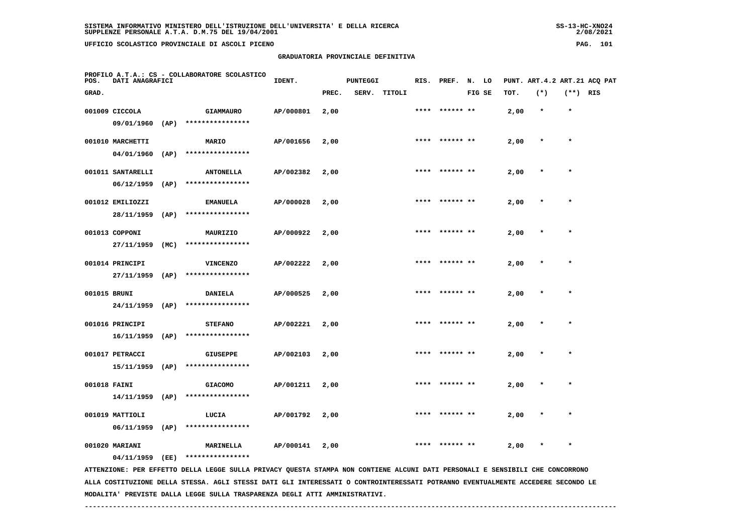SISTEMA INFORMATIVO MINISTERO DELL'ISTRUZIONE DELL'UNIVERSITA' E DELLA RICERCA
SUPPLENZE PERSONALE A.T.A. D.M.75 DEL 19/04/2001

UFFICIO SCOLASTICO PROVINCIALE DI ASCOLI PICENO

## GRADUATORIA PROVINCIALE DEFINITIVA

PROFILO A.T.A.: CS - COLLABORATORE SCOLASTICO

| POS. GRAD. | DATI ANAGRAFICI | | IDENT. | PUNTEGGI PREC. | SERV. | TITOLI | RIS. | PREF. | N. FIG | LO SE | PUNT. TOT. | ART.4.2 (*) | ART.21 (**) | ACQ RIS | PAT |
|---|---|---|---|---|---|---|---|---|---|---|---|---|---|---|---|
| 001009 | CICCOLA 09/01/1960 (AP) | GIAMMAURO **************** | AP/000801 | 2,00 | | | **** | ****** | ** | | 2,00 | * | * | | |
| 001010 | MARCHETTI 04/01/1960 (AP) | MARIO **************** | AP/001656 | 2,00 | | | **** | ****** | ** | | 2,00 | * | * | | |
| 001011 | SANTARELLI 06/12/1959 (AP) | ANTONELLA **************** | AP/002382 | 2,00 | | | **** | ****** | ** | | 2,00 | * | * | | |
| 001012 | EMILIOZZI 28/11/1959 (AP) | EMANUELA **************** | AP/000028 | 2,00 | | | **** | ****** | ** | | 2,00 | * | * | | |
| 001013 | COPPONI 27/11/1959 (MC) | MAURIZIO **************** | AP/000922 | 2,00 | | | **** | ****** | ** | | 2,00 | * | * | | |
| 001014 | PRINCIPI 27/11/1959 (AP) | VINCENZO **************** | AP/002222 | 2,00 | | | **** | ****** | ** | | 2,00 | * | * | | |
| 001015 | BRUNI 24/11/1959 (AP) | DANIELA **************** | AP/000525 | 2,00 | | | **** | ****** | ** | | 2,00 | * | * | | |
| 001016 | PRINCIPI 16/11/1959 (AP) | STEFANO **************** | AP/002221 | 2,00 | | | **** | ****** | ** | | 2,00 | * | * | | |
| 001017 | PETRACCI 15/11/1959 (AP) | GIUSEPPE **************** | AP/002103 | 2,00 | | | **** | ****** | ** | | 2,00 | * | * | | |
| 001018 | FAINI 14/11/1959 (AP) | GIACOMO **************** | AP/001211 | 2,00 | | | **** | ****** | ** | | 2,00 | * | * | | |
| 001019 | MATTIOLI 06/11/1959 (AP) | LUCIA **************** | AP/001792 | 2,00 | | | **** | ****** | ** | | 2,00 | * | * | | |
| 001020 | MARIANI 04/11/1959 (EE) | MARINELLA **************** | AP/000141 | 2,00 | | | **** | ****** | ** | | 2,00 | * | * | | |

ATTENZIONE: PER EFFETTO DELLA LEGGE SULLA PRIVACY QUESTA STAMPA NON CONTIENE ALCUNI DATI PERSONALI E SENSIBILI CHE CONCORRONO ALLA COSTITUZIONE DELLA STESSA. AGLI STESSI DATI GLI INTERESSATI O CONTROINTERESSATI POTRANNO EVENTUALMENTE ACCEDERE SECONDO LE MODALITA' PREVISTE DALLA LEGGE SULLA TRASPARENZA DEGLI ATTI AMMINISTRATIVI.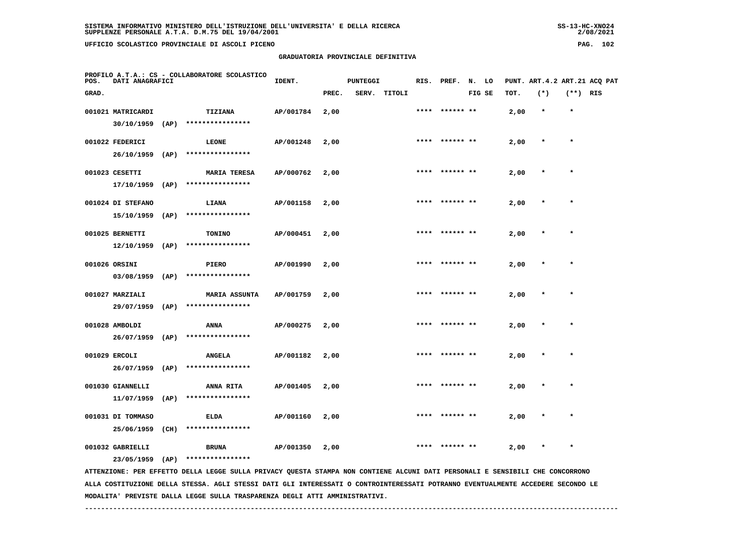## GRADUATORIA PROVINCIALE DEFINITIVA

PROFILO A.T.A.: CS - COLLABORATORE SCOLASTICO

| POS. GRAD. | DATI ANAGRAFICI | | IDENT. | PUNTEGGI PREC. | SERV. | TITOLI | RIS. | PREF. | N. LO FIG SE | PUNT. TOT. | ART.4.2 (*) | ART.21 (**) | ACQ PAT RIS |
|---|---|---|---|---|---|---|---|---|---|---|---|---|---|
| 001021 | MATRICARDI 30/10/1959 (AP) | TIZIANA **************** | AP/001784 | 2,00 | | | **** | ****** ** | | 2,00 | * | * | |
| 001022 | FEDERICI 26/10/1959 (AP) | LEONE **************** | AP/001248 | 2,00 | | | **** | ****** ** | | 2,00 | * | * | |
| 001023 | CESETTI 17/10/1959 (AP) | MARIA TERESA **************** | AP/000762 | 2,00 | | | **** | ****** ** | | 2,00 | * | * | |
| 001024 | DI STEFANO 15/10/1959 (AP) | LIANA **************** | AP/001158 | 2,00 | | | **** | ****** ** | | 2,00 | * | * | |
| 001025 | BERNETTI 12/10/1959 (AP) | TONINO **************** | AP/000451 | 2,00 | | | **** | ****** ** | | 2,00 | * | * | |
| 001026 | ORSINI 03/08/1959 (AP) | PIERO **************** | AP/001990 | 2,00 | | | **** | ****** ** | | 2,00 | * | * | |
| 001027 | MARZIALI 29/07/1959 (AP) | MARIA ASSUNTA **************** | AP/001759 | 2,00 | | | **** | ****** ** | | 2,00 | * | * | |
| 001028 | AMBOLDI 26/07/1959 (AP) | ANNA **************** | AP/000275 | 2,00 | | | **** | ****** ** | | 2,00 | * | * | |
| 001029 | ERCOLI 26/07/1959 (AP) | ANGELA **************** | AP/001182 | 2,00 | | | **** | ****** ** | | 2,00 | * | * | |
| 001030 | GIANNELLI 11/07/1959 (AP) | ANNA RITA **************** | AP/001405 | 2,00 | | | **** | ****** ** | | 2,00 | * | * | |
| 001031 | DI TOMMASO 25/06/1959 (CH) | ELDA **************** | AP/001160 | 2,00 | | | **** | ****** ** | | 2,00 | * | * | |
| 001032 | GABRIELLI 23/05/1959 (AP) | BRUNA **************** | AP/001350 | 2,00 | | | **** | ****** ** | | 2,00 | * | * | |

ATTENZIONE: PER EFFETTO DELLA LEGGE SULLA PRIVACY QUESTA STAMPA NON CONTIENE ALCUNI DATI PERSONALI E SENSIBILI CHE CONCORRONO ALLA COSTITUZIONE DELLA STESSA. AGLI STESSI DATI GLI INTERESSATI O CONTROINTERESSATI POTRANNO EVENTUALMENTE ACCEDERE SECONDO LE MODALITA' PREVISTE DALLA LEGGE SULLA TRASPARENZA DEGLI ATTI AMMINISTRATIVI.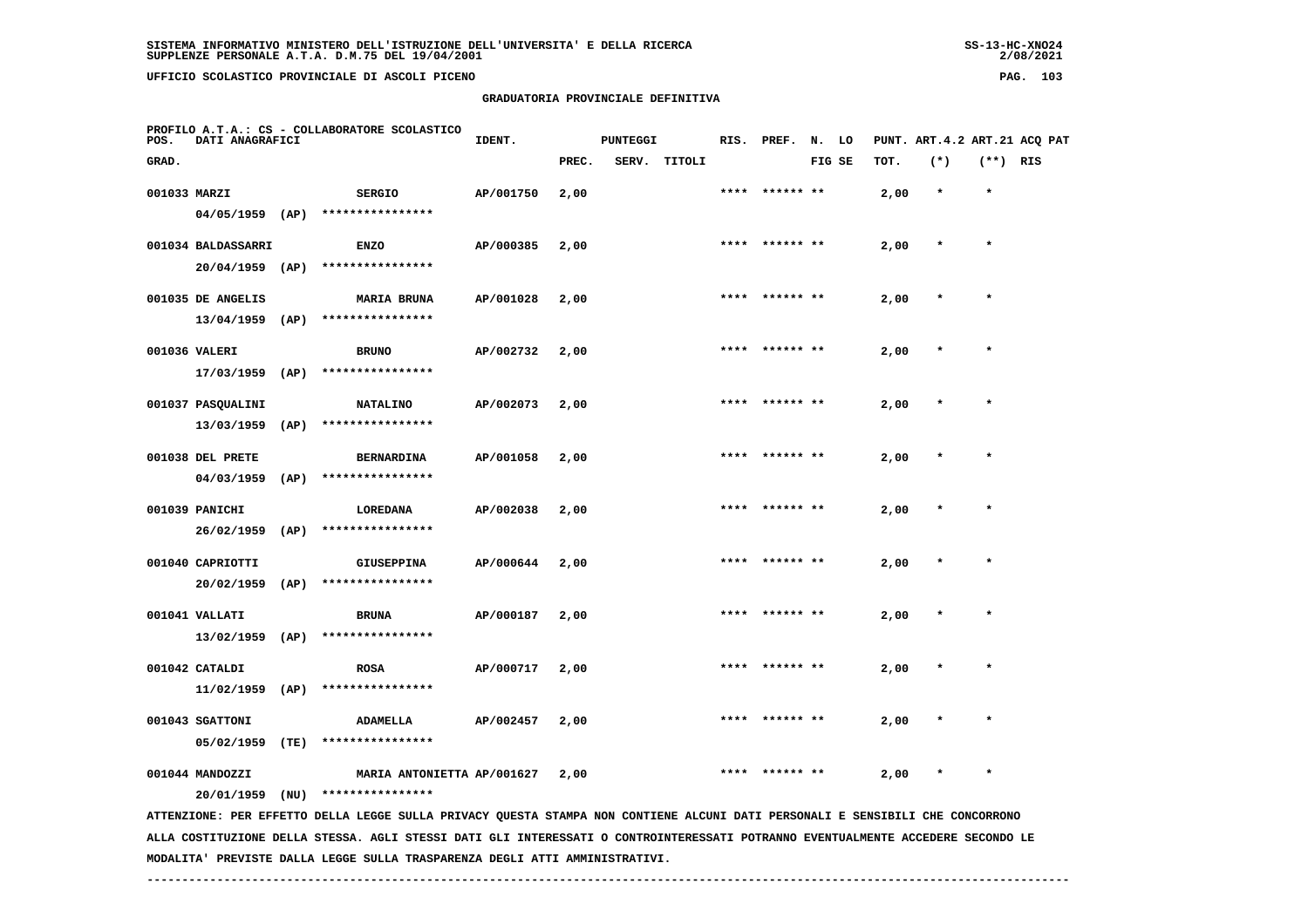SISTEMA INFORMATIVO MINISTERO DELL'ISTRUZIONE DELL'UNIVERSITA' E DELLA RICERCA
SUPPLENZE PERSONALE A.T.A. D.M.75 DEL 19/04/2001

UFFICIO SCOLASTICO PROVINCIALE DI ASCOLI PICENO

## GRADUATORIA PROVINCIALE DEFINITIVA

PROFILO A.T.A.: CS - COLLABORATORE SCOLASTICO

| POS. GRAD. | DATI ANAGRAFICI | | IDENT. | PUNTEGGI PREC. | SERV. | TITOLI | RIS. | PREF. | N. FIG | LO SE | PUNT. TOT. | ART.4.2 (*) | ART.21 (**) | ACQ PAT RIS |
|---|---|---|---|---|---|---|---|---|---|---|---|---|---|---|
| 001033 | MARZI 04/05/1959 (AP) | SERGIO **************** | AP/001750 | 2,00 | | | **** | ****** | ** | | 2,00 | * | * | |
| 001034 | BALDASSARRI 20/04/1959 (AP) | ENZO **************** | AP/000385 | 2,00 | | | **** | ****** | ** | | 2,00 | * | * | |
| 001035 | DE ANGELIS 13/04/1959 (AP) | MARIA BRUNA **************** | AP/001028 | 2,00 | | | **** | ****** | ** | | 2,00 | * | * | |
| 001036 | VALERI 17/03/1959 (AP) | BRUNO **************** | AP/002732 | 2,00 | | | **** | ****** | ** | | 2,00 | * | * | |
| 001037 | PASQUALINI 13/03/1959 (AP) | NATALINO **************** | AP/002073 | 2,00 | | | **** | ****** | ** | | 2,00 | * | * | |
| 001038 | DEL PRETE 04/03/1959 (AP) | BERNARDINA **************** | AP/001058 | 2,00 | | | **** | ****** | ** | | 2,00 | * | * | |
| 001039 | PANICHI 26/02/1959 (AP) | LOREDANA **************** | AP/002038 | 2,00 | | | **** | ****** | ** | | 2,00 | * | * | |
| 001040 | CAPRIOTTI 20/02/1959 (AP) | GIUSEPPINA **************** | AP/000644 | 2,00 | | | **** | ****** | ** | | 2,00 | * | * | |
| 001041 | VALLATI 13/02/1959 (AP) | BRUNA **************** | AP/000187 | 2,00 | | | **** | ****** | ** | | 2,00 | * | * | |
| 001042 | CATALDI 11/02/1959 (AP) | ROSA **************** | AP/000717 | 2,00 | | | **** | ****** | ** | | 2,00 | * | * | |
| 001043 | SGATTONI 05/02/1959 (TE) | ADAMELLA **************** | AP/002457 | 2,00 | | | **** | ****** | ** | | 2,00 | * | * | |
| 001044 | MANDOZZI 20/01/1959 (NU) | MARIA ANTONIETTA **************** | AP/001627 | 2,00 | | | **** | ****** | ** | | 2,00 | * | * | |

ATTENZIONE: PER EFFETTO DELLA LEGGE SULLA PRIVACY QUESTA STAMPA NON CONTIENE ALCUNI DATI PERSONALI E SENSIBILI CHE CONCORRONO ALLA COSTITUZIONE DELLA STESSA. AGLI STESSI DATI GLI INTERESSATI O CONTROINTERESSATI POTRANNO EVENTUALMENTE ACCEDERE SECONDO LE MODALITA' PREVISTE DALLA LEGGE SULLA TRASPARENZA DEGLI ATTI AMMINISTRATIVI.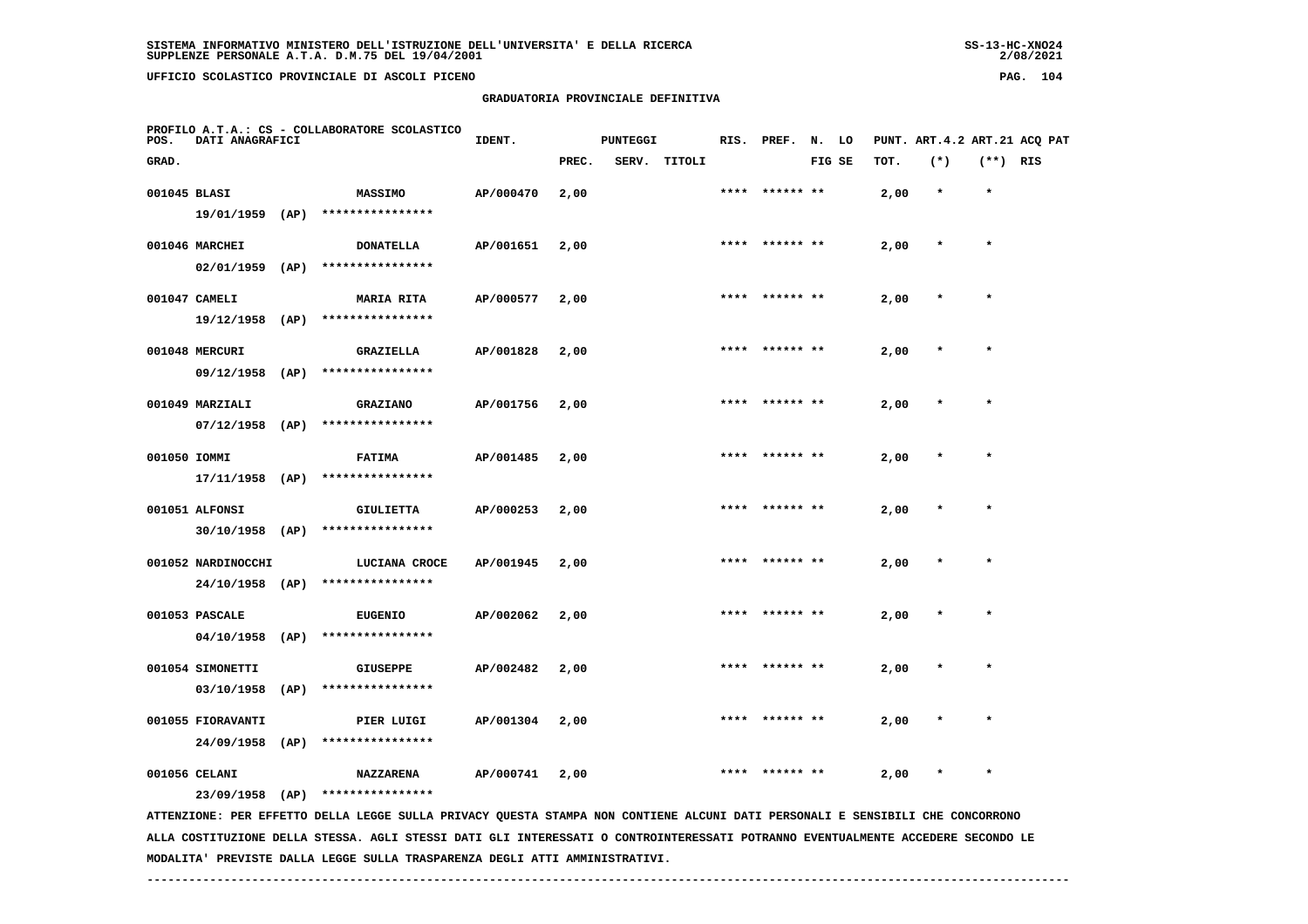SISTEMA INFORMATIVO MINISTERO DELL'ISTRUZIONE DELL'UNIVERSITA' E DELLA RICERCA
SUPPLENZE PERSONALE A.T.A. D.M.75 DEL 19/04/2001

UFFICIO SCOLASTICO PROVINCIALE DI ASCOLI PICENO

## GRADUATORIA PROVINCIALE DEFINITIVA

PROFILO A.T.A.: CS - COLLABORATORE SCOLASTICO

| POS. GRAD. | DATI ANAGRAFICI | | IDENT. | PUNTEGGI PREC. | SERV. | TITOLI | RIS. | PREF. | N. LO FIG SE | PUNT. TOT. | ART.4.2 (*) | ART.21 (**) | ACQ PAT RIS |
|---|---|---|---|---|---|---|---|---|---|---|---|---|---|
| 001045 | BLASI 19/01/1959 (AP) | MASSIMO **************** | AP/000470 | 2,00 | | | **** | ****** ** | | 2,00 | * | * | |
| 001046 | MARCHEI 02/01/1959 (AP) | DONATELLA **************** | AP/001651 | 2,00 | | | **** | ****** ** | | 2,00 | * | * | |
| 001047 | CAMELI 19/12/1958 (AP) | MARIA RITA **************** | AP/000577 | 2,00 | | | **** | ****** ** | | 2,00 | * | * | |
| 001048 | MERCURI 09/12/1958 (AP) | GRAZIELLA **************** | AP/001828 | 2,00 | | | **** | ****** ** | | 2,00 | * | * | |
| 001049 | MARZIALI 07/12/1958 (AP) | GRAZIANO **************** | AP/001756 | 2,00 | | | **** | ****** ** | | 2,00 | * | * | |
| 001050 | IOMMI 17/11/1958 (AP) | FATIMA **************** | AP/001485 | 2,00 | | | **** | ****** ** | | 2,00 | * | * | |
| 001051 | ALFONSI 30/10/1958 (AP) | GIULIETTA **************** | AP/000253 | 2,00 | | | **** | ****** ** | | 2,00 | * | * | |
| 001052 | NARDINOCCHI 24/10/1958 (AP) | LUCIANA CROCE **************** | AP/001945 | 2,00 | | | **** | ****** ** | | 2,00 | * | * | |
| 001053 | PASCALE 04/10/1958 (AP) | EUGENIO **************** | AP/002062 | 2,00 | | | **** | ****** ** | | 2,00 | * | * | |
| 001054 | SIMONETTI 03/10/1958 (AP) | GIUSEPPE **************** | AP/002482 | 2,00 | | | **** | ****** ** | | 2,00 | * | * | |
| 001055 | FIORAVANTI 24/09/1958 (AP) | PIER LUIGI **************** | AP/001304 | 2,00 | | | **** | ****** ** | | 2,00 | * | * | |
| 001056 | CELANI 23/09/1958 (AP) | NAZZARENA **************** | AP/000741 | 2,00 | | | **** | ****** ** | | 2,00 | * | * | |

ATTENZIONE: PER EFFETTO DELLA LEGGE SULLA PRIVACY QUESTA STAMPA NON CONTIENE ALCUNI DATI PERSONALI E SENSIBILI CHE CONCORRONO ALLA COSTITUZIONE DELLA STESSA. AGLI STESSI DATI GLI INTERESSATI O CONTROINTERESSATI POTRANNO EVENTUALMENTE ACCEDERE SECONDO LE MODALITA' PREVISTE DALLA LEGGE SULLA TRASPARENZA DEGLI ATTI AMMINISTRATIVI.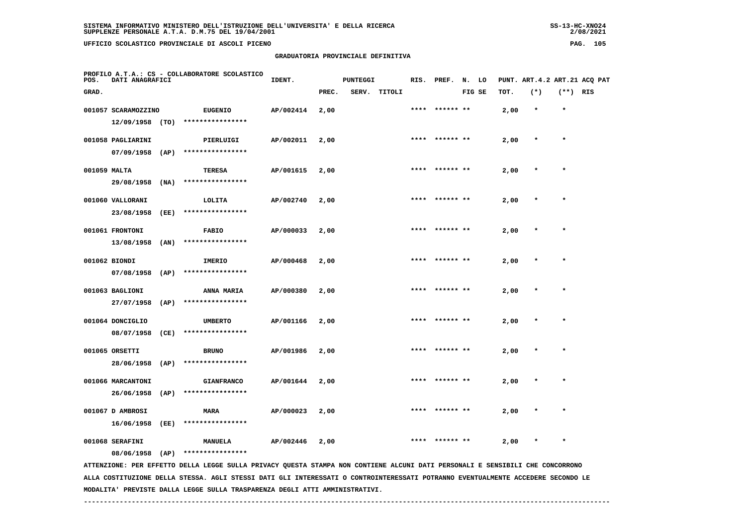SISTEMA INFORMATIVO MINISTERO DELL'ISTRUZIONE DELL'UNIVERSITA' E DELLA RICERCA
SUPPLENZE PERSONALE A.T.A. D.M.75 DEL 19/04/2001

UFFICIO SCOLASTICO PROVINCIALE DI ASCOLI PICENO

GRADUATORIA PROVINCIALE DEFINITIVA

PROFILO A.T.A.: CS - COLLABORATORE SCOLASTICO

| POS. GRAD. | DATI ANAGRAFICI | | IDENT. | PUNTEGGI PREC. | SERV. | TITOLI | RIS. | PREF. | N. FIG | LO SE | PUNT. TOT. | ART.4.2 (*) | ART.21 (**) | ACQ RIS | PAT |
|---|---|---|---|---|---|---|---|---|---|---|---|---|---|---|---|
| 001057 | SCARAMOZZINO 12/09/1958 (TO) | EUGENIO **************** | AP/002414 | 2,00 | | | **** | ****** | ** | | 2,00 | * | * | | |
| 001058 | PAGLIARINI 07/09/1958 (AP) | PIERLUIGI **************** | AP/002011 | 2,00 | | | **** | ****** | ** | | 2,00 | * | * | | |
| 001059 | MALTA 29/08/1958 (NA) | TERESA **************** | AP/001615 | 2,00 | | | **** | ****** | ** | | 2,00 | * | * | | |
| 001060 | VALLORANI 23/08/1958 (EE) | LOLITA **************** | AP/002740 | 2,00 | | | **** | ****** | ** | | 2,00 | * | * | | |
| 001061 | FRONTONI 13/08/1958 (AN) | FABIO **************** | AP/000033 | 2,00 | | | **** | ****** | ** | | 2,00 | * | * | | |
| 001062 | BIONDI 07/08/1958 (AP) | IMERIO **************** | AP/000468 | 2,00 | | | **** | ****** | ** | | 2,00 | * | * | | |
| 001063 | BAGLIONI 27/07/1958 (AP) | ANNA MARIA **************** | AP/000380 | 2,00 | | | **** | ****** | ** | | 2,00 | * | * | | |
| 001064 | DONCIGLIO 08/07/1958 (CE) | UMBERTO **************** | AP/001166 | 2,00 | | | **** | ****** | ** | | 2,00 | * | * | | |
| 001065 | ORSETTI 28/06/1958 (AP) | BRUNO **************** | AP/001986 | 2,00 | | | **** | ****** | ** | | 2,00 | * | * | | |
| 001066 | MARCANTONI 26/06/1958 (AP) | GIANFRANCO **************** | AP/001644 | 2,00 | | | **** | ****** | ** | | 2,00 | * | * | | |
| 001067 | D AMBROSI 16/06/1958 (EE) | MARA **************** | AP/000023 | 2,00 | | | **** | ****** | ** | | 2,00 | * | * | | |
| 001068 | SERAFINI 08/06/1958 (AP) | MANUELA **************** | AP/002446 | 2,00 | | | **** | ****** | ** | | 2,00 | * | * | | |

ATTENZIONE: PER EFFETTO DELLA LEGGE SULLA PRIVACY QUESTA STAMPA NON CONTIENE ALCUNI DATI PERSONALI E SENSIBILI CHE CONCORRONO ALLA COSTITUZIONE DELLA STESSA. AGLI STESSI DATI GLI INTERESSATI O CONTROINTERESSATI POTRANNO EVENTUALMENTE ACCEDERE SECONDO LE MODALITA' PREVISTE DALLA LEGGE SULLA TRASPARENZA DEGLI ATTI AMMINISTRATIVI.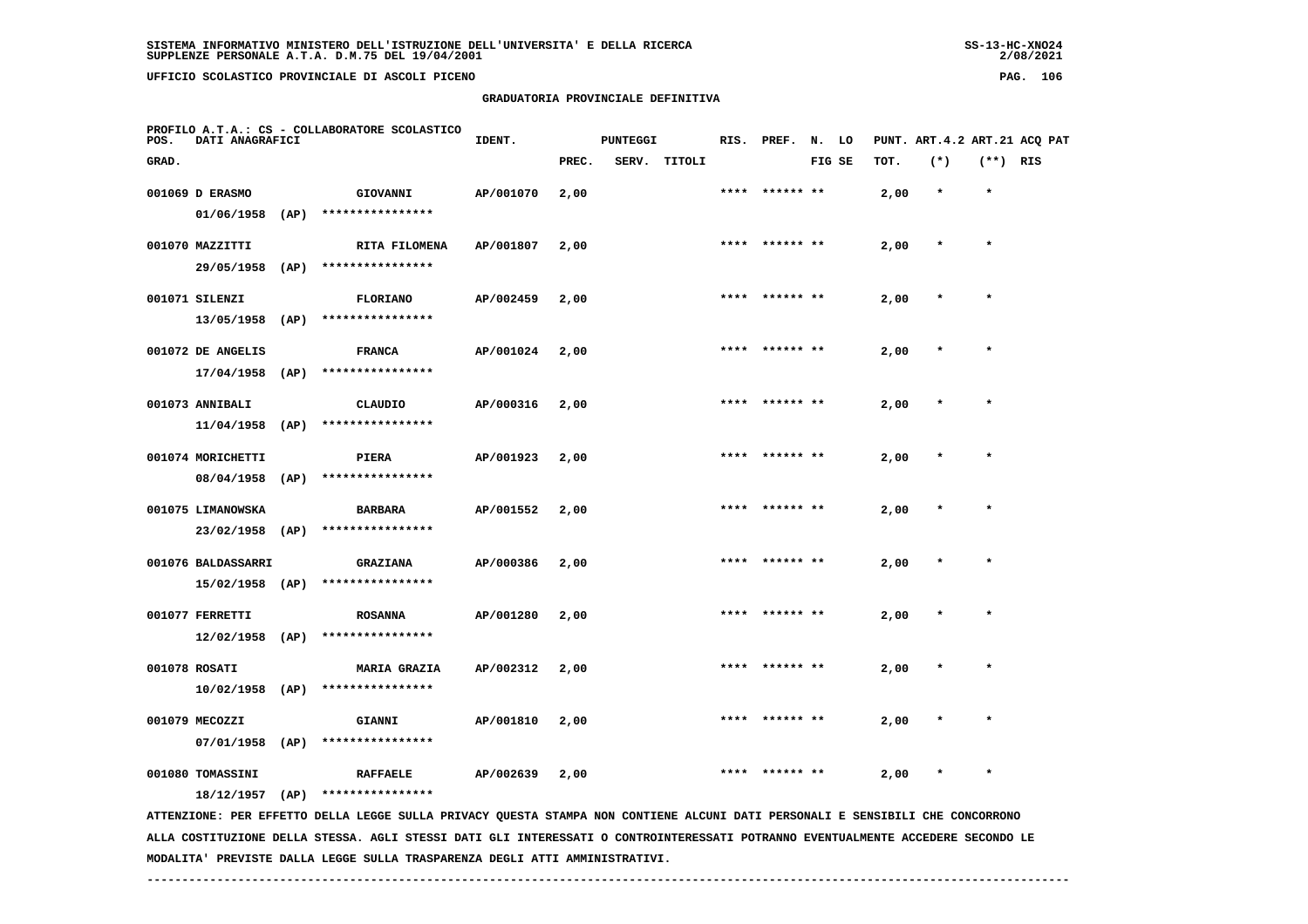SISTEMA INFORMATIVO MINISTERO DELL'ISTRUZIONE DELL'UNIVERSITA' E DELLA RICERCA
SUPPLENZE PERSONALE A.T.A. D.M.75 DEL 19/04/2001

UFFICIO SCOLASTICO PROVINCIALE DI ASCOLI PICENO

GRADUATORIA PROVINCIALE DEFINITIVA

PROFILO A.T.A.: CS - COLLABORATORE SCOLASTICO

| POS. GRAD. | DATI ANAGRAFICI | | IDENT. | PUNTEGGI PREC. | SERV. | TITOLI | RIS. | PREF. | N. FIG | LO SE | PUNT. TOT. | ART.4.2 (*) | ART.21 (**) | ACQ PAT RIS |
|---|---|---|---|---|---|---|---|---|---|---|---|---|---|---|
| 001069 | D ERASMO 01/06/1958 (AP) | GIOVANNI **************** | AP/001070 | 2,00 | | | **** | ****** | ** | | 2,00 | * | * | |
| 001070 | MAZZITTI 29/05/1958 (AP) | RITA FILOMENA **************** | AP/001807 | 2,00 | | | **** | ****** | ** | | 2,00 | * | * | |
| 001071 | SILENZI 13/05/1958 (AP) | FLORIANO **************** | AP/002459 | 2,00 | | | **** | ****** | ** | | 2,00 | * | * | |
| 001072 | DE ANGELIS 17/04/1958 (AP) | FRANCA **************** | AP/001024 | 2,00 | | | **** | ****** | ** | | 2,00 | * | * | |
| 001073 | ANNIBALI 11/04/1958 (AP) | CLAUDIO **************** | AP/000316 | 2,00 | | | **** | ****** | ** | | 2,00 | * | * | |
| 001074 | MORICHETTI 08/04/1958 (AP) | PIERA **************** | AP/001923 | 2,00 | | | **** | ****** | ** | | 2,00 | * | * | |
| 001075 | LIMANOWSKA 23/02/1958 (AP) | BARBARA **************** | AP/001552 | 2,00 | | | **** | ****** | ** | | 2,00 | * | * | |
| 001076 | BALDASSARRI 15/02/1958 (AP) | GRAZIANA **************** | AP/000386 | 2,00 | | | **** | ****** | ** | | 2,00 | * | * | |
| 001077 | FERRETTI 12/02/1958 (AP) | ROSANNA **************** | AP/001280 | 2,00 | | | **** | ****** | ** | | 2,00 | * | * | |
| 001078 | ROSATI 10/02/1958 (AP) | MARIA GRAZIA **************** | AP/002312 | 2,00 | | | **** | ****** | ** | | 2,00 | * | * | |
| 001079 | MECOZZI 07/01/1958 (AP) | GIANNI **************** | AP/001810 | 2,00 | | | **** | ****** | ** | | 2,00 | * | * | |
| 001080 | TOMASSINI 18/12/1957 (AP) | RAFFAELE **************** | AP/002639 | 2,00 | | | **** | ****** | ** | | 2,00 | * | * | |

ATTENZIONE: PER EFFETTO DELLA LEGGE SULLA PRIVACY QUESTA STAMPA NON CONTIENE ALCUNI DATI PERSONALI E SENSIBILI CHE CONCORRONO ALLA COSTITUZIONE DELLA STESSA. AGLI STESSI DATI GLI INTERESSATI O CONTROINTERESSATI POTRANNO EVENTUALMENTE ACCEDERE SECONDO LE MODALITA' PREVISTE DALLA LEGGE SULLA TRASPARENZA DEGLI ATTI AMMINISTRATIVI.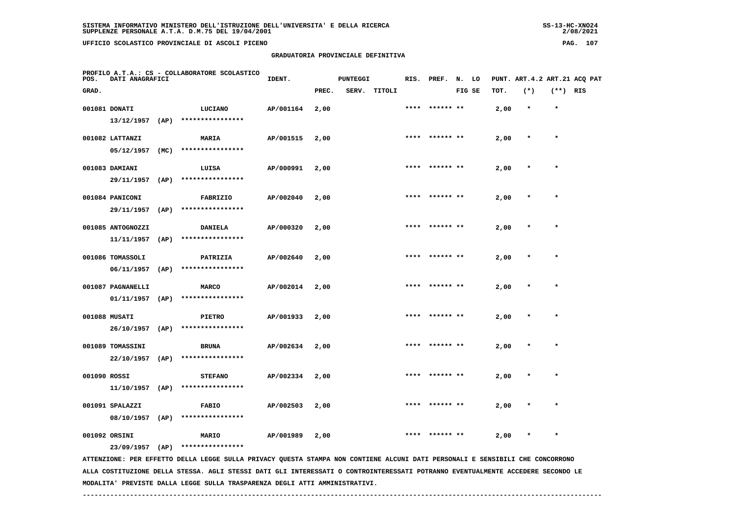## GRADUATORIA PROVINCIALE DEFINITIVA

PROFILO A.T.A.: CS - COLLABORATORE SCOLASTICO

| POS. GRAD. | DATI ANAGRAFICI | | IDENT. | PUNTEGGI PREC. | SERV. | TITOLI | RIS. | PREF. | N. FIG | LO SE | PUNT. TOT. | ART.4.2 (*) | ART.21 (**) | ACQ PAT RIS |
|---|---|---|---|---|---|---|---|---|---|---|---|---|---|---|
| 001081 | DONATI | LUCIANO | AP/001164 | 2,00 | | | **** | ****** | ** | | 2,00 | * | * | |
| | 13/12/1957 (AP) | **************** | | | | | | | | | | | | |
| 001082 | LATTANZI | MARIA | AP/001515 | 2,00 | | | **** | ****** | ** | | 2,00 | * | * | |
| | 05/12/1957 (MC) | **************** | | | | | | | | | | | | |
| 001083 | DAMIANI | LUISA | AP/000991 | 2,00 | | | **** | ****** | ** | | 2,00 | * | * | |
| | 29/11/1957 (AP) | **************** | | | | | | | | | | | | |
| 001084 | PANICONI | FABRIZIO | AP/002040 | 2,00 | | | **** | ****** | ** | | 2,00 | * | * | |
| | 29/11/1957 (AP) | **************** | | | | | | | | | | | | |
| 001085 | ANTOGNOZZI | DANIELA | AP/000320 | 2,00 | | | **** | ****** | ** | | 2,00 | * | * | |
| | 11/11/1957 (AP) | **************** | | | | | | | | | | | | |
| 001086 | TOMASSOLI | PATRIZIA | AP/002640 | 2,00 | | | **** | ****** | ** | | 2,00 | * | * | |
| | 06/11/1957 (AP) | **************** | | | | | | | | | | | | |
| 001087 | PAGNANELLI | MARCO | AP/002014 | 2,00 | | | **** | ****** | ** | | 2,00 | * | * | |
| | 01/11/1957 (AP) | **************** | | | | | | | | | | | | |
| 001088 | MUSATI | PIETRO | AP/001933 | 2,00 | | | **** | ****** | ** | | 2,00 | * | * | |
| | 26/10/1957 (AP) | **************** | | | | | | | | | | | | |
| 001089 | TOMASSINI | BRUNA | AP/002634 | 2,00 | | | **** | ****** | ** | | 2,00 | * | * | |
| | 22/10/1957 (AP) | **************** | | | | | | | | | | | | |
| 001090 | ROSSI | STEFANO | AP/002334 | 2,00 | | | **** | ****** | ** | | 2,00 | * | * | |
| | 11/10/1957 (AP) | **************** | | | | | | | | | | | | |
| 001091 | SPALAZZI | FABIO | AP/002503 | 2,00 | | | **** | ****** | ** | | 2,00 | * | * | |
| | 08/10/1957 (AP) | **************** | | | | | | | | | | | | |
| 001092 | ORSINI | MARIO | AP/001989 | 2,00 | | | **** | ****** | ** | | 2,00 | * | * | |
| | 23/09/1957 (AP) | **************** | | | | | | | | | | | | |

ATTENZIONE: PER EFFETTO DELLA LEGGE SULLA PRIVACY QUESTA STAMPA NON CONTIENE ALCUNI DATI PERSONALI E SENSIBILI CHE CONCORRONO ALLA COSTITUZIONE DELLA STESSA. AGLI STESSI DATI GLI INTERESSATI O CONTROINTERESSATI POTRANNO EVENTUALMENTE ACCEDERE SECONDO LE MODALITA' PREVISTE DALLA LEGGE SULLA TRASPARENZA DEGLI ATTI AMMINISTRATIVI.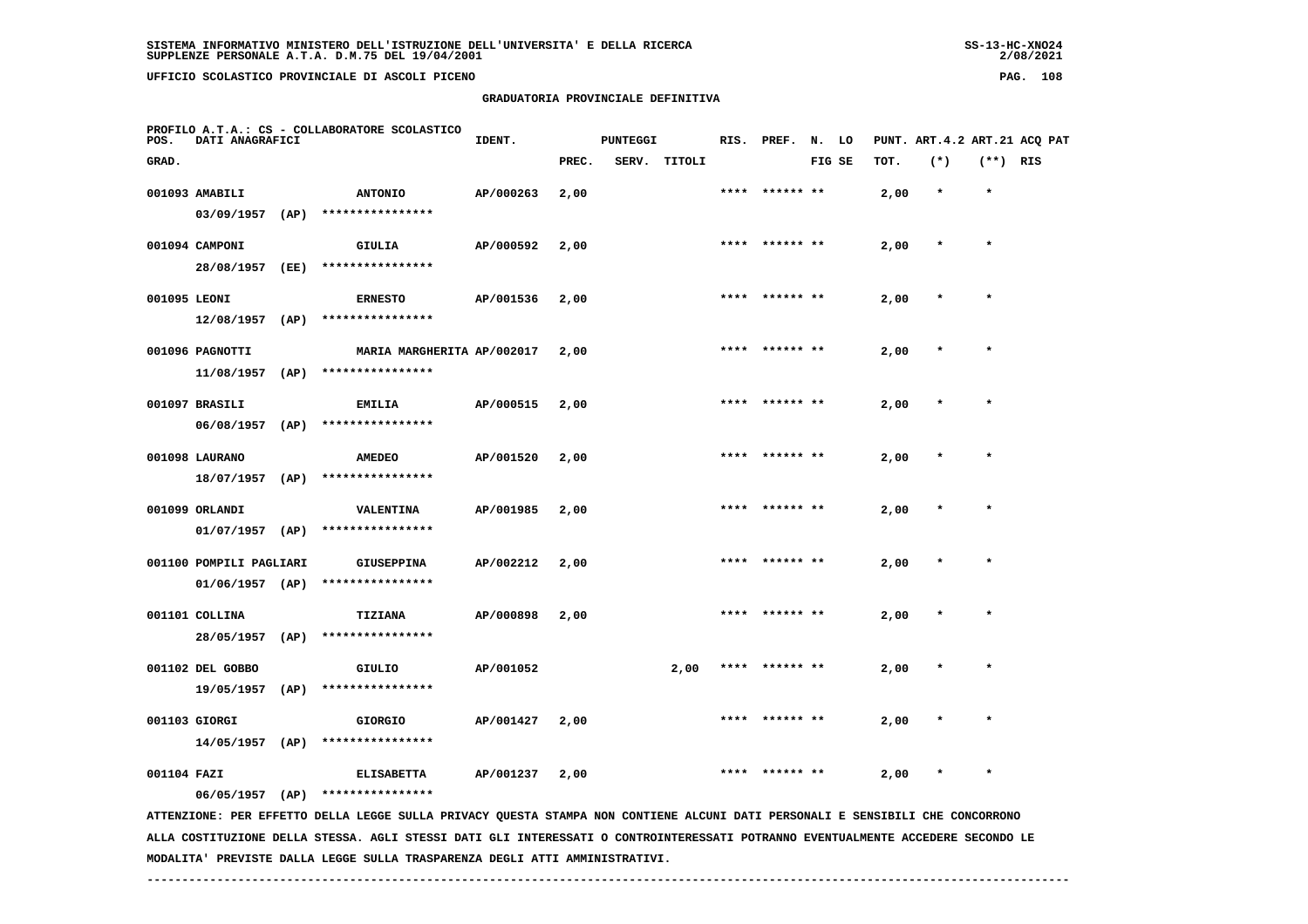SISTEMA INFORMATIVO MINISTERO DELL'ISTRUZIONE DELL'UNIVERSITA' E DELLA RICERCA
SUPPLENZE PERSONALE A.T.A. D.M.75 DEL 19/04/2001

UFFICIO SCOLASTICO PROVINCIALE DI ASCOLI PICENO

GRADUATORIA PROVINCIALE DEFINITIVA

PROFILO A.T.A.: CS - COLLABORATORE SCOLASTICO

| POS. GRAD. | DATI ANAGRAFICI | | IDENT. | PUNTEGGI PREC. | SERV. | TITOLI | RIS. | PREF. | N. FIG | LO SE | PUNT. TOT. | ART.4.2 (*) | ART.21 (**) | ACQ RIS | PAT |
|---|---|---|---|---|---|---|---|---|---|---|---|---|---|---|---|
| 001093 | AMABILI 03/09/1957 (AP) | ANTONIO **************** | AP/000263 | 2,00 | | | **** | ****** | ** | | 2,00 | * | * | | |
| 001094 | CAMPONI 28/08/1957 (EE) | GIULIA **************** | AP/000592 | 2,00 | | | **** | ****** | ** | | 2,00 | * | * | | |
| 001095 | LEONI 12/08/1957 (AP) | ERNESTO **************** | AP/001536 | 2,00 | | | **** | ****** | ** | | 2,00 | * | * | | |
| 001096 | PAGNOTTI 11/08/1957 (AP) | MARIA MARGHERITA **************** | AP/002017 | 2,00 | | | **** | ****** | ** | | 2,00 | * | * | | |
| 001097 | BRASILI 06/08/1957 (AP) | EMILIA **************** | AP/000515 | 2,00 | | | **** | ****** | ** | | 2,00 | * | * | | |
| 001098 | LAURANO 18/07/1957 (AP) | AMEDEO **************** | AP/001520 | 2,00 | | | **** | ****** | ** | | 2,00 | * | * | | |
| 001099 | ORLANDI 01/07/1957 (AP) | VALENTINA **************** | AP/001985 | 2,00 | | | **** | ****** | ** | | 2,00 | * | * | | |
| 001100 | POMPILI PAGLIARI 01/06/1957 (AP) | GIUSEPPINA **************** | AP/002212 | 2,00 | | | **** | ****** | ** | | 2,00 | * | * | | |
| 001101 | COLLINA 28/05/1957 (AP) | TIZIANA **************** | AP/000898 | 2,00 | | | **** | ****** | ** | | 2,00 | * | * | | |
| 001102 | DEL GOBBO 19/05/1957 (AP) | GIULIO **************** | AP/001052 | | | 2,00 | **** | ****** | ** | | 2,00 | * | * | | |
| 001103 | GIORGI 14/05/1957 (AP) | GIORGIO **************** | AP/001427 | 2,00 | | | **** | ****** | ** | | 2,00 | * | * | | |
| 001104 | FAZI 06/05/1957 (AP) | ELISABETTA **************** | AP/001237 | 2,00 | | | **** | ****** | ** | | 2,00 | * | * | | |

ATTENZIONE: PER EFFETTO DELLA LEGGE SULLA PRIVACY QUESTA STAMPA NON CONTIENE ALCUNI DATI PERSONALI E SENSIBILI CHE CONCORRONO ALLA COSTITUZIONE DELLA STESSA. AGLI STESSI DATI GLI INTERESSATI O CONTROINTERESSATI POTRANNO EVENTUALMENTE ACCEDERE SECONDO LE MODALITA' PREVISTE DALLA LEGGE SULLA TRASPARENZA DEGLI ATTI AMMINISTRATIVI.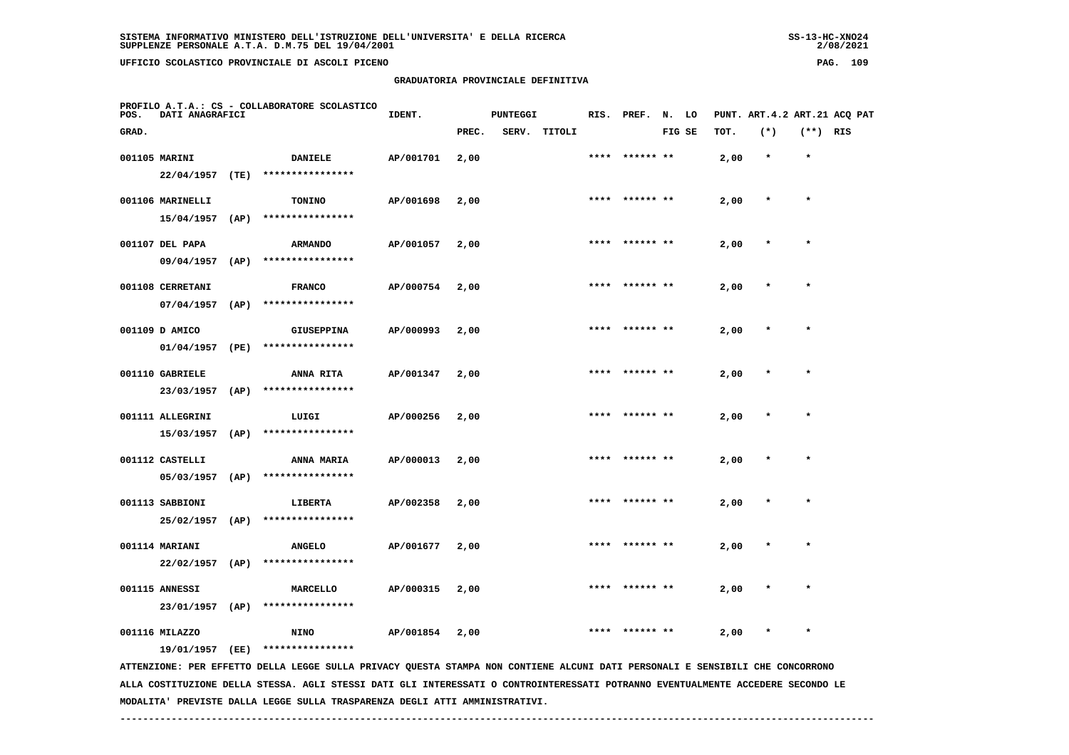SISTEMA INFORMATIVO MINISTERO DELL'ISTRUZIONE DELL'UNIVERSITA' E DELLA RICERCA
SUPPLENZE PERSONALE A.T.A. D.M.75 DEL 19/04/2001

UFFICIO SCOLASTICO PROVINCIALE DI ASCOLI PICENO

GRADUATORIA PROVINCIALE DEFINITIVA

PROFILO A.T.A.: CS - COLLABORATORE SCOLASTICO

| POS. GRAD. | DATI ANAGRAFICI | | IDENT. | PUNTEGGI PREC. | SERV. | TITOLI | RIS. | PREF. | N. LO FIG SE | PUNT. TOT. | ART.4.2 (*) | ART.21 (**) | ACQ PAT RIS |
|---|---|---|---|---|---|---|---|---|---|---|---|---|---|
| 001105 | MARINI 22/04/1957 (TE) | DANIELE **************** | AP/001701 | 2,00 | | | **** | ****** ** | | 2,00 | * | * | |
| 001106 | MARINELLI 15/04/1957 (AP) | TONINO **************** | AP/001698 | 2,00 | | | **** | ****** ** | | 2,00 | * | * | |
| 001107 | DEL PAPA 09/04/1957 (AP) | ARMANDO **************** | AP/001057 | 2,00 | | | **** | ****** ** | | 2,00 | * | * | |
| 001108 | CERRETANI 07/04/1957 (AP) | FRANCO **************** | AP/000754 | 2,00 | | | **** | ****** ** | | 2,00 | * | * | |
| 001109 | D AMICO 01/04/1957 (PE) | GIUSEPPINA **************** | AP/000993 | 2,00 | | | **** | ****** ** | | 2,00 | * | * | |
| 001110 | GABRIELE 23/03/1957 (AP) | ANNA RITA **************** | AP/001347 | 2,00 | | | **** | ****** ** | | 2,00 | * | * | |
| 001111 | ALLEGRINI 15/03/1957 (AP) | LUIGI **************** | AP/000256 | 2,00 | | | **** | ****** ** | | 2,00 | * | * | |
| 001112 | CASTELLI 05/03/1957 (AP) | ANNA MARIA **************** | AP/000013 | 2,00 | | | **** | ****** ** | | 2,00 | * | * | |
| 001113 | SABBIONI 25/02/1957 (AP) | LIBERTA **************** | AP/002358 | 2,00 | | | **** | ****** ** | | 2,00 | * | * | |
| 001114 | MARIANI 22/02/1957 (AP) | ANGELO **************** | AP/001677 | 2,00 | | | **** | ****** ** | | 2,00 | * | * | |
| 001115 | ANNESSI 23/01/1957 (AP) | MARCELLO **************** | AP/000315 | 2,00 | | | **** | ****** ** | | 2,00 | * | * | |
| 001116 | MILAZZO 19/01/1957 (EE) | NINO **************** | AP/001854 | 2,00 | | | **** | ****** ** | | 2,00 | * | * | |

ATTENZIONE: PER EFFETTO DELLA LEGGE SULLA PRIVACY QUESTA STAMPA NON CONTIENE ALCUNI DATI PERSONALI E SENSIBILI CHE CONCORRONO ALLA COSTITUZIONE DELLA STESSA. AGLI STESSI DATI GLI INTERESSATI O CONTROINTERESSATI POTRANNO EVENTUALMENTE ACCEDERE SECONDO LE MODALITA' PREVISTE DALLA LEGGE SULLA TRASPARENZA DEGLI ATTI AMMINISTRATIVI.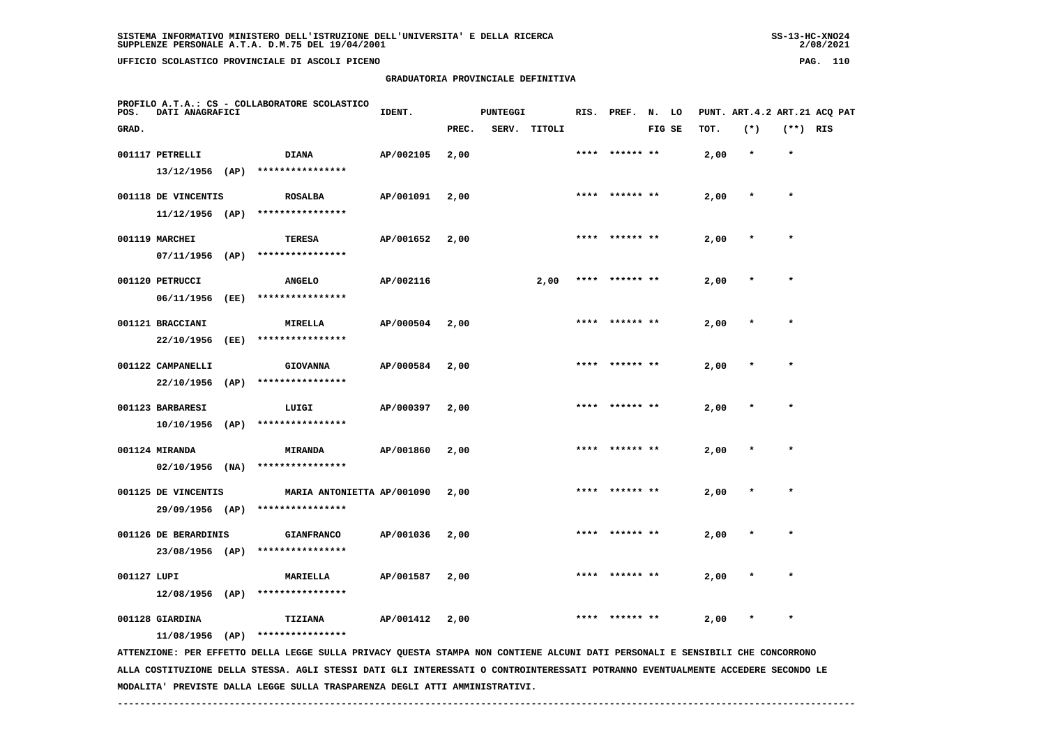# GRADUATORIA PROVINCIALE DEFINITIVA

PROFILO A.T.A.: CS - COLLABORATORE SCOLASTICO

| POS. GRAD. | DATI ANAGRAFICI | | IDENT. | PUNTEGGI PREC. | SERV. | TITOLI | RIS. | PREF. | N. LO FIG SE | PUNT. TOT. | ART.4.2 (*) | ART.21 (**) | ACQ PAT RIS |
|---|---|---|---|---|---|---|---|---|---|---|---|---|---|
| 001117 | PETRELLI 13/12/1956 (AP) | DIANA **************** | AP/002105 | 2,00 | | | **** | ****** ** | | 2,00 | * | * | |
| 001118 | DE VINCENTIS 11/12/1956 (AP) | ROSALBA **************** | AP/001091 | 2,00 | | | **** | ****** ** | | 2,00 | * | * | |
| 001119 | MARCHEI 07/11/1956 (AP) | TERESA **************** | AP/001652 | 2,00 | | | **** | ****** ** | | 2,00 | * | * | |
| 001120 | PETRUCCI 06/11/1956 (EE) | ANGELO **************** | AP/002116 | | | 2,00 | **** | ****** ** | | 2,00 | * | * | |
| 001121 | BRACCIANI 22/10/1956 (EE) | MIRELLA **************** | AP/000504 | 2,00 | | | **** | ****** ** | | 2,00 | * | * | |
| 001122 | CAMPANELLI 22/10/1956 (AP) | GIOVANNA **************** | AP/000584 | 2,00 | | | **** | ****** ** | | 2,00 | * | * | |
| 001123 | BARBARESI 10/10/1956 (AP) | LUIGI **************** | AP/000397 | 2,00 | | | **** | ****** ** | | 2,00 | * | * | |
| 001124 | MIRANDA 02/10/1956 (NA) | MIRANDA **************** | AP/001860 | 2,00 | | | **** | ****** ** | | 2,00 | * | * | |
| 001125 | DE VINCENTIS 29/09/1956 (AP) | MARIA ANTONIETTA **************** | AP/001090 | 2,00 | | | **** | ****** ** | | 2,00 | * | * | |
| 001126 | DE BERARDINIS 23/08/1956 (AP) | GIANFRANCO **************** | AP/001036 | 2,00 | | | **** | ****** ** | | 2,00 | * | * | |
| 001127 | LUPI 12/08/1956 (AP) | MARIELLA **************** | AP/001587 | 2,00 | | | **** | ****** ** | | 2,00 | * | * | |
| 001128 | GIARDINA 11/08/1956 (AP) | TIZIANA **************** | AP/001412 | 2,00 | | | **** | ****** ** | | 2,00 | * | * | |

ATTENZIONE: PER EFFETTO DELLA LEGGE SULLA PRIVACY QUESTA STAMPA NON CONTIENE ALCUNI DATI PERSONALI E SENSIBILI CHE CONCORRONO ALLA COSTITUZIONE DELLA STESSA. AGLI STESSI DATI GLI INTERESSATI O CONTROINTERESSATI POTRANNO EVENTUALMENTE ACCEDERE SECONDO LE MODALITA' PREVISTE DALLA LEGGE SULLA TRASPARENZA DEGLI ATTI AMMINISTRATIVI.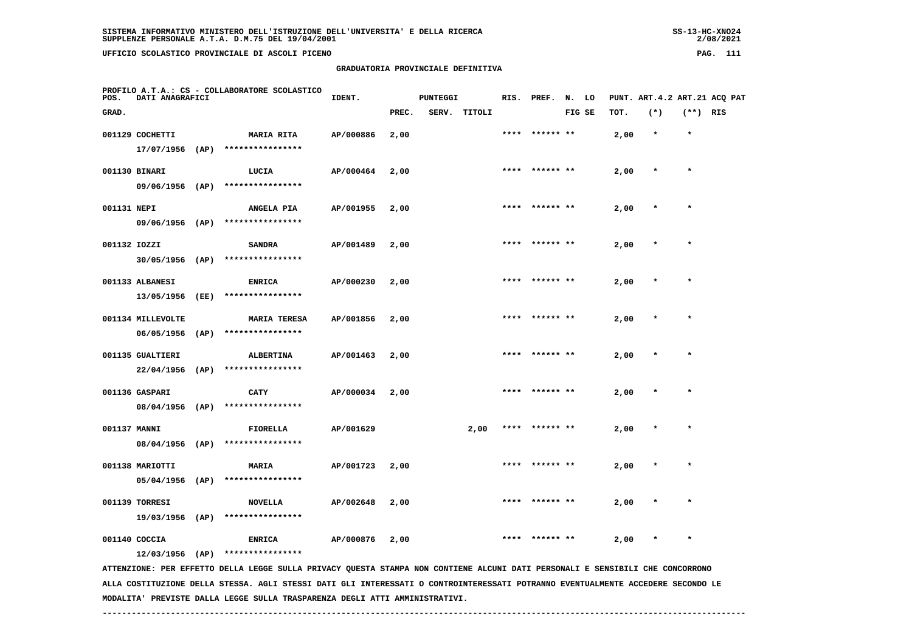SISTEMA INFORMATIVO MINISTERO DELL'ISTRUZIONE DELL'UNIVERSITA' E DELLA RICERCA
SUPPLENZE PERSONALE A.T.A. D.M.75 DEL 19/04/2001

UFFICIO SCOLASTICO PROVINCIALE DI ASCOLI PICENO

## GRADUATORIA PROVINCIALE DEFINITIVA

PROFILO A.T.A.: CS - COLLABORATORE SCOLASTICO

| POS. GRAD. | DATI ANAGRAFICI | | IDENT. | PUNTEGGI PREC. | SERV. | TITOLI | RIS. | PREF. | N. FIG | LO SE | PUNT. TOT. | ART.4.2 (*) | ART.21 (**) | ACQ PAT RIS |
|---|---|---|---|---|---|---|---|---|---|---|---|---|---|---|
| 001129 | COCHETTI 17/07/1956 (AP) | MARIA RITA **************** | AP/000886 | 2,00 | | | **** | ****** | ** | | 2,00 | * | * | |
| 001130 | BINARI 09/06/1956 (AP) | LUCIA **************** | AP/000464 | 2,00 | | | **** | ****** | ** | | 2,00 | * | * | |
| 001131 | NEPI 09/06/1956 (AP) | ANGELA PIA **************** | AP/001955 | 2,00 | | | **** | ****** | ** | | 2,00 | * | * | |
| 001132 | IOZZI 30/05/1956 (AP) | SANDRA **************** | AP/001489 | 2,00 | | | **** | ****** | ** | | 2,00 | * | * | |
| 001133 | ALBANESI 13/05/1956 (EE) | ENRICA **************** | AP/000230 | 2,00 | | | **** | ****** | ** | | 2,00 | * | * | |
| 001134 | MILLEVOLTE 06/05/1956 (AP) | MARIA TERESA **************** | AP/001856 | 2,00 | | | **** | ****** | ** | | 2,00 | * | * | |
| 001135 | GUALTIERI 22/04/1956 (AP) | ALBERTINA **************** | AP/001463 | 2,00 | | | **** | ****** | ** | | 2,00 | * | * | |
| 001136 | GASPARI 08/04/1956 (AP) | CATY **************** | AP/000034 | 2,00 | | | **** | ****** | ** | | 2,00 | * | * | |
| 001137 | MANNI 08/04/1956 (AP) | FIORELLA **************** | AP/001629 | | | 2,00 | **** | ****** | ** | | 2,00 | * | * | |
| 001138 | MARIOTTI 05/04/1956 (AP) | MARIA **************** | AP/001723 | 2,00 | | | **** | ****** | ** | | 2,00 | * | * | |
| 001139 | TORRESI 19/03/1956 (AP) | NOVELLA **************** | AP/002648 | 2,00 | | | **** | ****** | ** | | 2,00 | * | * | |
| 001140 | COCCIA 12/03/1956 (AP) | ENRICA **************** | AP/000876 | 2,00 | | | **** | ****** | ** | | 2,00 | * | * | |

ATTENZIONE: PER EFFETTO DELLA LEGGE SULLA PRIVACY QUESTA STAMPA NON CONTIENE ALCUNI DATI PERSONALI E SENSIBILI CHE CONCORRONO ALLA COSTITUZIONE DELLA STESSA. AGLI STESSI DATI GLI INTERESSATI O CONTROINTERESSATI POTRANNO EVENTUALMENTE ACCEDERE SECONDO LE MODALITA' PREVISTE DALLA LEGGE SULLA TRASPARENZA DEGLI ATTI AMMINISTRATIVI.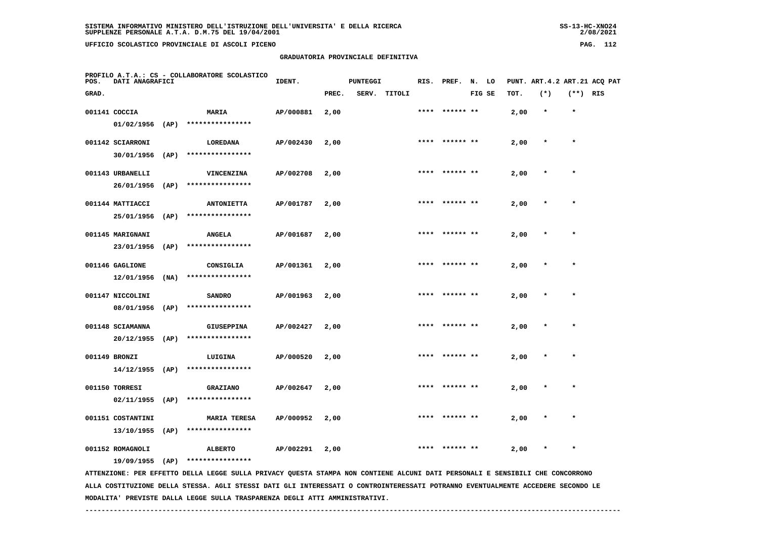# GRADUATORIA PROVINCIALE DEFINITIVA

PROFILO A.T.A.: CS - COLLABORATORE SCOLASTICO

| POS. GRAD. | DATI ANAGRAFICI | | IDENT. | PUNTEGGI PREC. | SERV. | TITOLI | RIS. | PREF. | N. FIG | LO SE | PUNT. TOT. | ART.4.2 (*) | ART.21 (**) | ACQ PAT RIS |
|---|---|---|---|---|---|---|---|---|---|---|---|---|---|---|
| 001141 | COCCIA 01/02/1956 (AP) | MARIA **************** | AP/000881 | 2,00 | | | **** | ****** | ** | | 2,00 | * | * | |
| 001142 | SCIARRONI 30/01/1956 (AP) | LOREDANA **************** | AP/002430 | 2,00 | | | **** | ****** | ** | | 2,00 | * | * | |
| 001143 | URBANELLI 26/01/1956 (AP) | VINCENZINA **************** | AP/002708 | 2,00 | | | **** | ****** | ** | | 2,00 | * | * | |
| 001144 | MATTIACCI 25/01/1956 (AP) | ANTONIETTA **************** | AP/001787 | 2,00 | | | **** | ****** | ** | | 2,00 | * | * | |
| 001145 | MARIGNANI 23/01/1956 (AP) | ANGELA **************** | AP/001687 | 2,00 | | | **** | ****** | ** | | 2,00 | * | * | |
| 001146 | GAGLIONE 12/01/1956 (NA) | CONSIGLIA **************** | AP/001361 | 2,00 | | | **** | ****** | ** | | 2,00 | * | * | |
| 001147 | NICCOLINI 08/01/1956 (AP) | SANDRO **************** | AP/001963 | 2,00 | | | **** | ****** | ** | | 2,00 | * | * | |
| 001148 | SCIAMANNA 20/12/1955 (AP) | GIUSEPPINA **************** | AP/002427 | 2,00 | | | **** | ****** | ** | | 2,00 | * | * | |
| 001149 | BRONZI 14/12/1955 (AP) | LUIGINA **************** | AP/000520 | 2,00 | | | **** | ****** | ** | | 2,00 | * | * | |
| 001150 | TORRESI 02/11/1955 (AP) | GRAZIANO **************** | AP/002647 | 2,00 | | | **** | ****** | ** | | 2,00 | * | * | |
| 001151 | COSTANTINI 13/10/1955 (AP) | MARIA TERESA **************** | AP/000952 | 2,00 | | | **** | ****** | ** | | 2,00 | * | * | |
| 001152 | ROMAGNOLI 19/09/1955 (AP) | ALBERTO **************** | AP/002291 | 2,00 | | | **** | ****** | ** | | 2,00 | * | * | |

ATTENZIONE: PER EFFETTO DELLA LEGGE SULLA PRIVACY QUESTA STAMPA NON CONTIENE ALCUNI DATI PERSONALI E SENSIBILI CHE CONCORRONO ALLA COSTITUZIONE DELLA STESSA. AGLI STESSI DATI GLI INTERESSATI O CONTROINTERESSATI POTRANNO EVENTUALMENTE ACCEDERE SECONDO LE MODALITA' PREVISTE DALLA LEGGE SULLA TRASPARENZA DEGLI ATTI AMMINISTRATIVI.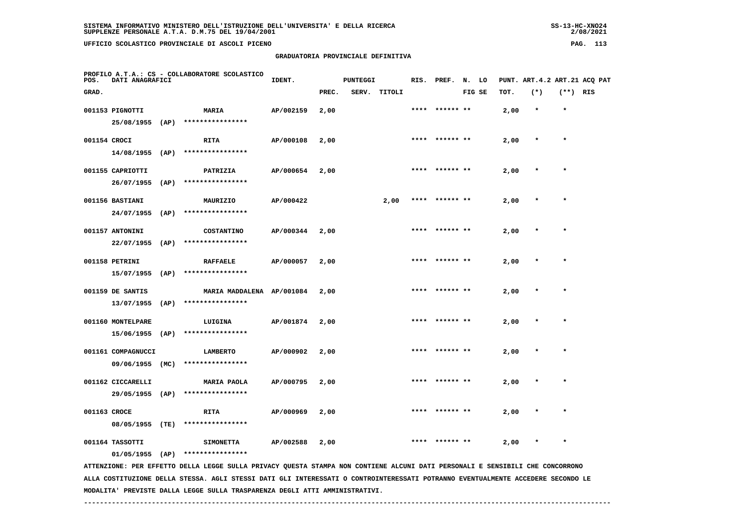SISTEMA INFORMATIVO MINISTERO DELL'ISTRUZIONE DELL'UNIVERSITA' E DELLA RICERCA
SUPPLENZE PERSONALE A.T.A. D.M.75 DEL 19/04/2001

UFFICIO SCOLASTICO PROVINCIALE DI ASCOLI PICENO

## GRADUATORIA PROVINCIALE DEFINITIVA

PROFILO A.T.A.: CS - COLLABORATORE SCOLASTICO

| POS. GRAD. | DATI ANAGRAFICI | | IDENT. | PUNTEGGI PREC. | SERV. | TITOLI | RIS. | PREF. | N. LO FIG SE | PUNT. TOT. | ART.4.2 (*) | ART.21 (**) | ACQ PAT RIS |
|---|---|---|---|---|---|---|---|---|---|---|---|---|---|
| 001153 | PIGNOTTI 25/08/1955 (AP) | MARIA **************** | AP/002159 | 2,00 | | | **** | ****** ** | | 2,00 | * | * | |
| 001154 | CROCI 14/08/1955 (AP) | RITA **************** | AP/000108 | 2,00 | | | **** | ****** ** | | 2,00 | * | * | |
| 001155 | CAPRIOTTI 26/07/1955 (AP) | PATRIZIA **************** | AP/000654 | 2,00 | | | **** | ****** ** | | 2,00 | * | * | |
| 001156 | BASTIANI 24/07/1955 (AP) | MAURIZIO **************** | AP/000422 | | | 2,00 | **** | ****** ** | | 2,00 | * | * | |
| 001157 | ANTONINI 22/07/1955 (AP) | COSTANTINO **************** | AP/000344 | 2,00 | | | **** | ****** ** | | 2,00 | * | * | |
| 001158 | PETRINI 15/07/1955 (AP) | RAFFAELE **************** | AP/000057 | 2,00 | | | **** | ****** ** | | 2,00 | * | * | |
| 001159 | DE SANTIS 13/07/1955 (AP) | MARIA MADDALENA **************** | AP/001084 | 2,00 | | | **** | ****** ** | | 2,00 | * | * | |
| 001160 | MONTELPARE 15/06/1955 (AP) | LUIGINA **************** | AP/001874 | 2,00 | | | **** | ****** ** | | 2,00 | * | * | |
| 001161 | COMPAGNUCCI 09/06/1955 (MC) | LAMBERTO **************** | AP/000902 | 2,00 | | | **** | ****** ** | | 2,00 | * | * | |
| 001162 | CICCARELLI 29/05/1955 (AP) | MARIA PAOLA **************** | AP/000795 | 2,00 | | | **** | ****** ** | | 2,00 | * | * | |
| 001163 | CROCE 08/05/1955 (TE) | RITA **************** | AP/000969 | 2,00 | | | **** | ****** ** | | 2,00 | * | * | |
| 001164 | TASSOTTI 01/05/1955 (AP) | SIMONETTA **************** | AP/002588 | 2,00 | | | **** | ****** ** | | 2,00 | * | * | |

ATTENZIONE: PER EFFETTO DELLA LEGGE SULLA PRIVACY QUESTA STAMPA NON CONTIENE ALCUNI DATI PERSONALI E SENSIBILI CHE CONCORRONO ALLA COSTITUZIONE DELLA STESSA. AGLI STESSI DATI GLI INTERESSATI O CONTROINTERESSATI POTRANNO EVENTUALMENTE ACCEDERE SECONDO LE MODALITA' PREVISTE DALLA LEGGE SULLA TRASPARENZA DEGLI ATTI AMMINISTRATIVI.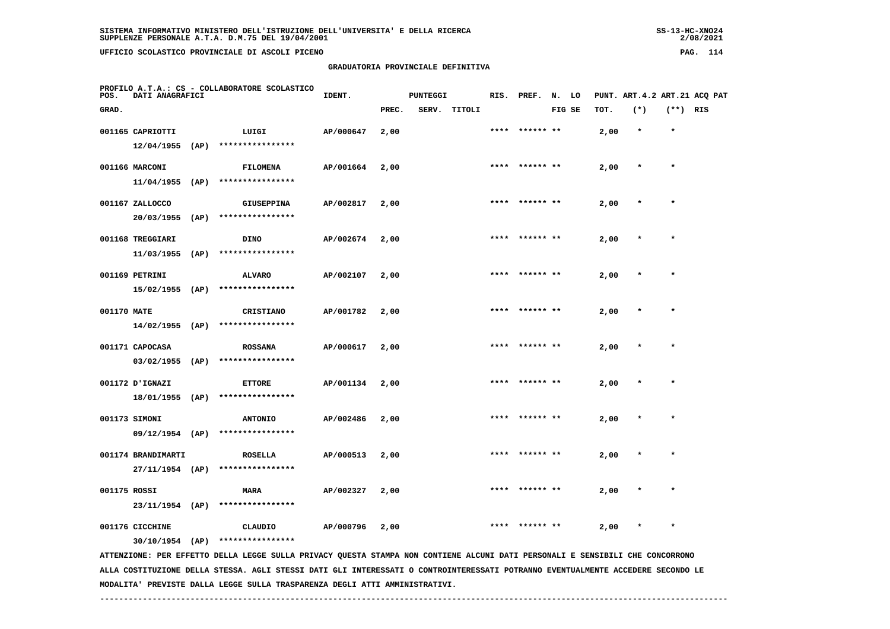SISTEMA INFORMATIVO MINISTERO DELL'ISTRUZIONE DELL'UNIVERSITA' E DELLA RICERCA
SUPPLENZE PERSONALE A.T.A. D.M.75 DEL 19/04/2001

UFFICIO SCOLASTICO PROVINCIALE DI ASCOLI PICENO

## GRADUATORIA PROVINCIALE DEFINITIVA

PROFILO A.T.A.: CS - COLLABORATORE SCOLASTICO

| POS. GRAD. | DATI ANAGRAFICI | | IDENT. | PUNTEGGI PREC. | SERV. | TITOLI | RIS. | PREF. | N. LO FIG SE | PUNT. TOT. | ART.4.2 (*) | ART.21 (**) | ACQ PAT RIS |
|---|---|---|---|---|---|---|---|---|---|---|---|---|---|
| 001165 | CAPRIOTTI 12/04/1955 (AP) | LUIGI **************** | AP/000647 | 2,00 | | | **** | ****** ** | | 2,00 | * | * | |
| 001166 | MARCONI 11/04/1955 (AP) | FILOMENA **************** | AP/001664 | 2,00 | | | **** | ****** ** | | 2,00 | * | * | |
| 001167 | ZALLOCCO 20/03/1955 (AP) | GIUSEPPINA **************** | AP/002817 | 2,00 | | | **** | ****** ** | | 2,00 | * | * | |
| 001168 | TREGGIARI 11/03/1955 (AP) | DINO **************** | AP/002674 | 2,00 | | | **** | ****** ** | | 2,00 | * | * | |
| 001169 | PETRINI 15/02/1955 (AP) | ALVARO **************** | AP/002107 | 2,00 | | | **** | ****** ** | | 2,00 | * | * | |
| 001170 | MATE 14/02/1955 (AP) | CRISTIANO **************** | AP/001782 | 2,00 | | | **** | ****** ** | | 2,00 | * | * | |
| 001171 | CAPOCASA 03/02/1955 (AP) | ROSSANA **************** | AP/000617 | 2,00 | | | **** | ****** ** | | 2,00 | * | * | |
| 001172 | D'IGNAZI 18/01/1955 (AP) | ETTORE **************** | AP/001134 | 2,00 | | | **** | ****** ** | | 2,00 | * | * | |
| 001173 | SIMONI 09/12/1954 (AP) | ANTONIO **************** | AP/002486 | 2,00 | | | **** | ****** ** | | 2,00 | * | * | |
| 001174 | BRANDIMARTI 27/11/1954 (AP) | ROSELLA **************** | AP/000513 | 2,00 | | | **** | ****** ** | | 2,00 | * | * | |
| 001175 | ROSSI 23/11/1954 (AP) | MARA **************** | AP/002327 | 2,00 | | | **** | ****** ** | | 2,00 | * | * | |
| 001176 | CICCHINE 30/10/1954 (AP) | CLAUDIO **************** | AP/000796 | 2,00 | | | **** | ****** ** | | 2,00 | * | * | |

ATTENZIONE: PER EFFETTO DELLA LEGGE SULLA PRIVACY QUESTA STAMPA NON CONTIENE ALCUNI DATI PERSONALI E SENSIBILI CHE CONCORRONO ALLA COSTITUZIONE DELLA STESSA. AGLI STESSI DATI GLI INTERESSATI O CONTROINTERESSATI POTRANNO EVENTUALMENTE ACCEDERE SECONDO LE MODALITA' PREVISTE DALLA LEGGE SULLA TRASPARENZA DEGLI ATTI AMMINISTRATIVI.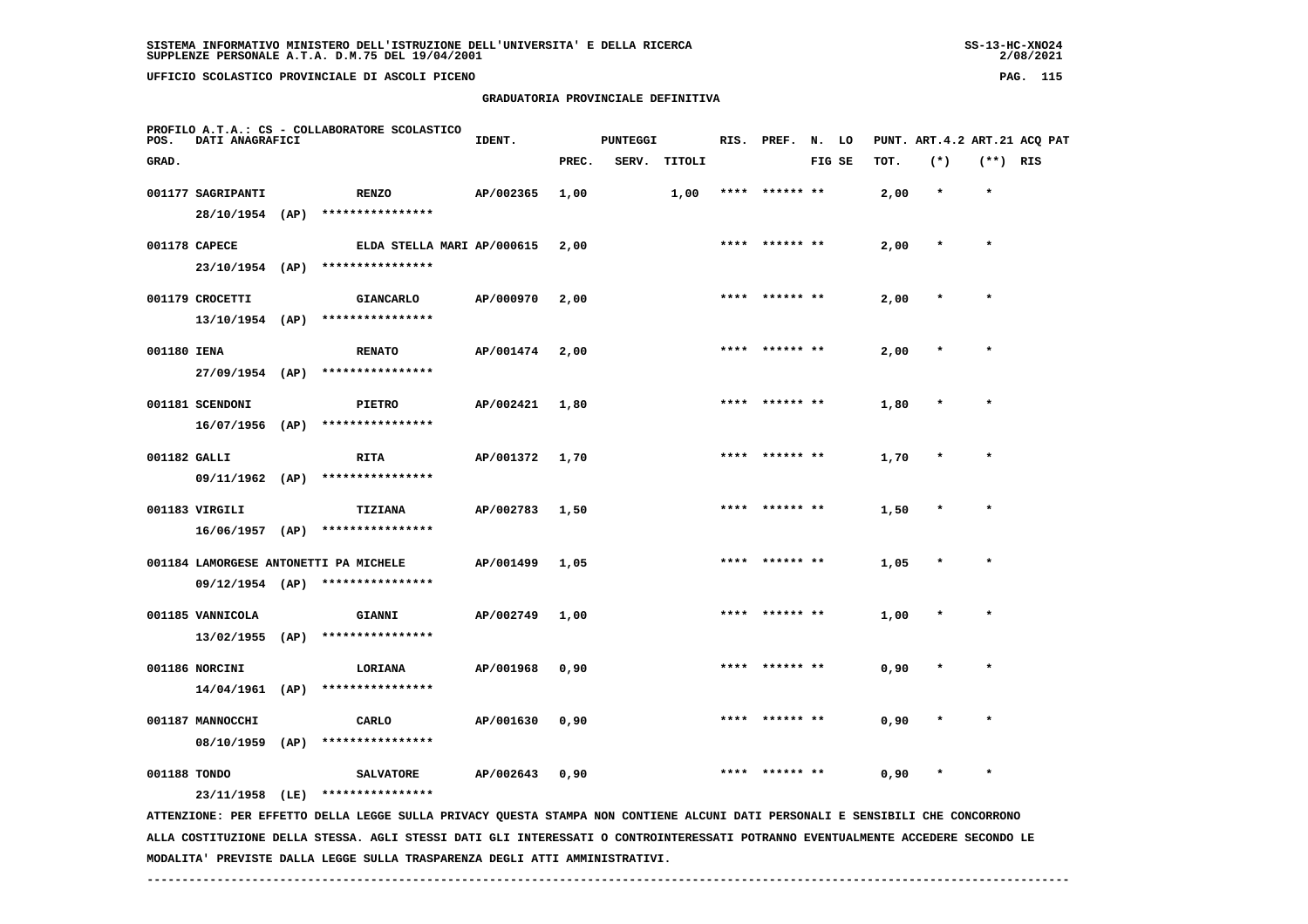SISTEMA INFORMATIVO MINISTERO DELL'ISTRUZIONE DELL'UNIVERSITA' E DELLA RICERCA
SUPPLENZE PERSONALE A.T.A. D.M.75 DEL 19/04/2001

UFFICIO SCOLASTICO PROVINCIALE DI ASCOLI PICENO

GRADUATORIA PROVINCIALE DEFINITIVA

PROFILO A.T.A.: CS - COLLABORATORE SCOLASTICO

| POS. GRAD. | DATI ANAGRAFICI | | IDENT. | PUNTEGGI PREC. | SERV. | TITOLI | RIS. | PREF. | N. FIG | LO SE | PUNT. TOT. | ART.4.2 (*) | ART.21 (**) | ACQ PAT RIS |
|---|---|---|---|---|---|---|---|---|---|---|---|---|---|---|
| 001177 | SAGRIPANTI 28/10/1954 (AP) | RENZO **************** | AP/002365 | 1,00 | | 1,00 | **** | ****** | ** | | 2,00 | * | * | |
| 001178 | CAPECE 23/10/1954 (AP) | ELDA STELLA MARI **************** | AP/000615 | 2,00 | | | **** | ****** | ** | | 2,00 | * | * | |
| 001179 | CROCETTI 13/10/1954 (AP) | GIANCARLO **************** | AP/000970 | 2,00 | | | **** | ****** | ** | | 2,00 | * | * | |
| 001180 | IENA 27/09/1954 (AP) | RENATO **************** | AP/001474 | 2,00 | | | **** | ****** | ** | | 2,00 | * | * | |
| 001181 | SCENDONI 16/07/1956 (AP) | PIETRO **************** | AP/002421 | 1,80 | | | **** | ****** | ** | | 1,80 | * | * | |
| 001182 | GALLI 09/11/1962 (AP) | RITA **************** | AP/001372 | 1,70 | | | **** | ****** | ** | | 1,70 | * | * | |
| 001183 | VIRGILI 16/06/1957 (AP) | TIZIANA **************** | AP/002783 | 1,50 | | | **** | ****** | ** | | 1,50 | * | * | |
| 001184 | LAMORGESE ANTONETTI PA 09/12/1954 (AP) | MICHELE **************** | AP/001499 | 1,05 | | | **** | ****** | ** | | 1,05 | * | * | |
| 001185 | VANNICOLA 13/02/1955 (AP) | GIANNI **************** | AP/002749 | 1,00 | | | **** | ****** | ** | | 1,00 | * | * | |
| 001186 | NORCINI 14/04/1961 (AP) | LORIANA **************** | AP/001968 | 0,90 | | | **** | ****** | ** | | 0,90 | * | * | |
| 001187 | MANNOCCHI 08/10/1959 (AP) | CARLO **************** | AP/001630 | 0,90 | | | **** | ****** | ** | | 0,90 | * | * | |
| 001188 | TONDO 23/11/1958 (LE) | SALVATORE **************** | AP/002643 | 0,90 | | | **** | ****** | ** | | 0,90 | * | * | |

ATTENZIONE: PER EFFETTO DELLA LEGGE SULLA PRIVACY QUESTA STAMPA NON CONTIENE ALCUNI DATI PERSONALI E SENSIBILI CHE CONCORRONO ALLA COSTITUZIONE DELLA STESSA. AGLI STESSI DATI GLI INTERESSATI O CONTROINTERESSATI POTRANNO EVENTUALMENTE ACCEDERE SECONDO LE MODALITA' PREVISTE DALLA LEGGE SULLA TRASPARENZA DEGLI ATTI AMMINISTRATIVI.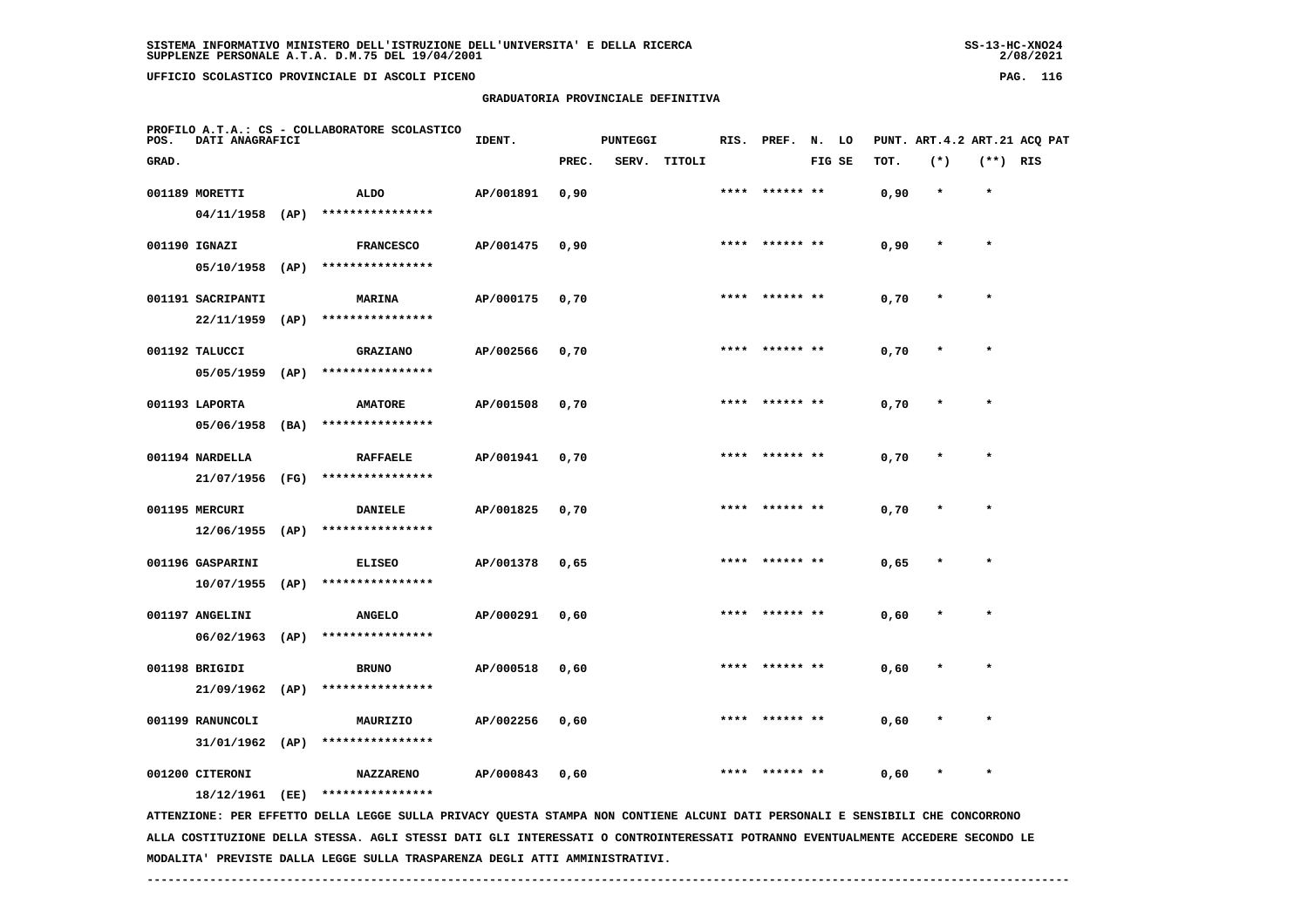SISTEMA INFORMATIVO MINISTERO DELL'ISTRUZIONE DELL'UNIVERSITA' E DELLA RICERCA
SUPPLENZE PERSONALE A.T.A. D.M.75 DEL 19/04/2001

UFFICIO SCOLASTICO PROVINCIALE DI ASCOLI PICENO

GRADUATORIA PROVINCIALE DEFINITIVA

PROFILO A.T.A.: CS - COLLABORATORE SCOLASTICO

| POS. GRAD. | DATI ANAGRAFICI | | IDENT. | PUNTEGGI PREC. | SERV. | TITOLI | RIS. | PREF. | N. LO FIG SE | PUNT. TOT. | ART.4.2 (*) | ART.21 (**) | ACQ PAT RIS |
|---|---|---|---|---|---|---|---|---|---|---|---|---|---|
| 001189 | MORETTI 04/11/1958 (AP) | ALDO **************** | AP/001891 | 0,90 | | | **** | ****** ** | | 0,90 | * | * | |
| 001190 | IGNAZI 05/10/1958 (AP) | FRANCESCO **************** | AP/001475 | 0,90 | | | **** | ****** ** | | 0,90 | * | * | |
| 001191 | SACRIPANTI 22/11/1959 (AP) | MARINA **************** | AP/000175 | 0,70 | | | **** | ****** ** | | 0,70 | * | * | |
| 001192 | TALUCCI 05/05/1959 (AP) | GRAZIANO **************** | AP/002566 | 0,70 | | | **** | ****** ** | | 0,70 | * | * | |
| 001193 | LAPORTA 05/06/1958 (BA) | AMATORE **************** | AP/001508 | 0,70 | | | **** | ****** ** | | 0,70 | * | * | |
| 001194 | NARDELLA 21/07/1956 (FG) | RAFFAELE **************** | AP/001941 | 0,70 | | | **** | ****** ** | | 0,70 | * | * | |
| 001195 | MERCURI 12/06/1955 (AP) | DANIELE **************** | AP/001825 | 0,70 | | | **** | ****** ** | | 0,70 | * | * | |
| 001196 | GASPARINI 10/07/1955 (AP) | ELISEO **************** | AP/001378 | 0,65 | | | **** | ****** ** | | 0,65 | * | * | |
| 001197 | ANGELINI 06/02/1963 (AP) | ANGELO **************** | AP/000291 | 0,60 | | | **** | ****** ** | | 0,60 | * | * | |
| 001198 | BRIGIDI 21/09/1962 (AP) | BRUNO **************** | AP/000518 | 0,60 | | | **** | ****** ** | | 0,60 | * | * | |
| 001199 | RANUNCOLI 31/01/1962 (AP) | MAURIZIO **************** | AP/002256 | 0,60 | | | **** | ****** ** | | 0,60 | * | * | |
| 001200 | CITERONI 18/12/1961 (EE) | NAZZARENO **************** | AP/000843 | 0,60 | | | **** | ****** ** | | 0,60 | * | * | |

ATTENZIONE: PER EFFETTO DELLA LEGGE SULLA PRIVACY QUESTA STAMPA NON CONTIENE ALCUNI DATI PERSONALI E SENSIBILI CHE CONCORRONO ALLA COSTITUZIONE DELLA STESSA. AGLI STESSI DATI GLI INTERESSATI O CONTROINTERESSATI POTRANNO EVENTUALMENTE ACCEDERE SECONDO LE MODALITA' PREVISTE DALLA LEGGE SULLA TRASPARENZA DEGLI ATTI AMMINISTRATIVI.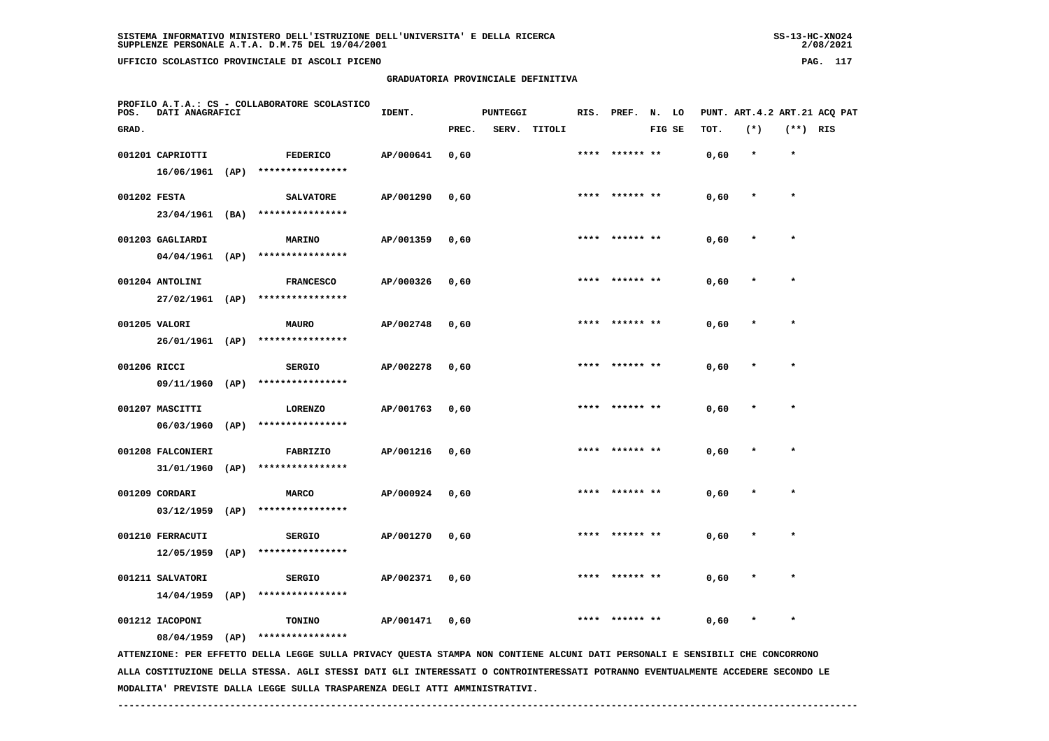SISTEMA INFORMATIVO MINISTERO DELL'ISTRUZIONE DELL'UNIVERSITA' E DELLA RICERCA
SUPPLENZE PERSONALE A.T.A. D.M.75 DEL 19/04/2001

UFFICIO SCOLASTICO PROVINCIALE DI ASCOLI PICENO

GRADUATORIA PROVINCIALE DEFINITIVA

PROFILO A.T.A.: CS - COLLABORATORE SCOLASTICO

| POS. GRAD. | DATI ANAGRAFICI | | IDENT. | PUNTEGGI PREC. | SERV. | TITOLI | RIS. | PREF. | N. LO FIG SE | PUNT. ART.4.2 TOT. | (*) | ART.21 (**) | ACQ PAT RIS |
|---|---|---|---|---|---|---|---|---|---|---|---|---|---|
| 001201 | CAPRIOTTI 16/06/1961 (AP) | FEDERICO **************** | AP/000641 | 0,60 | | | **** | ****** ** | | 0,60 | * | * | |
| 001202 | FESTA 23/04/1961 (BA) | SALVATORE **************** | AP/001290 | 0,60 | | | **** | ****** ** | | 0,60 | * | * | |
| 001203 | GAGLIARDI 04/04/1961 (AP) | MARINO **************** | AP/001359 | 0,60 | | | **** | ****** ** | | 0,60 | * | * | |
| 001204 | ANTOLINI 27/02/1961 (AP) | FRANCESCO **************** | AP/000326 | 0,60 | | | **** | ****** ** | | 0,60 | * | * | |
| 001205 | VALORI 26/01/1961 (AP) | MAURO **************** | AP/002748 | 0,60 | | | **** | ****** ** | | 0,60 | * | * | |
| 001206 | RICCI 09/11/1960 (AP) | SERGIO **************** | AP/002278 | 0,60 | | | **** | ****** ** | | 0,60 | * | * | |
| 001207 | MASCITTI 06/03/1960 (AP) | LORENZO **************** | AP/001763 | 0,60 | | | **** | ****** ** | | 0,60 | * | * | |
| 001208 | FALCONIERI 31/01/1960 (AP) | FABRIZIO **************** | AP/001216 | 0,60 | | | **** | ****** ** | | 0,60 | * | * | |
| 001209 | CORDARI 03/12/1959 (AP) | MARCO **************** | AP/000924 | 0,60 | | | **** | ****** ** | | 0,60 | * | * | |
| 001210 | FERRACUTI 12/05/1959 (AP) | SERGIO **************** | AP/001270 | 0,60 | | | **** | ****** ** | | 0,60 | * | * | |
| 001211 | SALVATORI 14/04/1959 (AP) | SERGIO **************** | AP/002371 | 0,60 | | | **** | ****** ** | | 0,60 | * | * | |
| 001212 | IACOPONI 08/04/1959 (AP) | TONINO **************** | AP/001471 | 0,60 | | | **** | ****** ** | | 0,60 | * | * | |

ATTENZIONE: PER EFFETTO DELLA LEGGE SULLA PRIVACY QUESTA STAMPA NON CONTIENE ALCUNI DATI PERSONALI E SENSIBILI CHE CONCORRONO ALLA COSTITUZIONE DELLA STESSA. AGLI STESSI DATI GLI INTERESSATI O CONTROINTERESSATI POTRANNO EVENTUALMENTE ACCEDERE SECONDO LE MODALITA' PREVISTE DALLA LEGGE SULLA TRASPARENZA DEGLI ATTI AMMINISTRATIVI.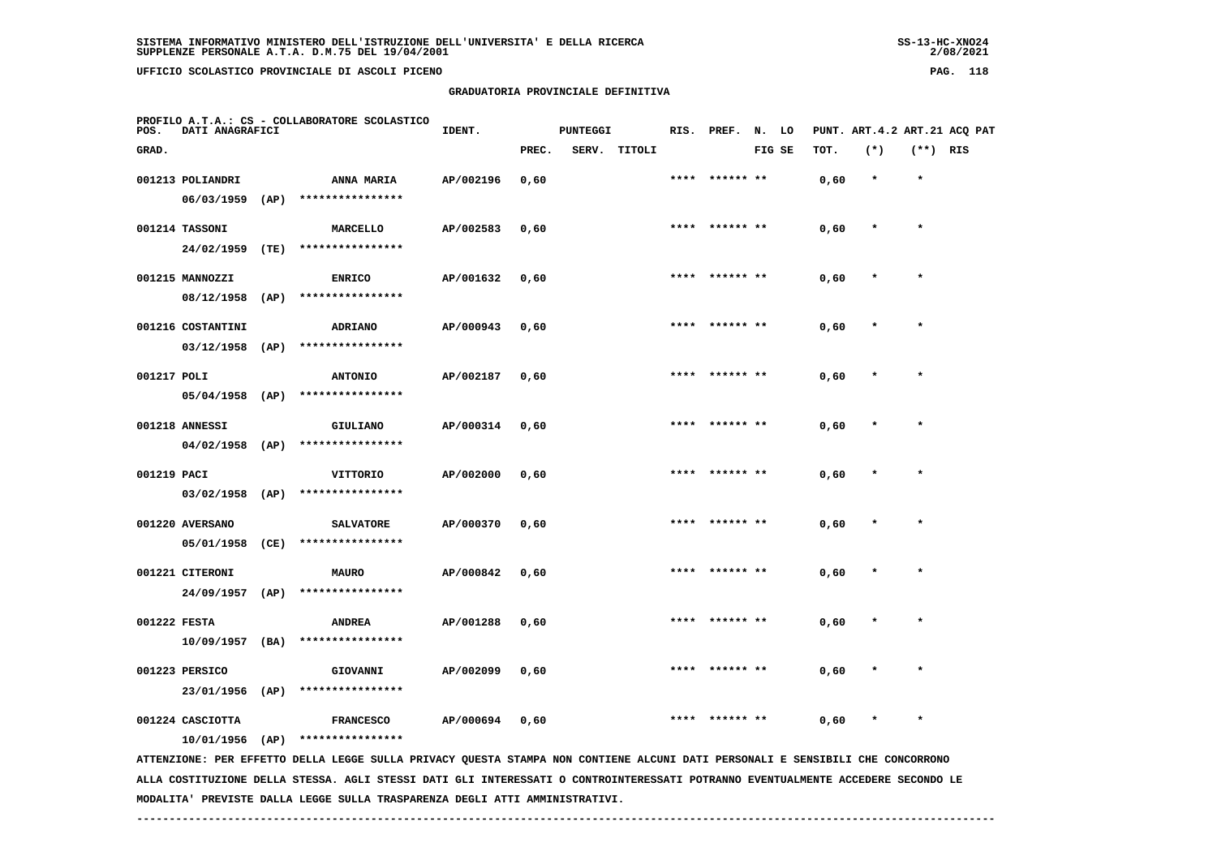## GRADUATORIA PROVINCIALE DEFINITIVA

PROFILO A.T.A.: CS - COLLABORATORE SCOLASTICO

| POS. GRAD. | DATI ANAGRAFICI | | IDENT. | PUNTEGGI PREC. | SERV. | TITOLI | RIS. | PREF. | N. FIG | LO SE | PUNT. TOT. | ART.4.2 (*) | ART.21 (**) | ACQ RIS | PAT |
|---|---|---|---|---|---|---|---|---|---|---|---|---|---|---|---|
| 001213 | POLIANDRI 06/03/1959 (AP) | ANNA MARIA **************** | AP/002196 | 0,60 | | | **** | ****** | ** | | 0,60 | * | * | | |
| 001214 | TASSONI 24/02/1959 (TE) | MARCELLO **************** | AP/002583 | 0,60 | | | **** | ****** | ** | | 0,60 | * | * | | |
| 001215 | MANNOZZI 08/12/1958 (AP) | ENRICO **************** | AP/001632 | 0,60 | | | **** | ****** | ** | | 0,60 | * | * | | |
| 001216 | COSTANTINI 03/12/1958 (AP) | ADRIANO **************** | AP/000943 | 0,60 | | | **** | ****** | ** | | 0,60 | * | * | | |
| 001217 | POLI 05/04/1958 (AP) | ANTONIO **************** | AP/002187 | 0,60 | | | **** | ****** | ** | | 0,60 | * | * | | |
| 001218 | ANNESSI 04/02/1958 (AP) | GIULIANO **************** | AP/000314 | 0,60 | | | **** | ****** | ** | | 0,60 | * | * | | |
| 001219 | PACI 03/02/1958 (AP) | VITTORIO **************** | AP/002000 | 0,60 | | | **** | ****** | ** | | 0,60 | * | * | | |
| 001220 | AVERSANO 05/01/1958 (CE) | SALVATORE **************** | AP/000370 | 0,60 | | | **** | ****** | ** | | 0,60 | * | * | | |
| 001221 | CITERONI 24/09/1957 (AP) | MAURO **************** | AP/000842 | 0,60 | | | **** | ****** | ** | | 0,60 | * | * | | |
| 001222 | FESTA 10/09/1957 (BA) | ANDREA **************** | AP/001288 | 0,60 | | | **** | ****** | ** | | 0,60 | * | * | | |
| 001223 | PERSICO 23/01/1956 (AP) | GIOVANNI **************** | AP/002099 | 0,60 | | | **** | ****** | ** | | 0,60 | * | * | | |
| 001224 | CASCIOTTA 10/01/1956 (AP) | FRANCESCO **************** | AP/000694 | 0,60 | | | **** | ****** | ** | | 0,60 | * | * | | |

ATTENZIONE: PER EFFETTO DELLA LEGGE SULLA PRIVACY QUESTA STAMPA NON CONTIENE ALCUNI DATI PERSONALI E SENSIBILI CHE CONCORRONO ALLA COSTITUZIONE DELLA STESSA. AGLI STESSI DATI GLI INTERESSATI O CONTROINTERESSATI POTRANNO EVENTUALMENTE ACCEDERE SECONDO LE MODALITA' PREVISTE DALLA LEGGE SULLA TRASPARENZA DEGLI ATTI AMMINISTRATIVI.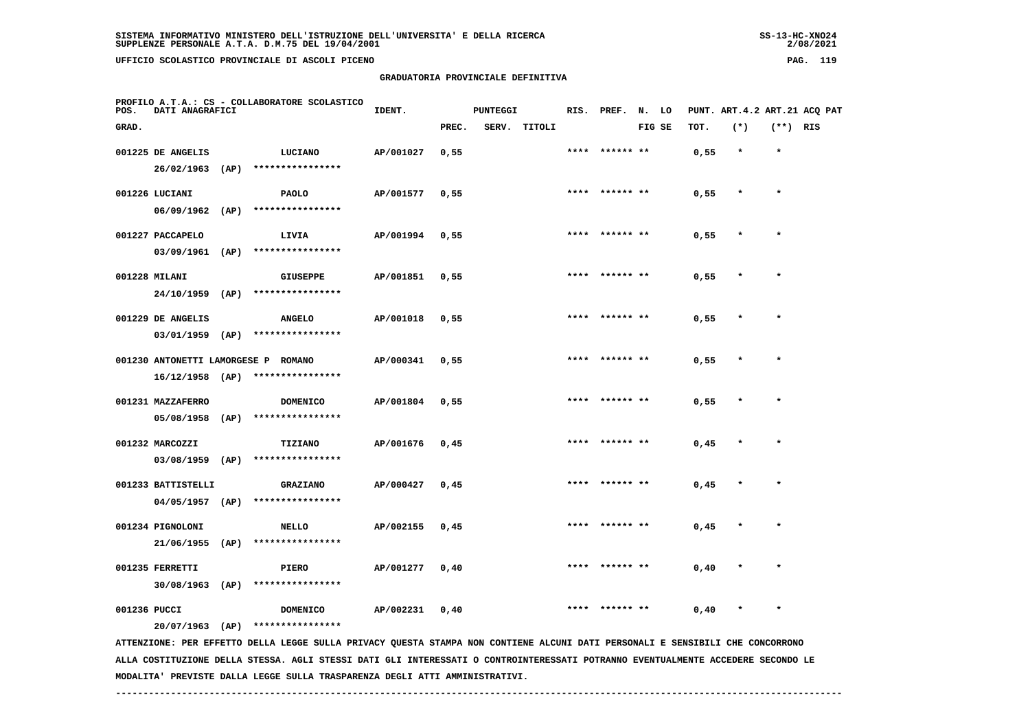# GRADUATORIA PROVINCIALE DEFINITIVA

PROFILO A.T.A.: CS - COLLABORATORE SCOLASTICO

| POS. GRAD. | DATI ANAGRAFICI | | IDENT. | PUNTEGGI PREC. | SERV. | TITOLI | RIS. | PREF. | N. LO FIG SE | PUNT. TOT. | ART.4.2 (*) | ART.21 (**) | ACQ PAT RIS |
|---|---|---|---|---|---|---|---|---|---|---|---|---|---|
| 001225 | DE ANGELIS 26/02/1963 (AP) | LUCIANO **************** | AP/001027 | 0,55 | | | **** | ****** ** | | 0,55 | * | * | |
| 001226 | LUCIANI 06/09/1962 (AP) | PAOLO **************** | AP/001577 | 0,55 | | | **** | ****** ** | | 0,55 | * | * | |
| 001227 | PACCAPELO 03/09/1961 (AP) | LIVIA **************** | AP/001994 | 0,55 | | | **** | ****** ** | | 0,55 | * | * | |
| 001228 | MILANI 24/10/1959 (AP) | GIUSEPPE **************** | AP/001851 | 0,55 | | | **** | ****** ** | | 0,55 | * | * | |
| 001229 | DE ANGELIS 03/01/1959 (AP) | ANGELO **************** | AP/001018 | 0,55 | | | **** | ****** ** | | 0,55 | * | * | |
| 001230 | ANTONETTI LAMORGESE P 16/12/1958 (AP) | ROMANO **************** | AP/000341 | 0,55 | | | **** | ****** ** | | 0,55 | * | * | |
| 001231 | MAZZAFERRO 05/08/1958 (AP) | DOMENICO **************** | AP/001804 | 0,55 | | | **** | ****** ** | | 0,55 | * | * | |
| 001232 | MARCOZZI 03/08/1959 (AP) | TIZIANO **************** | AP/001676 | 0,45 | | | **** | ****** ** | | 0,45 | * | * | |
| 001233 | BATTISTELLI 04/05/1957 (AP) | GRAZIANO **************** | AP/000427 | 0,45 | | | **** | ****** ** | | 0,45 | * | * | |
| 001234 | PIGNOLONI 21/06/1955 (AP) | NELLO **************** | AP/002155 | 0,45 | | | **** | ****** ** | | 0,45 | * | * | |
| 001235 | FERRETTI 30/08/1963 (AP) | PIERO **************** | AP/001277 | 0,40 | | | **** | ****** ** | | 0,40 | * | * | |
| 001236 | PUCCI 20/07/1963 (AP) | DOMENICO **************** | AP/002231 | 0,40 | | | **** | ****** ** | | 0,40 | * | * | |

ATTENZIONE: PER EFFETTO DELLA LEGGE SULLA PRIVACY QUESTA STAMPA NON CONTIENE ALCUNI DATI PERSONALI E SENSIBILI CHE CONCORRONO ALLA COSTITUZIONE DELLA STESSA. AGLI STESSI DATI GLI INTERESSATI O CONTROINTERESSATI POTRANNO EVENTUALMENTE ACCEDERE SECONDO LE MODALITA' PREVISTE DALLA LEGGE SULLA TRASPARENZA DEGLI ATTI AMMINISTRATIVI.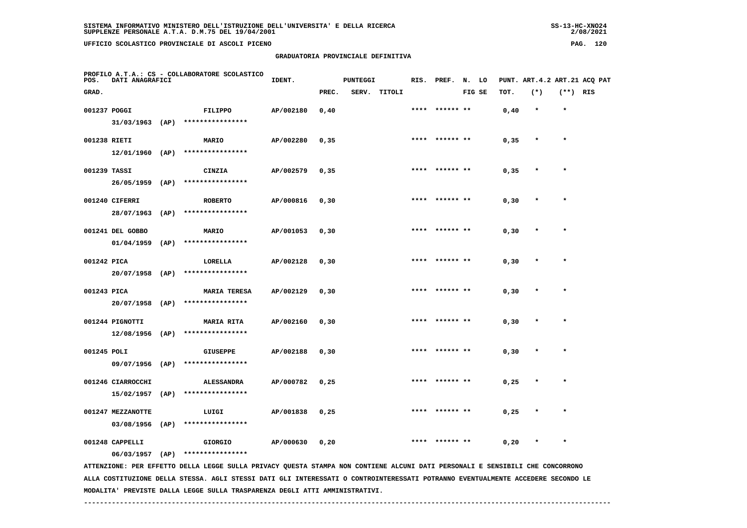SISTEMA INFORMATIVO MINISTERO DELL'ISTRUZIONE DELL'UNIVERSITA' E DELLA RICERCA
SUPPLENZE PERSONALE A.T.A. D.M.75 DEL 19/04/2001

UFFICIO SCOLASTICO PROVINCIALE DI ASCOLI PICENO

## GRADUATORIA PROVINCIALE DEFINITIVA

PROFILO A.T.A.: CS - COLLABORATORE SCOLASTICO

| POS. GRAD. | DATI ANAGRAFICI | | IDENT. | PUNTEGGI PREC. | SERV. | TITOLI | RIS. | PREF. | N. LO FIG SE | PUNT. ART.4.2 TOT. | (*) | ART.21 (**) | ACQ PAT RIS |
|---|---|---|---|---|---|---|---|---|---|---|---|---|---|
| 001237 | POGGI | FILIPPO | AP/002180 | 0,40 | | | **** | ****** ** | | 0,40 | * | * | |
| | 31/03/1963 (AP) | **************** | | | | | | | | | | | |
| 001238 | RIETI | MARIO | AP/002280 | 0,35 | | | **** | ****** ** | | 0,35 | * | * | |
| | 12/01/1960 (AP) | **************** | | | | | | | | | | | |
| 001239 | TASSI | CINZIA | AP/002579 | 0,35 | | | **** | ****** ** | | 0,35 | * | * | |
| | 26/05/1959 (AP) | **************** | | | | | | | | | | | |
| 001240 | CIFERRI | ROBERTO | AP/000816 | 0,30 | | | **** | ****** ** | | 0,30 | * | * | |
| | 28/07/1963 (AP) | **************** | | | | | | | | | | | |
| 001241 | DEL GOBBO | MARIO | AP/001053 | 0,30 | | | **** | ****** ** | | 0,30 | * | * | |
| | 01/04/1959 (AP) | **************** | | | | | | | | | | | |
| 001242 | PICA | LORELLA | AP/002128 | 0,30 | | | **** | ****** ** | | 0,30 | * | * | |
| | 20/07/1958 (AP) | **************** | | | | | | | | | | | |
| 001243 | PICA | MARIA TERESA | AP/002129 | 0,30 | | | **** | ****** ** | | 0,30 | * | * | |
| | 20/07/1958 (AP) | **************** | | | | | | | | | | | |
| 001244 | PIGNOTTI | MARIA RITA | AP/002160 | 0,30 | | | **** | ****** ** | | 0,30 | * | * | |
| | 12/08/1956 (AP) | **************** | | | | | | | | | | | |
| 001245 | POLI | GIUSEPPE | AP/002188 | 0,30 | | | **** | ****** ** | | 0,30 | * | * | |
| | 09/07/1956 (AP) | **************** | | | | | | | | | | | |
| 001246 | CIARROCCHI | ALESSANDRA | AP/000782 | 0,25 | | | **** | ****** ** | | 0,25 | * | * | |
| | 15/02/1957 (AP) | **************** | | | | | | | | | | | |
| 001247 | MEZZANOTTE | LUIGI | AP/001838 | 0,25 | | | **** | ****** ** | | 0,25 | * | * | |
| | 03/08/1956 (AP) | **************** | | | | | | | | | | | |
| 001248 | CAPPELLI | GIORGIO | AP/000630 | 0,20 | | | **** | ****** ** | | 0,20 | * | * | |
| | 06/03/1957 (AP) | **************** | | | | | | | | | | | |

ATTENZIONE: PER EFFETTO DELLA LEGGE SULLA PRIVACY QUESTA STAMPA NON CONTIENE ALCUNI DATI PERSONALI E SENSIBILI CHE CONCORRONO ALLA COSTITUZIONE DELLA STESSA. AGLI STESSI DATI GLI INTERESSATI O CONTROINTERESSATI POTRANNO EVENTUALMENTE ACCEDERE SECONDO LE MODALITA' PREVISTE DALLA LEGGE SULLA TRASPARENZA DEGLI ATTI AMMINISTRATIVI.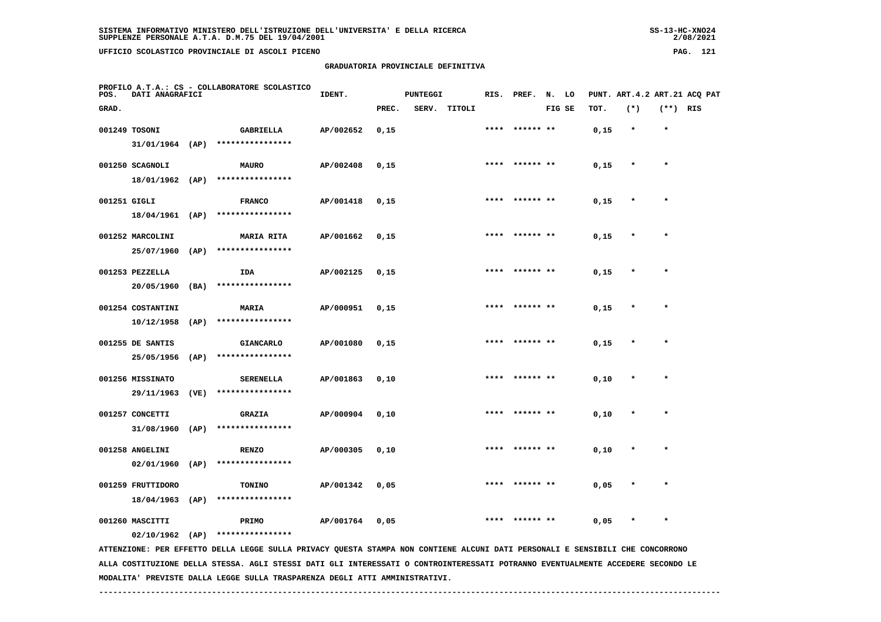SISTEMA INFORMATIVO MINISTERO DELL'ISTRUZIONE DELL'UNIVERSITA' E DELLA RICERCA
SUPPLENZE PERSONALE A.T.A. D.M.75 DEL 19/04/2001

UFFICIO SCOLASTICO PROVINCIALE DI ASCOLI PICENO

## GRADUATORIA PROVINCIALE DEFINITIVA

PROFILO A.T.A.: CS - COLLABORATORE SCOLASTICO

| POS. GRAD. | DATI ANAGRAFICI | | IDENT. | PUNTEGGI PREC. | SERV. | TITOLI | RIS. | PREF. | N. LO FIG SE | PUNT. TOT. | ART.4.2 (*) | ART.21 (**) | ACQ PAT RIS |
|---|---|---|---|---|---|---|---|---|---|---|---|---|---|
| 001249 | TOSONI 31/01/1964 (AP) | GABRIELLA **************** | AP/002652 | 0,15 | | | **** | ****** ** | | 0,15 | * | * | |
| 001250 | SCAGNOLI 18/01/1962 (AP) | MAURO **************** | AP/002408 | 0,15 | | | **** | ****** ** | | 0,15 | * | * | |
| 001251 | GIGLI 18/04/1961 (AP) | FRANCO **************** | AP/001418 | 0,15 | | | **** | ****** ** | | 0,15 | * | * | |
| 001252 | MARCOLINI 25/07/1960 (AP) | MARIA RITA **************** | AP/001662 | 0,15 | | | **** | ****** ** | | 0,15 | * | * | |
| 001253 | PEZZELLA 20/05/1960 (BA) | IDA **************** | AP/002125 | 0,15 | | | **** | ****** ** | | 0,15 | * | * | |
| 001254 | COSTANTINI 10/12/1958 (AP) | MARIA **************** | AP/000951 | 0,15 | | | **** | ****** ** | | 0,15 | * | * | |
| 001255 | DE SANTIS 25/05/1956 (AP) | GIANCARLO **************** | AP/001080 | 0,15 | | | **** | ****** ** | | 0,15 | * | * | |
| 001256 | MISSINATO 29/11/1963 (VE) | SERENELLA **************** | AP/001863 | 0,10 | | | **** | ****** ** | | 0,10 | * | * | |
| 001257 | CONCETTI 31/08/1960 (AP) | GRAZIA **************** | AP/000904 | 0,10 | | | **** | ****** ** | | 0,10 | * | * | |
| 001258 | ANGELINI 02/01/1960 (AP) | RENZO **************** | AP/000305 | 0,10 | | | **** | ****** ** | | 0,10 | * | * | |
| 001259 | FRUTTIDORO 18/04/1963 (AP) | TONINO **************** | AP/001342 | 0,05 | | | **** | ****** ** | | 0,05 | * | * | |
| 001260 | MASCITTI 02/10/1962 (AP) | PRIMO **************** | AP/001764 | 0,05 | | | **** | ****** ** | | 0,05 | * | * | |

ATTENZIONE: PER EFFETTO DELLA LEGGE SULLA PRIVACY QUESTA STAMPA NON CONTIENE ALCUNI DATI PERSONALI E SENSIBILI CHE CONCORRONO ALLA COSTITUZIONE DELLA STESSA. AGLI STESSI DATI GLI INTERESSATI O CONTROINTERESSATI POTRANNO EVENTUALMENTE ACCEDERE SECONDO LE MODALITA' PREVISTE DALLA LEGGE SULLA TRASPARENZA DEGLI ATTI AMMINISTRATIVI.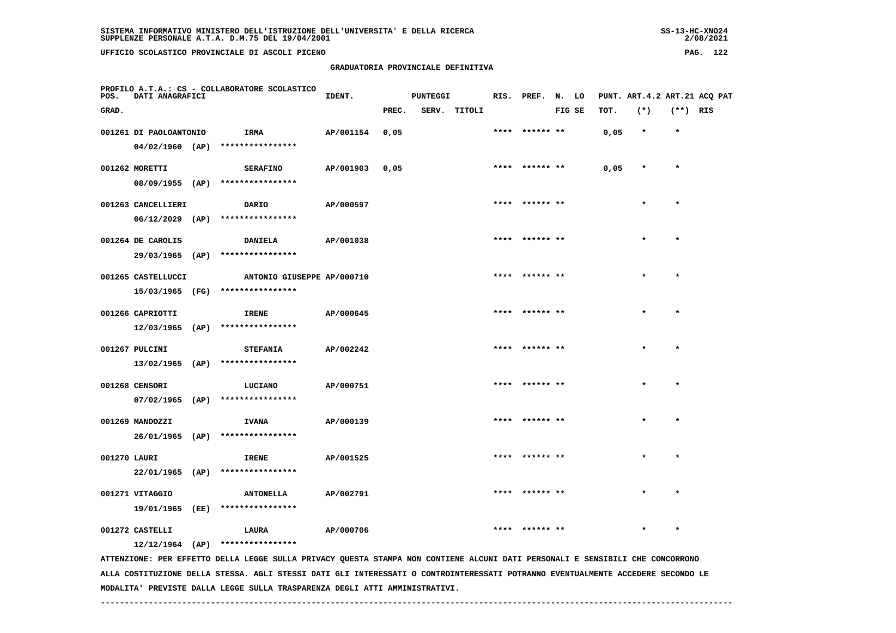SISTEMA INFORMATIVO MINISTERO DELL'ISTRUZIONE DELL'UNIVERSITA' E DELLA RICERCA
SUPPLENZE PERSONALE A.T.A. D.M.75 DEL 19/04/2001

UFFICIO SCOLASTICO PROVINCIALE DI ASCOLI PICENO

## GRADUATORIA PROVINCIALE DEFINITIVA

PROFILO A.T.A.: CS - COLLABORATORE SCOLASTICO

| POS. GRAD. | DATI ANAGRAFICI | | IDENT. | PUNTEGGI PREC. | SERV. | TITOLI | RIS. | PREF. | N. LO FIG SE | PUNT. TOT. | ART.4.2 (*) | ART.21 (**) | ACQ PAT RIS |
|---|---|---|---|---|---|---|---|---|---|---|---|---|---|
| 001261 | DI PAOLOANTONIO 04/02/1960 (AP) | IRMA **************** | AP/001154 | 0,05 | | | **** | ****** ** | | 0,05 | * | * | |
| 001262 | MORETTI 08/09/1955 (AP) | SERAFINO **************** | AP/001903 | 0,05 | | | **** | ****** ** | | 0,05 | * | * | |
| 001263 | CANCELLIERI 06/12/2029 (AP) | DARIO **************** | AP/000597 | | | | **** | ****** ** | | | * | * | |
| 001264 | DE CAROLIS 29/03/1965 (AP) | DANIELA **************** | AP/001038 | | | | **** | ****** ** | | | * | * | |
| 001265 | CASTELLUCCI 15/03/1965 (FG) | ANTONIO GIUSEPPE **************** | AP/000710 | | | | **** | ****** ** | | | * | * | |
| 001266 | CAPRIOTTI 12/03/1965 (AP) | IRENE **************** | AP/000645 | | | | **** | ****** ** | | | * | * | |
| 001267 | PULCINI 13/02/1965 (AP) | STEFANIA **************** | AP/002242 | | | | **** | ****** ** | | | * | * | |
| 001268 | CENSORI 07/02/1965 (AP) | LUCIANO **************** | AP/000751 | | | | **** | ****** ** | | | * | * | |
| 001269 | MANDOZZI 26/01/1965 (AP) | IVANA **************** | AP/000139 | | | | **** | ****** ** | | | * | * | |
| 001270 | LAURI 22/01/1965 (AP) | IRENE **************** | AP/001525 | | | | **** | ****** ** | | | * | * | |
| 001271 | VITAGGIO 19/01/1965 (EE) | ANTONELLA **************** | AP/002791 | | | | **** | ****** ** | | | * | * | |
| 001272 | CASTELLI 12/12/1964 (AP) | LAURA **************** | AP/000706 | | | | **** | ****** ** | | | * | * | |

ATTENZIONE: PER EFFETTO DELLA LEGGE SULLA PRIVACY QUESTA STAMPA NON CONTIENE ALCUNI DATI PERSONALI E SENSIBILI CHE CONCORRONO ALLA COSTITUZIONE DELLA STESSA. AGLI STESSI DATI GLI INTERESSATI O CONTROINTERESSATI POTRANNO EVENTUALMENTE ACCEDERE SECONDO LE MODALITA' PREVISTE DALLA LEGGE SULLA TRASPARENZA DEGLI ATTI AMMINISTRATIVI.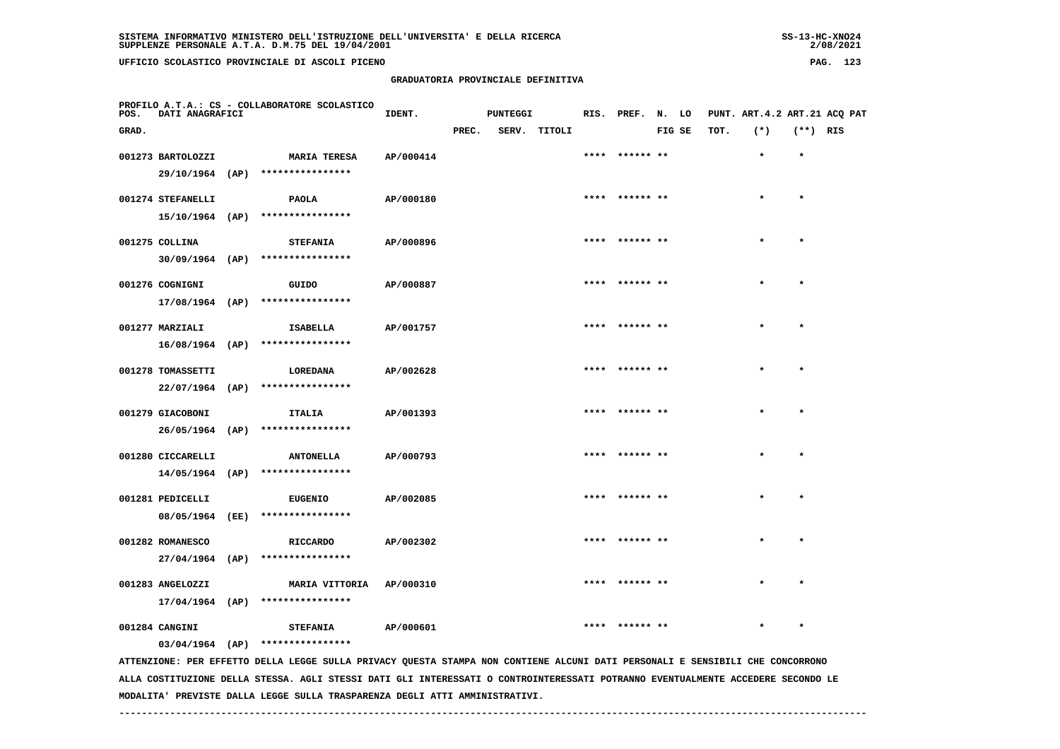SISTEMA INFORMATIVO MINISTERO DELL'ISTRUZIONE DELL'UNIVERSITA' E DELLA RICERCA
SUPPLENZE PERSONALE A.T.A. D.M.75 DEL 19/04/2001

UFFICIO SCOLASTICO PROVINCIALE DI ASCOLI PICENO

GRADUATORIA PROVINCIALE DEFINITIVA

PROFILO A.T.A.: CS - COLLABORATORE SCOLASTICO

| POS. GRAD. | DATI ANAGRAFICI | | IDENT. | PUNTEGGI PREC. | SERV. | TITOLI | RIS. | PREF. | N. FIG | LO SE | PUNT. TOT. | ART.4.2 (*) | ART.21 (**) | ACQ RIS | PAT |
|---|---|---|---|---|---|---|---|---|---|---|---|---|---|---|---|
| 001273 | BARTOLOZZI 29/10/1964 (AP) | MARIA TERESA **************** | AP/000414 | | | | **** | ****** | ** | | | * | * | | |
| 001274 | STEFANELLI 15/10/1964 (AP) | PAOLA **************** | AP/000180 | | | | **** | ****** | ** | | | * | * | | |
| 001275 | COLLINA 30/09/1964 (AP) | STEFANIA **************** | AP/000896 | | | | **** | ****** | ** | | | * | * | | |
| 001276 | COGNIGNI 17/08/1964 (AP) | GUIDO **************** | AP/000887 | | | | **** | ****** | ** | | | * | * | | |
| 001277 | MARZIALI 16/08/1964 (AP) | ISABELLA **************** | AP/001757 | | | | **** | ****** | ** | | | * | * | | |
| 001278 | TOMASSETTI 22/07/1964 (AP) | LOREDANA **************** | AP/002628 | | | | **** | ****** | ** | | | * | * | | |
| 001279 | GIACOBONI 26/05/1964 (AP) | ITALIA **************** | AP/001393 | | | | **** | ****** | ** | | | * | * | | |
| 001280 | CICCARELLI 14/05/1964 (AP) | ANTONELLA **************** | AP/000793 | | | | **** | ****** | ** | | | * | * | | |
| 001281 | PEDICELLI 08/05/1964 (EE) | EUGENIO **************** | AP/002085 | | | | **** | ****** | ** | | | * | * | | |
| 001282 | ROMANESCO 27/04/1964 (AP) | RICCARDO **************** | AP/002302 | | | | **** | ****** | ** | | | * | * | | |
| 001283 | ANGELOZZI 17/04/1964 (AP) | MARIA VITTORIA **************** | AP/000310 | | | | **** | ****** | ** | | | * | * | | |
| 001284 | CANGINI 03/04/1964 (AP) | STEFANIA **************** | AP/000601 | | | | **** | ****** | ** | | | * | * | | |

ATTENZIONE: PER EFFETTO DELLA LEGGE SULLA PRIVACY QUESTA STAMPA NON CONTIENE ALCUNI DATI PERSONALI E SENSIBILI CHE CONCORRONO ALLA COSTITUZIONE DELLA STESSA. AGLI STESSI DATI GLI INTERESSATI O CONTROINTERESSATI POTRANNO EVENTUALMENTE ACCEDERE SECONDO LE MODALITA' PREVISTE DALLA LEGGE SULLA TRASPARENZA DEGLI ATTI AMMINISTRATIVI.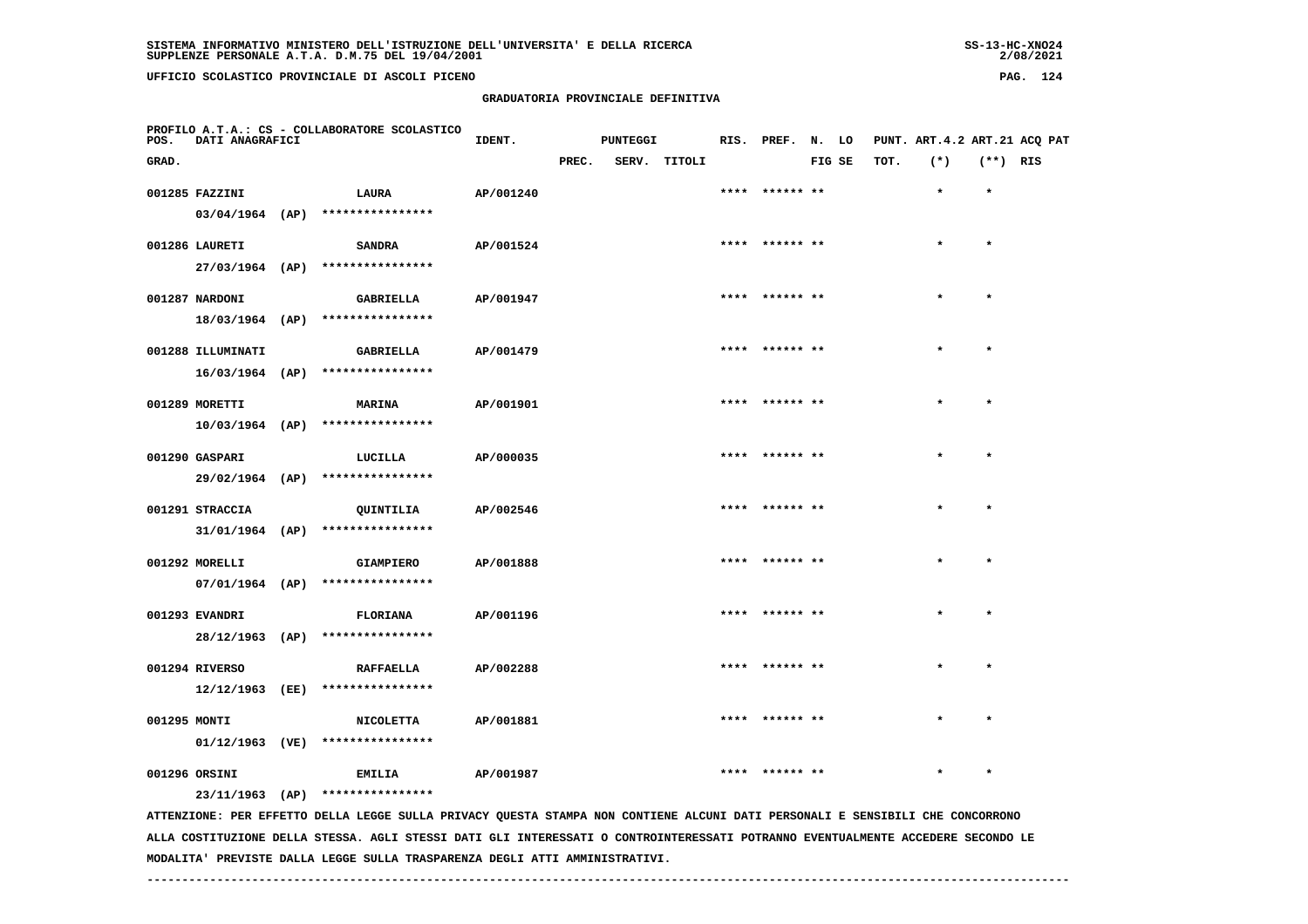SISTEMA INFORMATIVO MINISTERO DELL'ISTRUZIONE DELL'UNIVERSITA' E DELLA RICERCA
SUPPLENZE PERSONALE A.T.A. D.M.75 DEL 19/04/2001

UFFICIO SCOLASTICO PROVINCIALE DI ASCOLI PICENO

GRADUATORIA PROVINCIALE DEFINITIVA

PROFILO A.T.A.: CS - COLLABORATORE SCOLASTICO

| POS. GRAD. | DATI ANAGRAFICI | | IDENT. | PUNTEGGI PREC. | SERV. | TITOLI | RIS. | PREF. | N. FIG | LO SE | PUNT. TOT. | ART.4.2 (*) | ART.21 (**) | ACQ PAT RIS |
|---|---|---|---|---|---|---|---|---|---|---|---|---|---|---|
| 001285 | FAZZINI 03/04/1964 (AP) **************** | LAURA | AP/001240 | | | | **** | ****** | ** | | | * | * | |
| 001286 | LAURETI 27/03/1964 (AP) **************** | SANDRA | AP/001524 | | | | **** | ****** | ** | | | * | * | |
| 001287 | NARDONI 18/03/1964 (AP) **************** | GABRIELLA | AP/001947 | | | | **** | ****** | ** | | | * | * | |
| 001288 | ILLUMINATI 16/03/1964 (AP) **************** | GABRIELLA | AP/001479 | | | | **** | ****** | ** | | | * | * | |
| 001289 | MORETTI 10/03/1964 (AP) **************** | MARINA | AP/001901 | | | | **** | ****** | ** | | | * | * | |
| 001290 | GASPARI 29/02/1964 (AP) **************** | LUCILLA | AP/000035 | | | | **** | ****** | ** | | | * | * | |
| 001291 | STRACCIA 31/01/1964 (AP) **************** | QUINTILIA | AP/002546 | | | | **** | ****** | ** | | | * | * | |
| 001292 | MORELLI 07/01/1964 (AP) **************** | GIAMPIERO | AP/001888 | | | | **** | ****** | ** | | | * | * | |
| 001293 | EVANDRI 28/12/1963 (AP) **************** | FLORIANA | AP/001196 | | | | **** | ****** | ** | | | * | * | |
| 001294 | RIVERSO 12/12/1963 (EE) **************** | RAFFAELLA | AP/002288 | | | | **** | ****** | ** | | | * | * | |
| 001295 | MONTI 01/12/1963 (VE) **************** | NICOLETTA | AP/001881 | | | | **** | ****** | ** | | | * | * | |
| 001296 | ORSINI 23/11/1963 (AP) **************** | EMILIA | AP/001987 | | | | **** | ****** | ** | | | * | * | |

ATTENZIONE: PER EFFETTO DELLA LEGGE SULLA PRIVACY QUESTA STAMPA NON CONTIENE ALCUNI DATI PERSONALI E SENSIBILI CHE CONCORRONO ALLA COSTITUZIONE DELLA STESSA. AGLI STESSI DATI GLI INTERESSATI O CONTROINTERESSATI POTRANNO EVENTUALMENTE ACCEDERE SECONDO LE MODALITA' PREVISTE DALLA LEGGE SULLA TRASPARENZA DEGLI ATTI AMMINISTRATIVI.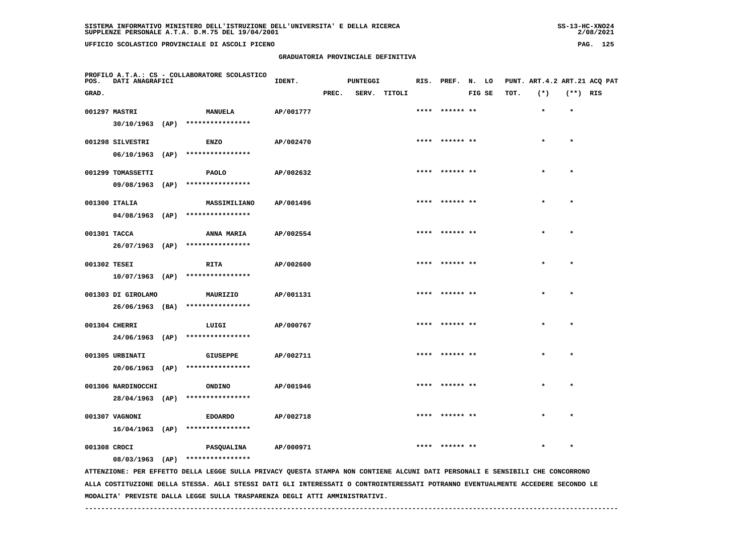SISTEMA INFORMATIVO MINISTERO DELL'ISTRUZIONE DELL'UNIVERSITA' E DELLA RICERCA
SUPPLENZE PERSONALE A.T.A. D.M.75 DEL 19/04/2001

UFFICIO SCOLASTICO PROVINCIALE DI ASCOLI PICENO

GRADUATORIA PROVINCIALE DEFINITIVA

PROFILO A.T.A.: CS - COLLABORATORE SCOLASTICO

| POS. GRAD. | DATI ANAGRAFICI | | IDENT. | PUNTEGGI PREC. | SERV. | TITOLI | RIS. | PREF. | N. FIG | LO SE | PUNT. ART.4.2 TOT. | (*) | ART.21 (**) | ACQ PAT RIS |
|---|---|---|---|---|---|---|---|---|---|---|---|---|---|---|
| 001297 | MASTRI<br>30/10/1963 (AP) | MANUELA<br>**************** | AP/001777 | | | | **** | ****** | ** | | | * | * | |
| 001298 | SILVESTRI<br>06/10/1963 (AP) | ENZO<br>**************** | AP/002470 | | | | **** | ****** | ** | | | * | * | |
| 001299 | TOMASSETTI<br>09/08/1963 (AP) | PAOLO<br>**************** | AP/002632 | | | | **** | ****** | ** | | | * | * | |
| 001300 | ITALIA<br>04/08/1963 (AP) | MASSIMILIANO<br>**************** | AP/001496 | | | | **** | ****** | ** | | | * | * | |
| 001301 | TACCA<br>26/07/1963 (AP) | ANNA MARIA<br>**************** | AP/002554 | | | | **** | ****** | ** | | | * | * | |
| 001302 | TESEI<br>10/07/1963 (AP) | RITA<br>**************** | AP/002600 | | | | **** | ****** | ** | | | * | * | |
| 001303 | DI GIROLAMO<br>26/06/1963 (BA) | MAURIZIO<br>**************** | AP/001131 | | | | **** | ****** | ** | | | * | * | |
| 001304 | CHERRI<br>24/06/1963 (AP) | LUIGI<br>**************** | AP/000767 | | | | **** | ****** | ** | | | * | * | |
| 001305 | URBINATI<br>20/06/1963 (AP) | GIUSEPPE<br>**************** | AP/002711 | | | | **** | ****** | ** | | | * | * | |
| 001306 | NARDINOCCHI<br>28/04/1963 (AP) | ONDINO<br>**************** | AP/001946 | | | | **** | ****** | ** | | | * | * | |
| 001307 | VAGNONI<br>16/04/1963 (AP) | EDOARDO<br>**************** | AP/002718 | | | | **** | ****** | ** | | | * | * | |
| 001308 | CROCI<br>08/03/1963 (AP) | PASQUALINA<br>**************** | AP/000971 | | | | **** | ****** | ** | | | * | * | |

ATTENZIONE: PER EFFETTO DELLA LEGGE SULLA PRIVACY QUESTA STAMPA NON CONTIENE ALCUNI DATI PERSONALI E SENSIBILI CHE CONCORRONO ALLA COSTITUZIONE DELLA STESSA. AGLI STESSI DATI GLI INTERESSATI O CONTROINTERESSATI POTRANNO EVENTUALMENTE ACCEDERE SECONDO LE MODALITA' PREVISTE DALLA LEGGE SULLA TRASPARENZA DEGLI ATTI AMMINISTRATIVI.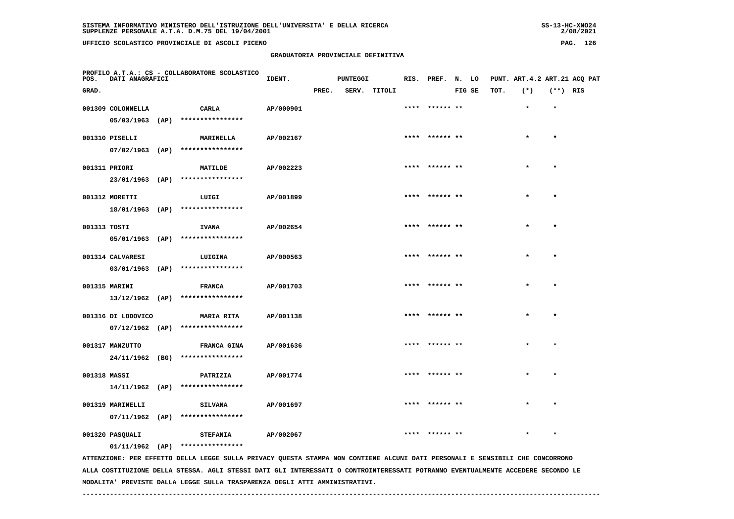## GRADUATORIA PROVINCIALE DEFINITIVA

PROFILO A.T.A.: CS - COLLABORATORE SCOLASTICO

| POS. GRAD. | DATI ANAGRAFICI | | IDENT. | PUNTEGGI PREC. | SERV. | TITOLI | RIS. | PREF. | N. FIG | LO SE | PUNT. TOT. | ART.4.2 (*) | ART.21 (**) | ACQ RIS | PAT |
|---|---|---|---|---|---|---|---|---|---|---|---|---|---|---|---|
| 001309 | COLONNELLA 05/03/1963 (AP) | CARLA **************** | AP/000901 | | | | **** | ****** | ** | | | * | * | | |
| 001310 | PISELLI 07/02/1963 (AP) | MARINELLA **************** | AP/002167 | | | | **** | ****** | ** | | | * | * | | |
| 001311 | PRIORI 23/01/1963 (AP) | MATILDE **************** | AP/002223 | | | | **** | ****** | ** | | | * | * | | |
| 001312 | MORETTI 18/01/1963 (AP) | LUIGI **************** | AP/001899 | | | | **** | ****** | ** | | | * | * | | |
| 001313 | TOSTI 05/01/1963 (AP) | IVANA **************** | AP/002654 | | | | **** | ****** | ** | | | * | * | | |
| 001314 | CALVARESI 03/01/1963 (AP) | LUIGINA **************** | AP/000563 | | | | **** | ****** | ** | | | * | * | | |
| 001315 | MARINI 13/12/1962 (AP) | FRANCA **************** | AP/001703 | | | | **** | ****** | ** | | | * | * | | |
| 001316 | DI LODOVICO 07/12/1962 (AP) | MARIA RITA **************** | AP/001138 | | | | **** | ****** | ** | | | * | * | | |
| 001317 | MANZUTTO 24/11/1962 (BG) | FRANCA GINA **************** | AP/001636 | | | | **** | ****** | ** | | | * | * | | |
| 001318 | MASSI 14/11/1962 (AP) | PATRIZIA **************** | AP/001774 | | | | **** | ****** | ** | | | * | * | | |
| 001319 | MARINELLI 07/11/1962 (AP) | SILVANA **************** | AP/001697 | | | | **** | ****** | ** | | | * | * | | |
| 001320 | PASQUALI 01/11/1962 (AP) | STEFANIA **************** | AP/002067 | | | | **** | ****** | ** | | | * | * | | |

ATTENZIONE: PER EFFETTO DELLA LEGGE SULLA PRIVACY QUESTA STAMPA NON CONTIENE ALCUNI DATI PERSONALI E SENSIBILI CHE CONCORRONO ALLA COSTITUZIONE DELLA STESSA. AGLI STESSI DATI GLI INTERESSATI O CONTROINTERESSATI POTRANNO EVENTUALMENTE ACCEDERE SECONDO LE MODALITA' PREVISTE DALLA LEGGE SULLA TRASPARENZA DEGLI ATTI AMMINISTRATIVI.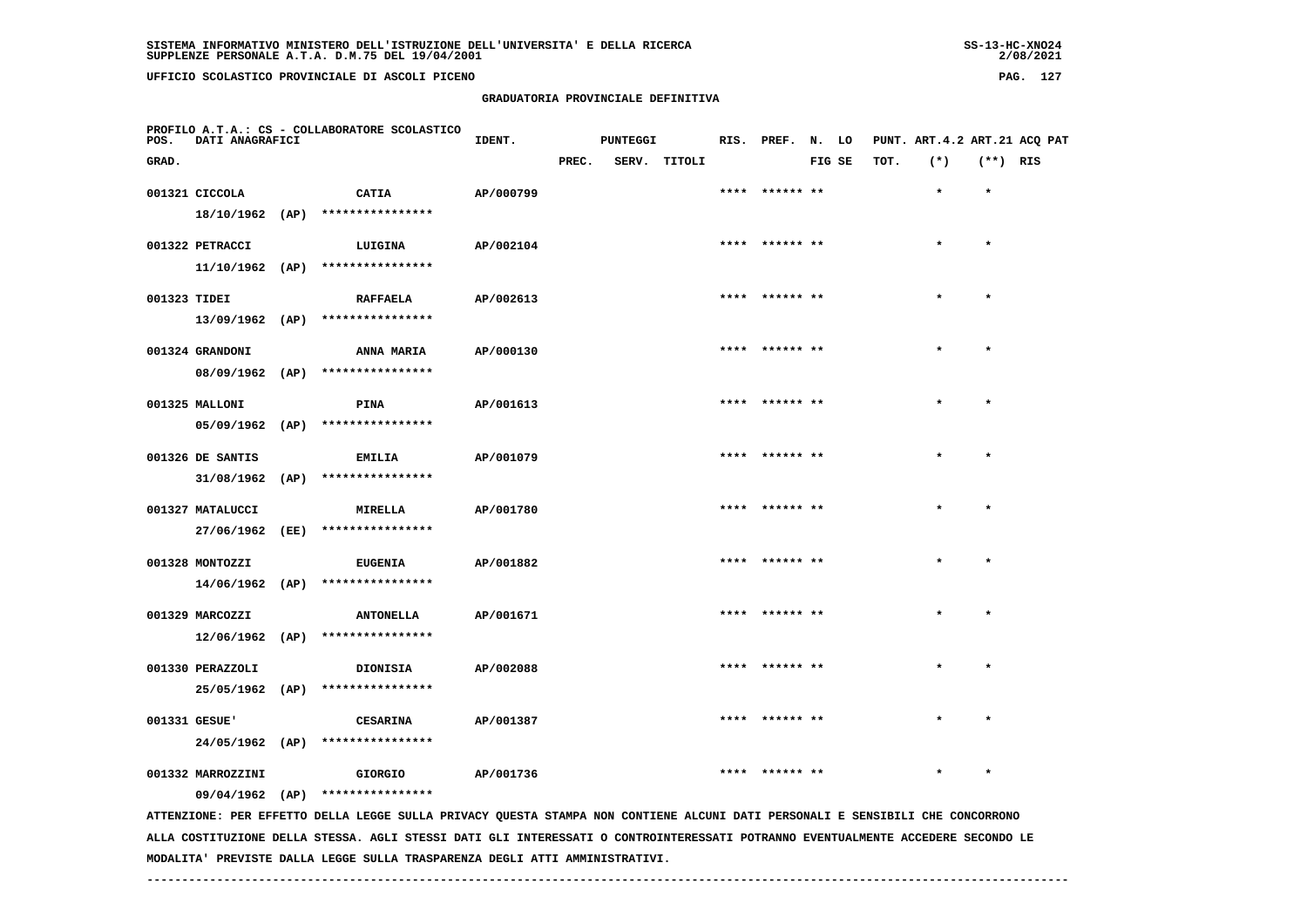SISTEMA INFORMATIVO MINISTERO DELL'ISTRUZIONE DELL'UNIVERSITA' E DELLA RICERCA
SUPPLENZE PERSONALE A.T.A. D.M.75 DEL 19/04/2001

UFFICIO SCOLASTICO PROVINCIALE DI ASCOLI PICENO

## GRADUATORIA PROVINCIALE DEFINITIVA

PROFILO A.T.A.: CS - COLLABORATORE SCOLASTICO

| POS. GRAD. | DATI ANAGRAFICI | | IDENT. | PUNTEGGI PREC. | SERV. | TITOLI | RIS. | PREF. | N. FIG | LO SE | PUNT. TOT. | ART.4.2 (*) | ART.21 (**) | ACQ RIS | PAT |
|---|---|---|---|---|---|---|---|---|---|---|---|---|---|---|---|
| 001321 | CICCOLA 18/10/1962 (AP) | CATIA **************** | AP/000799 | | | | **** | ****** | ** | | | * | * | | |
| 001322 | PETRACCI 11/10/1962 (AP) | LUIGINA **************** | AP/002104 | | | | **** | ****** | ** | | | * | * | | |
| 001323 | TIDEI 13/09/1962 (AP) | RAFFAELA **************** | AP/002613 | | | | **** | ****** | ** | | | * | * | | |
| 001324 | GRANDONI 08/09/1962 (AP) | ANNA MARIA **************** | AP/000130 | | | | **** | ****** | ** | | | * | * | | |
| 001325 | MALLONI 05/09/1962 (AP) | PINA **************** | AP/001613 | | | | **** | ****** | ** | | | * | * | | |
| 001326 | DE SANTIS 31/08/1962 (AP) | EMILIA **************** | AP/001079 | | | | **** | ****** | ** | | | * | * | | |
| 001327 | MATALUCCI 27/06/1962 (EE) | MIRELLA **************** | AP/001780 | | | | **** | ****** | ** | | | * | * | | |
| 001328 | MONTOZZI 14/06/1962 (AP) | EUGENIA **************** | AP/001882 | | | | **** | ****** | ** | | | * | * | | |
| 001329 | MARCOZZI 12/06/1962 (AP) | ANTONELLA **************** | AP/001671 | | | | **** | ****** | ** | | | * | * | | |
| 001330 | PERAZZOLI 25/05/1962 (AP) | DIONISIA **************** | AP/002088 | | | | **** | ****** | ** | | | * | * | | |
| 001331 | GESUE' 24/05/1962 (AP) | CESARINA **************** | AP/001387 | | | | **** | ****** | ** | | | * | * | | |
| 001332 | MARROZZINI 09/04/1962 (AP) | GIORGIO **************** | AP/001736 | | | | **** | ****** | ** | | | * | * | | |

ATTENZIONE: PER EFFETTO DELLA LEGGE SULLA PRIVACY QUESTA STAMPA NON CONTIENE ALCUNI DATI PERSONALI E SENSIBILI CHE CONCORRONO ALLA COSTITUZIONE DELLA STESSA. AGLI STESSI DATI GLI INTERESSATI O CONTROINTERESSATI POTRANNO EVENTUALMENTE ACCEDERE SECONDO LE MODALITA' PREVISTE DALLA LEGGE SULLA TRASPARENZA DEGLI ATTI AMMINISTRATIVI.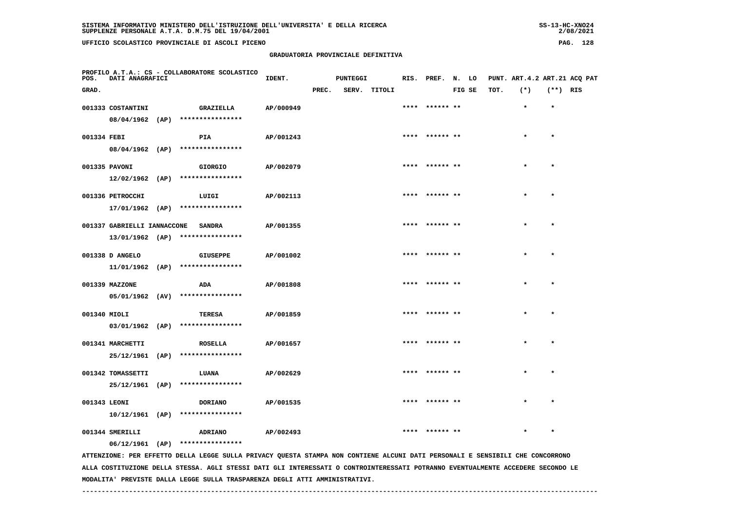SISTEMA INFORMATIVO MINISTERO DELL'ISTRUZIONE DELL'UNIVERSITA' E DELLA RICERCA
SUPPLENZE PERSONALE A.T.A. D.M.75 DEL 19/04/2001

UFFICIO SCOLASTICO PROVINCIALE DI ASCOLI PICENO

## GRADUATORIA PROVINCIALE DEFINITIVA

PROFILO A.T.A.: CS - COLLABORATORE SCOLASTICO

| POS. GRAD. | DATI ANAGRAFICI | | IDENT. | PUNTEGGI PREC. | SERV. | TITOLI | RIS. | PREF. | N. FIG | LO SE | PUNT. TOT. | ART.4.2 (*) | ART.21 (**) | ACQ RIS | PAT |
|---|---|---|---|---|---|---|---|---|---|---|---|---|---|---|---|
| 001333 | COSTANTINI 08/04/1962 (AP) | GRAZIELLA **************** | AP/000949 | | | | **** | ****** | ** | | | * | * | | |
| 001334 | FEBI 08/04/1962 (AP) | PIA **************** | AP/001243 | | | | **** | ****** | ** | | | * | * | | |
| 001335 | PAVONI 12/02/1962 (AP) | GIORGIO **************** | AP/002079 | | | | **** | ****** | ** | | | * | * | | |
| 001336 | PETROCCHI 17/01/1962 (AP) | LUIGI **************** | AP/002113 | | | | **** | ****** | ** | | | * | * | | |
| 001337 | GABRIELLI IANNACCONE 13/01/1962 (AP) | SANDRA **************** | AP/001355 | | | | **** | ****** | ** | | | * | * | | |
| 001338 | D ANGELO 11/01/1962 (AP) | GIUSEPPE **************** | AP/001002 | | | | **** | ****** | ** | | | * | * | | |
| 001339 | MAZZONE 05/01/1962 (AV) | ADA **************** | AP/001808 | | | | **** | ****** | ** | | | * | * | | |
| 001340 | MIOLI 03/01/1962 (AP) | TERESA **************** | AP/001859 | | | | **** | ****** | ** | | | * | * | | |
| 001341 | MARCHETTI 25/12/1961 (AP) | ROSELLA **************** | AP/001657 | | | | **** | ****** | ** | | | * | * | | |
| 001342 | TOMASSETTI 25/12/1961 (AP) | LUANA **************** | AP/002629 | | | | **** | ****** | ** | | | * | * | | |
| 001343 | LEONI 10/12/1961 (AP) | DORIANO **************** | AP/001535 | | | | **** | ****** | ** | | | * | * | | |
| 001344 | SMERILLI 06/12/1961 (AP) | ADRIANO **************** | AP/002493 | | | | **** | ****** | ** | | | * | * | | |

ATTENZIONE: PER EFFETTO DELLA LEGGE SULLA PRIVACY QUESTA STAMPA NON CONTIENE ALCUNI DATI PERSONALI E SENSIBILI CHE CONCORRONO ALLA COSTITUZIONE DELLA STESSA. AGLI STESSI DATI GLI INTERESSATI O CONTROINTERESSATI POTRANNO EVENTUALMENTE ACCEDERE SECONDO LE MODALITA' PREVISTE DALLA LEGGE SULLA TRASPARENZA DEGLI ATTI AMMINISTRATIVI.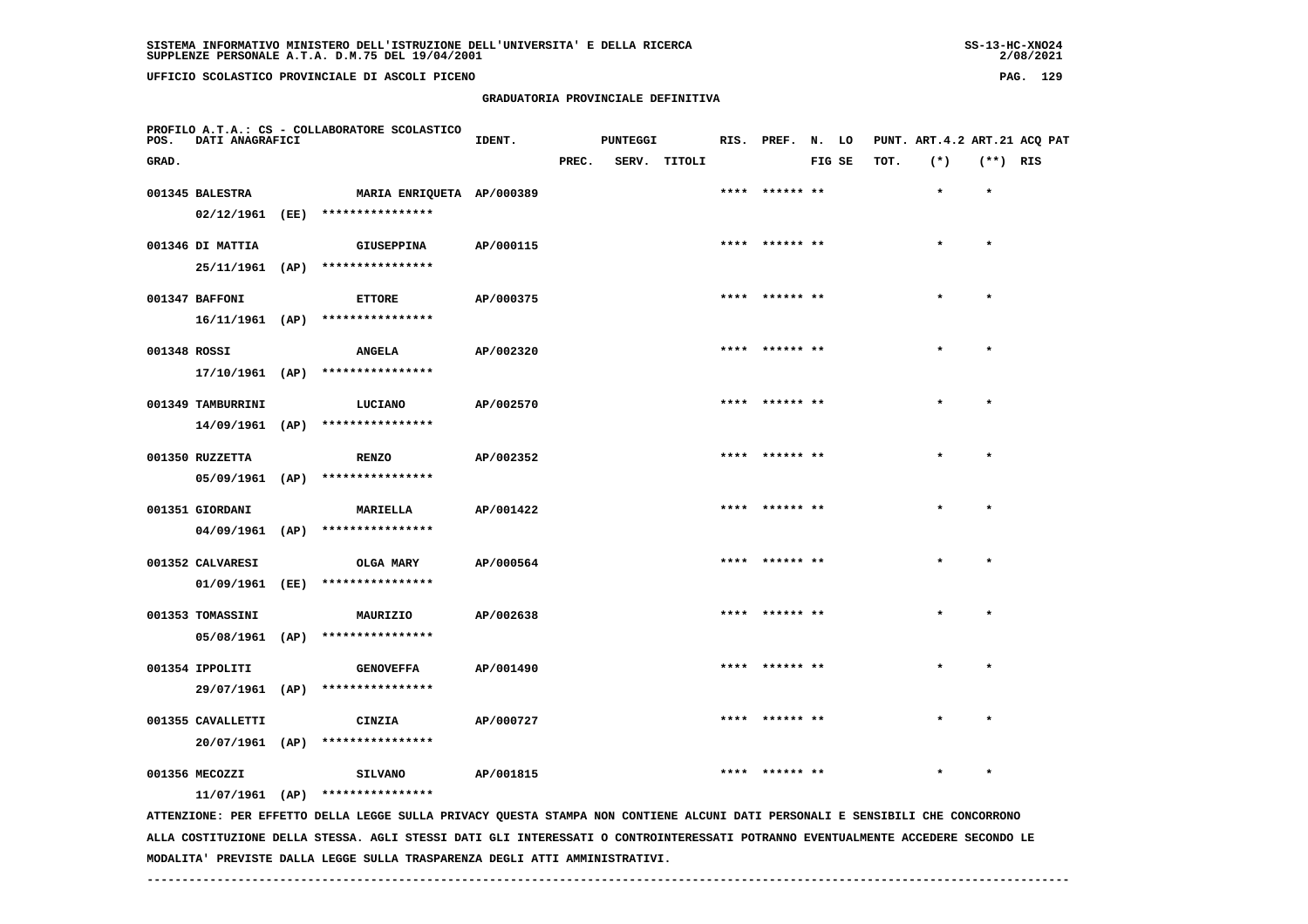SISTEMA INFORMATIVO MINISTERO DELL'ISTRUZIONE DELL'UNIVERSITA' E DELLA RICERCA
SUPPLENZE PERSONALE A.T.A. D.M.75 DEL 19/04/2001

UFFICIO SCOLASTICO PROVINCIALE DI ASCOLI PICENO

## GRADUATORIA PROVINCIALE DEFINITIVA

PROFILO A.T.A.: CS - COLLABORATORE SCOLASTICO

| POS. GRAD. | DATI ANAGRAFICI | | IDENT. | PUNTEGGI PREC. | SERV. | TITOLI | RIS. | PREF. | N. LO FIG SE | PUNT. TOT. | ART.4.2 (*) | ART.21 (**) | ACQ PAT RIS |
|---|---|---|---|---|---|---|---|---|---|---|---|---|---|
| 001345 | BALESTRA | MARIA ENRIQUETA | AP/000389 | | | | **** | ****** ** | | | * | * | |
| | 02/12/1961 (EE) | **************** | | | | | | | | | | | |
| 001346 | DI MATTIA | GIUSEPPINA | AP/000115 | | | | **** | ****** ** | | | * | * | |
| | 25/11/1961 (AP) | **************** | | | | | | | | | | | |
| 001347 | BAFFONI | ETTORE | AP/000375 | | | | **** | ****** ** | | | * | * | |
| | 16/11/1961 (AP) | **************** | | | | | | | | | | | |
| 001348 | ROSSI | ANGELA | AP/002320 | | | | **** | ****** ** | | | * | * | |
| | 17/10/1961 (AP) | **************** | | | | | | | | | | | |
| 001349 | TAMBURRINI | LUCIANO | AP/002570 | | | | **** | ****** ** | | | * | * | |
| | 14/09/1961 (AP) | **************** | | | | | | | | | | | |
| 001350 | RUZZETTA | RENZO | AP/002352 | | | | **** | ****** ** | | | * | * | |
| | 05/09/1961 (AP) | **************** | | | | | | | | | | | |
| 001351 | GIORDANI | MARIELLA | AP/001422 | | | | **** | ****** ** | | | * | * | |
| | 04/09/1961 (AP) | **************** | | | | | | | | | | | |
| 001352 | CALVARESI | OLGA MARY | AP/000564 | | | | **** | ****** ** | | | * | * | |
| | 01/09/1961 (EE) | **************** | | | | | | | | | | | |
| 001353 | TOMASSINI | MAURIZIO | AP/002638 | | | | **** | ****** ** | | | * | * | |
| | 05/08/1961 (AP) | **************** | | | | | | | | | | | |
| 001354 | IPPOLITI | GENOVEFFA | AP/001490 | | | | **** | ****** ** | | | * | * | |
| | 29/07/1961 (AP) | **************** | | | | | | | | | | | |
| 001355 | CAVALLETTI | CINZIA | AP/000727 | | | | **** | ****** ** | | | * | * | |
| | 20/07/1961 (AP) | **************** | | | | | | | | | | | |
| 001356 | MECOZZI | SILVANO | AP/001815 | | | | **** | ****** ** | | | * | * | |
| | 11/07/1961 (AP) | **************** | | | | | | | | | | | |

ATTENZIONE: PER EFFETTO DELLA LEGGE SULLA PRIVACY QUESTA STAMPA NON CONTIENE ALCUNI DATI PERSONALI E SENSIBILI CHE CONCORRONO ALLA COSTITUZIONE DELLA STESSA. AGLI STESSI DATI GLI INTERESSATI O CONTROINTERESSATI POTRANNO EVENTUALMENTE ACCEDERE SECONDO LE MODALITA' PREVISTE DALLA LEGGE SULLA TRASPARENZA DEGLI ATTI AMMINISTRATIVI.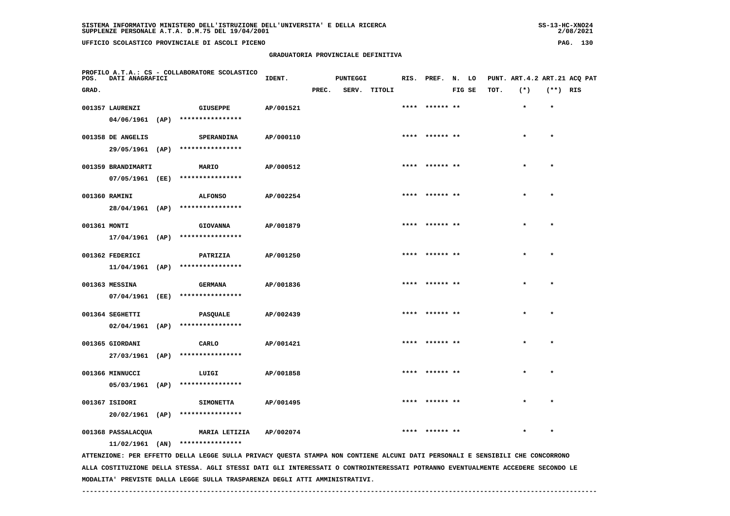## GRADUATORIA PROVINCIALE DEFINITIVA

PROFILO A.T.A.: CS - COLLABORATORE SCOLASTICO

| POS. GRAD. | DATI ANAGRAFICI | | IDENT. | PUNTEGGI PREC. | SERV. | TITOLI | RIS. | PREF. | N. FIG | LO SE | PUNT. TOT. | ART.4.2 (*) | ART.21 (**) | ACQ PAT RIS |
|---|---|---|---|---|---|---|---|---|---|---|---|---|---|---|
| 001357 | LAURENZI 04/06/1961 (AP) | GIUSEPPE **************** | AP/001521 | | | | **** | ****** | ** | | | * | * | |
| 001358 | DE ANGELIS 29/05/1961 (AP) | SPERANDINA **************** | AP/000110 | | | | **** | ****** | ** | | | * | * | |
| 001359 | BRANDIMARTI 07/05/1961 (EE) | MARIO **************** | AP/000512 | | | | **** | ****** | ** | | | * | * | |
| 001360 | RAMINI 28/04/1961 (AP) | ALFONSO **************** | AP/002254 | | | | **** | ****** | ** | | | * | * | |
| 001361 | MONTI 17/04/1961 (AP) | GIOVANNA **************** | AP/001879 | | | | **** | ****** | ** | | | * | * | |
| 001362 | FEDERICI 11/04/1961 (AP) | PATRIZIA **************** | AP/001250 | | | | **** | ****** | ** | | | * | * | |
| 001363 | MESSINA 07/04/1961 (EE) | GERMANA **************** | AP/001836 | | | | **** | ****** | ** | | | * | * | |
| 001364 | SEGHETTI 02/04/1961 (AP) | PASQUALE **************** | AP/002439 | | | | **** | ****** | ** | | | * | * | |
| 001365 | GIORDANI 27/03/1961 (AP) | CARLO **************** | AP/001421 | | | | **** | ****** | ** | | | * | * | |
| 001366 | MINNUCCI 05/03/1961 (AP) | LUIGI **************** | AP/001858 | | | | **** | ****** | ** | | | * | * | |
| 001367 | ISIDORI 20/02/1961 (AP) | SIMONETTA **************** | AP/001495 | | | | **** | ****** | ** | | | * | * | |
| 001368 | PASSALACQUA 11/02/1961 (AN) | MARIA LETIZIA **************** | AP/002074 | | | | **** | ****** | ** | | | * | * | |

ATTENZIONE: PER EFFETTO DELLA LEGGE SULLA PRIVACY QUESTA STAMPA NON CONTIENE ALCUNI DATI PERSONALI E SENSIBILI CHE CONCORRONO ALLA COSTITUZIONE DELLA STESSA. AGLI STESSI DATI GLI INTERESSATI O CONTROINTERESSATI POTRANNO EVENTUALMENTE ACCEDERE SECONDO LE MODALITA' PREVISTE DALLA LEGGE SULLA TRASPARENZA DEGLI ATTI AMMINISTRATIVI.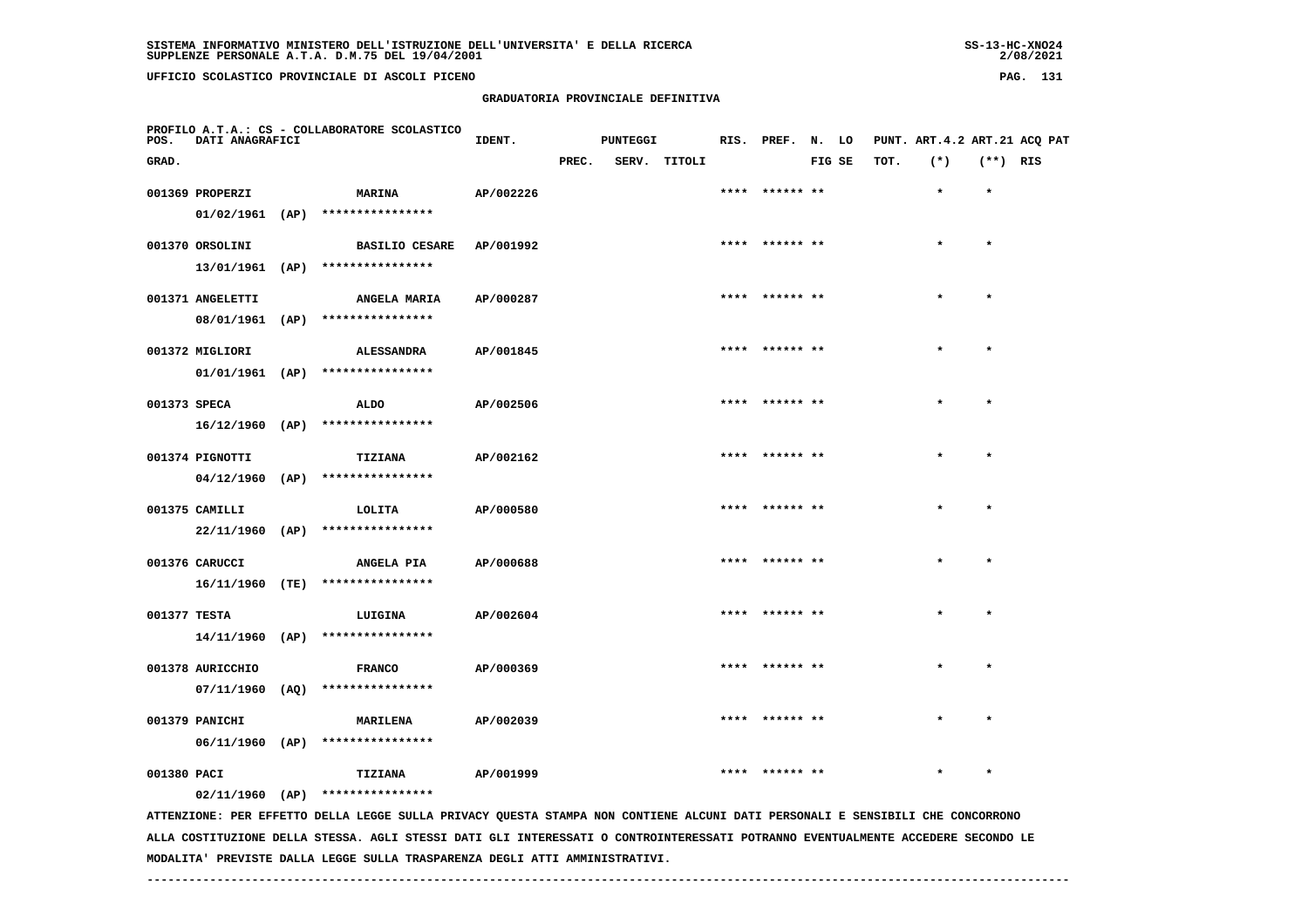SISTEMA INFORMATIVO MINISTERO DELL'ISTRUZIONE DELL'UNIVERSITA' E DELLA RICERCA
SUPPLENZE PERSONALE A.T.A. D.M.75 DEL 19/04/2001

UFFICIO SCOLASTICO PROVINCIALE DI ASCOLI PICENO

GRADUATORIA PROVINCIALE DEFINITIVA

PROFILO A.T.A.: CS - COLLABORATORE SCOLASTICO

| POS. GRAD. | DATI ANAGRAFICI | | IDENT. | PUNTEGGI PREC. | SERV. | TITOLI | RIS. | PREF. | N. FIG | LO SE | PUNT. TOT. | ART.4.2 (*) | ART.21 (**) | ACQ RIS | PAT |
|---|---|---|---|---|---|---|---|---|---|---|---|---|---|---|---|
| 001369 | PROPERZI 01/02/1961 (AP) | MARINA **************** | AP/002226 | | | | **** | ****** | ** | | | * | * | | |
| 001370 | ORSOLINI 13/01/1961 (AP) | BASILIO CESARE **************** | AP/001992 | | | | **** | ****** | ** | | | * | * | | |
| 001371 | ANGELETTI 08/01/1961 (AP) | ANGELA MARIA **************** | AP/000287 | | | | **** | ****** | ** | | | * | * | | |
| 001372 | MIGLIORI 01/01/1961 (AP) | ALESSANDRA **************** | AP/001845 | | | | **** | ****** | ** | | | * | * | | |
| 001373 | SPECA 16/12/1960 (AP) | ALDO **************** | AP/002506 | | | | **** | ****** | ** | | | * | * | | |
| 001374 | PIGNOTTI 04/12/1960 (AP) | TIZIANA **************** | AP/002162 | | | | **** | ****** | ** | | | * | * | | |
| 001375 | CAMILLI 22/11/1960 (AP) | LOLITA **************** | AP/000580 | | | | **** | ****** | ** | | | * | * | | |
| 001376 | CARUCCI 16/11/1960 (TE) | ANGELA PIA **************** | AP/000688 | | | | **** | ****** | ** | | | * | * | | |
| 001377 | TESTA 14/11/1960 (AP) | LUIGINA **************** | AP/002604 | | | | **** | ****** | ** | | | * | * | | |
| 001378 | AURICCHIO 07/11/1960 (AQ) | FRANCO **************** | AP/000369 | | | | **** | ****** | ** | | | * | * | | |
| 001379 | PANICHI 06/11/1960 (AP) | MARILENA **************** | AP/002039 | | | | **** | ****** | ** | | | * | * | | |
| 001380 | PACI 02/11/1960 (AP) | TIZIANA **************** | AP/001999 | | | | **** | ****** | ** | | | * | * | | |

ATTENZIONE: PER EFFETTO DELLA LEGGE SULLA PRIVACY QUESTA STAMPA NON CONTIENE ALCUNI DATI PERSONALI E SENSIBILI CHE CONCORRONO ALLA COSTITUZIONE DELLA STESSA. AGLI STESSI DATI GLI INTERESSATI O CONTROINTERESSATI POTRANNO EVENTUALMENTE ACCEDERE SECONDO LE MODALITA' PREVISTE DALLA LEGGE SULLA TRASPARENZA DEGLI ATTI AMMINISTRATIVI.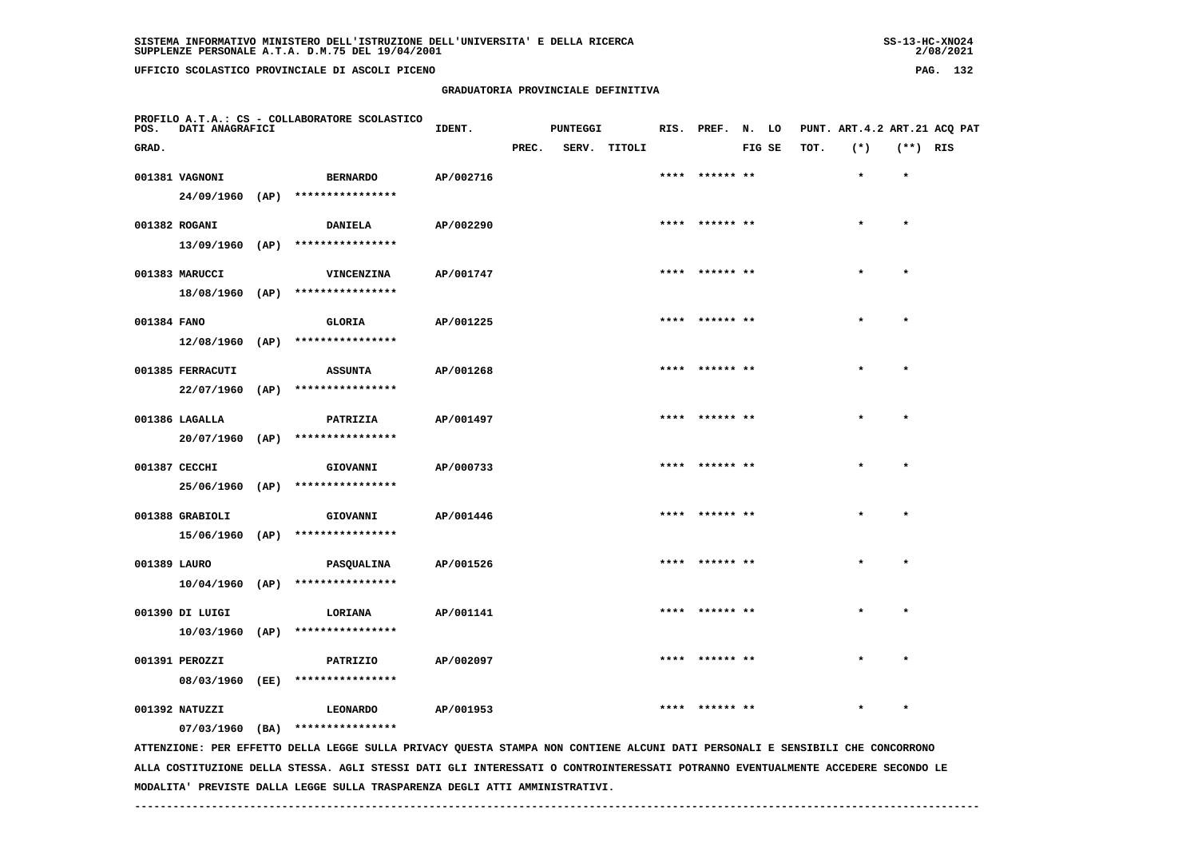SISTEMA INFORMATIVO MINISTERO DELL'ISTRUZIONE DELL'UNIVERSITA' E DELLA RICERCA
SUPPLENZE PERSONALE A.T.A. D.M.75 DEL 19/04/2001

UFFICIO SCOLASTICO PROVINCIALE DI ASCOLI PICENO

## GRADUATORIA PROVINCIALE DEFINITIVA

PROFILO A.T.A.: CS - COLLABORATORE SCOLASTICO

| POS. GRAD. | DATI ANAGRAFICI | | IDENT. | PUNTEGGI PREC. | SERV. | TITOLI | RIS. | PREF. | N. FIG | LO SE | PUNT. TOT. | ART.4.2 (*) | ART.21 (**) | ACQ RIS | PAT |
|---|---|---|---|---|---|---|---|---|---|---|---|---|---|---|---|
| 001381 | VAGNONI 24/09/1960 (AP) | BERNARDO **************** | AP/002716 | | | | **** | ****** | ** | | | * | * | | |
| 001382 | ROGANI 13/09/1960 (AP) | DANIELA **************** | AP/002290 | | | | **** | ****** | ** | | | * | * | | |
| 001383 | MARUCCI 18/08/1960 (AP) | VINCENZINA **************** | AP/001747 | | | | **** | ****** | ** | | | * | * | | |
| 001384 | FANO 12/08/1960 (AP) | GLORIA **************** | AP/001225 | | | | **** | ****** | ** | | | * | * | | |
| 001385 | FERRACUTI 22/07/1960 (AP) | ASSUNTA **************** | AP/001268 | | | | **** | ****** | ** | | | * | * | | |
| 001386 | LAGALLA 20/07/1960 (AP) | PATRIZIA **************** | AP/001497 | | | | **** | ****** | ** | | | * | * | | |
| 001387 | CECCHI 25/06/1960 (AP) | GIOVANNI **************** | AP/000733 | | | | **** | ****** | ** | | | * | * | | |
| 001388 | GRABIOLI 15/06/1960 (AP) | GIOVANNI **************** | AP/001446 | | | | **** | ****** | ** | | | * | * | | |
| 001389 | LAURO 10/04/1960 (AP) | PASQUALINA **************** | AP/001526 | | | | **** | ****** | ** | | | * | * | | |
| 001390 | DI LUIGI 10/03/1960 (AP) | LORIANA **************** | AP/001141 | | | | **** | ****** | ** | | | * | * | | |
| 001391 | PEROZZI 08/03/1960 (EE) | PATRIZIO **************** | AP/002097 | | | | **** | ****** | ** | | | * | * | | |
| 001392 | NATUZZI 07/03/1960 (BA) | LEONARDO **************** | AP/001953 | | | | **** | ****** | ** | | | * | * | | |

ATTENZIONE: PER EFFETTO DELLA LEGGE SULLA PRIVACY QUESTA STAMPA NON CONTIENE ALCUNI DATI PERSONALI E SENSIBILI CHE CONCORRONO ALLA COSTITUZIONE DELLA STESSA. AGLI STESSI DATI GLI INTERESSATI O CONTROINTERESSATI POTRANNO EVENTUALMENTE ACCEDERE SECONDO LE MODALITA' PREVISTE DALLA LEGGE SULLA TRASPARENZA DEGLI ATTI AMMINISTRATIVI.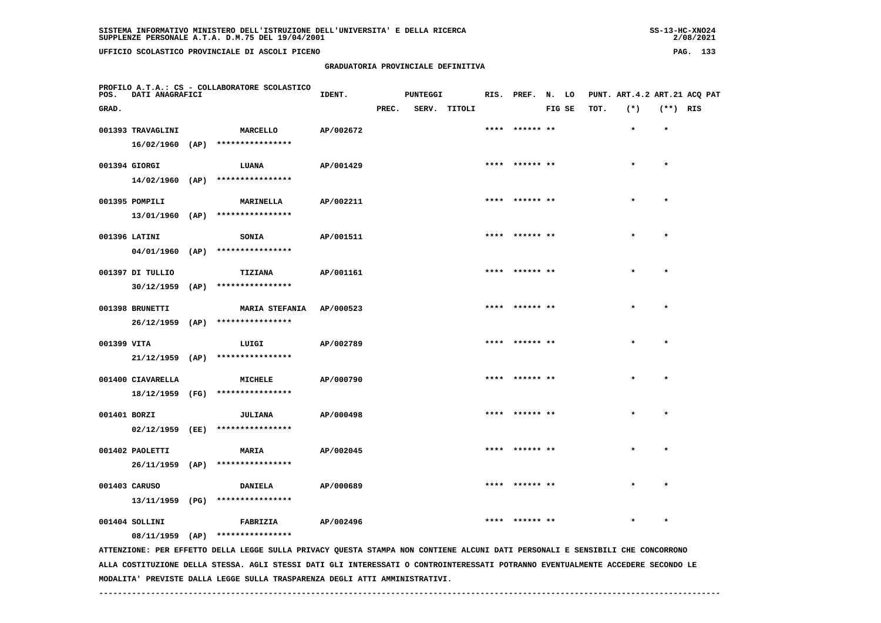SISTEMA INFORMATIVO MINISTERO DELL'ISTRUZIONE DELL'UNIVERSITA' E DELLA RICERCA
SUPPLENZE PERSONALE A.T.A. D.M.75 DEL 19/04/2001

UFFICIO SCOLASTICO PROVINCIALE DI ASCOLI PICENO

GRADUATORIA PROVINCIALE DEFINITIVA

PROFILO A.T.A.: CS - COLLABORATORE SCOLASTICO

| POS. GRAD. | DATI ANAGRAFICI | | IDENT. | PUNTEGGI PREC. | SERV. | TITOLI | RIS. | PREF. | N. FIG | LO SE | PUNT. TOT. | ART.4.2 (*) | ART.21 (**) | ACQ RIS | PAT |
|---|---|---|---|---|---|---|---|---|---|---|---|---|---|---|---|
| 001393 | TRAVAGLINI 16/02/1960 (AP) | MARCELLO **************** | AP/002672 | | | | **** | ****** | ** | | | * | * | | |
| 001394 | GIORGI 14/02/1960 (AP) | LUANA **************** | AP/001429 | | | | **** | ****** | ** | | | * | * | | |
| 001395 | POMPILI 13/01/1960 (AP) | MARINELLA **************** | AP/002211 | | | | **** | ****** | ** | | | * | * | | |
| 001396 | LATINI 04/01/1960 (AP) | SONIA **************** | AP/001511 | | | | **** | ****** | ** | | | * | * | | |
| 001397 | DI TULLIO 30/12/1959 (AP) | TIZIANA **************** | AP/001161 | | | | **** | ****** | ** | | | * | * | | |
| 001398 | BRUNETTI 26/12/1959 (AP) | MARIA STEFANIA **************** | AP/000523 | | | | **** | ****** | ** | | | * | * | | |
| 001399 | VITA 21/12/1959 (AP) | LUIGI **************** | AP/002789 | | | | **** | ****** | ** | | | * | * | | |
| 001400 | CIAVARELLA 18/12/1959 (FG) | MICHELE **************** | AP/000790 | | | | **** | ****** | ** | | | * | * | | |
| 001401 | BORZI 02/12/1959 (EE) | JULIANA **************** | AP/000498 | | | | **** | ****** | ** | | | * | * | | |
| 001402 | PAOLETTI 26/11/1959 (AP) | MARIA **************** | AP/002045 | | | | **** | ****** | ** | | | * | * | | |
| 001403 | CARUSO 13/11/1959 (PG) | DANIELA **************** | AP/000689 | | | | **** | ****** | ** | | | * | * | | |
| 001404 | SOLLINI 08/11/1959 (AP) | FABRIZIA **************** | AP/002496 | | | | **** | ****** | ** | | | * | * | | |

ATTENZIONE: PER EFFETTO DELLA LEGGE SULLA PRIVACY QUESTA STAMPA NON CONTIENE ALCUNI DATI PERSONALI E SENSIBILI CHE CONCORRONO ALLA COSTITUZIONE DELLA STESSA. AGLI STESSI DATI GLI INTERESSATI O CONTROINTERESSATI POTRANNO EVENTUALMENTE ACCEDERE SECONDO LE MODALITA' PREVISTE DALLA LEGGE SULLA TRASPARENZA DEGLI ATTI AMMINISTRATIVI.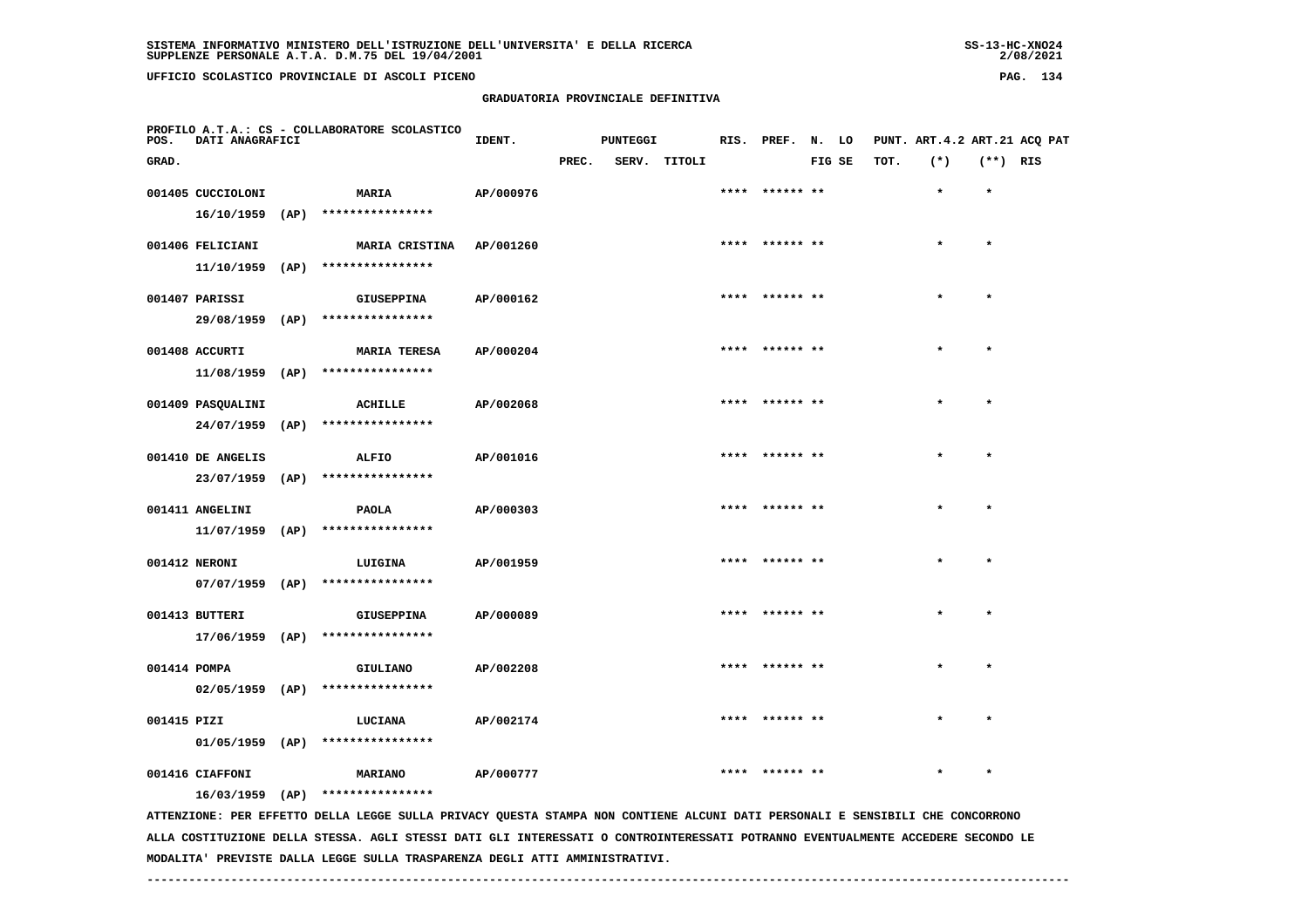## GRADUATORIA PROVINCIALE DEFINITIVA

PROFILO A.T.A.: CS - COLLABORATORE SCOLASTICO

| POS. GRAD. | DATI ANAGRAFICI | | IDENT. | PUNTEGGI PREC. | SERV. | TITOLI | RIS. | PREF. | N. FIG | LO SE | PUNT. ART.4.2 TOT. | ART.21 (*) | ACQ PAT (**) | RIS |
|---|---|---|---|---|---|---|---|---|---|---|---|---|---|---|
| 001405 | CUCCIOLONI 16/10/1959 (AP) | MARIA **************** | AP/000976 | | | | **** | ****** | ** | | | * | * | |
| 001406 | FELICIANI 11/10/1959 (AP) | MARIA CRISTINA **************** | AP/001260 | | | | **** | ****** | ** | | | * | * | |
| 001407 | PARISSI 29/08/1959 (AP) | GIUSEPPINA **************** | AP/000162 | | | | **** | ****** | ** | | | * | * | |
| 001408 | ACCURTI 11/08/1959 (AP) | MARIA TERESA **************** | AP/000204 | | | | **** | ****** | ** | | | * | * | |
| 001409 | PASQUALINI 24/07/1959 (AP) | ACHILLE **************** | AP/002068 | | | | **** | ****** | ** | | | * | * | |
| 001410 | DE ANGELIS 23/07/1959 (AP) | ALFIO **************** | AP/001016 | | | | **** | ****** | ** | | | * | * | |
| 001411 | ANGELINI 11/07/1959 (AP) | PAOLA **************** | AP/000303 | | | | **** | ****** | ** | | | * | * | |
| 001412 | NERONI 07/07/1959 (AP) | LUIGINA **************** | AP/001959 | | | | **** | ****** | ** | | | * | * | |
| 001413 | BUTTERI 17/06/1959 (AP) | GIUSEPPINA **************** | AP/000089 | | | | **** | ****** | ** | | | * | * | |
| 001414 | POMPA 02/05/1959 (AP) | GIULIANO **************** | AP/002208 | | | | **** | ****** | ** | | | * | * | |
| 001415 | PIZI 01/05/1959 (AP) | LUCIANA **************** | AP/002174 | | | | **** | ****** | ** | | | * | * | |
| 001416 | CIAFFONI 16/03/1959 (AP) | MARIANO **************** | AP/000777 | | | | **** | ****** | ** | | | * | * | |

ATTENZIONE: PER EFFETTO DELLA LEGGE SULLA PRIVACY QUESTA STAMPA NON CONTIENE ALCUNI DATI PERSONALI E SENSIBILI CHE CONCORRONO ALLA COSTITUZIONE DELLA STESSA. AGLI STESSI DATI GLI INTERESSATI O CONTROINTERESSATI POTRANNO EVENTUALMENTE ACCEDERE SECONDO LE MODALITA' PREVISTE DALLA LEGGE SULLA TRASPARENZA DEGLI ATTI AMMINISTRATIVI.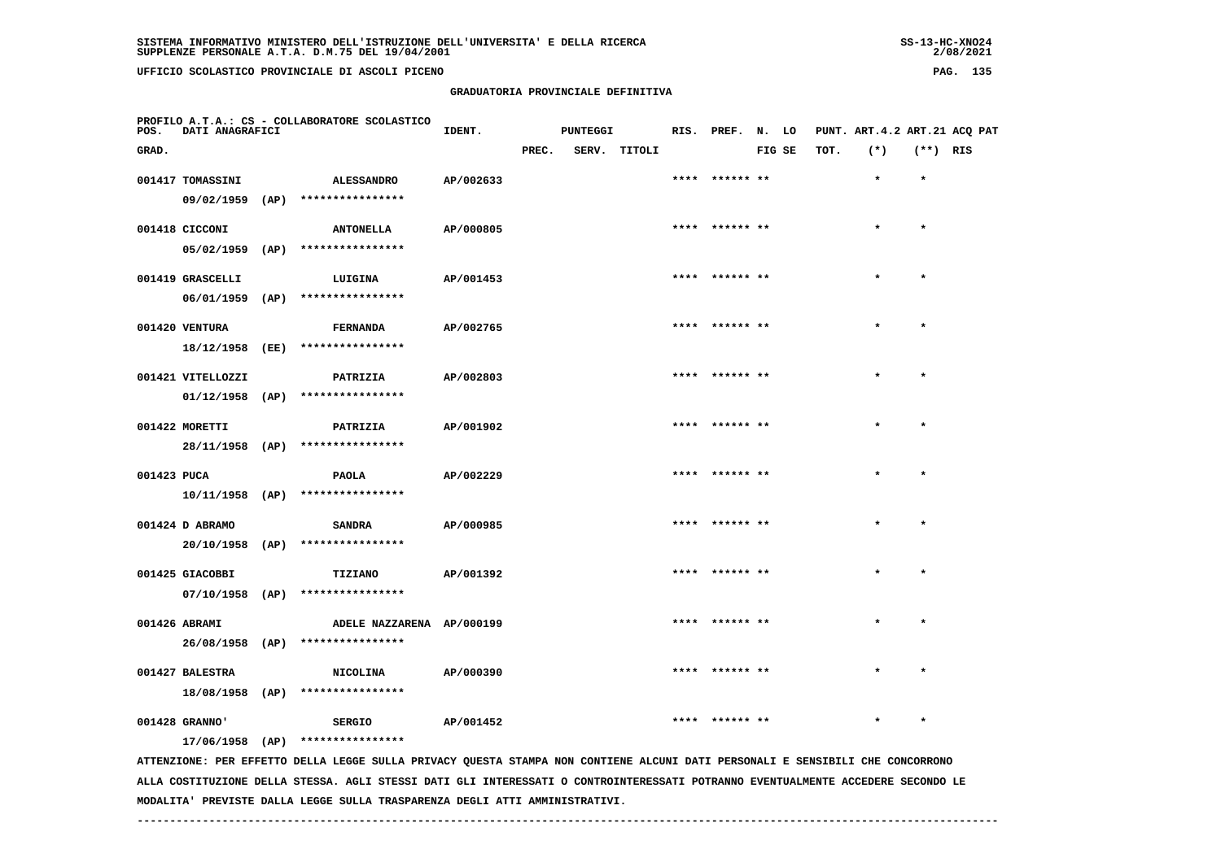## GRADUATORIA PROVINCIALE DEFINITIVA

PROFILO A.T.A.: CS - COLLABORATORE SCOLASTICO

| POS. GRAD. | DATI ANAGRAFICI | | IDENT. | PUNTEGGI PREC. | SERV. | TITOLI | RIS. | PREF. | N. FIG | LO SE | PUNT. TOT. | ART.4.2 (*) | ART.21 (**) | ACQ PAT RIS |
|---|---|---|---|---|---|---|---|---|---|---|---|---|---|---|
| 001417 | TOMASSINI 09/02/1959 (AP) | ALESSANDRO **************** | AP/002633 | | | | **** | ****** | ** | | | * | * | |
| 001418 | CICCONI 05/02/1959 (AP) | ANTONELLA **************** | AP/000805 | | | | **** | ****** | ** | | | * | * | |
| 001419 | GRASCELLI 06/01/1959 (AP) | LUIGINA **************** | AP/001453 | | | | **** | ****** | ** | | | * | * | |
| 001420 | VENTURA 18/12/1958 (EE) | FERNANDA **************** | AP/002765 | | | | **** | ****** | ** | | | * | * | |
| 001421 | VITELLOZZI 01/12/1958 (AP) | PATRIZIA **************** | AP/002803 | | | | **** | ****** | ** | | | * | * | |
| 001422 | MORETTI 28/11/1958 (AP) | PATRIZIA **************** | AP/001902 | | | | **** | ****** | ** | | | * | * | |
| 001423 | PUCA 10/11/1958 (AP) | PAOLA **************** | AP/002229 | | | | **** | ****** | ** | | | * | * | |
| 001424 | D ABRAMO 20/10/1958 (AP) | SANDRA **************** | AP/000985 | | | | **** | ****** | ** | | | * | * | |
| 001425 | GIACOBBI 07/10/1958 (AP) | TIZIANO **************** | AP/001392 | | | | **** | ****** | ** | | | * | * | |
| 001426 | ABRAMI 26/08/1958 (AP) | ADELE NAZZARENA **************** | AP/000199 | | | | **** | ****** | ** | | | * | * | |
| 001427 | BALESTRA 18/08/1958 (AP) | NICOLINA **************** | AP/000390 | | | | **** | ****** | ** | | | * | * | |
| 001428 | GRANNO' 17/06/1958 (AP) | SERGIO **************** | AP/001452 | | | | **** | ****** | ** | | | * | * | |

ATTENZIONE: PER EFFETTO DELLA LEGGE SULLA PRIVACY QUESTA STAMPA NON CONTIENE ALCUNI DATI PERSONALI E SENSIBILI CHE CONCORRONO ALLA COSTITUZIONE DELLA STESSA. AGLI STESSI DATI GLI INTERESSATI O CONTROINTERESSATI POTRANNO EVENTUALMENTE ACCEDERE SECONDO LE MODALITA' PREVISTE DALLA LEGGE SULLA TRASPARENZA DEGLI ATTI AMMINISTRATIVI.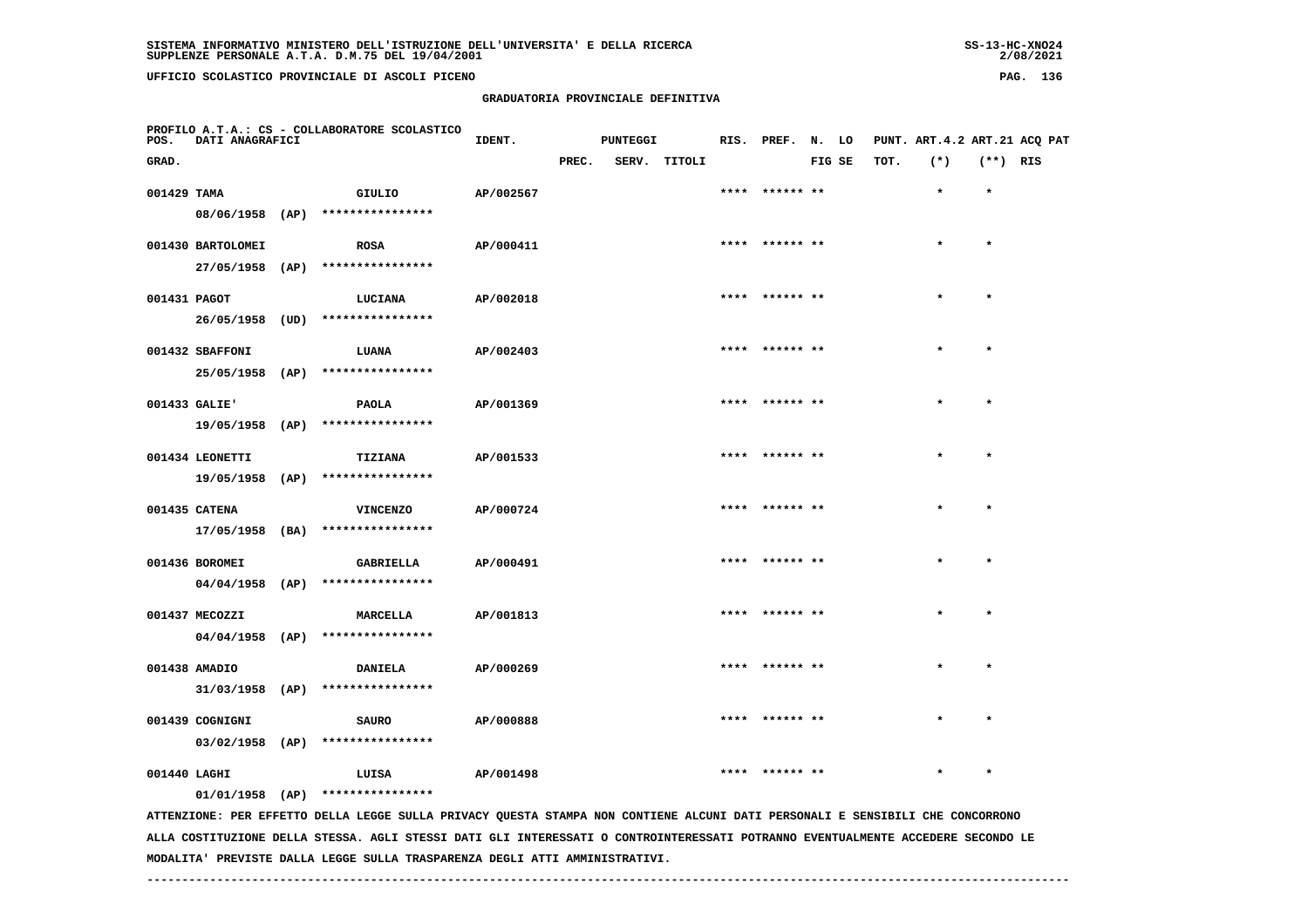## GRADUATORIA PROVINCIALE DEFINITIVA

PROFILO A.T.A.: CS - COLLABORATORE SCOLASTICO

| POS. GRAD. | DATI ANAGRAFICI | | IDENT. | PUNTEGGI PREC. | SERV. | TITOLI | RIS. | PREF. | N. LO FIG SE | PUNT. ART.4.2 TOT. | (*) | ART.21 ACQ PAT (**) RIS |
|---|---|---|---|---|---|---|---|---|---|---|---|---|
| 001429 | TAMA | GIULIO | AP/002567 | | | | **** | ****** ** | | | * | * |
| | 08/06/1958 (AP) | **************** | | | | | | | | | | |
| 001430 | BARTOLOMEI | ROSA | AP/000411 | | | | **** | ****** ** | | | * | * |
| | 27/05/1958 (AP) | **************** | | | | | | | | | | |
| 001431 | PAGOT | LUCIANA | AP/002018 | | | | **** | ****** ** | | | * | * |
| | 26/05/1958 (UD) | **************** | | | | | | | | | | |
| 001432 | SBAFFONI | LUANA | AP/002403 | | | | **** | ****** ** | | | * | * |
| | 25/05/1958 (AP) | **************** | | | | | | | | | | |
| 001433 | GALIE' | PAOLA | AP/001369 | | | | **** | ****** ** | | | * | * |
| | 19/05/1958 (AP) | **************** | | | | | | | | | | |
| 001434 | LEONETTI | TIZIANA | AP/001533 | | | | **** | ****** ** | | | * | * |
| | 19/05/1958 (AP) | **************** | | | | | | | | | | |
| 001435 | CATENA | VINCENZO | AP/000724 | | | | **** | ****** ** | | | * | * |
| | 17/05/1958 (BA) | **************** | | | | | | | | | | |
| 001436 | BOROMEI | GABRIELLA | AP/000491 | | | | **** | ****** ** | | | * | * |
| | 04/04/1958 (AP) | **************** | | | | | | | | | | |
| 001437 | MECOZZI | MARCELLA | AP/001813 | | | | **** | ****** ** | | | * | * |
| | 04/04/1958 (AP) | **************** | | | | | | | | | | |
| 001438 | AMADIO | DANIELA | AP/000269 | | | | **** | ****** ** | | | * | * |
| | 31/03/1958 (AP) | **************** | | | | | | | | | | |
| 001439 | COGNIGNI | SAURO | AP/000888 | | | | **** | ****** ** | | | * | * |
| | 03/02/1958 (AP) | **************** | | | | | | | | | | |
| 001440 | LAGHI | LUISA | AP/001498 | | | | **** | ****** ** | | | * | * |
| | 01/01/1958 (AP) | **************** | | | | | | | | | | |

ATTENZIONE: PER EFFETTO DELLA LEGGE SULLA PRIVACY QUESTA STAMPA NON CONTIENE ALCUNI DATI PERSONALI E SENSIBILI CHE CONCORRONO ALLA COSTITUZIONE DELLA STESSA. AGLI STESSI DATI GLI INTERESSATI O CONTROINTERESSATI POTRANNO EVENTUALMENTE ACCEDERE SECONDO LE MODALITA' PREVISTE DALLA LEGGE SULLA TRASPARENZA DEGLI ATTI AMMINISTRATIVI.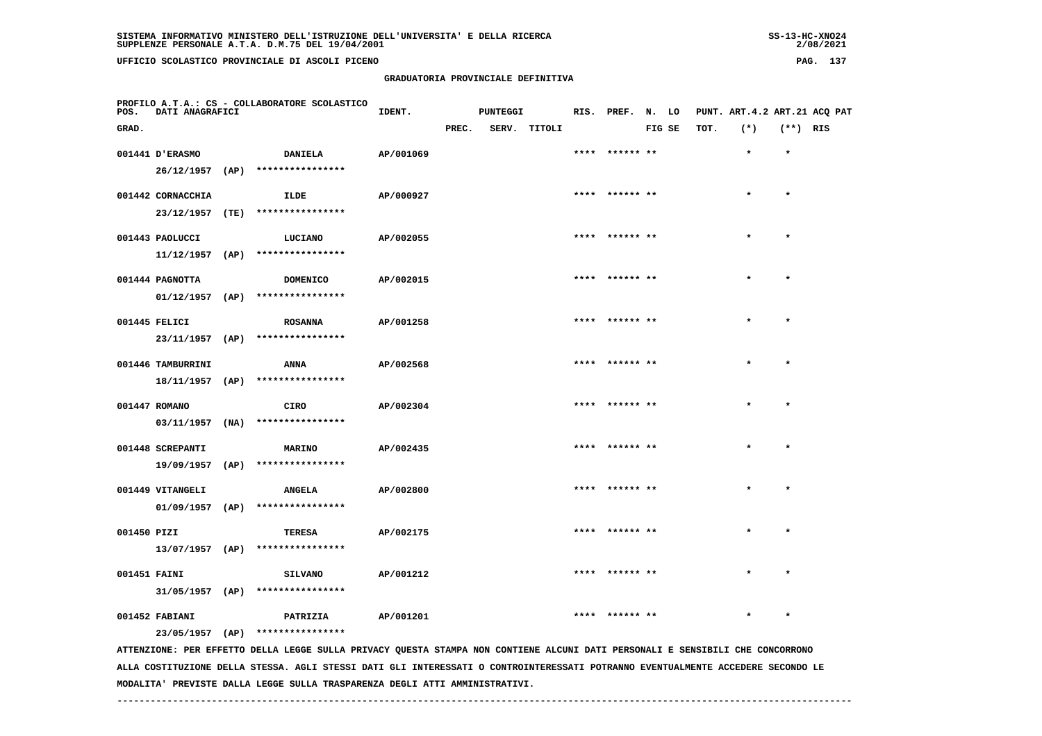# GRADUATORIA PROVINCIALE DEFINITIVA

PROFILO A.T.A.: CS - COLLABORATORE SCOLASTICO

| POS. GRAD. | DATI ANAGRAFICI | | IDENT. | PUNTEGGI PREC. | SERV. | TITOLI | RIS. | PREF. | N. FIG | LO SE | PUNT. TOT. | ART.4.2 (*) | ART.21 (**) | ACQ RIS | PAT |
|---|---|---|---|---|---|---|---|---|---|---|---|---|---|---|---|
| 001441 | D'ERASMO 26/12/1957 (AP) | DANIELA **************** | AP/001069 | | | | **** | ****** | ** | | | * | * | | |
| 001442 | CORNACCHIA 23/12/1957 (TE) | ILDE **************** | AP/000927 | | | | **** | ****** | ** | | | * | * | | |
| 001443 | PAOLUCCI 11/12/1957 (AP) | LUCIANO **************** | AP/002055 | | | | **** | ****** | ** | | | * | * | | |
| 001444 | PAGNOTTA 01/12/1957 (AP) | DOMENICO **************** | AP/002015 | | | | **** | ****** | ** | | | * | * | | |
| 001445 | FELICI 23/11/1957 (AP) | ROSANNA **************** | AP/001258 | | | | **** | ****** | ** | | | * | * | | |
| 001446 | TAMBURRINI 18/11/1957 (AP) | ANNA **************** | AP/002568 | | | | **** | ****** | ** | | | * | * | | |
| 001447 | ROMANO 03/11/1957 (NA) | CIRO **************** | AP/002304 | | | | **** | ****** | ** | | | * | * | | |
| 001448 | SCREPANTI 19/09/1957 (AP) | MARINO **************** | AP/002435 | | | | **** | ****** | ** | | | * | * | | |
| 001449 | VITANGELI 01/09/1957 (AP) | ANGELA **************** | AP/002800 | | | | **** | ****** | ** | | | * | * | | |
| 001450 | PIZI 13/07/1957 (AP) | TERESA **************** | AP/002175 | | | | **** | ****** | ** | | | * | * | | |
| 001451 | FAINI 31/05/1957 (AP) | SILVANO **************** | AP/001212 | | | | **** | ****** | ** | | | * | * | | |
| 001452 | FABIANI 23/05/1957 (AP) | PATRIZIA **************** | AP/001201 | | | | **** | ****** | ** | | | * | * | | |

ATTENZIONE: PER EFFETTO DELLA LEGGE SULLA PRIVACY QUESTA STAMPA NON CONTIENE ALCUNI DATI PERSONALI E SENSIBILI CHE CONCORRONO ALLA COSTITUZIONE DELLA STESSA. AGLI STESSI DATI GLI INTERESSATI O CONTROINTERESSATI POTRANNO EVENTUALMENTE ACCEDERE SECONDO LE MODALITA' PREVISTE DALLA LEGGE SULLA TRASPARENZA DEGLI ATTI AMMINISTRATIVI.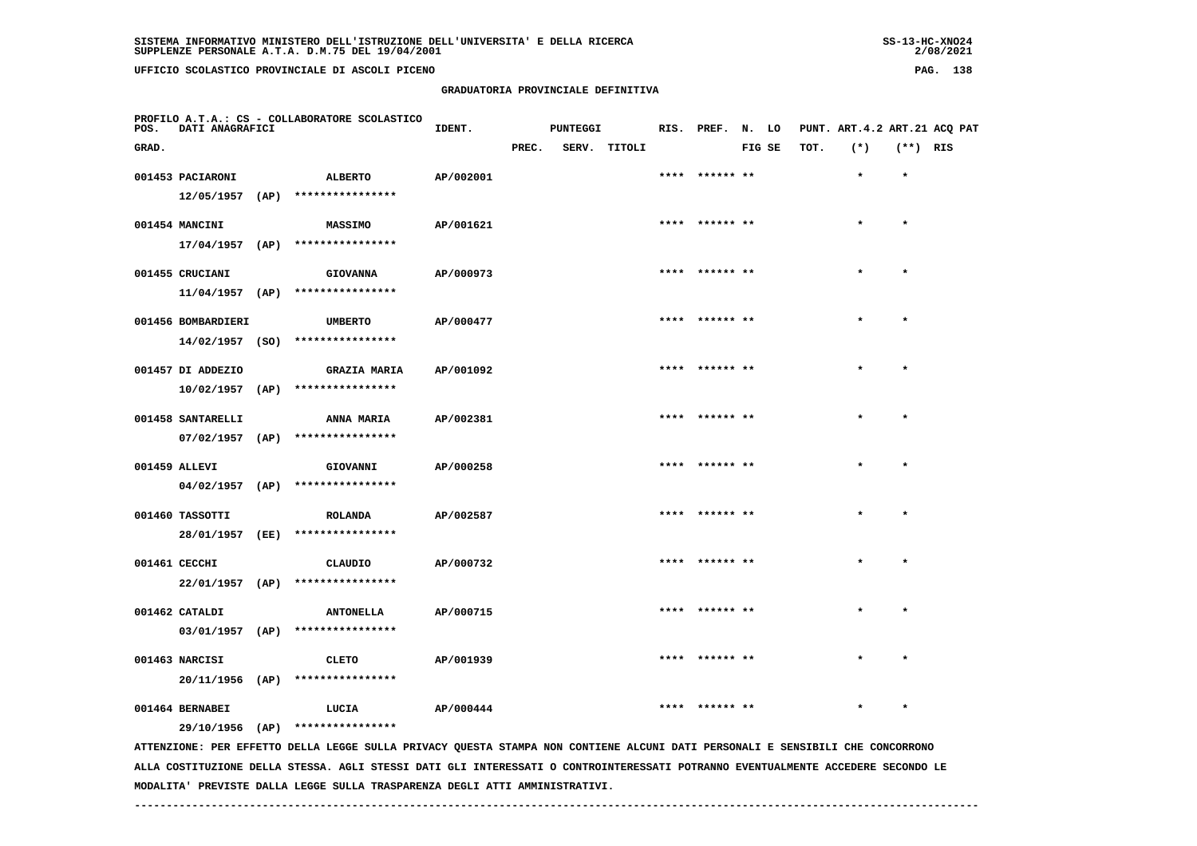SISTEMA INFORMATIVO MINISTERO DELL'ISTRUZIONE DELL'UNIVERSITA' E DELLA RICERCA
SUPPLENZE PERSONALE A.T.A. D.M.75 DEL 19/04/2001

UFFICIO SCOLASTICO PROVINCIALE DI ASCOLI PICENO

GRADUATORIA PROVINCIALE DEFINITIVA

PROFILO A.T.A.: CS - COLLABORATORE SCOLASTICO

| POS. GRAD. | DATI ANAGRAFICI | | IDENT. | PUNTEGGI PREC. | SERV. | TITOLI | RIS. | PREF. | N. FIG | LO SE | PUNT. TOT. | ART.4.2 (*) | ART.21 (**) | ACQ PAT RIS |
|---|---|---|---|---|---|---|---|---|---|---|---|---|---|---|
| 001453 | PACIARONI 12/05/1957 (AP) | ALBERTO **************** | AP/002001 | | | | **** | ****** | ** | | | * | * | |
| 001454 | MANCINI 17/04/1957 (AP) | MASSIMO **************** | AP/001621 | | | | **** | ****** | ** | | | * | * | |
| 001455 | CRUCIANI 11/04/1957 (AP) | GIOVANNA **************** | AP/000973 | | | | **** | ****** | ** | | | * | * | |
| 001456 | BOMBARDIERI 14/02/1957 (SO) | UMBERTO **************** | AP/000477 | | | | **** | ****** | ** | | | * | * | |
| 001457 | DI ADDEZIO 10/02/1957 (AP) | GRAZIA MARIA **************** | AP/001092 | | | | **** | ****** | ** | | | * | * | |
| 001458 | SANTARELLI 07/02/1957 (AP) | ANNA MARIA **************** | AP/002381 | | | | **** | ****** | ** | | | * | * | |
| 001459 | ALLEVI 04/02/1957 (AP) | GIOVANNI **************** | AP/000258 | | | | **** | ****** | ** | | | * | * | |
| 001460 | TASSOTTI 28/01/1957 (EE) | ROLANDA **************** | AP/002587 | | | | **** | ****** | ** | | | * | * | |
| 001461 | CECCHI 22/01/1957 (AP) | CLAUDIO **************** | AP/000732 | | | | **** | ****** | ** | | | * | * | |
| 001462 | CATALDI 03/01/1957 (AP) | ANTONELLA **************** | AP/000715 | | | | **** | ****** | ** | | | * | * | |
| 001463 | NARCISI 20/11/1956 (AP) | CLETO **************** | AP/001939 | | | | **** | ****** | ** | | | * | * | |
| 001464 | BERNABEI 29/10/1956 (AP) | LUCIA **************** | AP/000444 | | | | **** | ****** | ** | | | * | * | |

ATTENZIONE: PER EFFETTO DELLA LEGGE SULLA PRIVACY QUESTA STAMPA NON CONTIENE ALCUNI DATI PERSONALI E SENSIBILI CHE CONCORRONO ALLA COSTITUZIONE DELLA STESSA. AGLI STESSI DATI GLI INTERESSATI O CONTROINTERESSATI POTRANNO EVENTUALMENTE ACCEDERE SECONDO LE MODALITA' PREVISTE DALLA LEGGE SULLA TRASPARENZA DEGLI ATTI AMMINISTRATIVI.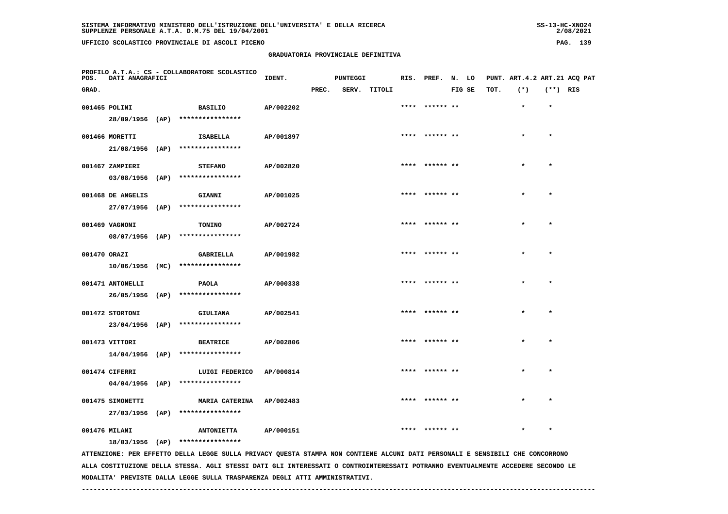SISTEMA INFORMATIVO MINISTERO DELL'ISTRUZIONE DELL'UNIVERSITA' E DELLA RICERCA
SUPPLENZE PERSONALE A.T.A. D.M.75 DEL 19/04/2001

UFFICIO SCOLASTICO PROVINCIALE DI ASCOLI PICENO

## GRADUATORIA PROVINCIALE DEFINITIVA

PROFILO A.T.A.: CS - COLLABORATORE SCOLASTICO

| POS. GRAD. | DATI ANAGRAFICI | | IDENT. | PUNTEGGI PREC. | SERV. | TITOLI | RIS. | PREF. | N. FIG | LO SE | PUNT. TOT. | ART.4.2 (*) | ART.21 (**) | ACQ PAT RIS |
|---|---|---|---|---|---|---|---|---|---|---|---|---|---|---|
| 001465 | POLINI 28/09/1956 (AP) | BASILIO **************** | AP/002202 | | | | **** | ****** | ** | | | * | * | |
| 001466 | MORETTI 21/08/1956 (AP) | ISABELLA **************** | AP/001897 | | | | **** | ****** | ** | | | * | * | |
| 001467 | ZAMPIERI 03/08/1956 (AP) | STEFANO **************** | AP/002820 | | | | **** | ****** | ** | | | * | * | |
| 001468 | DE ANGELIS 27/07/1956 (AP) | GIANNI **************** | AP/001025 | | | | **** | ****** | ** | | | * | * | |
| 001469 | VAGNONI 08/07/1956 (AP) | TONINO **************** | AP/002724 | | | | **** | ****** | ** | | | * | * | |
| 001470 | ORAZI 10/06/1956 (MC) | GABRIELLA **************** | AP/001982 | | | | **** | ****** | ** | | | * | * | |
| 001471 | ANTONELLI 26/05/1956 (AP) | PAOLA **************** | AP/000338 | | | | **** | ****** | ** | | | * | * | |
| 001472 | STORTONI 23/04/1956 (AP) | GIULIANA **************** | AP/002541 | | | | **** | ****** | ** | | | * | * | |
| 001473 | VITTORI 14/04/1956 (AP) | BEATRICE **************** | AP/002806 | | | | **** | ****** | ** | | | * | * | |
| 001474 | CIFERRI 04/04/1956 (AP) | LUIGI FEDERICO **************** | AP/000814 | | | | **** | ****** | ** | | | * | * | |
| 001475 | SIMONETTI 27/03/1956 (AP) | MARIA CATERINA **************** | AP/002483 | | | | **** | ****** | ** | | | * | * | |
| 001476 | MILANI 18/03/1956 (AP) | ANTONIETTA **************** | AP/000151 | | | | **** | ****** | ** | | | * | * | |

ATTENZIONE: PER EFFETTO DELLA LEGGE SULLA PRIVACY QUESTA STAMPA NON CONTIENE ALCUNI DATI PERSONALI E SENSIBILI CHE CONCORRONO ALLA COSTITUZIONE DELLA STESSA. AGLI STESSI DATI GLI INTERESSATI O CONTROINTERESSATI POTRANNO EVENTUALMENTE ACCEDERE SECONDO LE MODALITA' PREVISTE DALLA LEGGE SULLA TRASPARENZA DEGLI ATTI AMMINISTRATIVI.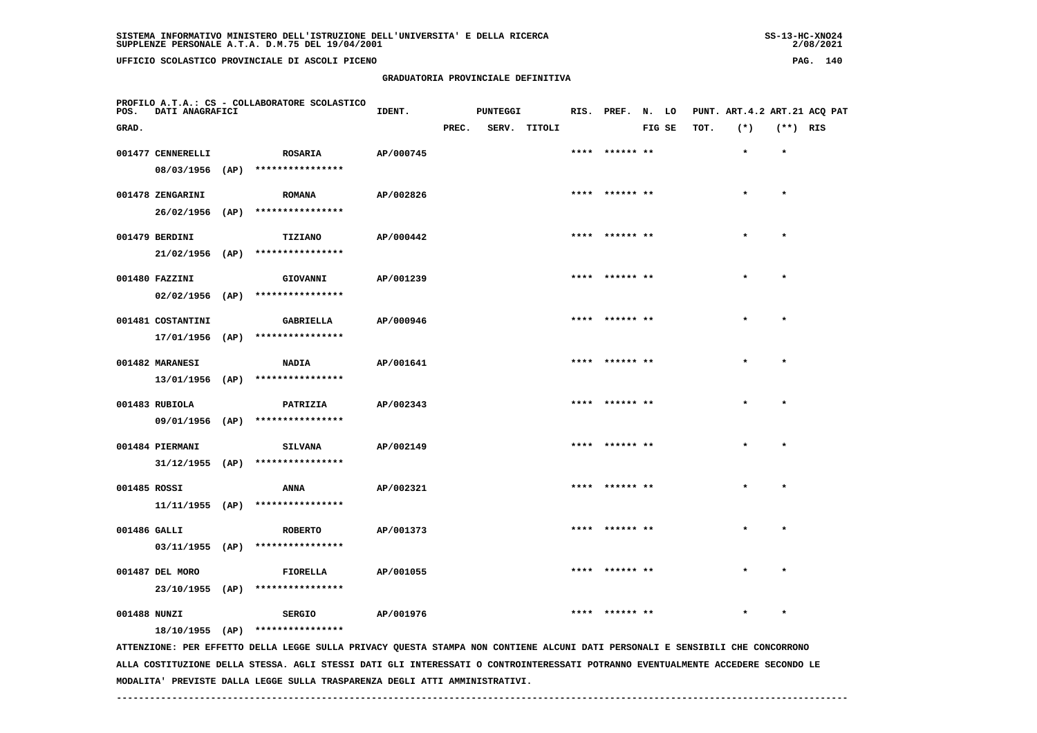SISTEMA INFORMATIVO MINISTERO DELL'ISTRUZIONE DELL'UNIVERSITA' E DELLA RICERCA
SUPPLENZE PERSONALE A.T.A. D.M.75 DEL 19/04/2001

UFFICIO SCOLASTICO PROVINCIALE DI ASCOLI PICENO

GRADUATORIA PROVINCIALE DEFINITIVA

PROFILO A.T.A.: CS - COLLABORATORE SCOLASTICO

| POS. GRAD. | DATI ANAGRAFICI | | IDENT. | PUNTEGGI PREC. | SERV. | TITOLI | RIS. | PREF. | N. FIG | LO SE | PUNT. TOT. | ART.4.2 (*) | ART.21 (**) | ACQ PAT RIS |
|---|---|---|---|---|---|---|---|---|---|---|---|---|---|---|
| 001477 | CENNERELLI 08/03/1956 (AP) | ROSARIA **************** | AP/000745 | | | | **** | ****** | ** | | | * | * | |
| 001478 | ZENGARINI 26/02/1956 (AP) | ROMANA **************** | AP/002826 | | | | **** | ****** | ** | | | * | * | |
| 001479 | BERDINI 21/02/1956 (AP) | TIZIANO **************** | AP/000442 | | | | **** | ****** | ** | | | * | * | |
| 001480 | FAZZINI 02/02/1956 (AP) | GIOVANNI **************** | AP/001239 | | | | **** | ****** | ** | | | * | * | |
| 001481 | COSTANTINI 17/01/1956 (AP) | GABRIELLA **************** | AP/000946 | | | | **** | ****** | ** | | | * | * | |
| 001482 | MARANESI 13/01/1956 (AP) | NADIA **************** | AP/001641 | | | | **** | ****** | ** | | | * | * | |
| 001483 | RUBIOLA 09/01/1956 (AP) | PATRIZIA **************** | AP/002343 | | | | **** | ****** | ** | | | * | * | |
| 001484 | PIERMANI 31/12/1955 (AP) | SILVANA **************** | AP/002149 | | | | **** | ****** | ** | | | * | * | |
| 001485 | ROSSI 11/11/1955 (AP) | ANNA **************** | AP/002321 | | | | **** | ****** | ** | | | * | * | |
| 001486 | GALLI 03/11/1955 (AP) | ROBERTO **************** | AP/001373 | | | | **** | ****** | ** | | | * | * | |
| 001487 | DEL MORO 23/10/1955 (AP) | FIORELLA **************** | AP/001055 | | | | **** | ****** | ** | | | * | * | |
| 001488 | NUNZI 18/10/1955 (AP) | SERGIO **************** | AP/001976 | | | | **** | ****** | ** | | | * | * | |

ATTENZIONE: PER EFFETTO DELLA LEGGE SULLA PRIVACY QUESTA STAMPA NON CONTIENE ALCUNI DATI PERSONALI E SENSIBILI CHE CONCORRONO ALLA COSTITUZIONE DELLA STESSA. AGLI STESSI DATI GLI INTERESSATI O CONTROINTERESSATI POTRANNO EVENTUALMENTE ACCEDERE SECONDO LE MODALITA' PREVISTE DALLA LEGGE SULLA TRASPARENZA DEGLI ATTI AMMINISTRATIVI.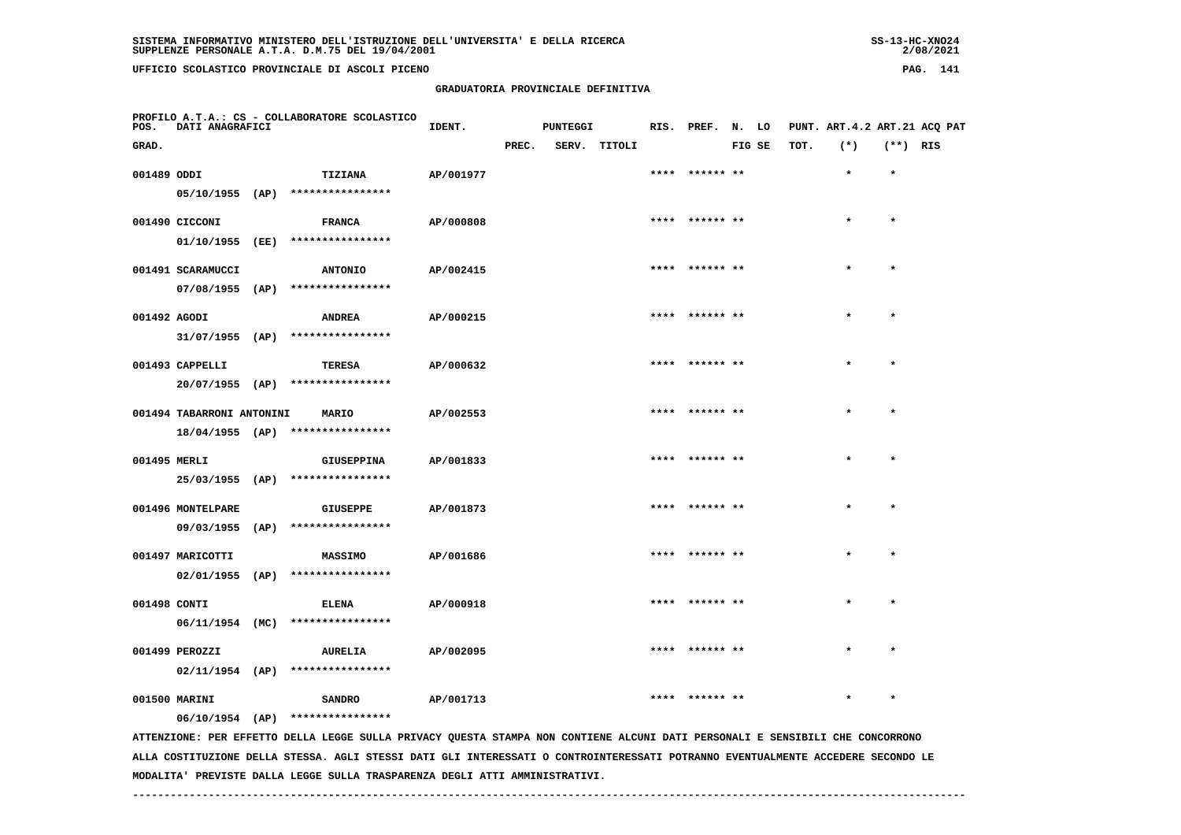GRADUATORIA PROVINCIALE DEFINITIVA

PROFILO A.T.A.: CS - COLLABORATORE SCOLASTICO

| POS. GRAD. | DATI ANAGRAFICI | | IDENT. | PUNTEGGI PREC. | SERV. | TITOLI | RIS. | PREF. | N. FIG | LO SE | PUNT. TOT. | ART.4.2 (*) | ART.21 (**) | ACQ RIS | PAT |
|---|---|---|---|---|---|---|---|---|---|---|---|---|---|---|---|
| 001489 | ODDI | TIZIANA | AP/001977 | | | | **** | ****** | ** | | | * | * | | |
| | 05/10/1955 (AP) | **************** | | | | | | | | | | | | | |
| 001490 | CICCONI | FRANCA | AP/000808 | | | | **** | ****** | ** | | | * | * | | |
| | 01/10/1955 (EE) | **************** | | | | | | | | | | | | | |
| 001491 | SCARAMUCCI | ANTONIO | AP/002415 | | | | **** | ****** | ** | | | * | * | | |
| | 07/08/1955 (AP) | **************** | | | | | | | | | | | | | |
| 001492 | AGODI | ANDREA | AP/000215 | | | | **** | ****** | ** | | | * | * | | |
| | 31/07/1955 (AP) | **************** | | | | | | | | | | | | | |
| 001493 | CAPPELLI | TERESA | AP/000632 | | | | **** | ****** | ** | | | * | * | | |
| | 20/07/1955 (AP) | **************** | | | | | | | | | | | | | |
| 001494 | TABARRONI ANTONINI | MARIO | AP/002553 | | | | **** | ****** | ** | | | * | * | | |
| | 18/04/1955 (AP) | **************** | | | | | | | | | | | | | |
| 001495 | MERLI | GIUSEPPINA | AP/001833 | | | | **** | ****** | ** | | | * | * | | |
| | 25/03/1955 (AP) | **************** | | | | | | | | | | | | | |
| 001496 | MONTELPARE | GIUSEPPE | AP/001873 | | | | **** | ****** | ** | | | * | * | | |
| | 09/03/1955 (AP) | **************** | | | | | | | | | | | | | |
| 001497 | MARICOTTI | MASSIMO | AP/001686 | | | | **** | ****** | ** | | | * | * | | |
| | 02/01/1955 (AP) | **************** | | | | | | | | | | | | | |
| 001498 | CONTI | ELENA | AP/000918 | | | | **** | ****** | ** | | | * | * | | |
| | 06/11/1954 (MC) | **************** | | | | | | | | | | | | | |
| 001499 | PEROZZI | AURELIA | AP/002095 | | | | **** | ****** | ** | | | * | * | | |
| | 02/11/1954 (AP) | **************** | | | | | | | | | | | | | |
| 001500 | MARINI | SANDRO | AP/001713 | | | | **** | ****** | ** | | | * | * | | |
| | 06/10/1954 (AP) | **************** | | | | | | | | | | | | | |

ATTENZIONE: PER EFFETTO DELLA LEGGE SULLA PRIVACY QUESTA STAMPA NON CONTIENE ALCUNI DATI PERSONALI E SENSIBILI CHE CONCORRONO ALLA COSTITUZIONE DELLA STESSA. AGLI STESSI DATI GLI INTERESSATI O CONTROINTERESSATI POTRANNO EVENTUALMENTE ACCEDERE SECONDO LE MODALITA' PREVISTE DALLA LEGGE SULLA TRASPARENZA DEGLI ATTI AMMINISTRATIVI.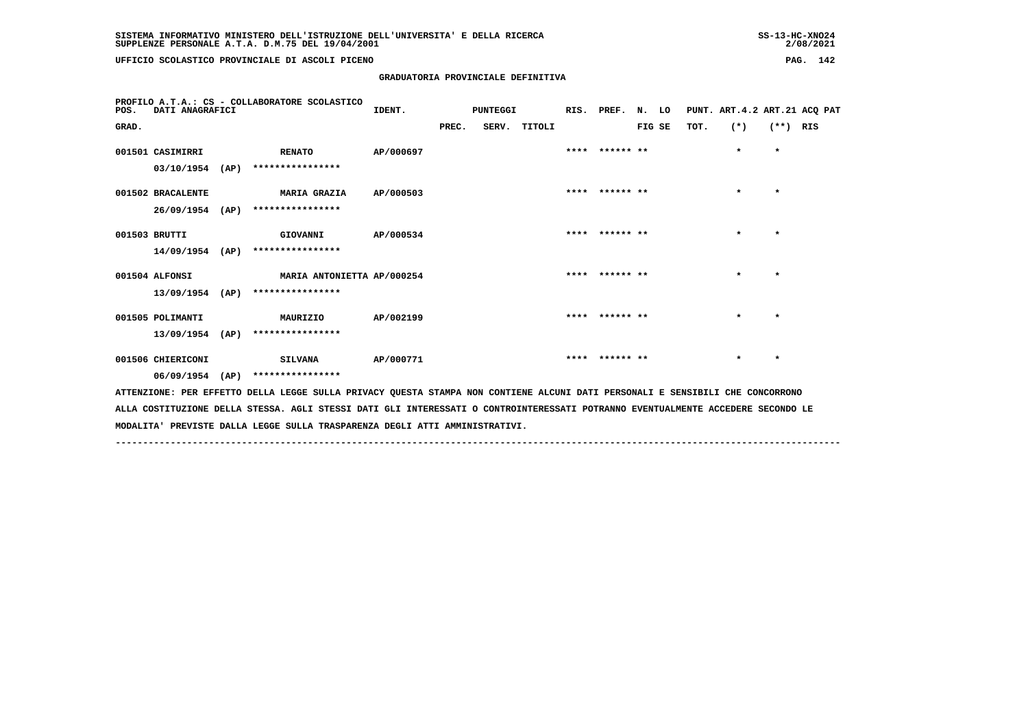GRADUATORIA PROVINCIALE DEFINITIVA

PROFILO A.T.A.: CS - COLLABORATORE SCOLASTICO

| POS. GRAD. | DATI ANAGRAFICI | | IDENT. | PUNTEGGI PREC. | SERV. | TITOLI | RIS. | PREF. | N. LO FIG SE | PUNT. TOT. | ART.4.2 (*) | ART.21 (**) | ACQ PAT RIS |
|---|---|---|---|---|---|---|---|---|---|---|---|---|---|
| 001501 | CASIMIRRI 03/10/1954 (AP) | RENATO **************** | AP/000697 | | | | **** | ****** ** | | | * | * | |
| 001502 | BRACALENTE 26/09/1954 (AP) | MARIA GRAZIA **************** | AP/000503 | | | | **** | ****** ** | | | * | * | |
| 001503 | BRUTTI 14/09/1954 (AP) | GIOVANNI **************** | AP/000534 | | | | **** | ****** ** | | | * | * | |
| 001504 | ALFONSI 13/09/1954 (AP) | MARIA ANTONIETTA **************** | AP/000254 | | | | **** | ****** ** | | | * | * | |
| 001505 | POLIMANTI 13/09/1954 (AP) | MAURIZIO **************** | AP/002199 | | | | **** | ****** ** | | | * | * | |
| 001506 | CHIERICONI 06/09/1954 (AP) | SILVANA **************** | AP/000771 | | | | **** | ****** ** | | | * | * | |

ATTENZIONE: PER EFFETTO DELLA LEGGE SULLA PRIVACY QUESTA STAMPA NON CONTIENE ALCUNI DATI PERSONALI E SENSIBILI CHE CONCORRONO ALLA COSTITUZIONE DELLA STESSA. AGLI STESSI DATI GLI INTERESSATI O CONTROINTERESSATI POTRANNO EVENTUALMENTE ACCEDERE SECONDO LE MODALITA' PREVISTE DALLA LEGGE SULLA TRASPARENZA DEGLI ATTI AMMINISTRATIVI.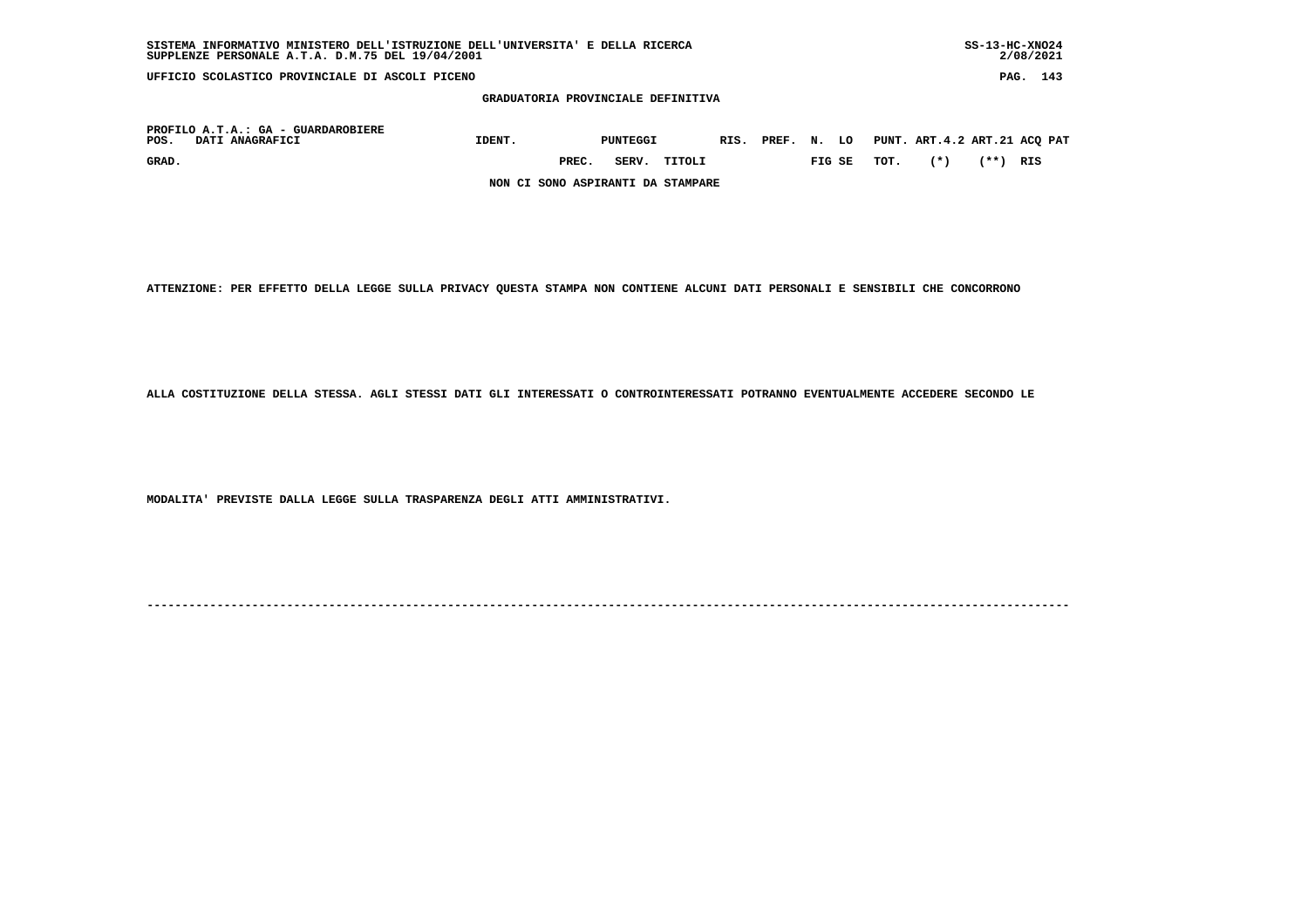## GRADUATORIA PROVINCIALE DEFINITIVA

PROFILO A.T.A.: GA - GUARDAROBIERE

| POS. | DATI ANAGRAFICI | IDENT. | PUNTEGGI | | | RIS. | PREF. | N. LO | PUNT. | ART.4.2 | ART.21 | ACQ PAT |
|---|---|---|---|---|---|---|---|---|---|---|---|---|
| GRAD. | | | PREC. | SERV. | TITOLI | | | FIG SE | TOT. | (*) | (**) | RIS |

NON CI SONO ASPIRANTI DA STAMPARE

ATTENZIONE: PER EFFETTO DELLA LEGGE SULLA PRIVACY QUESTA STAMPA NON CONTIENE ALCUNI DATI PERSONALI E SENSIBILI CHE CONCORRONO

ALLA COSTITUZIONE DELLA STESSA. AGLI STESSI DATI GLI INTERESSATI O CONTROINTERESSATI POTRANNO EVENTUALMENTE ACCEDERE SECONDO LE

MODALITA' PREVISTE DALLA LEGGE SULLA TRASPARENZA DEGLI ATTI AMMINISTRATIVI.

---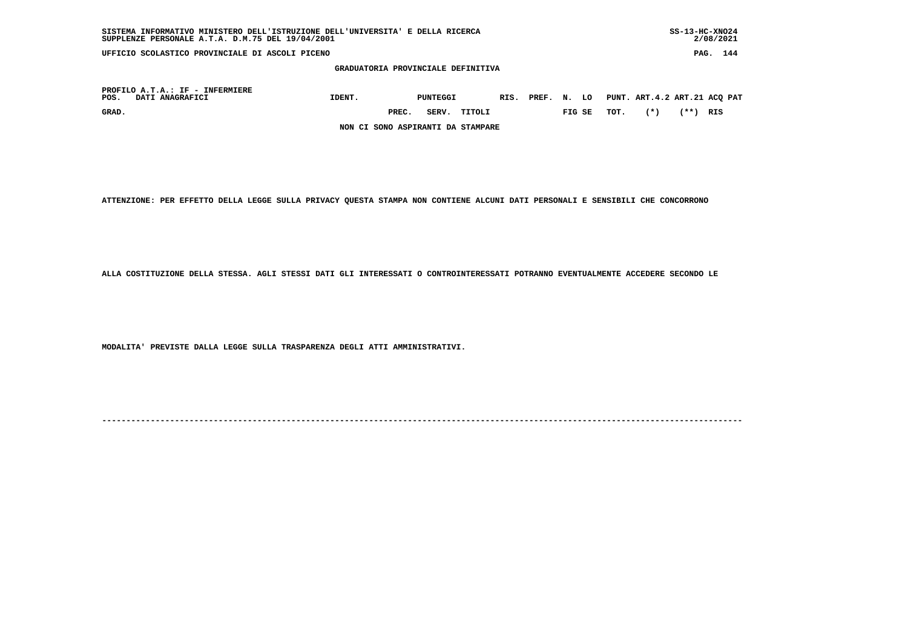UFFICIO SCOLASTICO PROVINCIALE DI ASCOLI PICENO

**GRADUATORIA PROVINCIALE DEFINITIVA**

PROFILO A.T.A.: IF - INFERMIERE

| POS. | DATI ANAGRAFICI | IDENT. | PUNTEGGI | | | RIS. | PREF. | N. LO | | PUNT. | ART.4.2 | ART.21 | ACQ PAT |
|---|---|---|---|---|---|---|---|---|---|---|---|---|---|
| GRAD. | | | PREC. | SERV. | TITOLI | | | FIG | SE | TOT. | (*) | (**) | RIS |

NON CI SONO ASPIRANTI DA STAMPARE

ATTENZIONE: PER EFFETTO DELLA LEGGE SULLA PRIVACY QUESTA STAMPA NON CONTIENE ALCUNI DATI PERSONALI E SENSIBILI CHE CONCORRONO

ALLA COSTITUZIONE DELLA STESSA. AGLI STESSI DATI GLI INTERESSATI O CONTROINTERESSATI POTRANNO EVENTUALMENTE ACCEDERE SECONDO LE

MODALITA' PREVISTE DALLA LEGGE SULLA TRASPARENZA DEGLI ATTI AMMINISTRATIVI.